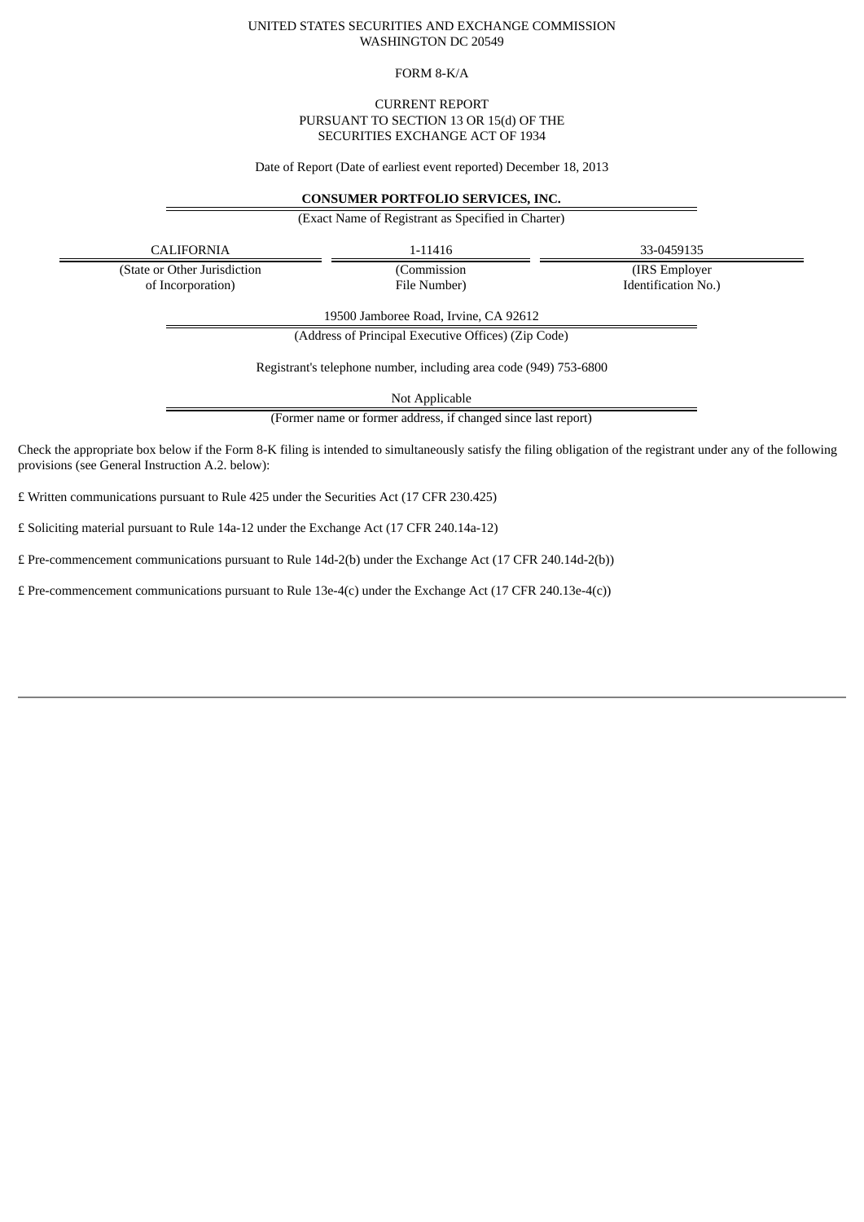UNITED STATES SECURITIES AND EXCHANGE COMMISSION
WASHINGTON DC 20549

FORM 8-K/A

CURRENT REPORT
PURSUANT TO SECTION 13 OR 15(d) OF THE
SECURITIES EXCHANGE ACT OF 1934

Date of Report (Date of earliest event reported) December 18, 2013

**CONSUMER PORTFOLIO SERVICES, INC.**

(Exact Name of Registrant as Specified in Charter)

| CALIFORNIA | 1-11416 | 33-0459135 |
|---|---|---|
| (State or Other Jurisdiction of Incorporation) | (Commission File Number) | (IRS Employer Identification No.) |

19500 Jamboree Road, Irvine, CA 92612

(Address of Principal Executive Offices) (Zip Code)

Registrant's telephone number, including area code (949) 753-6800

Not Applicable

(Former name or former address, if changed since last report)

Check the appropriate box below if the Form 8-K filing is intended to simultaneously satisfy the filing obligation of the registrant under any of the following provisions (see General Instruction A.2. below):

£ Written communications pursuant to Rule 425 under the Securities Act (17 CFR 230.425)

£ Soliciting material pursuant to Rule 14a-12 under the Exchange Act (17 CFR 240.14a-12)

£ Pre-commencement communications pursuant to Rule 14d-2(b) under the Exchange Act (17 CFR 240.14d-2(b))

£ Pre-commencement communications pursuant to Rule 13e-4(c) under the Exchange Act (17 CFR 240.13e-4(c))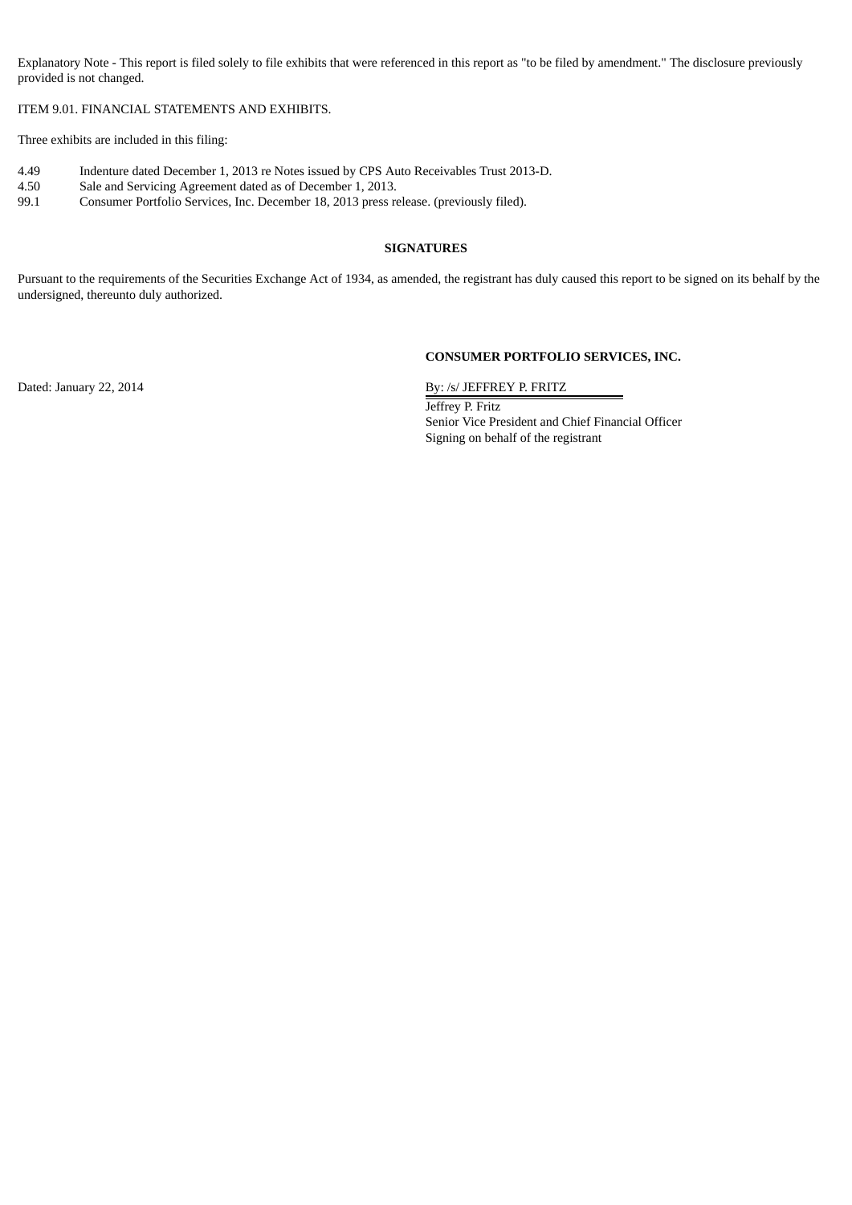Explanatory Note - This report is filed solely to file exhibits that were referenced in this report as "to be filed by amendment." The disclosure previously provided is not changed.

ITEM 9.01. FINANCIAL STATEMENTS AND EXHIBITS.

Three exhibits are included in this filing:

4.49 Indenture dated December 1, 2013 re Notes issued by CPS Auto Receivables Trust 2013-D.
4.50 Sale and Servicing Agreement dated as of December 1, 2013.
99.1 Consumer Portfolio Services, Inc. December 18, 2013 press release. (previously filed).

**SIGNATURES**

Pursuant to the requirements of the Securities Exchange Act of 1934, as amended, the registrant has duly caused this report to be signed on its behalf by the undersigned, thereunto duly authorized.

**CONSUMER PORTFOLIO SERVICES, INC.**

Dated: January 22, 2014

By: /s/ JEFFREY P. FRITZ
Jeffrey P. Fritz
Senior Vice President and Chief Financial Officer
Signing on behalf of the registrant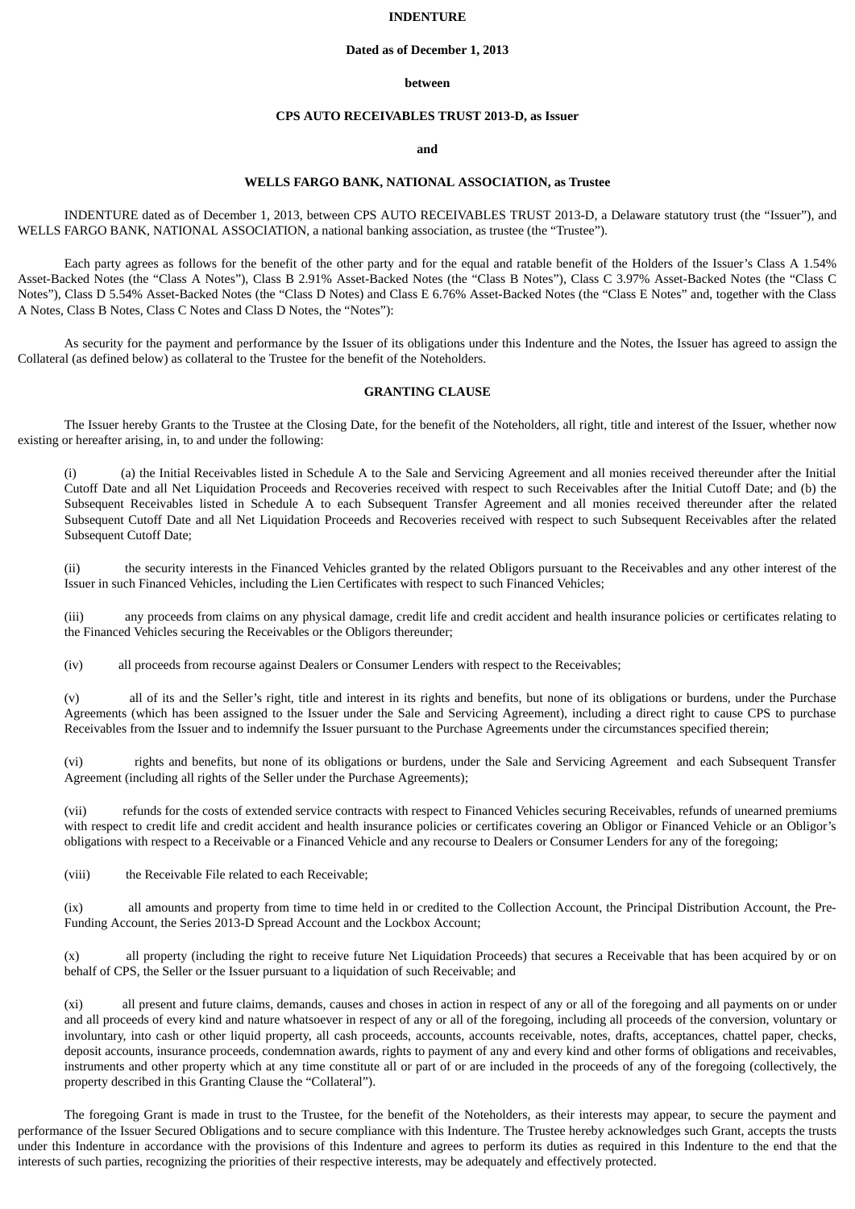**INDENTURE**

**Dated as of December 1, 2013**

**between**

**CPS AUTO RECEIVABLES TRUST 2013-D, as Issuer**

**and**

**WELLS FARGO BANK, NATIONAL ASSOCIATION, as Trustee**

INDENTURE dated as of December 1, 2013, between CPS AUTO RECEIVABLES TRUST 2013-D, a Delaware statutory trust (the "Issuer"), and WELLS FARGO BANK, NATIONAL ASSOCIATION, a national banking association, as trustee (the "Trustee").

Each party agrees as follows for the benefit of the other party and for the equal and ratable benefit of the Holders of the Issuer's Class A 1.54% Asset-Backed Notes (the "Class A Notes"), Class B 2.91% Asset-Backed Notes (the "Class B Notes"), Class C 3.97% Asset-Backed Notes (the "Class C Notes"), Class D 5.54% Asset-Backed Notes (the "Class D Notes) and Class E 6.76% Asset-Backed Notes (the "Class E Notes" and, together with the Class A Notes, Class B Notes, Class C Notes and Class D Notes, the "Notes"):

As security for the payment and performance by the Issuer of its obligations under this Indenture and the Notes, the Issuer has agreed to assign the Collateral (as defined below) as collateral to the Trustee for the benefit of the Noteholders.

**GRANTING CLAUSE**

The Issuer hereby Grants to the Trustee at the Closing Date, for the benefit of the Noteholders, all right, title and interest of the Issuer, whether now existing or hereafter arising, in, to and under the following:

(i) (a) the Initial Receivables listed in Schedule A to the Sale and Servicing Agreement and all monies received thereunder after the Initial Cutoff Date and all Net Liquidation Proceeds and Recoveries received with respect to such Receivables after the Initial Cutoff Date; and (b) the Subsequent Receivables listed in Schedule A to each Subsequent Transfer Agreement and all monies received thereunder after the related Subsequent Cutoff Date and all Net Liquidation Proceeds and Recoveries received with respect to such Subsequent Receivables after the related Subsequent Cutoff Date;

(ii) the security interests in the Financed Vehicles granted by the related Obligors pursuant to the Receivables and any other interest of the Issuer in such Financed Vehicles, including the Lien Certificates with respect to such Financed Vehicles;

(iii) any proceeds from claims on any physical damage, credit life and credit accident and health insurance policies or certificates relating to the Financed Vehicles securing the Receivables or the Obligors thereunder;

(iv) all proceeds from recourse against Dealers or Consumer Lenders with respect to the Receivables;

(v) all of its and the Seller's right, title and interest in its rights and benefits, but none of its obligations or burdens, under the Purchase Agreements (which has been assigned to the Issuer under the Sale and Servicing Agreement), including a direct right to cause CPS to purchase Receivables from the Issuer and to indemnify the Issuer pursuant to the Purchase Agreements under the circumstances specified therein;

(vi) rights and benefits, but none of its obligations or burdens, under the Sale and Servicing Agreement and each Subsequent Transfer Agreement (including all rights of the Seller under the Purchase Agreements);

(vii) refunds for the costs of extended service contracts with respect to Financed Vehicles securing Receivables, refunds of unearned premiums with respect to credit life and credit accident and health insurance policies or certificates covering an Obligor or Financed Vehicle or an Obligor's obligations with respect to a Receivable or a Financed Vehicle and any recourse to Dealers or Consumer Lenders for any of the foregoing;

(viii) the Receivable File related to each Receivable;

(ix) all amounts and property from time to time held in or credited to the Collection Account, the Principal Distribution Account, the Pre-Funding Account, the Series 2013-D Spread Account and the Lockbox Account;

(x) all property (including the right to receive future Net Liquidation Proceeds) that secures a Receivable that has been acquired by or on behalf of CPS, the Seller or the Issuer pursuant to a liquidation of such Receivable; and

(xi) all present and future claims, demands, causes and choses in action in respect of any or all of the foregoing and all payments on or under and all proceeds of every kind and nature whatsoever in respect of any or all of the foregoing, including all proceeds of the conversion, voluntary or involuntary, into cash or other liquid property, all cash proceeds, accounts, accounts receivable, notes, drafts, acceptances, chattel paper, checks, deposit accounts, insurance proceeds, condemnation awards, rights to payment of any and every kind and other forms of obligations and receivables, instruments and other property which at any time constitute all or part of or are included in the proceeds of any of the foregoing (collectively, the property described in this Granting Clause the "Collateral").

The foregoing Grant is made in trust to the Trustee, for the benefit of the Noteholders, as their interests may appear, to secure the payment and performance of the Issuer Secured Obligations and to secure compliance with this Indenture. The Trustee hereby acknowledges such Grant, accepts the trusts under this Indenture in accordance with the provisions of this Indenture and agrees to perform its duties as required in this Indenture to the end that the interests of such parties, recognizing the priorities of their respective interests, may be adequately and effectively protected.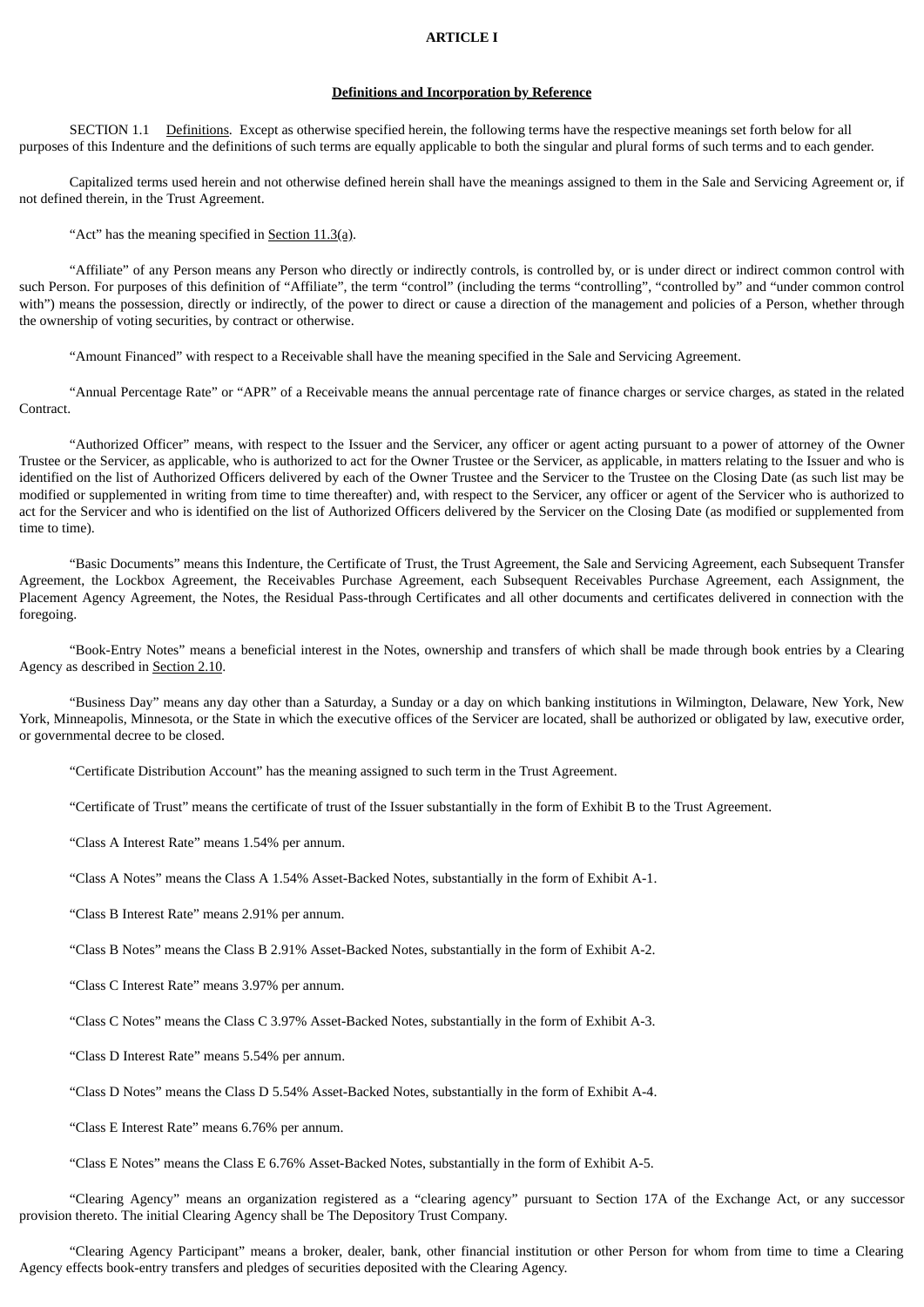**ARTICLE I**

**Definitions and Incorporation by Reference**

SECTION 1.1 Definitions. Except as otherwise specified herein, the following terms have the respective meanings set forth below for all purposes of this Indenture and the definitions of such terms are equally applicable to both the singular and plural forms of such terms and to each gender.

Capitalized terms used herein and not otherwise defined herein shall have the meanings assigned to them in the Sale and Servicing Agreement or, if not defined therein, in the Trust Agreement.

"Act" has the meaning specified in Section 11.3(a).

"Affiliate" of any Person means any Person who directly or indirectly controls, is controlled by, or is under direct or indirect common control with such Person. For purposes of this definition of "Affiliate", the term "control" (including the terms "controlling", "controlled by" and "under common control with") means the possession, directly or indirectly, of the power to direct or cause a direction of the management and policies of a Person, whether through the ownership of voting securities, by contract or otherwise.

"Amount Financed" with respect to a Receivable shall have the meaning specified in the Sale and Servicing Agreement.

"Annual Percentage Rate" or "APR" of a Receivable means the annual percentage rate of finance charges or service charges, as stated in the related Contract.

"Authorized Officer" means, with respect to the Issuer and the Servicer, any officer or agent acting pursuant to a power of attorney of the Owner Trustee or the Servicer, as applicable, who is authorized to act for the Owner Trustee or the Servicer, as applicable, in matters relating to the Issuer and who is identified on the list of Authorized Officers delivered by each of the Owner Trustee and the Servicer to the Trustee on the Closing Date (as such list may be modified or supplemented in writing from time to time thereafter) and, with respect to the Servicer, any officer or agent of the Servicer who is authorized to act for the Servicer and who is identified on the list of Authorized Officers delivered by the Servicer on the Closing Date (as modified or supplemented from time to time).

"Basic Documents" means this Indenture, the Certificate of Trust, the Trust Agreement, the Sale and Servicing Agreement, each Subsequent Transfer Agreement, the Lockbox Agreement, the Receivables Purchase Agreement, each Subsequent Receivables Purchase Agreement, each Assignment, the Placement Agency Agreement, the Notes, the Residual Pass-through Certificates and all other documents and certificates delivered in connection with the foregoing.

"Book-Entry Notes" means a beneficial interest in the Notes, ownership and transfers of which shall be made through book entries by a Clearing Agency as described in Section 2.10.

"Business Day" means any day other than a Saturday, a Sunday or a day on which banking institutions in Wilmington, Delaware, New York, New York, Minneapolis, Minnesota, or the State in which the executive offices of the Servicer are located, shall be authorized or obligated by law, executive order, or governmental decree to be closed.

"Certificate Distribution Account" has the meaning assigned to such term in the Trust Agreement.

"Certificate of Trust" means the certificate of trust of the Issuer substantially in the form of Exhibit B to the Trust Agreement.

"Class A Interest Rate" means 1.54% per annum.

"Class A Notes" means the Class A 1.54% Asset-Backed Notes, substantially in the form of Exhibit A-1.

"Class B Interest Rate" means 2.91% per annum.

"Class B Notes" means the Class B 2.91% Asset-Backed Notes, substantially in the form of Exhibit A-2.

"Class C Interest Rate" means 3.97% per annum.

"Class C Notes" means the Class C 3.97% Asset-Backed Notes, substantially in the form of Exhibit A-3.

"Class D Interest Rate" means 5.54% per annum.

"Class D Notes" means the Class D 5.54% Asset-Backed Notes, substantially in the form of Exhibit A-4.

"Class E Interest Rate" means 6.76% per annum.

"Class E Notes" means the Class E 6.76% Asset-Backed Notes, substantially in the form of Exhibit A-5.

"Clearing Agency" means an organization registered as a "clearing agency" pursuant to Section 17A of the Exchange Act, or any successor provision thereto. The initial Clearing Agency shall be The Depository Trust Company.

"Clearing Agency Participant" means a broker, dealer, bank, other financial institution or other Person for whom from time to time a Clearing Agency effects book-entry transfers and pledges of securities deposited with the Clearing Agency.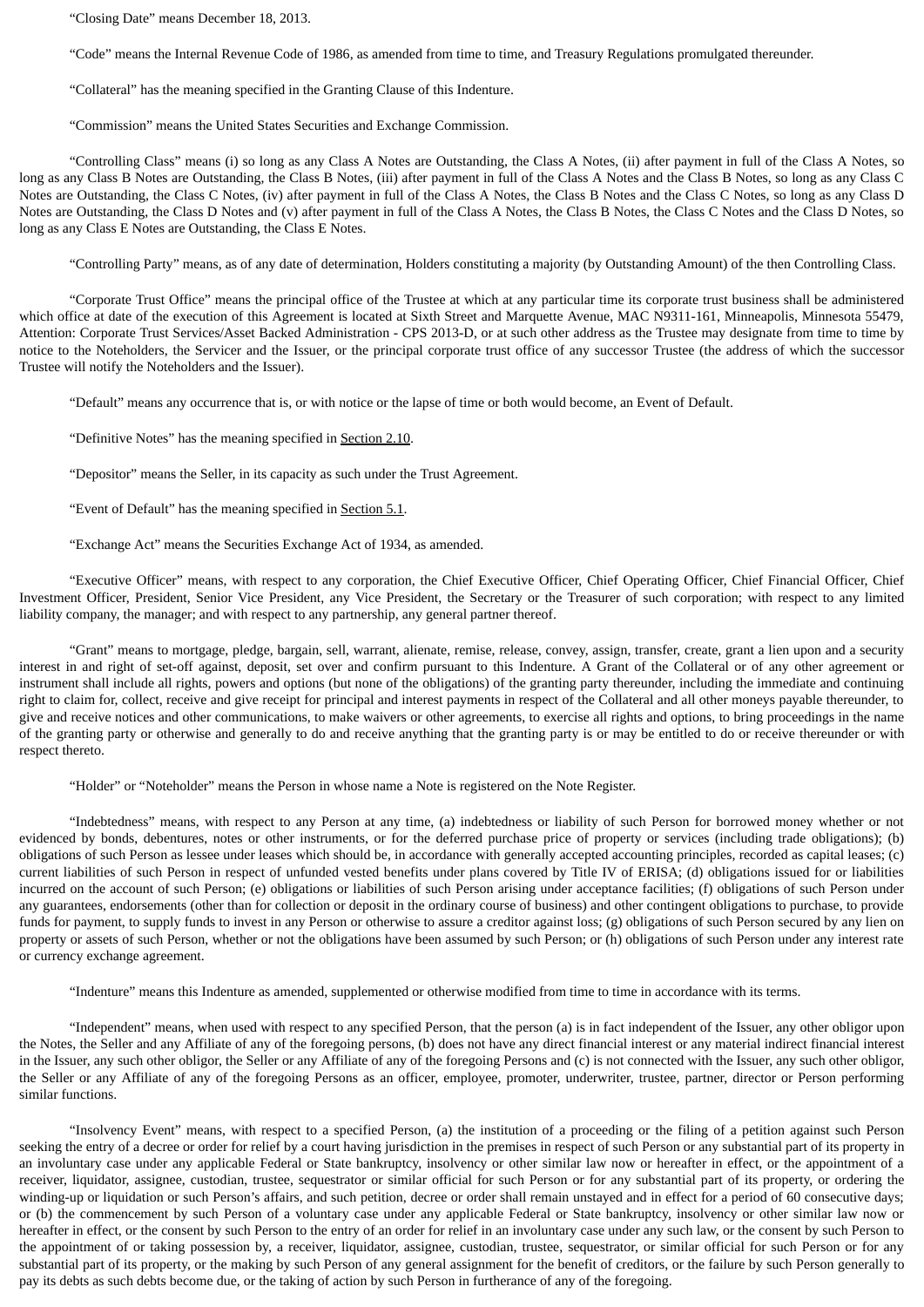"Closing Date" means December 18, 2013.

"Code" means the Internal Revenue Code of 1986, as amended from time to time, and Treasury Regulations promulgated thereunder.

"Collateral" has the meaning specified in the Granting Clause of this Indenture.

"Commission" means the United States Securities and Exchange Commission.

"Controlling Class" means (i) so long as any Class A Notes are Outstanding, the Class A Notes, (ii) after payment in full of the Class A Notes, so long as any Class B Notes are Outstanding, the Class B Notes, (iii) after payment in full of the Class A Notes and the Class B Notes, so long as any Class C Notes are Outstanding, the Class C Notes, (iv) after payment in full of the Class A Notes, the Class B Notes and the Class C Notes, so long as any Class D Notes are Outstanding, the Class D Notes and (v) after payment in full of the Class A Notes, the Class B Notes, the Class C Notes and the Class D Notes, so long as any Class E Notes are Outstanding, the Class E Notes.

"Controlling Party" means, as of any date of determination, Holders constituting a majority (by Outstanding Amount) of the then Controlling Class.

"Corporate Trust Office" means the principal office of the Trustee at which at any particular time its corporate trust business shall be administered which office at date of the execution of this Agreement is located at Sixth Street and Marquette Avenue, MAC N9311-161, Minneapolis, Minnesota 55479, Attention: Corporate Trust Services/Asset Backed Administration - CPS 2013-D, or at such other address as the Trustee may designate from time to time by notice to the Noteholders, the Servicer and the Issuer, or the principal corporate trust office of any successor Trustee (the address of which the successor Trustee will notify the Noteholders and the Issuer).

"Default" means any occurrence that is, or with notice or the lapse of time or both would become, an Event of Default.

"Definitive Notes" has the meaning specified in Section 2.10.

"Depositor" means the Seller, in its capacity as such under the Trust Agreement.

"Event of Default" has the meaning specified in Section 5.1.

"Exchange Act" means the Securities Exchange Act of 1934, as amended.

"Executive Officer" means, with respect to any corporation, the Chief Executive Officer, Chief Operating Officer, Chief Financial Officer, Chief Investment Officer, President, Senior Vice President, any Vice President, the Secretary or the Treasurer of such corporation; with respect to any limited liability company, the manager; and with respect to any partnership, any general partner thereof.

"Grant" means to mortgage, pledge, bargain, sell, warrant, alienate, remise, release, convey, assign, transfer, create, grant a lien upon and a security interest in and right of set-off against, deposit, set over and confirm pursuant to this Indenture. A Grant of the Collateral or of any other agreement or instrument shall include all rights, powers and options (but none of the obligations) of the granting party thereunder, including the immediate and continuing right to claim for, collect, receive and give receipt for principal and interest payments in respect of the Collateral and all other moneys payable thereunder, to give and receive notices and other communications, to make waivers or other agreements, to exercise all rights and options, to bring proceedings in the name of the granting party or otherwise and generally to do and receive anything that the granting party is or may be entitled to do or receive thereunder or with respect thereto.

"Holder" or "Noteholder" means the Person in whose name a Note is registered on the Note Register.

"Indebtedness" means, with respect to any Person at any time, (a) indebtedness or liability of such Person for borrowed money whether or not evidenced by bonds, debentures, notes or other instruments, or for the deferred purchase price of property or services (including trade obligations); (b) obligations of such Person as lessee under leases which should be, in accordance with generally accepted accounting principles, recorded as capital leases; (c) current liabilities of such Person in respect of unfunded vested benefits under plans covered by Title IV of ERISA; (d) obligations issued for or liabilities incurred on the account of such Person; (e) obligations or liabilities of such Person arising under acceptance facilities; (f) obligations of such Person under any guarantees, endorsements (other than for collection or deposit in the ordinary course of business) and other contingent obligations to purchase, to provide funds for payment, to supply funds to invest in any Person or otherwise to assure a creditor against loss; (g) obligations of such Person secured by any lien on property or assets of such Person, whether or not the obligations have been assumed by such Person; or (h) obligations of such Person under any interest rate or currency exchange agreement.

"Indenture" means this Indenture as amended, supplemented or otherwise modified from time to time in accordance with its terms.

"Independent" means, when used with respect to any specified Person, that the person (a) is in fact independent of the Issuer, any other obligor upon the Notes, the Seller and any Affiliate of any of the foregoing persons, (b) does not have any direct financial interest or any material indirect financial interest in the Issuer, any such other obligor, the Seller or any Affiliate of any of the foregoing Persons and (c) is not connected with the Issuer, any such other obligor, the Seller or any Affiliate of any of the foregoing Persons as an officer, employee, promoter, underwriter, trustee, partner, director or Person performing similar functions.

"Insolvency Event" means, with respect to a specified Person, (a) the institution of a proceeding or the filing of a petition against such Person seeking the entry of a decree or order for relief by a court having jurisdiction in the premises in respect of such Person or any substantial part of its property in an involuntary case under any applicable Federal or State bankruptcy, insolvency or other similar law now or hereafter in effect, or the appointment of a receiver, liquidator, assignee, custodian, trustee, sequestrator or similar official for such Person or for any substantial part of its property, or ordering the winding-up or liquidation or such Person's affairs, and such petition, decree or order shall remain unstayed and in effect for a period of 60 consecutive days; or (b) the commencement by such Person of a voluntary case under any applicable Federal or State bankruptcy, insolvency or other similar law now or hereafter in effect, or the consent by such Person to the entry of an order for relief in an involuntary case under any such law, or the consent by such Person to the appointment of or taking possession by, a receiver, liquidator, assignee, custodian, trustee, sequestrator, or similar official for such Person or for any substantial part of its property, or the making by such Person of any general assignment for the benefit of creditors, or the failure by such Person generally to pay its debts as such debts become due, or the taking of action by such Person in furtherance of any of the foregoing.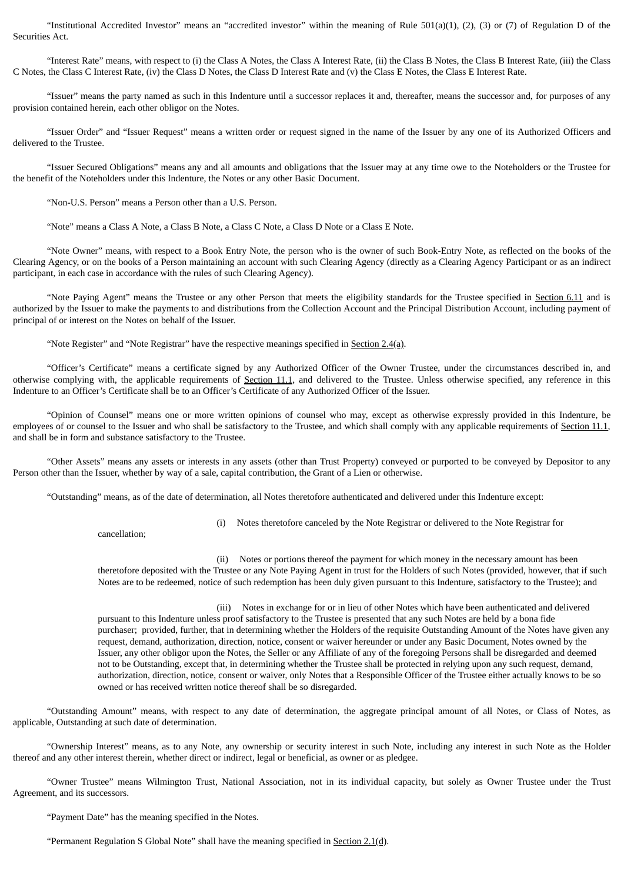"Institutional Accredited Investor" means an "accredited investor" within the meaning of Rule 501(a)(1), (2), (3) or (7) of Regulation D of the Securities Act.

"Interest Rate" means, with respect to (i) the Class A Notes, the Class A Interest Rate, (ii) the Class B Notes, the Class B Interest Rate, (iii) the Class C Notes, the Class C Interest Rate, (iv) the Class D Notes, the Class D Interest Rate and (v) the Class E Notes, the Class E Interest Rate.

"Issuer" means the party named as such in this Indenture until a successor replaces it and, thereafter, means the successor and, for purposes of any provision contained herein, each other obligor on the Notes.

"Issuer Order" and "Issuer Request" means a written order or request signed in the name of the Issuer by any one of its Authorized Officers and delivered to the Trustee.

"Issuer Secured Obligations" means any and all amounts and obligations that the Issuer may at any time owe to the Noteholders or the Trustee for the benefit of the Noteholders under this Indenture, the Notes or any other Basic Document.

"Non-U.S. Person" means a Person other than a U.S. Person.

"Note" means a Class A Note, a Class B Note, a Class C Note, a Class D Note or a Class E Note.

"Note Owner" means, with respect to a Book Entry Note, the person who is the owner of such Book-Entry Note, as reflected on the books of the Clearing Agency, or on the books of a Person maintaining an account with such Clearing Agency (directly as a Clearing Agency Participant or as an indirect participant, in each case in accordance with the rules of such Clearing Agency).

"Note Paying Agent" means the Trustee or any other Person that meets the eligibility standards for the Trustee specified in Section 6.11 and is authorized by the Issuer to make the payments to and distributions from the Collection Account and the Principal Distribution Account, including payment of principal of or interest on the Notes on behalf of the Issuer.

"Note Register" and "Note Registrar" have the respective meanings specified in Section 2.4(a).

"Officer's Certificate" means a certificate signed by any Authorized Officer of the Owner Trustee, under the circumstances described in, and otherwise complying with, the applicable requirements of Section 11.1, and delivered to the Trustee. Unless otherwise specified, any reference in this Indenture to an Officer's Certificate shall be to an Officer's Certificate of any Authorized Officer of the Issuer.

"Opinion of Counsel" means one or more written opinions of counsel who may, except as otherwise expressly provided in this Indenture, be employees of or counsel to the Issuer and who shall be satisfactory to the Trustee, and which shall comply with any applicable requirements of Section 11.1, and shall be in form and substance satisfactory to the Trustee.

"Other Assets" means any assets or interests in any assets (other than Trust Property) conveyed or purported to be conveyed by Depositor to any Person other than the Issuer, whether by way of a sale, capital contribution, the Grant of a Lien or otherwise.

"Outstanding" means, as of the date of determination, all Notes theretofore authenticated and delivered under this Indenture except:

(i) Notes theretofore canceled by the Note Registrar or delivered to the Note Registrar for cancellation;

(ii) Notes or portions thereof the payment for which money in the necessary amount has been theretofore deposited with the Trustee or any Note Paying Agent in trust for the Holders of such Notes (provided, however, that if such Notes are to be redeemed, notice of such redemption has been duly given pursuant to this Indenture, satisfactory to the Trustee); and

(iii) Notes in exchange for or in lieu of other Notes which have been authenticated and delivered pursuant to this Indenture unless proof satisfactory to the Trustee is presented that any such Notes are held by a bona fide purchaser; provided, further, that in determining whether the Holders of the requisite Outstanding Amount of the Notes have given any request, demand, authorization, direction, notice, consent or waiver hereunder or under any Basic Document, Notes owned by the Issuer, any other obligor upon the Notes, the Seller or any Affiliate of any of the foregoing Persons shall be disregarded and deemed not to be Outstanding, except that, in determining whether the Trustee shall be protected in relying upon any such request, demand, authorization, direction, notice, consent or waiver, only Notes that a Responsible Officer of the Trustee either actually knows to be so owned or has received written notice thereof shall be so disregarded.

"Outstanding Amount" means, with respect to any date of determination, the aggregate principal amount of all Notes, or Class of Notes, as applicable, Outstanding at such date of determination.

"Ownership Interest" means, as to any Note, any ownership or security interest in such Note, including any interest in such Note as the Holder thereof and any other interest therein, whether direct or indirect, legal or beneficial, as owner or as pledgee.

"Owner Trustee" means Wilmington Trust, National Association, not in its individual capacity, but solely as Owner Trustee under the Trust Agreement, and its successors.

"Payment Date" has the meaning specified in the Notes.

"Permanent Regulation S Global Note" shall have the meaning specified in Section 2.1(d).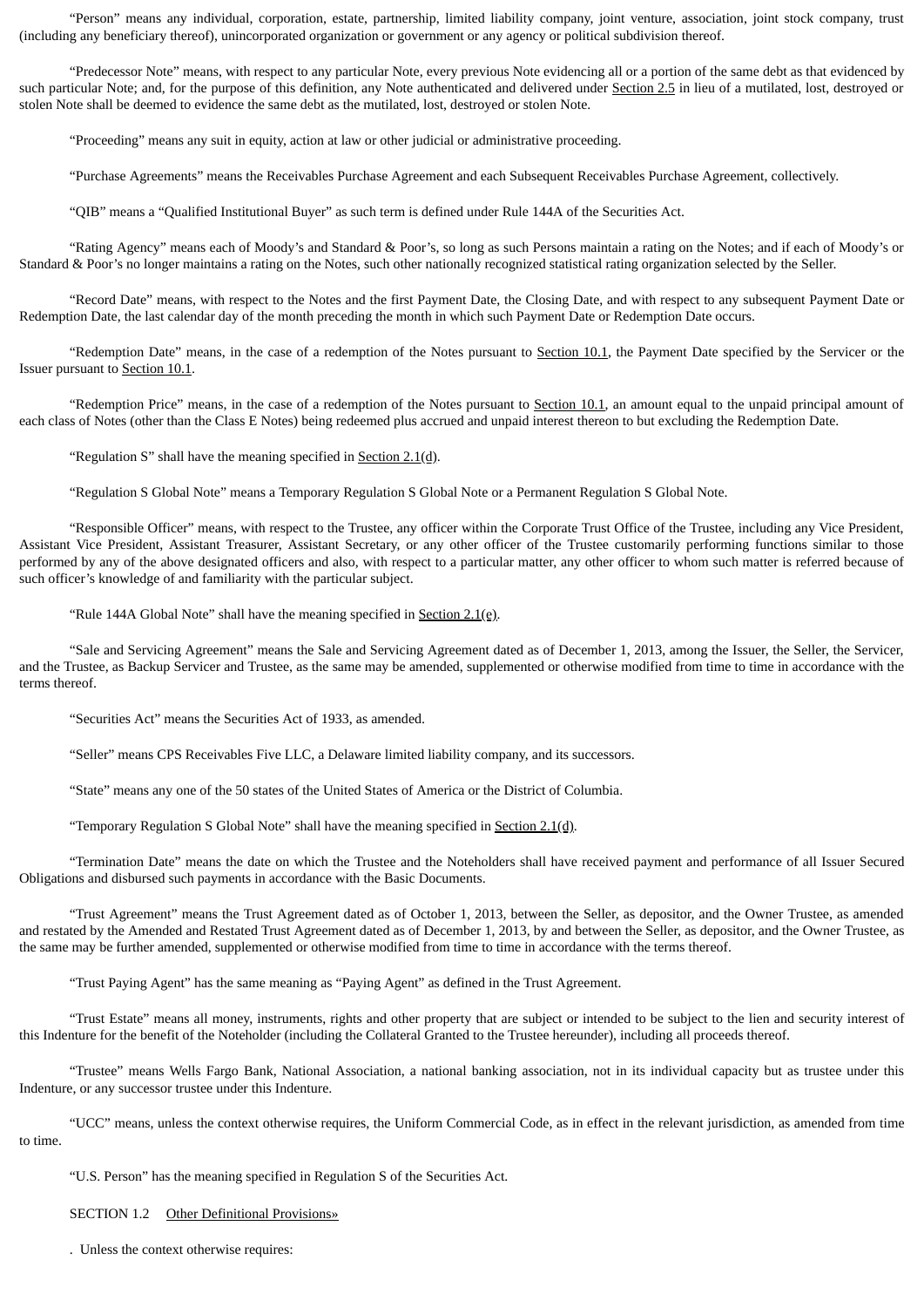"Person" means any individual, corporation, estate, partnership, limited liability company, joint venture, association, joint stock company, trust (including any beneficiary thereof), unincorporated organization or government or any agency or political subdivision thereof.

"Predecessor Note" means, with respect to any particular Note, every previous Note evidencing all or a portion of the same debt as that evidenced by such particular Note; and, for the purpose of this definition, any Note authenticated and delivered under Section 2.5 in lieu of a mutilated, lost, destroyed or stolen Note shall be deemed to evidence the same debt as the mutilated, lost, destroyed or stolen Note.

"Proceeding" means any suit in equity, action at law or other judicial or administrative proceeding.

"Purchase Agreements" means the Receivables Purchase Agreement and each Subsequent Receivables Purchase Agreement, collectively.

"QIB" means a "Qualified Institutional Buyer" as such term is defined under Rule 144A of the Securities Act.

"Rating Agency" means each of Moody's and Standard & Poor's, so long as such Persons maintain a rating on the Notes; and if each of Moody's or Standard & Poor's no longer maintains a rating on the Notes, such other nationally recognized statistical rating organization selected by the Seller.

"Record Date" means, with respect to the Notes and the first Payment Date, the Closing Date, and with respect to any subsequent Payment Date or Redemption Date, the last calendar day of the month preceding the month in which such Payment Date or Redemption Date occurs.

"Redemption Date" means, in the case of a redemption of the Notes pursuant to Section 10.1, the Payment Date specified by the Servicer or the Issuer pursuant to Section 10.1.

"Redemption Price" means, in the case of a redemption of the Notes pursuant to Section 10.1, an amount equal to the unpaid principal amount of each class of Notes (other than the Class E Notes) being redeemed plus accrued and unpaid interest thereon to but excluding the Redemption Date.

"Regulation S" shall have the meaning specified in Section 2.1(d).

"Regulation S Global Note" means a Temporary Regulation S Global Note or a Permanent Regulation S Global Note.

"Responsible Officer" means, with respect to the Trustee, any officer within the Corporate Trust Office of the Trustee, including any Vice President, Assistant Vice President, Assistant Treasurer, Assistant Secretary, or any other officer of the Trustee customarily performing functions similar to those performed by any of the above designated officers and also, with respect to a particular matter, any other officer to whom such matter is referred because of such officer's knowledge of and familiarity with the particular subject.

"Rule 144A Global Note" shall have the meaning specified in Section 2.1(e).

"Sale and Servicing Agreement" means the Sale and Servicing Agreement dated as of December 1, 2013, among the Issuer, the Seller, the Servicer, and the Trustee, as Backup Servicer and Trustee, as the same may be amended, supplemented or otherwise modified from time to time in accordance with the terms thereof.

"Securities Act" means the Securities Act of 1933, as amended.

"Seller" means CPS Receivables Five LLC, a Delaware limited liability company, and its successors.

"State" means any one of the 50 states of the United States of America or the District of Columbia.

"Temporary Regulation S Global Note" shall have the meaning specified in Section 2.1(d).

"Termination Date" means the date on which the Trustee and the Noteholders shall have received payment and performance of all Issuer Secured Obligations and disbursed such payments in accordance with the Basic Documents.

"Trust Agreement" means the Trust Agreement dated as of October 1, 2013, between the Seller, as depositor, and the Owner Trustee, as amended and restated by the Amended and Restated Trust Agreement dated as of December 1, 2013, by and between the Seller, as depositor, and the Owner Trustee, as the same may be further amended, supplemented or otherwise modified from time to time in accordance with the terms thereof.

"Trust Paying Agent" has the same meaning as "Paying Agent" as defined in the Trust Agreement.

"Trust Estate" means all money, instruments, rights and other property that are subject or intended to be subject to the lien and security interest of this Indenture for the benefit of the Noteholder (including the Collateral Granted to the Trustee hereunder), including all proceeds thereof.

"Trustee" means Wells Fargo Bank, National Association, a national banking association, not in its individual capacity but as trustee under this Indenture, or any successor trustee under this Indenture.

"UCC" means, unless the context otherwise requires, the Uniform Commercial Code, as in effect in the relevant jurisdiction, as amended from time to time.

"U.S. Person" has the meaning specified in Regulation S of the Securities Act.

SECTION 1.2 Other Definitional Provisions»

. Unless the context otherwise requires: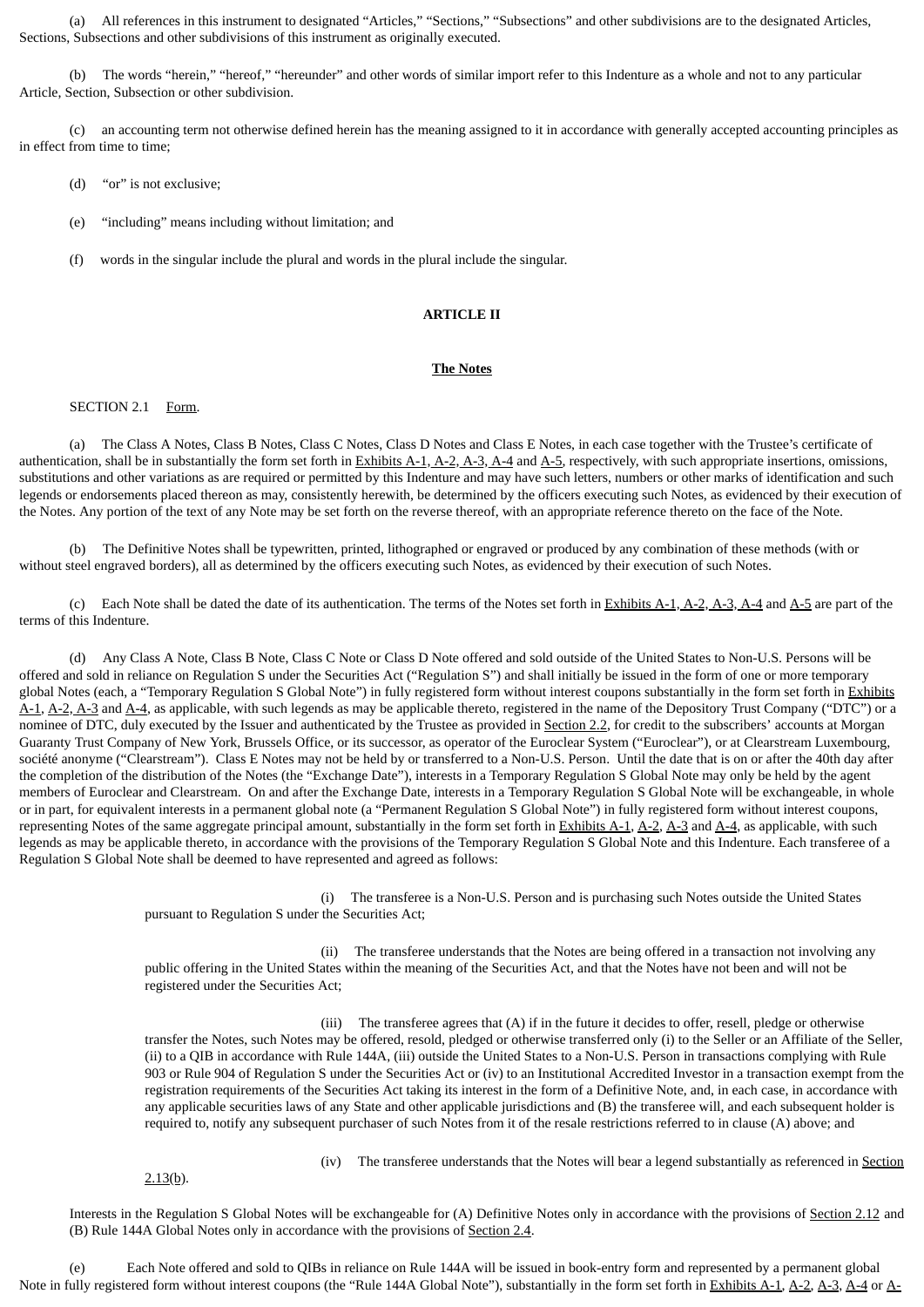(a) All references in this instrument to designated "Articles," "Sections," "Subsections" and other subdivisions are to the designated Articles, Sections, Subsections and other subdivisions of this instrument as originally executed.

(b) The words "herein," "hereof," "hereunder" and other words of similar import refer to this Indenture as a whole and not to any particular Article, Section, Subsection or other subdivision.

(c) an accounting term not otherwise defined herein has the meaning assigned to it in accordance with generally accepted accounting principles as in effect from time to time;

(d) "or" is not exclusive;

(e) "including" means including without limitation; and

(f) words in the singular include the plural and words in the plural include the singular.

**ARTICLE II**

**The Notes**

SECTION 2.1 Form.

(a) The Class A Notes, Class B Notes, Class C Notes, Class D Notes and Class E Notes, in each case together with the Trustee's certificate of authentication, shall be in substantially the form set forth in Exhibits A-1, A-2, A-3, A-4 and A-5, respectively, with such appropriate insertions, omissions, substitutions and other variations as are required or permitted by this Indenture and may have such letters, numbers or other marks of identification and such legends or endorsements placed thereon as may, consistently herewith, be determined by the officers executing such Notes, as evidenced by their execution of the Notes. Any portion of the text of any Note may be set forth on the reverse thereof, with an appropriate reference thereto on the face of the Note.

(b) The Definitive Notes shall be typewritten, printed, lithographed or engraved or produced by any combination of these methods (with or without steel engraved borders), all as determined by the officers executing such Notes, as evidenced by their execution of such Notes.

(c) Each Note shall be dated the date of its authentication. The terms of the Notes set forth in Exhibits A-1, A-2, A-3, A-4 and A-5 are part of the terms of this Indenture.

(d) Any Class A Note, Class B Note, Class C Note or Class D Note offered and sold outside of the United States to Non-U.S. Persons will be offered and sold in reliance on Regulation S under the Securities Act ("Regulation S") and shall initially be issued in the form of one or more temporary global Notes (each, a "Temporary Regulation S Global Note") in fully registered form without interest coupons substantially in the form set forth in Exhibits A-1, A-2, A-3 and A-4, as applicable, with such legends as may be applicable thereto, registered in the name of the Depository Trust Company ("DTC") or a nominee of DTC, duly executed by the Issuer and authenticated by the Trustee as provided in Section 2.2, for credit to the subscribers' accounts at Morgan Guaranty Trust Company of New York, Brussels Office, or its successor, as operator of the Euroclear System ("Euroclear"), or at Clearstream Luxembourg, société anonyme ("Clearstream"). Class E Notes may not be held by or transferred to a Non-U.S. Person. Until the date that is on or after the 40th day after the completion of the distribution of the Notes (the "Exchange Date"), interests in a Temporary Regulation S Global Note may only be held by the agent members of Euroclear and Clearstream. On and after the Exchange Date, interests in a Temporary Regulation S Global Note will be exchangeable, in whole or in part, for equivalent interests in a permanent global note (a "Permanent Regulation S Global Note") in fully registered form without interest coupons, representing Notes of the same aggregate principal amount, substantially in the form set forth in Exhibits A-1, A-2, A-3 and A-4, as applicable, with such legends as may be applicable thereto, in accordance with the provisions of the Temporary Regulation S Global Note and this Indenture. Each transferee of a Regulation S Global Note shall be deemed to have represented and agreed as follows:

> (i) The transferee is a Non-U.S. Person and is purchasing such Notes outside the United States pursuant to Regulation S under the Securities Act;
>
> (ii) The transferee understands that the Notes are being offered in a transaction not involving any public offering in the United States within the meaning of the Securities Act, and that the Notes have not been and will not be registered under the Securities Act;
>
> (iii) The transferee agrees that (A) if in the future it decides to offer, resell, pledge or otherwise transfer the Notes, such Notes may be offered, resold, pledged or otherwise transferred only (i) to the Seller or an Affiliate of the Seller, (ii) to a QIB in accordance with Rule 144A, (iii) outside the United States to a Non-U.S. Person in transactions complying with Rule 903 or Rule 904 of Regulation S under the Securities Act or (iv) to an Institutional Accredited Investor in a transaction exempt from the registration requirements of the Securities Act taking its interest in the form of a Definitive Note, and, in each case, in accordance with any applicable securities laws of any State and other applicable jurisdictions and (B) the transferee will, and each subsequent holder is required to, notify any subsequent purchaser of such Notes from it of the resale restrictions referred to in clause (A) above; and
>
> (iv) The transferee understands that the Notes will bear a legend substantially as referenced in Section 2.13(b).

Interests in the Regulation S Global Notes will be exchangeable for (A) Definitive Notes only in accordance with the provisions of Section 2.12 and (B) Rule 144A Global Notes only in accordance with the provisions of Section 2.4.

(e) Each Note offered and sold to QIBs in reliance on Rule 144A will be issued in book-entry form and represented by a permanent global Note in fully registered form without interest coupons (the "Rule 144A Global Note"), substantially in the form set forth in Exhibits A-1, A-2, A-3, A-4 or A-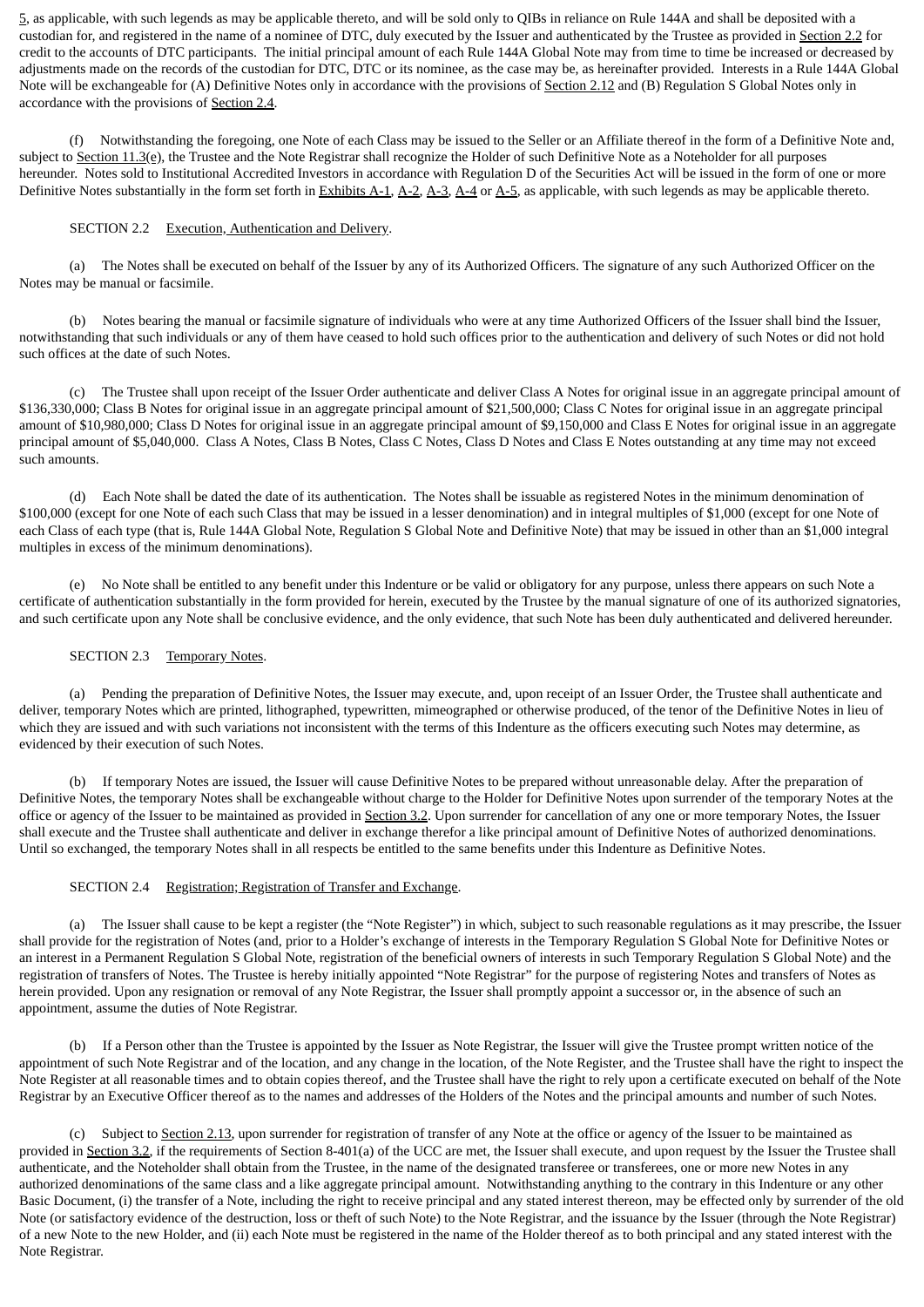5, as applicable, with such legends as may be applicable thereto, and will be sold only to QIBs in reliance on Rule 144A and shall be deposited with a custodian for, and registered in the name of a nominee of DTC, duly executed by the Issuer and authenticated by the Trustee as provided in Section 2.2 for credit to the accounts of DTC participants. The initial principal amount of each Rule 144A Global Note may from time to time be increased or decreased by adjustments made on the records of the custodian for DTC, DTC or its nominee, as the case may be, as hereinafter provided. Interests in a Rule 144A Global Note will be exchangeable for (A) Definitive Notes only in accordance with the provisions of Section 2.12 and (B) Regulation S Global Notes only in accordance with the provisions of Section 2.4.

(f) Notwithstanding the foregoing, one Note of each Class may be issued to the Seller or an Affiliate thereof in the form of a Definitive Note and, subject to Section 11.3(e), the Trustee and the Note Registrar shall recognize the Holder of such Definitive Note as a Noteholder for all purposes hereunder. Notes sold to Institutional Accredited Investors in accordance with Regulation D of the Securities Act will be issued in the form of one or more Definitive Notes substantially in the form set forth in Exhibits A-1, A-2, A-3, A-4 or A-5, as applicable, with such legends as may be applicable thereto.

SECTION 2.2 Execution, Authentication and Delivery.

(a) The Notes shall be executed on behalf of the Issuer by any of its Authorized Officers. The signature of any such Authorized Officer on the Notes may be manual or facsimile.

(b) Notes bearing the manual or facsimile signature of individuals who were at any time Authorized Officers of the Issuer shall bind the Issuer, notwithstanding that such individuals or any of them have ceased to hold such offices prior to the authentication and delivery of such Notes or did not hold such offices at the date of such Notes.

(c) The Trustee shall upon receipt of the Issuer Order authenticate and deliver Class A Notes for original issue in an aggregate principal amount of $136,330,000; Class B Notes for original issue in an aggregate principal amount of $21,500,000; Class C Notes for original issue in an aggregate principal amount of $10,980,000; Class D Notes for original issue in an aggregate principal amount of $9,150,000 and Class E Notes for original issue in an aggregate principal amount of $5,040,000. Class A Notes, Class B Notes, Class C Notes, Class D Notes and Class E Notes outstanding at any time may not exceed such amounts.

(d) Each Note shall be dated the date of its authentication. The Notes shall be issuable as registered Notes in the minimum denomination of $100,000 (except for one Note of each such Class that may be issued in a lesser denomination) and in integral multiples of $1,000 (except for one Note of each Class of each type (that is, Rule 144A Global Note, Regulation S Global Note and Definitive Note) that may be issued in other than an $1,000 integral multiples in excess of the minimum denominations).

(e) No Note shall be entitled to any benefit under this Indenture or be valid or obligatory for any purpose, unless there appears on such Note a certificate of authentication substantially in the form provided for herein, executed by the Trustee by the manual signature of one of its authorized signatories, and such certificate upon any Note shall be conclusive evidence, and the only evidence, that such Note has been duly authenticated and delivered hereunder.

SECTION 2.3 Temporary Notes.

(a) Pending the preparation of Definitive Notes, the Issuer may execute, and, upon receipt of an Issuer Order, the Trustee shall authenticate and deliver, temporary Notes which are printed, lithographed, typewritten, mimeographed or otherwise produced, of the tenor of the Definitive Notes in lieu of which they are issued and with such variations not inconsistent with the terms of this Indenture as the officers executing such Notes may determine, as evidenced by their execution of such Notes.

(b) If temporary Notes are issued, the Issuer will cause Definitive Notes to be prepared without unreasonable delay. After the preparation of Definitive Notes, the temporary Notes shall be exchangeable without charge to the Holder for Definitive Notes upon surrender of the temporary Notes at the office or agency of the Issuer to be maintained as provided in Section 3.2. Upon surrender for cancellation of any one or more temporary Notes, the Issuer shall execute and the Trustee shall authenticate and deliver in exchange therefor a like principal amount of Definitive Notes of authorized denominations. Until so exchanged, the temporary Notes shall in all respects be entitled to the same benefits under this Indenture as Definitive Notes.

SECTION 2.4 Registration; Registration of Transfer and Exchange.

(a) The Issuer shall cause to be kept a register (the "Note Register") in which, subject to such reasonable regulations as it may prescribe, the Issuer shall provide for the registration of Notes (and, prior to a Holder's exchange of interests in the Temporary Regulation S Global Note for Definitive Notes or an interest in a Permanent Regulation S Global Note, registration of the beneficial owners of interests in such Temporary Regulation S Global Note) and the registration of transfers of Notes. The Trustee is hereby initially appointed "Note Registrar" for the purpose of registering Notes and transfers of Notes as herein provided. Upon any resignation or removal of any Note Registrar, the Issuer shall promptly appoint a successor or, in the absence of such an appointment, assume the duties of Note Registrar.

(b) If a Person other than the Trustee is appointed by the Issuer as Note Registrar, the Issuer will give the Trustee prompt written notice of the appointment of such Note Registrar and of the location, and any change in the location, of the Note Register, and the Trustee shall have the right to inspect the Note Register at all reasonable times and to obtain copies thereof, and the Trustee shall have the right to rely upon a certificate executed on behalf of the Note Registrar by an Executive Officer thereof as to the names and addresses of the Holders of the Notes and the principal amounts and number of such Notes.

(c) Subject to Section 2.13, upon surrender for registration of transfer of any Note at the office or agency of the Issuer to be maintained as provided in Section 3.2, if the requirements of Section 8-401(a) of the UCC are met, the Issuer shall execute, and upon request by the Issuer the Trustee shall authenticate, and the Noteholder shall obtain from the Trustee, in the name of the designated transferee or transferees, one or more new Notes in any authorized denominations of the same class and a like aggregate principal amount. Notwithstanding anything to the contrary in this Indenture or any other Basic Document, (i) the transfer of a Note, including the right to receive principal and any stated interest thereon, may be effected only by surrender of the old Note (or satisfactory evidence of the destruction, loss or theft of such Note) to the Note Registrar, and the issuance by the Issuer (through the Note Registrar) of a new Note to the new Holder, and (ii) each Note must be registered in the name of the Holder thereof as to both principal and any stated interest with the Note Registrar.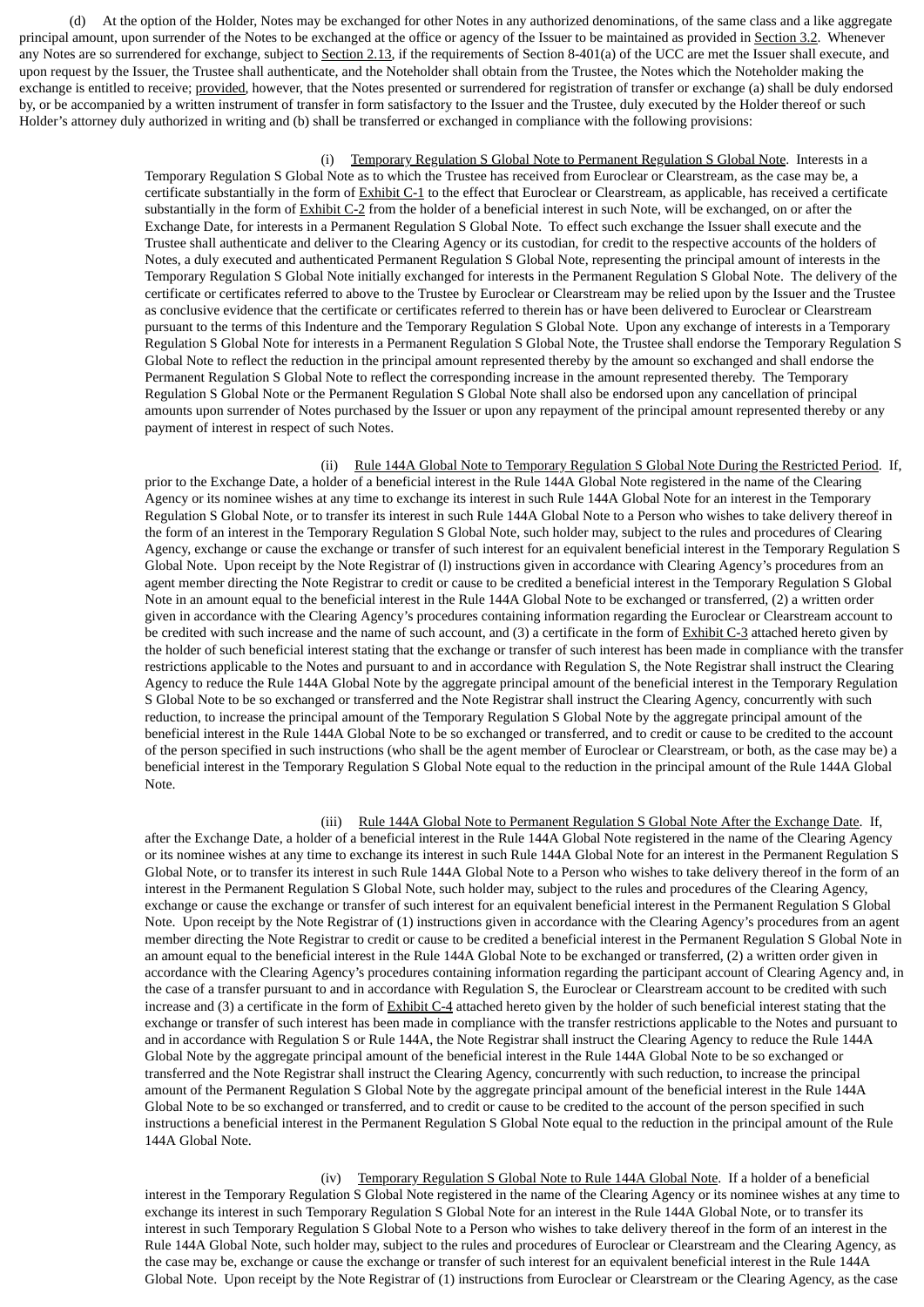(d) At the option of the Holder, Notes may be exchanged for other Notes in any authorized denominations, of the same class and a like aggregate principal amount, upon surrender of the Notes to be exchanged at the office or agency of the Issuer to be maintained as provided in Section 3.2. Whenever any Notes are so surrendered for exchange, subject to Section 2.13, if the requirements of Section 8-401(a) of the UCC are met the Issuer shall execute, and upon request by the Issuer, the Trustee shall authenticate, and the Noteholder shall obtain from the Trustee, the Notes which the Noteholder making the exchange is entitled to receive; provided, however, that the Notes presented or surrendered for registration of transfer or exchange (a) shall be duly endorsed by, or be accompanied by a written instrument of transfer in form satisfactory to the Issuer and the Trustee, duly executed by the Holder thereof or such Holder's attorney duly authorized in writing and (b) shall be transferred or exchanged in compliance with the following provisions:

(i) Temporary Regulation S Global Note to Permanent Regulation S Global Note. Interests in a Temporary Regulation S Global Note as to which the Trustee has received from Euroclear or Clearstream, as the case may be, a certificate substantially in the form of Exhibit C-1 to the effect that Euroclear or Clearstream, as applicable, has received a certificate substantially in the form of Exhibit C-2 from the holder of a beneficial interest in such Note, will be exchanged, on or after the Exchange Date, for interests in a Permanent Regulation S Global Note. To effect such exchange the Issuer shall execute and the Trustee shall authenticate and deliver to the Clearing Agency or its custodian, for credit to the respective accounts of the holders of Notes, a duly executed and authenticated Permanent Regulation S Global Note, representing the principal amount of interests in the Temporary Regulation S Global Note initially exchanged for interests in the Permanent Regulation S Global Note. The delivery of the certificate or certificates referred to above to the Trustee by Euroclear or Clearstream may be relied upon by the Issuer and the Trustee as conclusive evidence that the certificate or certificates referred to therein has or have been delivered to Euroclear or Clearstream pursuant to the terms of this Indenture and the Temporary Regulation S Global Note. Upon any exchange of interests in a Temporary Regulation S Global Note for interests in a Permanent Regulation S Global Note, the Trustee shall endorse the Temporary Regulation S Global Note to reflect the reduction in the principal amount represented thereby by the amount so exchanged and shall endorse the Permanent Regulation S Global Note to reflect the corresponding increase in the amount represented thereby. The Temporary Regulation S Global Note or the Permanent Regulation S Global Note shall also be endorsed upon any cancellation of principal amounts upon surrender of Notes purchased by the Issuer or upon any repayment of the principal amount represented thereby or any payment of interest in respect of such Notes.

(ii) Rule 144A Global Note to Temporary Regulation S Global Note During the Restricted Period. If, prior to the Exchange Date, a holder of a beneficial interest in the Rule 144A Global Note registered in the name of the Clearing Agency or its nominee wishes at any time to exchange its interest in such Rule 144A Global Note for an interest in the Temporary Regulation S Global Note, or to transfer its interest in such Rule 144A Global Note to a Person who wishes to take delivery thereof in the form of an interest in the Temporary Regulation S Global Note, such holder may, subject to the rules and procedures of Clearing Agency, exchange or cause the exchange or transfer of such interest for an equivalent beneficial interest in the Temporary Regulation S Global Note. Upon receipt by the Note Registrar of (l) instructions given in accordance with Clearing Agency's procedures from an agent member directing the Note Registrar to credit or cause to be credited a beneficial interest in the Temporary Regulation S Global Note in an amount equal to the beneficial interest in the Rule 144A Global Note to be exchanged or transferred, (2) a written order given in accordance with the Clearing Agency's procedures containing information regarding the Euroclear or Clearstream account to be credited with such increase and the name of such account, and (3) a certificate in the form of Exhibit C-3 attached hereto given by the holder of such beneficial interest stating that the exchange or transfer of such interest has been made in compliance with the transfer restrictions applicable to the Notes and pursuant to and in accordance with Regulation S, the Note Registrar shall instruct the Clearing Agency to reduce the Rule 144A Global Note by the aggregate principal amount of the beneficial interest in the Temporary Regulation S Global Note to be so exchanged or transferred and the Note Registrar shall instruct the Clearing Agency, concurrently with such reduction, to increase the principal amount of the Temporary Regulation S Global Note by the aggregate principal amount of the beneficial interest in the Rule 144A Global Note to be so exchanged or transferred, and to credit or cause to be credited to the account of the person specified in such instructions (who shall be the agent member of Euroclear or Clearstream, or both, as the case may be) a beneficial interest in the Temporary Regulation S Global Note equal to the reduction in the principal amount of the Rule 144A Global Note.

(iii) Rule 144A Global Note to Permanent Regulation S Global Note After the Exchange Date. If, after the Exchange Date, a holder of a beneficial interest in the Rule 144A Global Note registered in the name of the Clearing Agency or its nominee wishes at any time to exchange its interest in such Rule 144A Global Note for an interest in the Permanent Regulation S Global Note, or to transfer its interest in such Rule 144A Global Note to a Person who wishes to take delivery thereof in the form of an interest in the Permanent Regulation S Global Note, such holder may, subject to the rules and procedures of the Clearing Agency, exchange or cause the exchange or transfer of such interest for an equivalent beneficial interest in the Permanent Regulation S Global Note. Upon receipt by the Note Registrar of (1) instructions given in accordance with the Clearing Agency's procedures from an agent member directing the Note Registrar to credit or cause to be credited a beneficial interest in the Permanent Regulation S Global Note in an amount equal to the beneficial interest in the Rule 144A Global Note to be exchanged or transferred, (2) a written order given in accordance with the Clearing Agency's procedures containing information regarding the participant account of Clearing Agency and, in the case of a transfer pursuant to and in accordance with Regulation S, the Euroclear or Clearstream account to be credited with such increase and (3) a certificate in the form of Exhibit C-4 attached hereto given by the holder of such beneficial interest stating that the exchange or transfer of such interest has been made in compliance with the transfer restrictions applicable to the Notes and pursuant to and in accordance with Regulation S or Rule 144A, the Note Registrar shall instruct the Clearing Agency to reduce the Rule 144A Global Note by the aggregate principal amount of the beneficial interest in the Rule 144A Global Note to be so exchanged or transferred and the Note Registrar shall instruct the Clearing Agency, concurrently with such reduction, to increase the principal amount of the Permanent Regulation S Global Note by the aggregate principal amount of the beneficial interest in the Rule 144A Global Note to be so exchanged or transferred, and to credit or cause to be credited to the account of the person specified in such instructions a beneficial interest in the Permanent Regulation S Global Note equal to the reduction in the principal amount of the Rule 144A Global Note.

(iv) Temporary Regulation S Global Note to Rule 144A Global Note. If a holder of a beneficial interest in the Temporary Regulation S Global Note registered in the name of the Clearing Agency or its nominee wishes at any time to exchange its interest in such Temporary Regulation S Global Note for an interest in the Rule 144A Global Note, or to transfer its interest in such Temporary Regulation S Global Note to a Person who wishes to take delivery thereof in the form of an interest in the Rule 144A Global Note, such holder may, subject to the rules and procedures of Euroclear or Clearstream and the Clearing Agency, as the case may be, exchange or cause the exchange or transfer of such interest for an equivalent beneficial interest in the Rule 144A Global Note. Upon receipt by the Note Registrar of (1) instructions from Euroclear or Clearstream or the Clearing Agency, as the case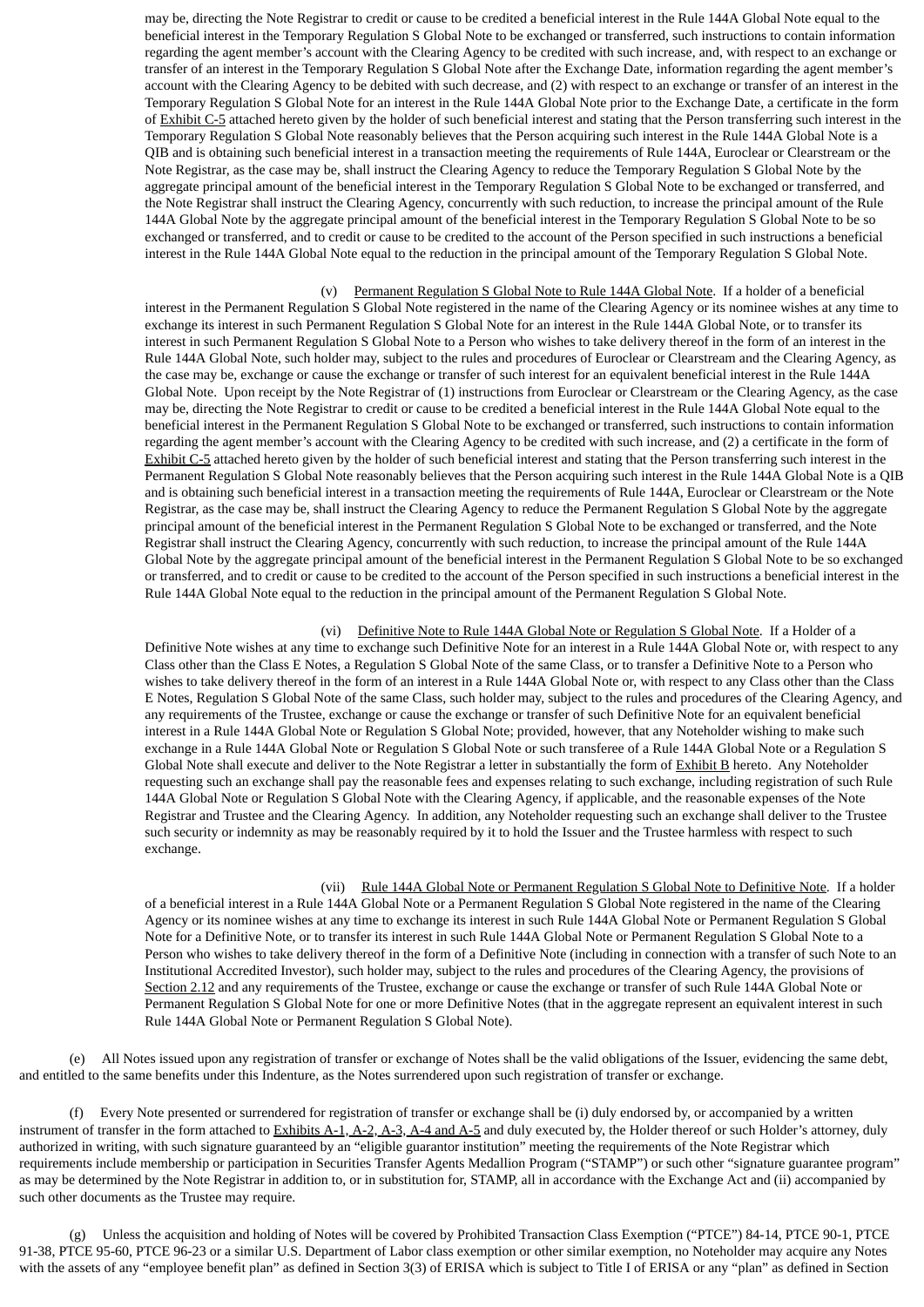may be, directing the Note Registrar to credit or cause to be credited a beneficial interest in the Rule 144A Global Note equal to the beneficial interest in the Temporary Regulation S Global Note to be exchanged or transferred, such instructions to contain information regarding the agent member's account with the Clearing Agency to be credited with such increase, and, with respect to an exchange or transfer of an interest in the Temporary Regulation S Global Note after the Exchange Date, information regarding the agent member's account with the Clearing Agency to be debited with such decrease, and (2) with respect to an exchange or transfer of an interest in the Temporary Regulation S Global Note for an interest in the Rule 144A Global Note prior to the Exchange Date, a certificate in the form of Exhibit C-5 attached hereto given by the holder of such beneficial interest and stating that the Person transferring such interest in the Temporary Regulation S Global Note reasonably believes that the Person acquiring such interest in the Rule 144A Global Note is a QIB and is obtaining such beneficial interest in a transaction meeting the requirements of Rule 144A, Euroclear or Clearstream or the Note Registrar, as the case may be, shall instruct the Clearing Agency to reduce the Temporary Regulation S Global Note by the aggregate principal amount of the beneficial interest in the Temporary Regulation S Global Note to be exchanged or transferred, and the Note Registrar shall instruct the Clearing Agency, concurrently with such reduction, to increase the principal amount of the Rule 144A Global Note by the aggregate principal amount of the beneficial interest in the Temporary Regulation S Global Note to be so exchanged or transferred, and to credit or cause to be credited to the account of the Person specified in such instructions a beneficial interest in the Rule 144A Global Note equal to the reduction in the principal amount of the Temporary Regulation S Global Note.

(v) Permanent Regulation S Global Note to Rule 144A Global Note. If a holder of a beneficial interest in the Permanent Regulation S Global Note registered in the name of the Clearing Agency or its nominee wishes at any time to exchange its interest in such Permanent Regulation S Global Note for an interest in the Rule 144A Global Note, or to transfer its interest in such Permanent Regulation S Global Note to a Person who wishes to take delivery thereof in the form of an interest in the Rule 144A Global Note, such holder may, subject to the rules and procedures of Euroclear or Clearstream and the Clearing Agency, as the case may be, exchange or cause the exchange or transfer of such interest for an equivalent beneficial interest in the Rule 144A Global Note. Upon receipt by the Note Registrar of (1) instructions from Euroclear or Clearstream or the Clearing Agency, as the case may be, directing the Note Registrar to credit or cause to be credited a beneficial interest in the Rule 144A Global Note equal to the beneficial interest in the Permanent Regulation S Global Note to be exchanged or transferred, such instructions to contain information regarding the agent member's account with the Clearing Agency to be credited with such increase, and (2) a certificate in the form of Exhibit C-5 attached hereto given by the holder of such beneficial interest and stating that the Person transferring such interest in the Permanent Regulation S Global Note reasonably believes that the Person acquiring such interest in the Rule 144A Global Note is a QIB and is obtaining such beneficial interest in a transaction meeting the requirements of Rule 144A, Euroclear or Clearstream or the Note Registrar, as the case may be, shall instruct the Clearing Agency to reduce the Permanent Regulation S Global Note by the aggregate principal amount of the beneficial interest in the Permanent Regulation S Global Note to be exchanged or transferred, and the Note Registrar shall instruct the Clearing Agency, concurrently with such reduction, to increase the principal amount of the Rule 144A Global Note by the aggregate principal amount of the beneficial interest in the Permanent Regulation S Global Note to be so exchanged or transferred, and to credit or cause to be credited to the account of the Person specified in such instructions a beneficial interest in the Rule 144A Global Note equal to the reduction in the principal amount of the Permanent Regulation S Global Note.

(vi) Definitive Note to Rule 144A Global Note or Regulation S Global Note. If a Holder of a Definitive Note wishes at any time to exchange such Definitive Note for an interest in a Rule 144A Global Note or, with respect to any Class other than the Class E Notes, a Regulation S Global Note of the same Class, or to transfer a Definitive Note to a Person who wishes to take delivery thereof in the form of an interest in a Rule 144A Global Note or, with respect to any Class other than the Class E Notes, Regulation S Global Note of the same Class, such holder may, subject to the rules and procedures of the Clearing Agency, and any requirements of the Trustee, exchange or cause the exchange or transfer of such Definitive Note for an equivalent beneficial interest in a Rule 144A Global Note or Regulation S Global Note; provided, however, that any Noteholder wishing to make such exchange in a Rule 144A Global Note or Regulation S Global Note or such transferee of a Rule 144A Global Note or a Regulation S Global Note shall execute and deliver to the Note Registrar a letter in substantially the form of Exhibit B hereto. Any Noteholder requesting such an exchange shall pay the reasonable fees and expenses relating to such exchange, including registration of such Rule 144A Global Note or Regulation S Global Note with the Clearing Agency, if applicable, and the reasonable expenses of the Note Registrar and Trustee and the Clearing Agency. In addition, any Noteholder requesting such an exchange shall deliver to the Trustee such security or indemnity as may be reasonably required by it to hold the Issuer and the Trustee harmless with respect to such exchange.

(vii) Rule 144A Global Note or Permanent Regulation S Global Note to Definitive Note. If a holder of a beneficial interest in a Rule 144A Global Note or a Permanent Regulation S Global Note registered in the name of the Clearing Agency or its nominee wishes at any time to exchange its interest in such Rule 144A Global Note or Permanent Regulation S Global Note for a Definitive Note, or to transfer its interest in such Rule 144A Global Note or Permanent Regulation S Global Note to a Person who wishes to take delivery thereof in the form of a Definitive Note (including in connection with a transfer of such Note to an Institutional Accredited Investor), such holder may, subject to the rules and procedures of the Clearing Agency, the provisions of Section 2.12 and any requirements of the Trustee, exchange or cause the exchange or transfer of such Rule 144A Global Note or Permanent Regulation S Global Note for one or more Definitive Notes (that in the aggregate represent an equivalent interest in such Rule 144A Global Note or Permanent Regulation S Global Note).

(e) All Notes issued upon any registration of transfer or exchange of Notes shall be the valid obligations of the Issuer, evidencing the same debt, and entitled to the same benefits under this Indenture, as the Notes surrendered upon such registration of transfer or exchange.

(f) Every Note presented or surrendered for registration of transfer or exchange shall be (i) duly endorsed by, or accompanied by a written instrument of transfer in the form attached to Exhibits A-1, A-2, A-3, A-4 and A-5 and duly executed by, the Holder thereof or such Holder's attorney, duly authorized in writing, with such signature guaranteed by an "eligible guarantor institution" meeting the requirements of the Note Registrar which requirements include membership or participation in Securities Transfer Agents Medallion Program ("STAMP") or such other "signature guarantee program" as may be determined by the Note Registrar in addition to, or in substitution for, STAMP, all in accordance with the Exchange Act and (ii) accompanied by such other documents as the Trustee may require.

(g) Unless the acquisition and holding of Notes will be covered by Prohibited Transaction Class Exemption ("PTCE") 84-14, PTCE 90-1, PTCE 91-38, PTCE 95-60, PTCE 96-23 or a similar U.S. Department of Labor class exemption or other similar exemption, no Noteholder may acquire any Notes with the assets of any "employee benefit plan" as defined in Section 3(3) of ERISA which is subject to Title I of ERISA or any "plan" as defined in Section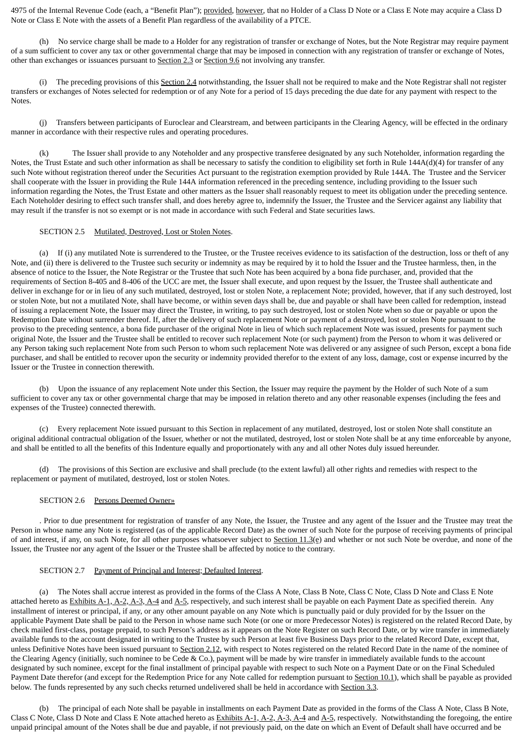4975 of the Internal Revenue Code (each, a "Benefit Plan"); provided, however, that no Holder of a Class D Note or a Class E Note may acquire a Class D Note or Class E Note with the assets of a Benefit Plan regardless of the availability of a PTCE.

(h) No service charge shall be made to a Holder for any registration of transfer or exchange of Notes, but the Note Registrar may require payment of a sum sufficient to cover any tax or other governmental charge that may be imposed in connection with any registration of transfer or exchange of Notes, other than exchanges or issuances pursuant to Section 2.3 or Section 9.6 not involving any transfer.

(i) The preceding provisions of this Section 2.4 notwithstanding, the Issuer shall not be required to make and the Note Registrar shall not register transfers or exchanges of Notes selected for redemption or of any Note for a period of 15 days preceding the due date for any payment with respect to the Notes.

(j) Transfers between participants of Euroclear and Clearstream, and between participants in the Clearing Agency, will be effected in the ordinary manner in accordance with their respective rules and operating procedures.

(k) The Issuer shall provide to any Noteholder and any prospective transferee designated by any such Noteholder, information regarding the Notes, the Trust Estate and such other information as shall be necessary to satisfy the condition to eligibility set forth in Rule 144A(d)(4) for transfer of any such Note without registration thereof under the Securities Act pursuant to the registration exemption provided by Rule 144A. The Trustee and the Servicer shall cooperate with the Issuer in providing the Rule 144A information referenced in the preceding sentence, including providing to the Issuer such information regarding the Notes, the Trust Estate and other matters as the Issuer shall reasonably request to meet its obligation under the preceding sentence. Each Noteholder desiring to effect such transfer shall, and does hereby agree to, indemnify the Issuer, the Trustee and the Servicer against any liability that may result if the transfer is not so exempt or is not made in accordance with such Federal and State securities laws.

SECTION 2.5 Mutilated, Destroyed, Lost or Stolen Notes.

(a) If (i) any mutilated Note is surrendered to the Trustee, or the Trustee receives evidence to its satisfaction of the destruction, loss or theft of any Note, and (ii) there is delivered to the Trustee such security or indemnity as may be required by it to hold the Issuer and the Trustee harmless, then, in the absence of notice to the Issuer, the Note Registrar or the Trustee that such Note has been acquired by a bona fide purchaser, and, provided that the requirements of Section 8-405 and 8-406 of the UCC are met, the Issuer shall execute, and upon request by the Issuer, the Trustee shall authenticate and deliver in exchange for or in lieu of any such mutilated, destroyed, lost or stolen Note, a replacement Note; provided, however, that if any such destroyed, lost or stolen Note, but not a mutilated Note, shall have become, or within seven days shall be, due and payable or shall have been called for redemption, instead of issuing a replacement Note, the Issuer may direct the Trustee, in writing, to pay such destroyed, lost or stolen Note when so due or payable or upon the Redemption Date without surrender thereof. If, after the delivery of such replacement Note or payment of a destroyed, lost or stolen Note pursuant to the proviso to the preceding sentence, a bona fide purchaser of the original Note in lieu of which such replacement Note was issued, presents for payment such original Note, the Issuer and the Trustee shall be entitled to recover such replacement Note (or such payment) from the Person to whom it was delivered or any Person taking such replacement Note from such Person to whom such replacement Note was delivered or any assignee of such Person, except a bona fide purchaser, and shall be entitled to recover upon the security or indemnity provided therefor to the extent of any loss, damage, cost or expense incurred by the Issuer or the Trustee in connection therewith.

(b) Upon the issuance of any replacement Note under this Section, the Issuer may require the payment by the Holder of such Note of a sum sufficient to cover any tax or other governmental charge that may be imposed in relation thereto and any other reasonable expenses (including the fees and expenses of the Trustee) connected therewith.

(c) Every replacement Note issued pursuant to this Section in replacement of any mutilated, destroyed, lost or stolen Note shall constitute an original additional contractual obligation of the Issuer, whether or not the mutilated, destroyed, lost or stolen Note shall be at any time enforceable by anyone, and shall be entitled to all the benefits of this Indenture equally and proportionately with any and all other Notes duly issued hereunder.

(d) The provisions of this Section are exclusive and shall preclude (to the extent lawful) all other rights and remedies with respect to the replacement or payment of mutilated, destroyed, lost or stolen Notes.

SECTION 2.6 Persons Deemed Owner»

. Prior to due presentment for registration of transfer of any Note, the Issuer, the Trustee and any agent of the Issuer and the Trustee may treat the Person in whose name any Note is registered (as of the applicable Record Date) as the owner of such Note for the purpose of receiving payments of principal of and interest, if any, on such Note, for all other purposes whatsoever subject to Section 11.3(e) and whether or not such Note be overdue, and none of the Issuer, the Trustee nor any agent of the Issuer or the Trustee shall be affected by notice to the contrary.

SECTION 2.7 Payment of Principal and Interest; Defaulted Interest.

(a) The Notes shall accrue interest as provided in the forms of the Class A Note, Class B Note, Class C Note, Class D Note and Class E Note attached hereto as Exhibits A-1, A-2, A-3, A-4 and A-5, respectively, and such interest shall be payable on each Payment Date as specified therein. Any installment of interest or principal, if any, or any other amount payable on any Note which is punctually paid or duly provided for by the Issuer on the applicable Payment Date shall be paid to the Person in whose name such Note (or one or more Predecessor Notes) is registered on the related Record Date, by check mailed first-class, postage prepaid, to such Person's address as it appears on the Note Register on such Record Date, or by wire transfer in immediately available funds to the account designated in writing to the Trustee by such Person at least five Business Days prior to the related Record Date, except that, unless Definitive Notes have been issued pursuant to Section 2.12, with respect to Notes registered on the related Record Date in the name of the nominee of the Clearing Agency (initially, such nominee to be Cede & Co.), payment will be made by wire transfer in immediately available funds to the account designated by such nominee, except for the final installment of principal payable with respect to such Note on a Payment Date or on the Final Scheduled Payment Date therefor (and except for the Redemption Price for any Note called for redemption pursuant to Section 10.1), which shall be payable as provided below. The funds represented by any such checks returned undelivered shall be held in accordance with Section 3.3.

(b) The principal of each Note shall be payable in installments on each Payment Date as provided in the forms of the Class A Note, Class B Note, Class C Note, Class D Note and Class E Note attached hereto as Exhibits A-1, A-2, A-3, A-4 and A-5, respectively. Notwithstanding the foregoing, the entire unpaid principal amount of the Notes shall be due and payable, if not previously paid, on the date on which an Event of Default shall have occurred and be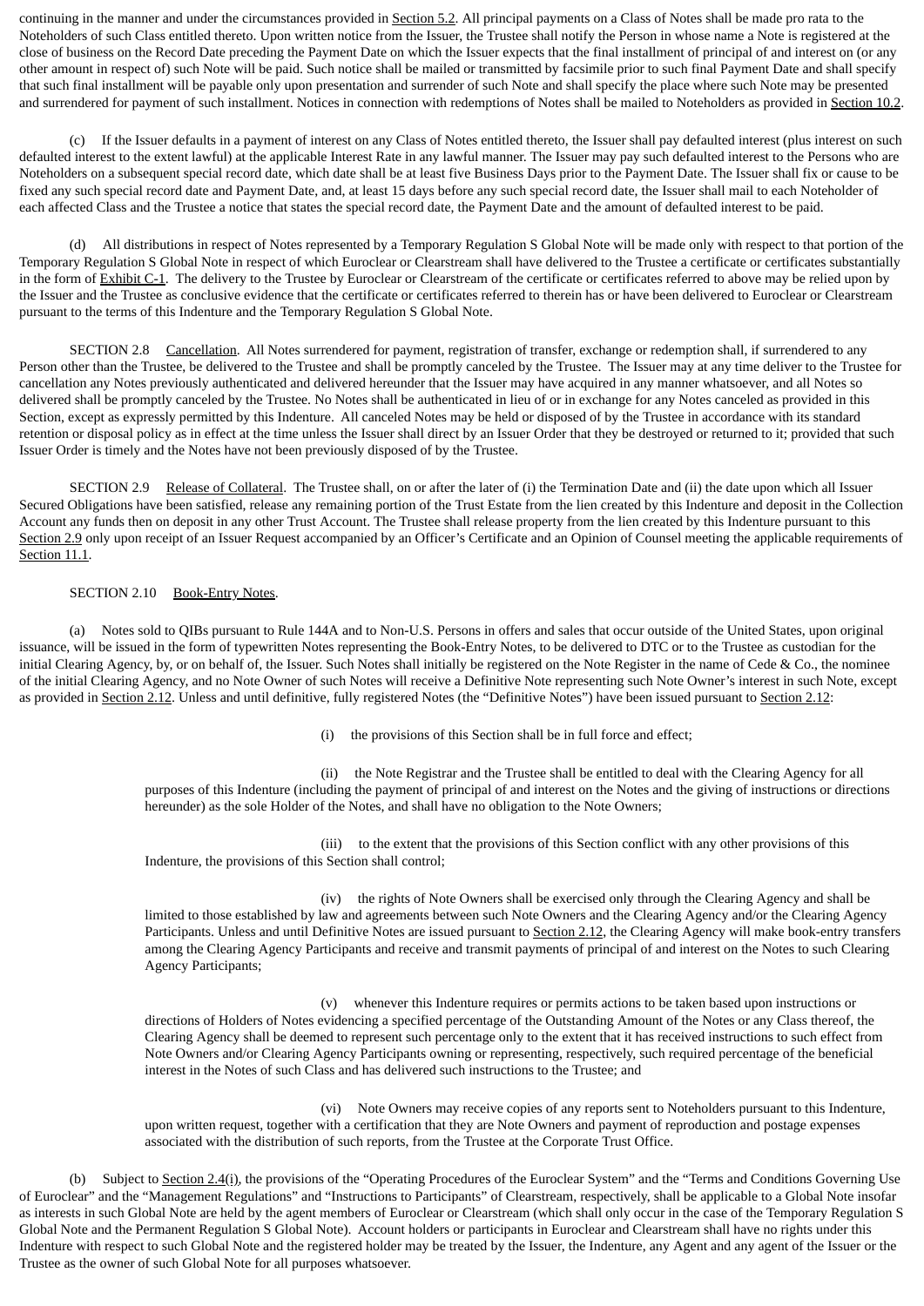continuing in the manner and under the circumstances provided in Section 5.2. All principal payments on a Class of Notes shall be made pro rata to the Noteholders of such Class entitled thereto. Upon written notice from the Issuer, the Trustee shall notify the Person in whose name a Note is registered at the close of business on the Record Date preceding the Payment Date on which the Issuer expects that the final installment of principal of and interest on (or any other amount in respect of) such Note will be paid. Such notice shall be mailed or transmitted by facsimile prior to such final Payment Date and shall specify that such final installment will be payable only upon presentation and surrender of such Note and shall specify the place where such Note may be presented and surrendered for payment of such installment. Notices in connection with redemptions of Notes shall be mailed to Noteholders as provided in Section 10.2.

(c) If the Issuer defaults in a payment of interest on any Class of Notes entitled thereto, the Issuer shall pay defaulted interest (plus interest on such defaulted interest to the extent lawful) at the applicable Interest Rate in any lawful manner. The Issuer may pay such defaulted interest to the Persons who are Noteholders on a subsequent special record date, which date shall be at least five Business Days prior to the Payment Date. The Issuer shall fix or cause to be fixed any such special record date and Payment Date, and, at least 15 days before any such special record date, the Issuer shall mail to each Noteholder of each affected Class and the Trustee a notice that states the special record date, the Payment Date and the amount of defaulted interest to be paid.

(d) All distributions in respect of Notes represented by a Temporary Regulation S Global Note will be made only with respect to that portion of the Temporary Regulation S Global Note in respect of which Euroclear or Clearstream shall have delivered to the Trustee a certificate or certificates substantially in the form of Exhibit C-1. The delivery to the Trustee by Euroclear or Clearstream of the certificate or certificates referred to above may be relied upon by the Issuer and the Trustee as conclusive evidence that the certificate or certificates referred to therein has or have been delivered to Euroclear or Clearstream pursuant to the terms of this Indenture and the Temporary Regulation S Global Note.

SECTION 2.8 Cancellation. All Notes surrendered for payment, registration of transfer, exchange or redemption shall, if surrendered to any Person other than the Trustee, be delivered to the Trustee and shall be promptly canceled by the Trustee. The Issuer may at any time deliver to the Trustee for cancellation any Notes previously authenticated and delivered hereunder that the Issuer may have acquired in any manner whatsoever, and all Notes so delivered shall be promptly canceled by the Trustee. No Notes shall be authenticated in lieu of or in exchange for any Notes canceled as provided in this Section, except as expressly permitted by this Indenture. All canceled Notes may be held or disposed of by the Trustee in accordance with its standard retention or disposal policy as in effect at the time unless the Issuer shall direct by an Issuer Order that they be destroyed or returned to it; provided that such Issuer Order is timely and the Notes have not been previously disposed of by the Trustee.

SECTION 2.9 Release of Collateral. The Trustee shall, on or after the later of (i) the Termination Date and (ii) the date upon which all Issuer Secured Obligations have been satisfied, release any remaining portion of the Trust Estate from the lien created by this Indenture and deposit in the Collection Account any funds then on deposit in any other Trust Account. The Trustee shall release property from the lien created by this Indenture pursuant to this Section 2.9 only upon receipt of an Issuer Request accompanied by an Officer's Certificate and an Opinion of Counsel meeting the applicable requirements of Section 11.1.

SECTION 2.10 Book-Entry Notes.

(a) Notes sold to QIBs pursuant to Rule 144A and to Non-U.S. Persons in offers and sales that occur outside of the United States, upon original issuance, will be issued in the form of typewritten Notes representing the Book-Entry Notes, to be delivered to DTC or to the Trustee as custodian for the initial Clearing Agency, by, or on behalf of, the Issuer. Such Notes shall initially be registered on the Note Register in the name of Cede & Co., the nominee of the initial Clearing Agency, and no Note Owner of such Notes will receive a Definitive Note representing such Note Owner's interest in such Note, except as provided in Section 2.12. Unless and until definitive, fully registered Notes (the "Definitive Notes") have been issued pursuant to Section 2.12:

(i) the provisions of this Section shall be in full force and effect;

(ii) the Note Registrar and the Trustee shall be entitled to deal with the Clearing Agency for all purposes of this Indenture (including the payment of principal of and interest on the Notes and the giving of instructions or directions hereunder) as the sole Holder of the Notes, and shall have no obligation to the Note Owners;

(iii) to the extent that the provisions of this Section conflict with any other provisions of this Indenture, the provisions of this Section shall control;

(iv) the rights of Note Owners shall be exercised only through the Clearing Agency and shall be limited to those established by law and agreements between such Note Owners and the Clearing Agency and/or the Clearing Agency Participants. Unless and until Definitive Notes are issued pursuant to Section 2.12, the Clearing Agency will make book-entry transfers among the Clearing Agency Participants and receive and transmit payments of principal of and interest on the Notes to such Clearing Agency Participants;

(v) whenever this Indenture requires or permits actions to be taken based upon instructions or directions of Holders of Notes evidencing a specified percentage of the Outstanding Amount of the Notes or any Class thereof, the Clearing Agency shall be deemed to represent such percentage only to the extent that it has received instructions to such effect from Note Owners and/or Clearing Agency Participants owning or representing, respectively, such required percentage of the beneficial interest in the Notes of such Class and has delivered such instructions to the Trustee; and

(vi) Note Owners may receive copies of any reports sent to Noteholders pursuant to this Indenture, upon written request, together with a certification that they are Note Owners and payment of reproduction and postage expenses associated with the distribution of such reports, from the Trustee at the Corporate Trust Office.

(b) Subject to Section 2.4(i), the provisions of the "Operating Procedures of the Euroclear System" and the "Terms and Conditions Governing Use of Euroclear" and the "Management Regulations" and "Instructions to Participants" of Clearstream, respectively, shall be applicable to a Global Note insofar as interests in such Global Note are held by the agent members of Euroclear or Clearstream (which shall only occur in the case of the Temporary Regulation S Global Note and the Permanent Regulation S Global Note). Account holders or participants in Euroclear and Clearstream shall have no rights under this Indenture with respect to such Global Note and the registered holder may be treated by the Issuer, the Indenture, any Agent and any agent of the Issuer or the Trustee as the owner of such Global Note for all purposes whatsoever.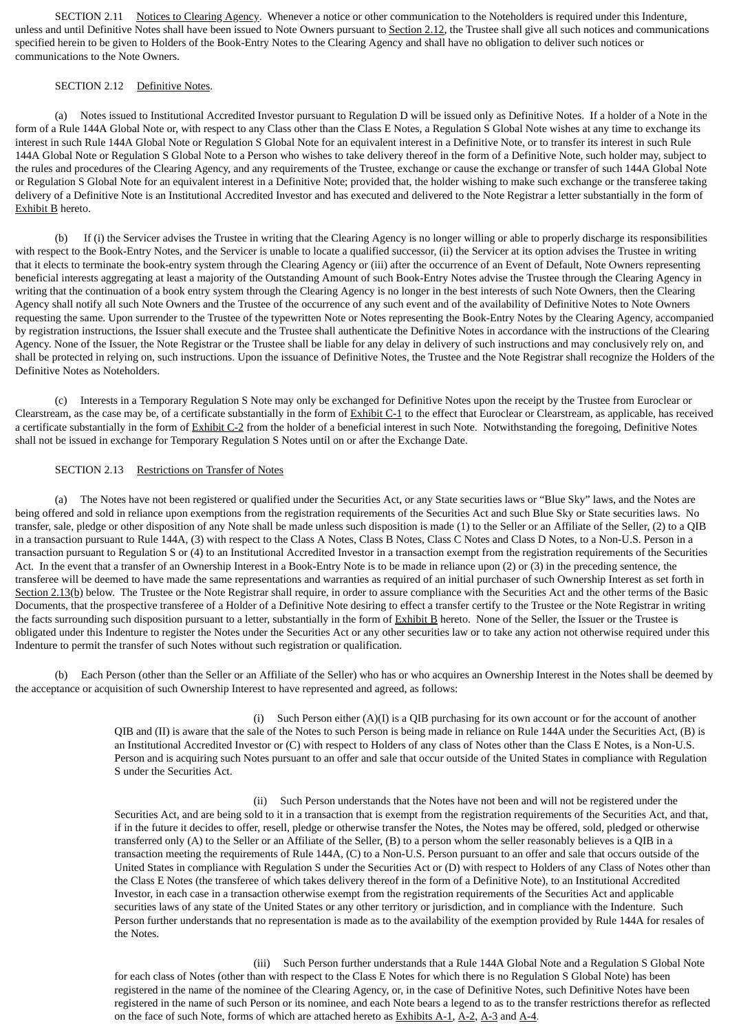SECTION 2.11 Notices to Clearing Agency. Whenever a notice or other communication to the Noteholders is required under this Indenture, unless and until Definitive Notes shall have been issued to Note Owners pursuant to Section 2.12, the Trustee shall give all such notices and communications specified herein to be given to Holders of the Book-Entry Notes to the Clearing Agency and shall have no obligation to deliver such notices or communications to the Note Owners.

SECTION 2.12 Definitive Notes.

(a) Notes issued to Institutional Accredited Investor pursuant to Regulation D will be issued only as Definitive Notes. If a holder of a Note in the form of a Rule 144A Global Note or, with respect to any Class other than the Class E Notes, a Regulation S Global Note wishes at any time to exchange its interest in such Rule 144A Global Note or Regulation S Global Note for an equivalent interest in a Definitive Note, or to transfer its interest in such Rule 144A Global Note or Regulation S Global Note to a Person who wishes to take delivery thereof in the form of a Definitive Note, such holder may, subject to the rules and procedures of the Clearing Agency, and any requirements of the Trustee, exchange or cause the exchange or transfer of such 144A Global Note or Regulation S Global Note for an equivalent interest in a Definitive Note; provided that, the holder wishing to make such exchange or the transferee taking delivery of a Definitive Note is an Institutional Accredited Investor and has executed and delivered to the Note Registrar a letter substantially in the form of Exhibit B hereto.

(b) If (i) the Servicer advises the Trustee in writing that the Clearing Agency is no longer willing or able to properly discharge its responsibilities with respect to the Book-Entry Notes, and the Servicer is unable to locate a qualified successor, (ii) the Servicer at its option advises the Trustee in writing that it elects to terminate the book-entry system through the Clearing Agency or (iii) after the occurrence of an Event of Default, Note Owners representing beneficial interests aggregating at least a majority of the Outstanding Amount of such Book-Entry Notes advise the Trustee through the Clearing Agency in writing that the continuation of a book entry system through the Clearing Agency is no longer in the best interests of such Note Owners, then the Clearing Agency shall notify all such Note Owners and the Trustee of the occurrence of any such event and of the availability of Definitive Notes to Note Owners requesting the same. Upon surrender to the Trustee of the typewritten Note or Notes representing the Book-Entry Notes by the Clearing Agency, accompanied by registration instructions, the Issuer shall execute and the Trustee shall authenticate the Definitive Notes in accordance with the instructions of the Clearing Agency. None of the Issuer, the Note Registrar or the Trustee shall be liable for any delay in delivery of such instructions and may conclusively rely on, and shall be protected in relying on, such instructions. Upon the issuance of Definitive Notes, the Trustee and the Note Registrar shall recognize the Holders of the Definitive Notes as Noteholders.

(c) Interests in a Temporary Regulation S Note may only be exchanged for Definitive Notes upon the receipt by the Trustee from Euroclear or Clearstream, as the case may be, of a certificate substantially in the form of Exhibit C-1 to the effect that Euroclear or Clearstream, as applicable, has received a certificate substantially in the form of Exhibit C-2 from the holder of a beneficial interest in such Note. Notwithstanding the foregoing, Definitive Notes shall not be issued in exchange for Temporary Regulation S Notes until on or after the Exchange Date.

SECTION 2.13 Restrictions on Transfer of Notes

(a) The Notes have not been registered or qualified under the Securities Act, or any State securities laws or "Blue Sky" laws, and the Notes are being offered and sold in reliance upon exemptions from the registration requirements of the Securities Act and such Blue Sky or State securities laws. No transfer, sale, pledge or other disposition of any Note shall be made unless such disposition is made (1) to the Seller or an Affiliate of the Seller, (2) to a QIB in a transaction pursuant to Rule 144A, (3) with respect to the Class A Notes, Class B Notes, Class C Notes and Class D Notes, to a Non-U.S. Person in a transaction pursuant to Regulation S or (4) to an Institutional Accredited Investor in a transaction exempt from the registration requirements of the Securities Act. In the event that a transfer of an Ownership Interest in a Book-Entry Note is to be made in reliance upon (2) or (3) in the preceding sentence, the transferee will be deemed to have made the same representations and warranties as required of an initial purchaser of such Ownership Interest as set forth in Section 2.13(b) below. The Trustee or the Note Registrar shall require, in order to assure compliance with the Securities Act and the other terms of the Basic Documents, that the prospective transferee of a Holder of a Definitive Note desiring to effect a transfer certify to the Trustee or the Note Registrar in writing the facts surrounding such disposition pursuant to a letter, substantially in the form of Exhibit B hereto. None of the Seller, the Issuer or the Trustee is obligated under this Indenture to register the Notes under the Securities Act or any other securities law or to take any action not otherwise required under this Indenture to permit the transfer of such Notes without such registration or qualification.

(b) Each Person (other than the Seller or an Affiliate of the Seller) who has or who acquires an Ownership Interest in the Notes shall be deemed by the acceptance or acquisition of such Ownership Interest to have represented and agreed, as follows:

> (i) Such Person either (A)(I) is a QIB purchasing for its own account or for the account of another QIB and (II) is aware that the sale of the Notes to such Person is being made in reliance on Rule 144A under the Securities Act, (B) is an Institutional Accredited Investor or (C) with respect to Holders of any class of Notes other than the Class E Notes, is a Non-U.S. Person and is acquiring such Notes pursuant to an offer and sale that occur outside of the United States in compliance with Regulation S under the Securities Act.
>
> (ii) Such Person understands that the Notes have not been and will not be registered under the Securities Act, and are being sold to it in a transaction that is exempt from the registration requirements of the Securities Act, and that, if in the future it decides to offer, resell, pledge or otherwise transfer the Notes, the Notes may be offered, sold, pledged or otherwise transferred only (A) to the Seller or an Affiliate of the Seller, (B) to a person whom the seller reasonably believes is a QIB in a transaction meeting the requirements of Rule 144A, (C) to a Non-U.S. Person pursuant to an offer and sale that occurs outside of the United States in compliance with Regulation S under the Securities Act or (D) with respect to Holders of any Class of Notes other than the Class E Notes (the transferee of which takes delivery thereof in the form of a Definitive Note), to an Institutional Accredited Investor, in each case in a transaction otherwise exempt from the registration requirements of the Securities Act and applicable securities laws of any state of the United States or any other territory or jurisdiction, and in compliance with the Indenture. Such Person further understands that no representation is made as to the availability of the exemption provided by Rule 144A for resales of the Notes.
>
> (iii) Such Person further understands that a Rule 144A Global Note and a Regulation S Global Note for each class of Notes (other than with respect to the Class E Notes for which there is no Regulation S Global Note) has been registered in the name of the nominee of the Clearing Agency, or, in the case of Definitive Notes, such Definitive Notes have been registered in the name of such Person or its nominee, and each Note bears a legend to as to the transfer restrictions therefor as reflected on the face of such Note, forms of which are attached hereto as Exhibits A-1, A-2, A-3 and A-4.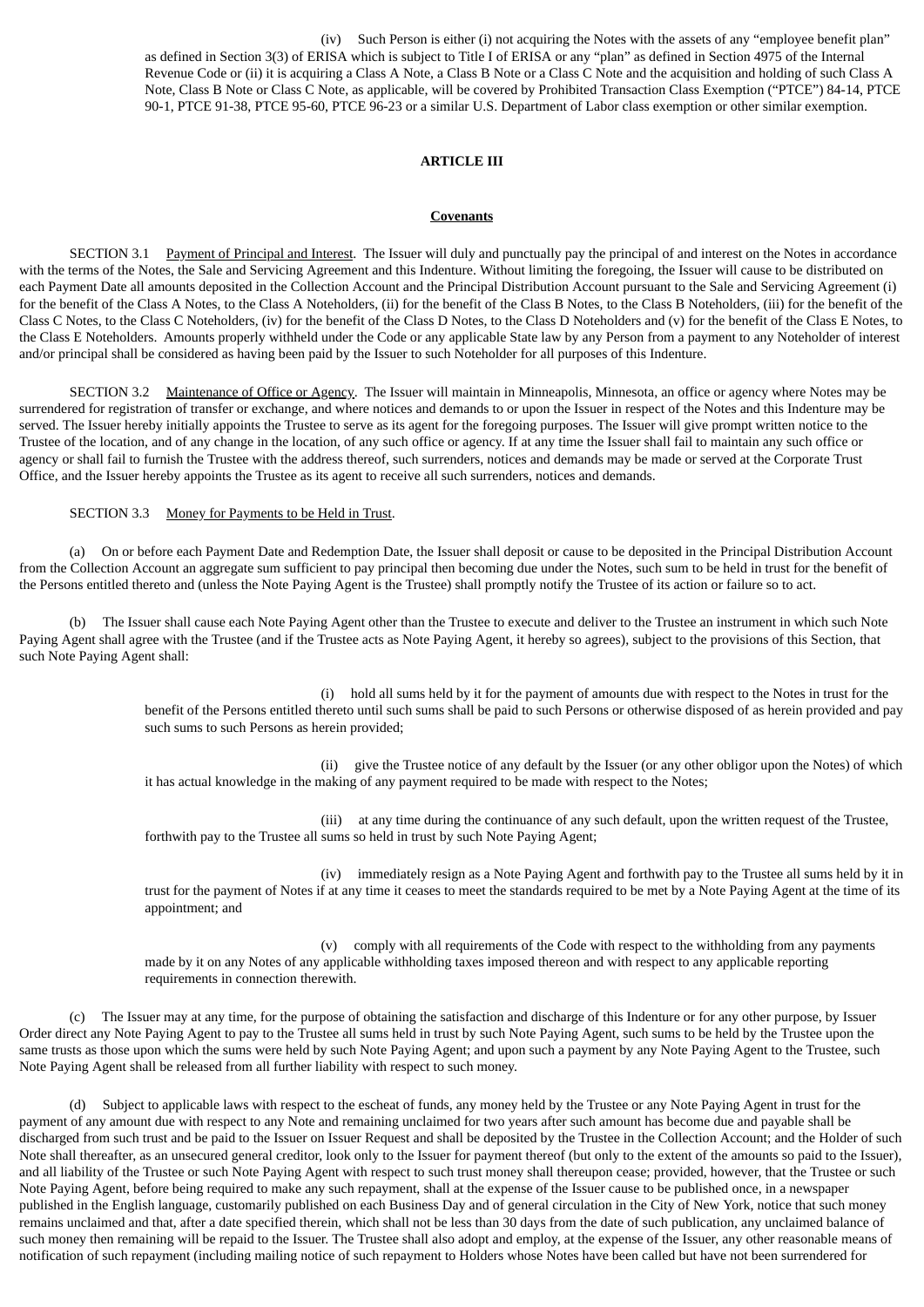(iv) Such Person is either (i) not acquiring the Notes with the assets of any "employee benefit plan" as defined in Section 3(3) of ERISA which is subject to Title I of ERISA or any "plan" as defined in Section 4975 of the Internal Revenue Code or (ii) it is acquiring a Class A Note, a Class B Note or a Class C Note and the acquisition and holding of such Class A Note, Class B Note or Class C Note, as applicable, will be covered by Prohibited Transaction Class Exemption ("PTCE") 84-14, PTCE 90-1, PTCE 91-38, PTCE 95-60, PTCE 96-23 or a similar U.S. Department of Labor class exemption or other similar exemption.

**ARTICLE III**

**Covenants**

SECTION 3.1 Payment of Principal and Interest. The Issuer will duly and punctually pay the principal of and interest on the Notes in accordance with the terms of the Notes, the Sale and Servicing Agreement and this Indenture. Without limiting the foregoing, the Issuer will cause to be distributed on each Payment Date all amounts deposited in the Collection Account and the Principal Distribution Account pursuant to the Sale and Servicing Agreement (i) for the benefit of the Class A Notes, to the Class A Noteholders, (ii) for the benefit of the Class B Notes, to the Class B Noteholders, (iii) for the benefit of the Class C Notes, to the Class C Noteholders, (iv) for the benefit of the Class D Notes, to the Class D Noteholders and (v) for the benefit of the Class E Notes, to the Class E Noteholders. Amounts properly withheld under the Code or any applicable State law by any Person from a payment to any Noteholder of interest and/or principal shall be considered as having been paid by the Issuer to such Noteholder for all purposes of this Indenture.

SECTION 3.2 Maintenance of Office or Agency. The Issuer will maintain in Minneapolis, Minnesota, an office or agency where Notes may be surrendered for registration of transfer or exchange, and where notices and demands to or upon the Issuer in respect of the Notes and this Indenture may be served. The Issuer hereby initially appoints the Trustee to serve as its agent for the foregoing purposes. The Issuer will give prompt written notice to the Trustee of the location, and of any change in the location, of any such office or agency. If at any time the Issuer shall fail to maintain any such office or agency or shall fail to furnish the Trustee with the address thereof, such surrenders, notices and demands may be made or served at the Corporate Trust Office, and the Issuer hereby appoints the Trustee as its agent to receive all such surrenders, notices and demands.

SECTION 3.3 Money for Payments to be Held in Trust.

(a) On or before each Payment Date and Redemption Date, the Issuer shall deposit or cause to be deposited in the Principal Distribution Account from the Collection Account an aggregate sum sufficient to pay principal then becoming due under the Notes, such sum to be held in trust for the benefit of the Persons entitled thereto and (unless the Note Paying Agent is the Trustee) shall promptly notify the Trustee of its action or failure so to act.

(b) The Issuer shall cause each Note Paying Agent other than the Trustee to execute and deliver to the Trustee an instrument in which such Note Paying Agent shall agree with the Trustee (and if the Trustee acts as Note Paying Agent, it hereby so agrees), subject to the provisions of this Section, that such Note Paying Agent shall:

(i) hold all sums held by it for the payment of amounts due with respect to the Notes in trust for the benefit of the Persons entitled thereto until such sums shall be paid to such Persons or otherwise disposed of as herein provided and pay such sums to such Persons as herein provided;

(ii) give the Trustee notice of any default by the Issuer (or any other obligor upon the Notes) of which it has actual knowledge in the making of any payment required to be made with respect to the Notes;

(iii) at any time during the continuance of any such default, upon the written request of the Trustee, forthwith pay to the Trustee all sums so held in trust by such Note Paying Agent;

(iv) immediately resign as a Note Paying Agent and forthwith pay to the Trustee all sums held by it in trust for the payment of Notes if at any time it ceases to meet the standards required to be met by a Note Paying Agent at the time of its appointment; and

(v) comply with all requirements of the Code with respect to the withholding from any payments made by it on any Notes of any applicable withholding taxes imposed thereon and with respect to any applicable reporting requirements in connection therewith.

(c) The Issuer may at any time, for the purpose of obtaining the satisfaction and discharge of this Indenture or for any other purpose, by Issuer Order direct any Note Paying Agent to pay to the Trustee all sums held in trust by such Note Paying Agent, such sums to be held by the Trustee upon the same trusts as those upon which the sums were held by such Note Paying Agent; and upon such a payment by any Note Paying Agent to the Trustee, such Note Paying Agent shall be released from all further liability with respect to such money.

(d) Subject to applicable laws with respect to the escheat of funds, any money held by the Trustee or any Note Paying Agent in trust for the payment of any amount due with respect to any Note and remaining unclaimed for two years after such amount has become due and payable shall be discharged from such trust and be paid to the Issuer on Issuer Request and shall be deposited by the Trustee in the Collection Account; and the Holder of such Note shall thereafter, as an unsecured general creditor, look only to the Issuer for payment thereof (but only to the extent of the amounts so paid to the Issuer), and all liability of the Trustee or such Note Paying Agent with respect to such trust money shall thereupon cease; provided, however, that the Trustee or such Note Paying Agent, before being required to make any such repayment, shall at the expense of the Issuer cause to be published once, in a newspaper published in the English language, customarily published on each Business Day and of general circulation in the City of New York, notice that such money remains unclaimed and that, after a date specified therein, which shall not be less than 30 days from the date of such publication, any unclaimed balance of such money then remaining will be repaid to the Issuer. The Trustee shall also adopt and employ, at the expense of the Issuer, any other reasonable means of notification of such repayment (including mailing notice of such repayment to Holders whose Notes have been called but have not been surrendered for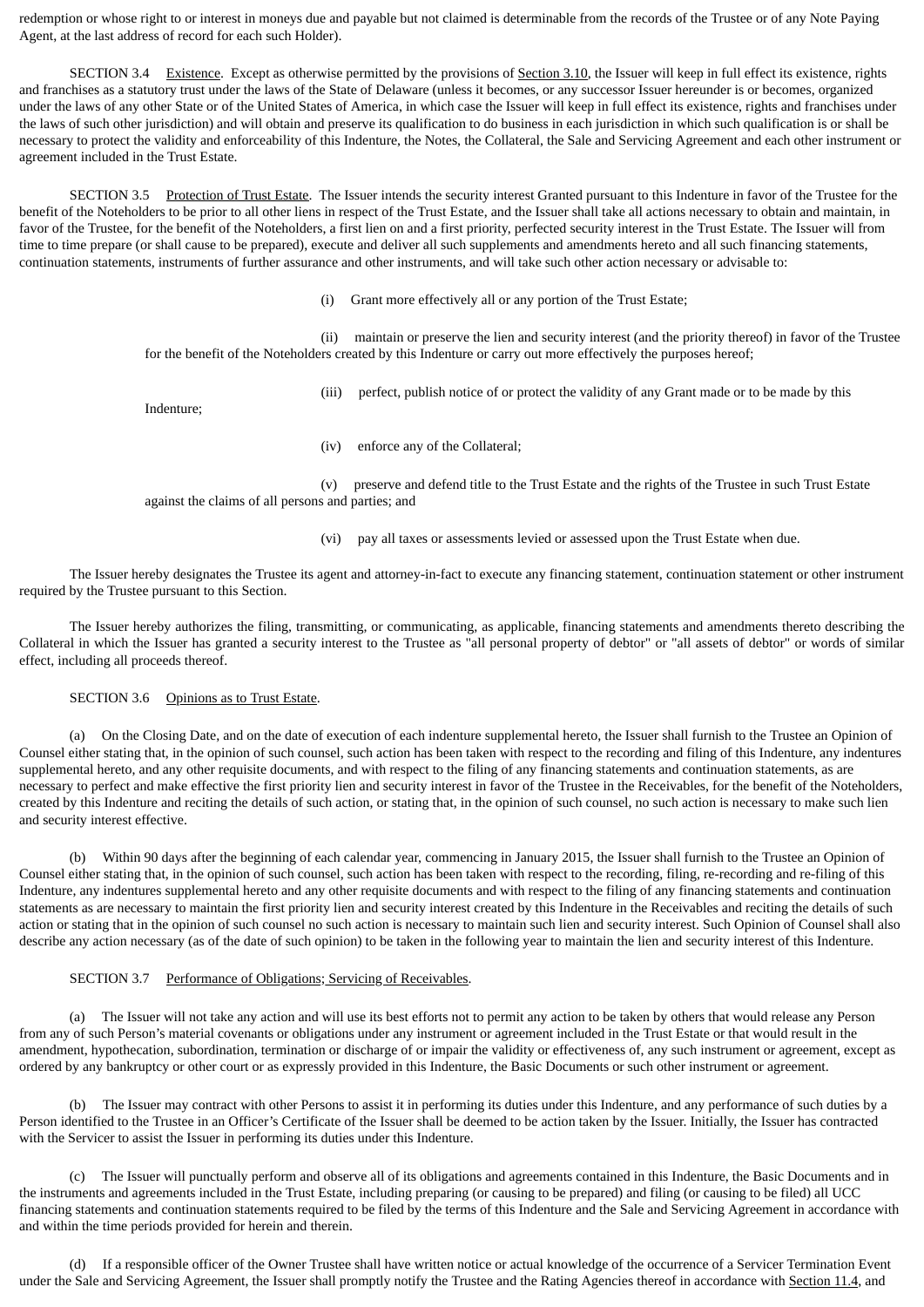redemption or whose right to or interest in moneys due and payable but not claimed is determinable from the records of the Trustee or of any Note Paying Agent, at the last address of record for each such Holder).

SECTION 3.4 Existence. Except as otherwise permitted by the provisions of Section 3.10, the Issuer will keep in full effect its existence, rights and franchises as a statutory trust under the laws of the State of Delaware (unless it becomes, or any successor Issuer hereunder is or becomes, organized under the laws of any other State or of the United States of America, in which case the Issuer will keep in full effect its existence, rights and franchises under the laws of such other jurisdiction) and will obtain and preserve its qualification to do business in each jurisdiction in which such qualification is or shall be necessary to protect the validity and enforceability of this Indenture, the Notes, the Collateral, the Sale and Servicing Agreement and each other instrument or agreement included in the Trust Estate.

SECTION 3.5 Protection of Trust Estate. The Issuer intends the security interest Granted pursuant to this Indenture in favor of the Trustee for the benefit of the Noteholders to be prior to all other liens in respect of the Trust Estate, and the Issuer shall take all actions necessary to obtain and maintain, in favor of the Trustee, for the benefit of the Noteholders, a first lien on and a first priority, perfected security interest in the Trust Estate. The Issuer will from time to time prepare (or shall cause to be prepared), execute and deliver all such supplements and amendments hereto and all such financing statements, continuation statements, instruments of further assurance and other instruments, and will take such other action necessary or advisable to:

(i) Grant more effectively all or any portion of the Trust Estate;

(ii) maintain or preserve the lien and security interest (and the priority thereof) in favor of the Trustee for the benefit of the Noteholders created by this Indenture or carry out more effectively the purposes hereof;

(iii) perfect, publish notice of or protect the validity of any Grant made or to be made by this Indenture;

(iv) enforce any of the Collateral;

(v) preserve and defend title to the Trust Estate and the rights of the Trustee in such Trust Estate against the claims of all persons and parties; and

(vi) pay all taxes or assessments levied or assessed upon the Trust Estate when due.

The Issuer hereby designates the Trustee its agent and attorney-in-fact to execute any financing statement, continuation statement or other instrument required by the Trustee pursuant to this Section.

The Issuer hereby authorizes the filing, transmitting, or communicating, as applicable, financing statements and amendments thereto describing the Collateral in which the Issuer has granted a security interest to the Trustee as "all personal property of debtor" or "all assets of debtor" or words of similar effect, including all proceeds thereof.

SECTION 3.6 Opinions as to Trust Estate.

(a) On the Closing Date, and on the date of execution of each indenture supplemental hereto, the Issuer shall furnish to the Trustee an Opinion of Counsel either stating that, in the opinion of such counsel, such action has been taken with respect to the recording and filing of this Indenture, any indentures supplemental hereto, and any other requisite documents, and with respect to the filing of any financing statements and continuation statements, as are necessary to perfect and make effective the first priority lien and security interest in favor of the Trustee in the Receivables, for the benefit of the Noteholders, created by this Indenture and reciting the details of such action, or stating that, in the opinion of such counsel, no such action is necessary to make such lien and security interest effective.

(b) Within 90 days after the beginning of each calendar year, commencing in January 2015, the Issuer shall furnish to the Trustee an Opinion of Counsel either stating that, in the opinion of such counsel, such action has been taken with respect to the recording, filing, re-recording and re-filing of this Indenture, any indentures supplemental hereto and any other requisite documents and with respect to the filing of any financing statements and continuation statements as are necessary to maintain the first priority lien and security interest created by this Indenture in the Receivables and reciting the details of such action or stating that in the opinion of such counsel no such action is necessary to maintain such lien and security interest. Such Opinion of Counsel shall also describe any action necessary (as of the date of such opinion) to be taken in the following year to maintain the lien and security interest of this Indenture.

SECTION 3.7 Performance of Obligations; Servicing of Receivables.

(a) The Issuer will not take any action and will use its best efforts not to permit any action to be taken by others that would release any Person from any of such Person's material covenants or obligations under any instrument or agreement included in the Trust Estate or that would result in the amendment, hypothecation, subordination, termination or discharge of or impair the validity or effectiveness of, any such instrument or agreement, except as ordered by any bankruptcy or other court or as expressly provided in this Indenture, the Basic Documents or such other instrument or agreement.

(b) The Issuer may contract with other Persons to assist it in performing its duties under this Indenture, and any performance of such duties by a Person identified to the Trustee in an Officer's Certificate of the Issuer shall be deemed to be action taken by the Issuer. Initially, the Issuer has contracted with the Servicer to assist the Issuer in performing its duties under this Indenture.

(c) The Issuer will punctually perform and observe all of its obligations and agreements contained in this Indenture, the Basic Documents and in the instruments and agreements included in the Trust Estate, including preparing (or causing to be prepared) and filing (or causing to be filed) all UCC financing statements and continuation statements required to be filed by the terms of this Indenture and the Sale and Servicing Agreement in accordance with and within the time periods provided for herein and therein.

(d) If a responsible officer of the Owner Trustee shall have written notice or actual knowledge of the occurrence of a Servicer Termination Event under the Sale and Servicing Agreement, the Issuer shall promptly notify the Trustee and the Rating Agencies thereof in accordance with Section 11.4, and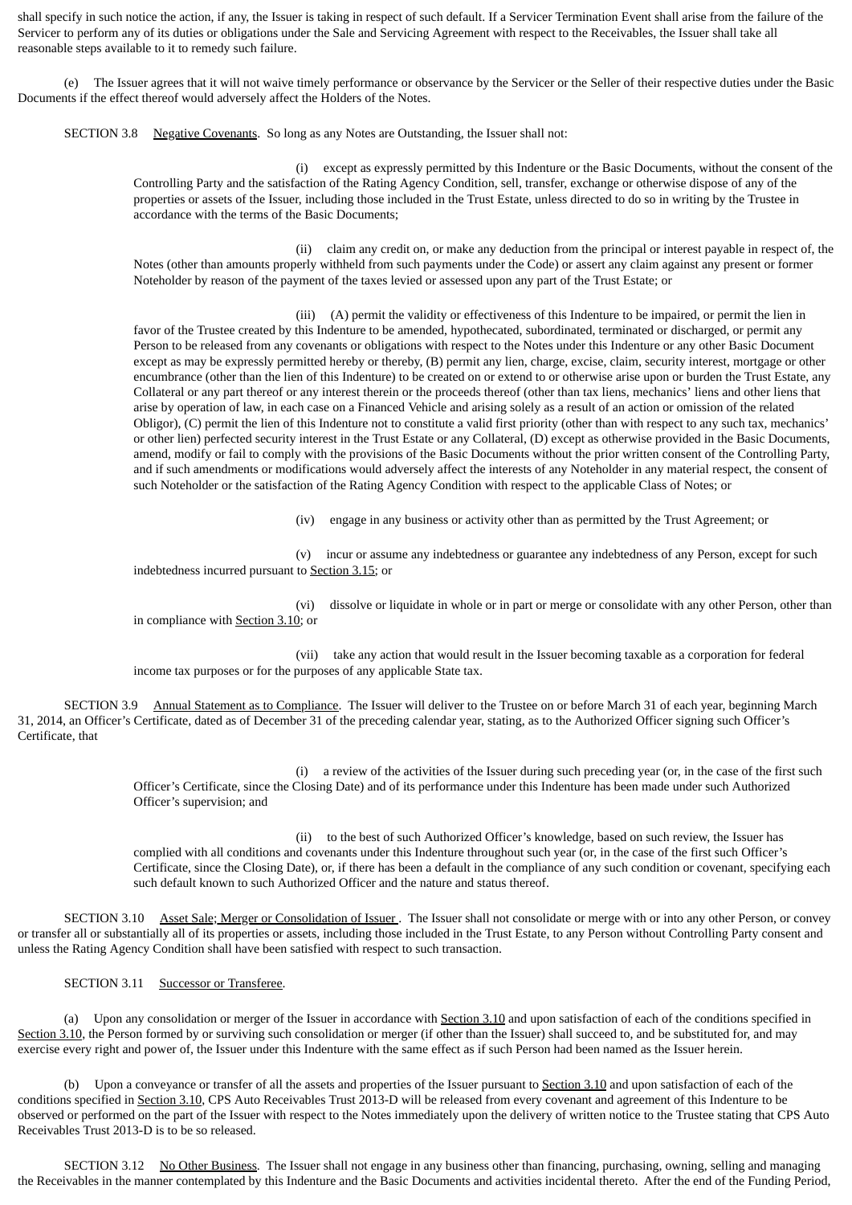shall specify in such notice the action, if any, the Issuer is taking in respect of such default. If a Servicer Termination Event shall arise from the failure of the Servicer to perform any of its duties or obligations under the Sale and Servicing Agreement with respect to the Receivables, the Issuer shall take all reasonable steps available to it to remedy such failure.

(e) The Issuer agrees that it will not waive timely performance or observance by the Servicer or the Seller of their respective duties under the Basic Documents if the effect thereof would adversely affect the Holders of the Notes.

SECTION 3.8 Negative Covenants. So long as any Notes are Outstanding, the Issuer shall not:

(i) except as expressly permitted by this Indenture or the Basic Documents, without the consent of the Controlling Party and the satisfaction of the Rating Agency Condition, sell, transfer, exchange or otherwise dispose of any of the properties or assets of the Issuer, including those included in the Trust Estate, unless directed to do so in writing by the Trustee in accordance with the terms of the Basic Documents;

(ii) claim any credit on, or make any deduction from the principal or interest payable in respect of, the Notes (other than amounts properly withheld from such payments under the Code) or assert any claim against any present or former Noteholder by reason of the payment of the taxes levied or assessed upon any part of the Trust Estate; or

(iii) (A) permit the validity or effectiveness of this Indenture to be impaired, or permit the lien in favor of the Trustee created by this Indenture to be amended, hypothecated, subordinated, terminated or discharged, or permit any Person to be released from any covenants or obligations with respect to the Notes under this Indenture or any other Basic Document except as may be expressly permitted hereby or thereby, (B) permit any lien, charge, excise, claim, security interest, mortgage or other encumbrance (other than the lien of this Indenture) to be created on or extend to or otherwise arise upon or burden the Trust Estate, any Collateral or any part thereof or any interest therein or the proceeds thereof (other than tax liens, mechanics' liens and other liens that arise by operation of law, in each case on a Financed Vehicle and arising solely as a result of an action or omission of the related Obligor), (C) permit the lien of this Indenture not to constitute a valid first priority (other than with respect to any such tax, mechanics' or other lien) perfected security interest in the Trust Estate or any Collateral, (D) except as otherwise provided in the Basic Documents, amend, modify or fail to comply with the provisions of the Basic Documents without the prior written consent of the Controlling Party, and if such amendments or modifications would adversely affect the interests of any Noteholder in any material respect, the consent of such Noteholder or the satisfaction of the Rating Agency Condition with respect to the applicable Class of Notes; or

(iv) engage in any business or activity other than as permitted by the Trust Agreement; or

(v) incur or assume any indebtedness or guarantee any indebtedness of any Person, except for such indebtedness incurred pursuant to Section 3.15; or

(vi) dissolve or liquidate in whole or in part or merge or consolidate with any other Person, other than in compliance with Section 3.10; or

(vii) take any action that would result in the Issuer becoming taxable as a corporation for federal income tax purposes or for the purposes of any applicable State tax.

SECTION 3.9 Annual Statement as to Compliance. The Issuer will deliver to the Trustee on or before March 31 of each year, beginning March 31, 2014, an Officer's Certificate, dated as of December 31 of the preceding calendar year, stating, as to the Authorized Officer signing such Officer's Certificate, that

(i) a review of the activities of the Issuer during such preceding year (or, in the case of the first such Officer's Certificate, since the Closing Date) and of its performance under this Indenture has been made under such Authorized Officer's supervision; and

(ii) to the best of such Authorized Officer's knowledge, based on such review, the Issuer has complied with all conditions and covenants under this Indenture throughout such year (or, in the case of the first such Officer's Certificate, since the Closing Date), or, if there has been a default in the compliance of any such condition or covenant, specifying each such default known to such Authorized Officer and the nature and status thereof.

SECTION 3.10 Asset Sale; Merger or Consolidation of Issuer. The Issuer shall not consolidate or merge with or into any other Person, or convey or transfer all or substantially all of its properties or assets, including those included in the Trust Estate, to any Person without Controlling Party consent and unless the Rating Agency Condition shall have been satisfied with respect to such transaction.

SECTION 3.11 Successor or Transferee.

(a) Upon any consolidation or merger of the Issuer in accordance with Section 3.10 and upon satisfaction of each of the conditions specified in Section 3.10, the Person formed by or surviving such consolidation or merger (if other than the Issuer) shall succeed to, and be substituted for, and may exercise every right and power of, the Issuer under this Indenture with the same effect as if such Person had been named as the Issuer herein.

(b) Upon a conveyance or transfer of all the assets and properties of the Issuer pursuant to Section 3.10 and upon satisfaction of each of the conditions specified in Section 3.10, CPS Auto Receivables Trust 2013-D will be released from every covenant and agreement of this Indenture to be observed or performed on the part of the Issuer with respect to the Notes immediately upon the delivery of written notice to the Trustee stating that CPS Auto Receivables Trust 2013-D is to be so released.

SECTION 3.12 No Other Business. The Issuer shall not engage in any business other than financing, purchasing, owning, selling and managing the Receivables in the manner contemplated by this Indenture and the Basic Documents and activities incidental thereto. After the end of the Funding Period,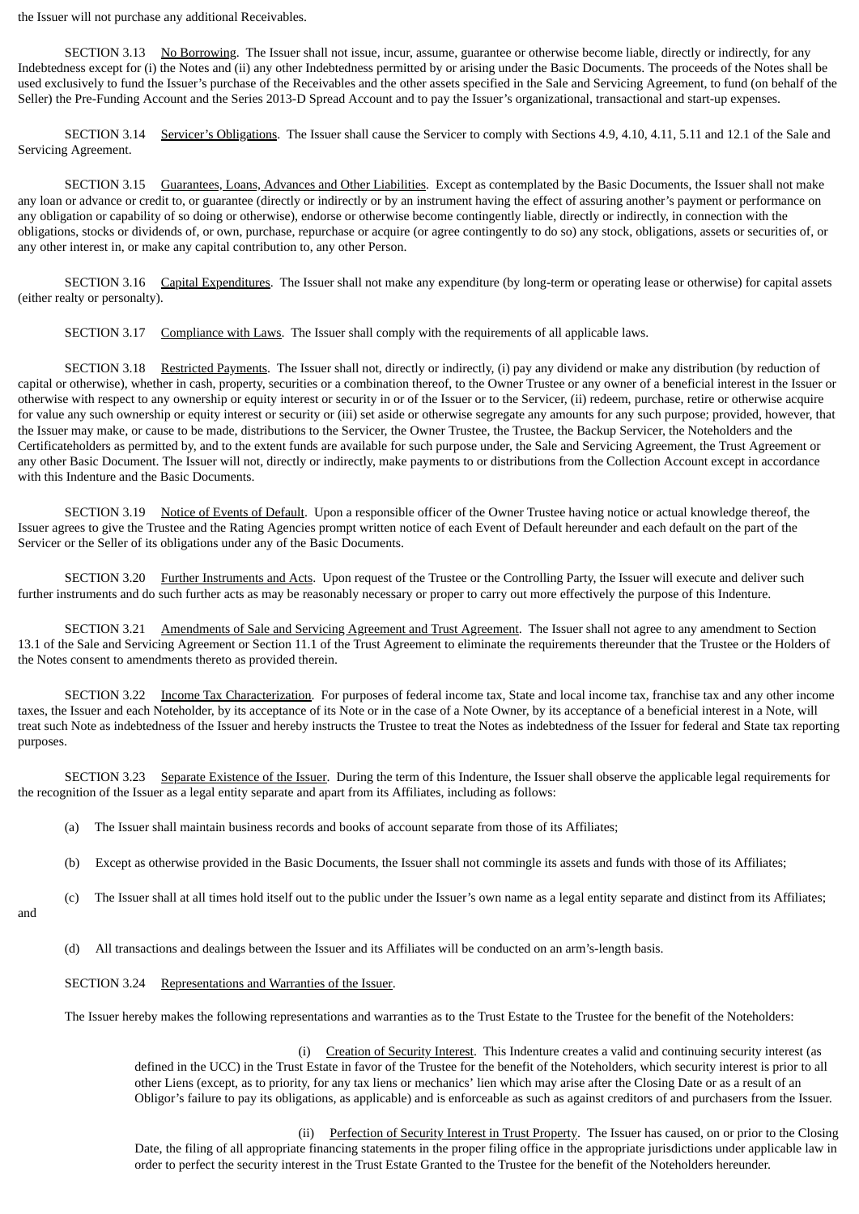the Issuer will not purchase any additional Receivables.

SECTION 3.13 No Borrowing. The Issuer shall not issue, incur, assume, guarantee or otherwise become liable, directly or indirectly, for any Indebtedness except for (i) the Notes and (ii) any other Indebtedness permitted by or arising under the Basic Documents. The proceeds of the Notes shall be used exclusively to fund the Issuer's purchase of the Receivables and the other assets specified in the Sale and Servicing Agreement, to fund (on behalf of the Seller) the Pre-Funding Account and the Series 2013-D Spread Account and to pay the Issuer's organizational, transactional and start-up expenses.

SECTION 3.14 Servicer's Obligations. The Issuer shall cause the Servicer to comply with Sections 4.9, 4.10, 4.11, 5.11 and 12.1 of the Sale and Servicing Agreement.

SECTION 3.15 Guarantees, Loans, Advances and Other Liabilities. Except as contemplated by the Basic Documents, the Issuer shall not make any loan or advance or credit to, or guarantee (directly or indirectly or by an instrument having the effect of assuring another's payment or performance on any obligation or capability of so doing or otherwise), endorse or otherwise become contingently liable, directly or indirectly, in connection with the obligations, stocks or dividends of, or own, purchase, repurchase or acquire (or agree contingently to do so) any stock, obligations, assets or securities of, or any other interest in, or make any capital contribution to, any other Person.

SECTION 3.16 Capital Expenditures. The Issuer shall not make any expenditure (by long-term or operating lease or otherwise) for capital assets (either realty or personalty).

SECTION 3.17 Compliance with Laws. The Issuer shall comply with the requirements of all applicable laws.

SECTION 3.18 Restricted Payments. The Issuer shall not, directly or indirectly, (i) pay any dividend or make any distribution (by reduction of capital or otherwise), whether in cash, property, securities or a combination thereof, to the Owner Trustee or any owner of a beneficial interest in the Issuer or otherwise with respect to any ownership or equity interest or security in or of the Issuer or to the Servicer, (ii) redeem, purchase, retire or otherwise acquire for value any such ownership or equity interest or security or (iii) set aside or otherwise segregate any amounts for any such purpose; provided, however, that the Issuer may make, or cause to be made, distributions to the Servicer, the Owner Trustee, the Trustee, the Backup Servicer, the Noteholders and the Certificateholders as permitted by, and to the extent funds are available for such purpose under, the Sale and Servicing Agreement, the Trust Agreement or any other Basic Document. The Issuer will not, directly or indirectly, make payments to or distributions from the Collection Account except in accordance with this Indenture and the Basic Documents.

SECTION 3.19 Notice of Events of Default. Upon a responsible officer of the Owner Trustee having notice or actual knowledge thereof, the Issuer agrees to give the Trustee and the Rating Agencies prompt written notice of each Event of Default hereunder and each default on the part of the Servicer or the Seller of its obligations under any of the Basic Documents.

SECTION 3.20 Further Instruments and Acts. Upon request of the Trustee or the Controlling Party, the Issuer will execute and deliver such further instruments and do such further acts as may be reasonably necessary or proper to carry out more effectively the purpose of this Indenture.

SECTION 3.21 Amendments of Sale and Servicing Agreement and Trust Agreement. The Issuer shall not agree to any amendment to Section 13.1 of the Sale and Servicing Agreement or Section 11.1 of the Trust Agreement to eliminate the requirements thereunder that the Trustee or the Holders of the Notes consent to amendments thereto as provided therein.

SECTION 3.22 Income Tax Characterization. For purposes of federal income tax, State and local income tax, franchise tax and any other income taxes, the Issuer and each Noteholder, by its acceptance of its Note or in the case of a Note Owner, by its acceptance of a beneficial interest in a Note, will treat such Note as indebtedness of the Issuer and hereby instructs the Trustee to treat the Notes as indebtedness of the Issuer for federal and State tax reporting purposes.

SECTION 3.23 Separate Existence of the Issuer. During the term of this Indenture, the Issuer shall observe the applicable legal requirements for the recognition of the Issuer as a legal entity separate and apart from its Affiliates, including as follows:

(a) The Issuer shall maintain business records and books of account separate from those of its Affiliates;

(b) Except as otherwise provided in the Basic Documents, the Issuer shall not commingle its assets and funds with those of its Affiliates;

(c) The Issuer shall at all times hold itself out to the public under the Issuer's own name as a legal entity separate and distinct from its Affiliates; and

(d) All transactions and dealings between the Issuer and its Affiliates will be conducted on an arm's-length basis.

SECTION 3.24 Representations and Warranties of the Issuer.

The Issuer hereby makes the following representations and warranties as to the Trust Estate to the Trustee for the benefit of the Noteholders:

(i) Creation of Security Interest. This Indenture creates a valid and continuing security interest (as defined in the UCC) in the Trust Estate in favor of the Trustee for the benefit of the Noteholders, which security interest is prior to all other Liens (except, as to priority, for any tax liens or mechanics' lien which may arise after the Closing Date or as a result of an Obligor's failure to pay its obligations, as applicable) and is enforceable as such as against creditors of and purchasers from the Issuer.

(ii) Perfection of Security Interest in Trust Property. The Issuer has caused, on or prior to the Closing Date, the filing of all appropriate financing statements in the proper filing office in the appropriate jurisdictions under applicable law in order to perfect the security interest in the Trust Estate Granted to the Trustee for the benefit of the Noteholders hereunder.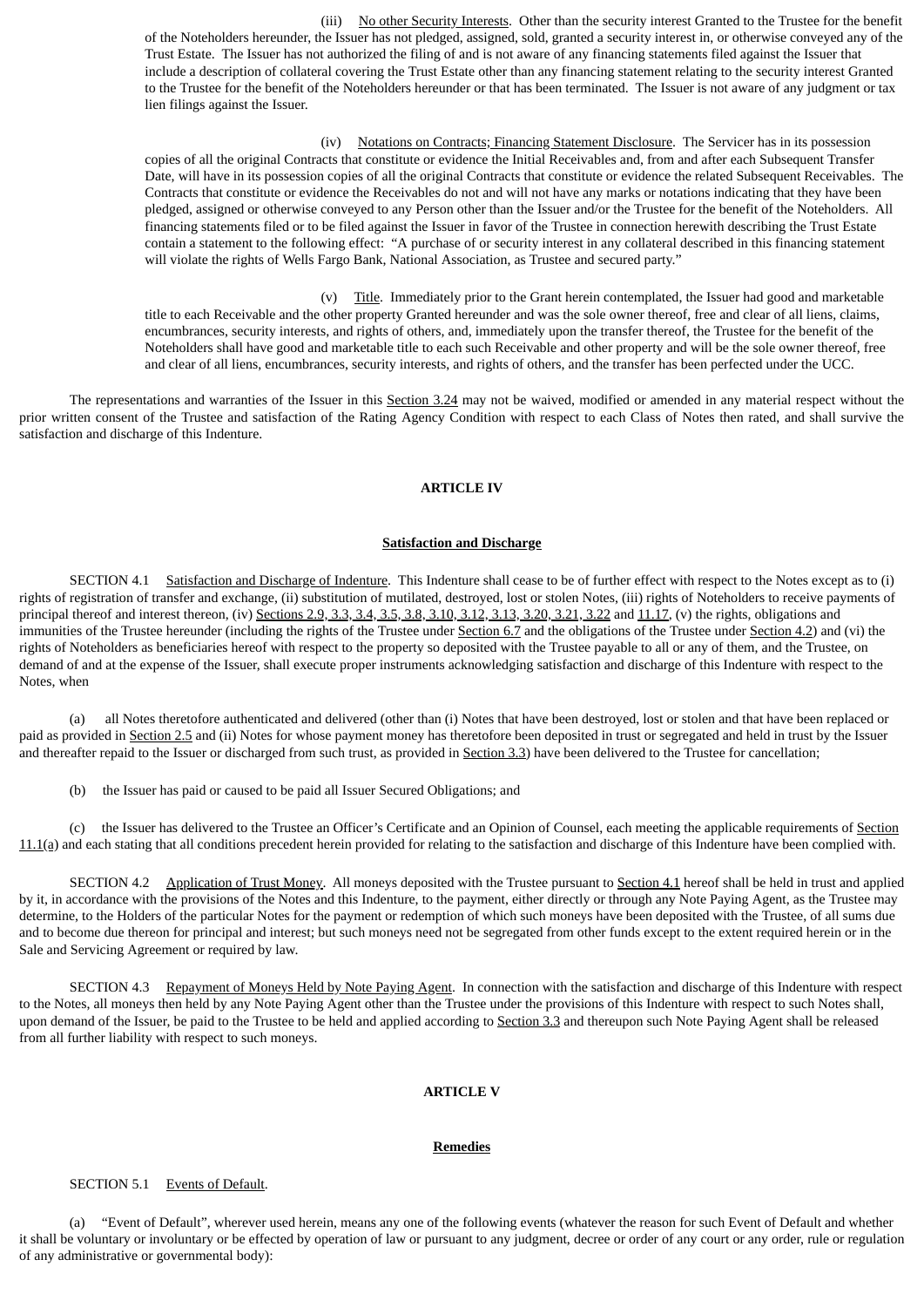(iii) No other Security Interests. Other than the security interest Granted to the Trustee for the benefit of the Noteholders hereunder, the Issuer has not pledged, assigned, sold, granted a security interest in, or otherwise conveyed any of the Trust Estate. The Issuer has not authorized the filing of and is not aware of any financing statements filed against the Issuer that include a description of collateral covering the Trust Estate other than any financing statement relating to the security interest Granted to the Trustee for the benefit of the Noteholders hereunder or that has been terminated. The Issuer is not aware of any judgment or tax lien filings against the Issuer.

(iv) Notations on Contracts; Financing Statement Disclosure. The Servicer has in its possession copies of all the original Contracts that constitute or evidence the Initial Receivables and, from and after each Subsequent Transfer Date, will have in its possession copies of all the original Contracts that constitute or evidence the related Subsequent Receivables. The Contracts that constitute or evidence the Receivables do not and will not have any marks or notations indicating that they have been pledged, assigned or otherwise conveyed to any Person other than the Issuer and/or the Trustee for the benefit of the Noteholders. All financing statements filed or to be filed against the Issuer in favor of the Trustee in connection herewith describing the Trust Estate contain a statement to the following effect: "A purchase of or security interest in any collateral described in this financing statement will violate the rights of Wells Fargo Bank, National Association, as Trustee and secured party."

(v) Title. Immediately prior to the Grant herein contemplated, the Issuer had good and marketable title to each Receivable and the other property Granted hereunder and was the sole owner thereof, free and clear of all liens, claims, encumbrances, security interests, and rights of others, and, immediately upon the transfer thereof, the Trustee for the benefit of the Noteholders shall have good and marketable title to each such Receivable and other property and will be the sole owner thereof, free and clear of all liens, encumbrances, security interests, and rights of others, and the transfer has been perfected under the UCC.

The representations and warranties of the Issuer in this Section 3.24 may not be waived, modified or amended in any material respect without the prior written consent of the Trustee and satisfaction of the Rating Agency Condition with respect to each Class of Notes then rated, and shall survive the satisfaction and discharge of this Indenture.

## ARTICLE IV

## Satisfaction and Discharge

SECTION 4.1 Satisfaction and Discharge of Indenture. This Indenture shall cease to be of further effect with respect to the Notes except as to (i) rights of registration of transfer and exchange, (ii) substitution of mutilated, destroyed, lost or stolen Notes, (iii) rights of Noteholders to receive payments of principal thereof and interest thereon, (iv) Sections 2.9, 3.3, 3.4, 3.5, 3.8, 3.10, 3.12, 3.13, 3.20, 3.21, 3.22 and 11.17, (v) the rights, obligations and immunities of the Trustee hereunder (including the rights of the Trustee under Section 6.7 and the obligations of the Trustee under Section 4.2) and (vi) the rights of Noteholders as beneficiaries hereof with respect to the property so deposited with the Trustee payable to all or any of them, and the Trustee, on demand of and at the expense of the Issuer, shall execute proper instruments acknowledging satisfaction and discharge of this Indenture with respect to the Notes, when

(a) all Notes theretofore authenticated and delivered (other than (i) Notes that have been destroyed, lost or stolen and that have been replaced or paid as provided in Section 2.5 and (ii) Notes for whose payment money has theretofore been deposited in trust or segregated and held in trust by the Issuer and thereafter repaid to the Issuer or discharged from such trust, as provided in Section 3.3) have been delivered to the Trustee for cancellation;

(b) the Issuer has paid or caused to be paid all Issuer Secured Obligations; and

(c) the Issuer has delivered to the Trustee an Officer's Certificate and an Opinion of Counsel, each meeting the applicable requirements of Section 11.1(a) and each stating that all conditions precedent herein provided for relating to the satisfaction and discharge of this Indenture have been complied with.

SECTION 4.2 Application of Trust Money. All moneys deposited with the Trustee pursuant to Section 4.1 hereof shall be held in trust and applied by it, in accordance with the provisions of the Notes and this Indenture, to the payment, either directly or through any Note Paying Agent, as the Trustee may determine, to the Holders of the particular Notes for the payment or redemption of which such moneys have been deposited with the Trustee, of all sums due and to become due thereon for principal and interest; but such moneys need not be segregated from other funds except to the extent required herein or in the Sale and Servicing Agreement or required by law.

SECTION 4.3 Repayment of Moneys Held by Note Paying Agent. In connection with the satisfaction and discharge of this Indenture with respect to the Notes, all moneys then held by any Note Paying Agent other than the Trustee under the provisions of this Indenture with respect to such Notes shall, upon demand of the Issuer, be paid to the Trustee to be held and applied according to Section 3.3 and thereupon such Note Paying Agent shall be released from all further liability with respect to such moneys.

## ARTICLE V

## Remedies

SECTION 5.1 Events of Default.

(a) "Event of Default", wherever used herein, means any one of the following events (whatever the reason for such Event of Default and whether it shall be voluntary or involuntary or be effected by operation of law or pursuant to any judgment, decree or order of any court or any order, rule or regulation of any administrative or governmental body):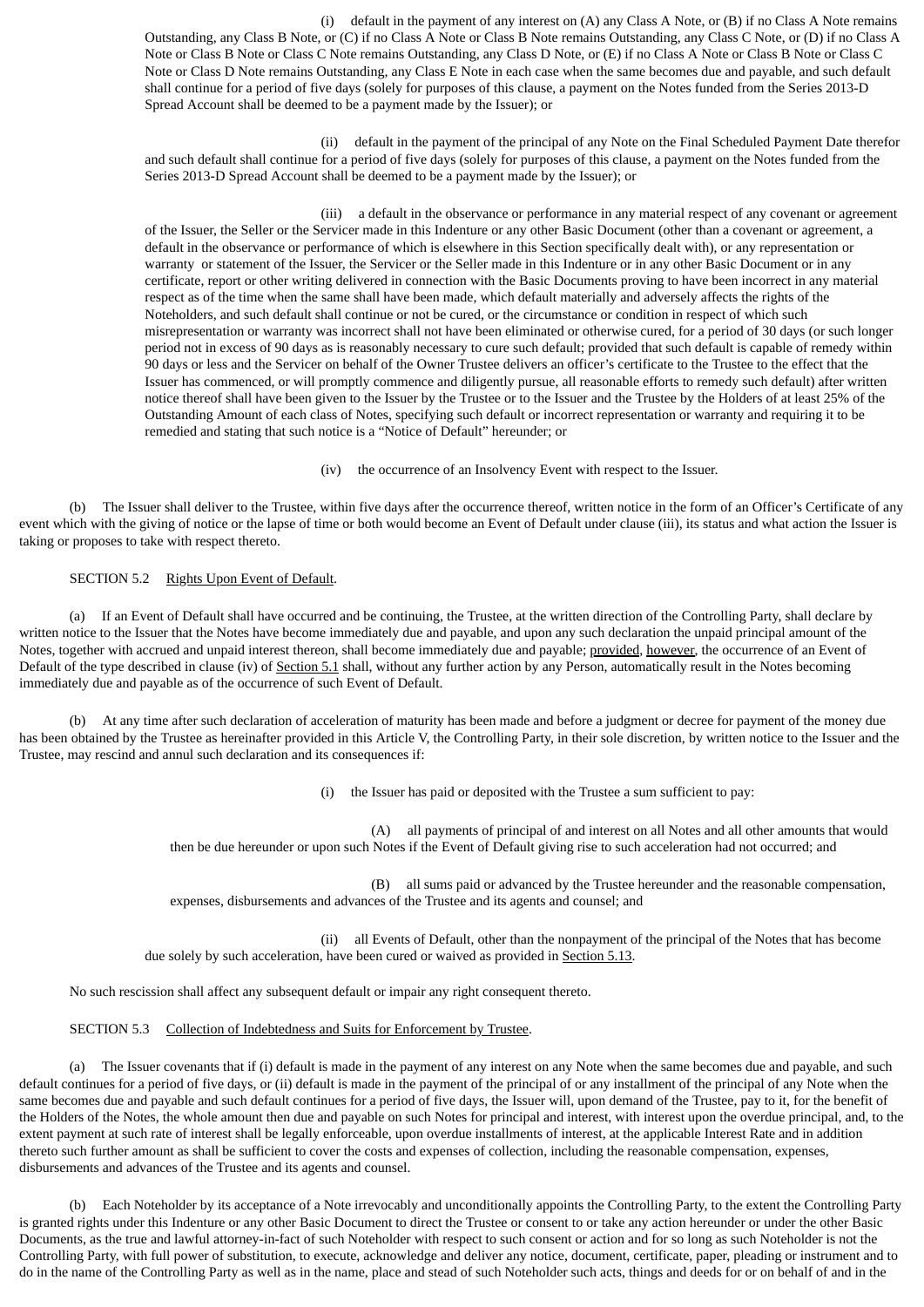(i) default in the payment of any interest on (A) any Class A Note, or (B) if no Class A Note remains Outstanding, any Class B Note, or (C) if no Class A Note or Class B Note remains Outstanding, any Class C Note, or (D) if no Class A Note or Class B Note or Class C Note remains Outstanding, any Class D Note, or (E) if no Class A Note or Class B Note or Class C Note or Class D Note remains Outstanding, any Class E Note in each case when the same becomes due and payable, and such default shall continue for a period of five days (solely for purposes of this clause, a payment on the Notes funded from the Series 2013-D Spread Account shall be deemed to be a payment made by the Issuer); or

(ii) default in the payment of the principal of any Note on the Final Scheduled Payment Date therefor and such default shall continue for a period of five days (solely for purposes of this clause, a payment on the Notes funded from the Series 2013-D Spread Account shall be deemed to be a payment made by the Issuer); or

(iii) a default in the observance or performance in any material respect of any covenant or agreement of the Issuer, the Seller or the Servicer made in this Indenture or any other Basic Document (other than a covenant or agreement, a default in the observance or performance of which is elsewhere in this Section specifically dealt with), or any representation or warranty or statement of the Issuer, the Servicer or the Seller made in this Indenture or in any other Basic Document or in any certificate, report or other writing delivered in connection with the Basic Documents proving to have been incorrect in any material respect as of the time when the same shall have been made, which default materially and adversely affects the rights of the Noteholders, and such default shall continue or not be cured, or the circumstance or condition in respect of which such misrepresentation or warranty was incorrect shall not have been eliminated or otherwise cured, for a period of 30 days (or such longer period not in excess of 90 days as is reasonably necessary to cure such default; provided that such default is capable of remedy within 90 days or less and the Servicer on behalf of the Owner Trustee delivers an officer's certificate to the Trustee to the effect that the Issuer has commenced, or will promptly commence and diligently pursue, all reasonable efforts to remedy such default) after written notice thereof shall have been given to the Issuer by the Trustee or to the Issuer and the Trustee by the Holders of at least 25% of the Outstanding Amount of each class of Notes, specifying such default or incorrect representation or warranty and requiring it to be remedied and stating that such notice is a "Notice of Default" hereunder; or

(iv) the occurrence of an Insolvency Event with respect to the Issuer.

(b) The Issuer shall deliver to the Trustee, within five days after the occurrence thereof, written notice in the form of an Officer's Certificate of any event which with the giving of notice or the lapse of time or both would become an Event of Default under clause (iii), its status and what action the Issuer is taking or proposes to take with respect thereto.

SECTION 5.2 Rights Upon Event of Default.

(a) If an Event of Default shall have occurred and be continuing, the Trustee, at the written direction of the Controlling Party, shall declare by written notice to the Issuer that the Notes have become immediately due and payable, and upon any such declaration the unpaid principal amount of the Notes, together with accrued and unpaid interest thereon, shall become immediately due and payable; provided, however, the occurrence of an Event of Default of the type described in clause (iv) of Section 5.1 shall, without any further action by any Person, automatically result in the Notes becoming immediately due and payable as of the occurrence of such Event of Default.

(b) At any time after such declaration of acceleration of maturity has been made and before a judgment or decree for payment of the money due has been obtained by the Trustee as hereinafter provided in this Article V, the Controlling Party, in their sole discretion, by written notice to the Issuer and the Trustee, may rescind and annul such declaration and its consequences if:

(i) the Issuer has paid or deposited with the Trustee a sum sufficient to pay:

(A) all payments of principal of and interest on all Notes and all other amounts that would then be due hereunder or upon such Notes if the Event of Default giving rise to such acceleration had not occurred; and

(B) all sums paid or advanced by the Trustee hereunder and the reasonable compensation, expenses, disbursements and advances of the Trustee and its agents and counsel; and

(ii) all Events of Default, other than the nonpayment of the principal of the Notes that has become due solely by such acceleration, have been cured or waived as provided in Section 5.13.

No such rescission shall affect any subsequent default or impair any right consequent thereto.

SECTION 5.3 Collection of Indebtedness and Suits for Enforcement by Trustee.

(a) The Issuer covenants that if (i) default is made in the payment of any interest on any Note when the same becomes due and payable, and such default continues for a period of five days, or (ii) default is made in the payment of the principal of or any installment of the principal of any Note when the same becomes due and payable and such default continues for a period of five days, the Issuer will, upon demand of the Trustee, pay to it, for the benefit of the Holders of the Notes, the whole amount then due and payable on such Notes for principal and interest, with interest upon the overdue principal, and, to the extent payment at such rate of interest shall be legally enforceable, upon overdue installments of interest, at the applicable Interest Rate and in addition thereto such further amount as shall be sufficient to cover the costs and expenses of collection, including the reasonable compensation, expenses, disbursements and advances of the Trustee and its agents and counsel.

(b) Each Noteholder by its acceptance of a Note irrevocably and unconditionally appoints the Controlling Party, to the extent the Controlling Party is granted rights under this Indenture or any other Basic Document to direct the Trustee or consent to or take any action hereunder or under the other Basic Documents, as the true and lawful attorney-in-fact of such Noteholder with respect to such consent or action and for so long as such Noteholder is not the Controlling Party, with full power of substitution, to execute, acknowledge and deliver any notice, document, certificate, paper, pleading or instrument and to do in the name of the Controlling Party as well as in the name, place and stead of such Noteholder such acts, things and deeds for or on behalf of and in the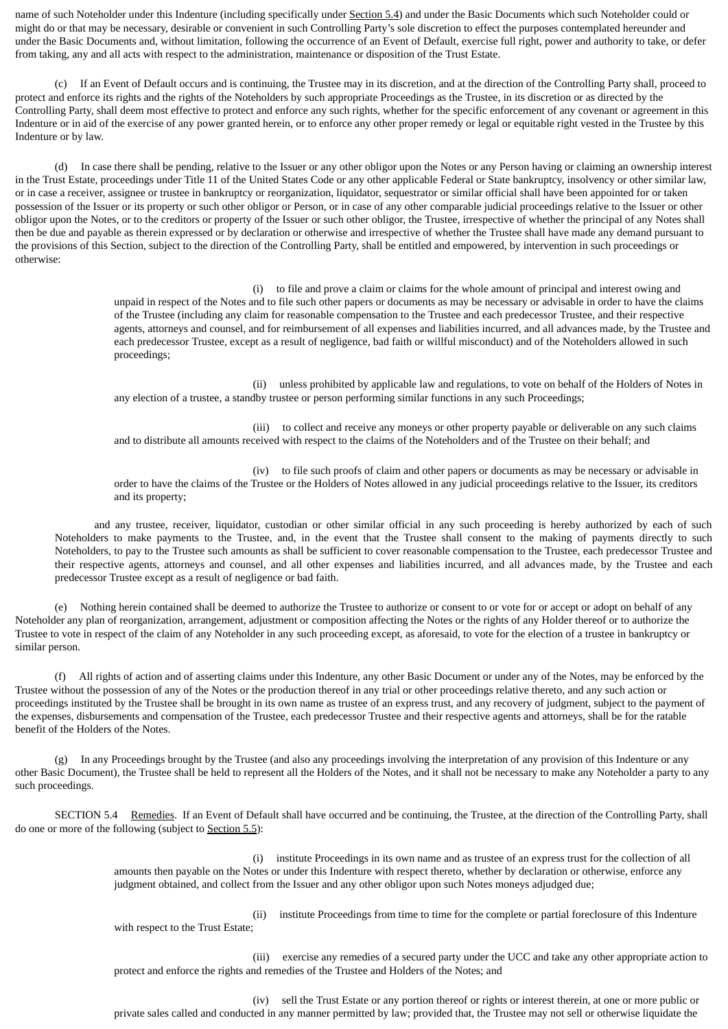name of such Noteholder under this Indenture (including specifically under Section 5.4) and under the Basic Documents which such Noteholder could or might do or that may be necessary, desirable or convenient in such Controlling Party's sole discretion to effect the purposes contemplated hereunder and under the Basic Documents and, without limitation, following the occurrence of an Event of Default, exercise full right, power and authority to take, or defer from taking, any and all acts with respect to the administration, maintenance or disposition of the Trust Estate.

(c) If an Event of Default occurs and is continuing, the Trustee may in its discretion, and at the direction of the Controlling Party shall, proceed to protect and enforce its rights and the rights of the Noteholders by such appropriate Proceedings as the Trustee, in its discretion or as directed by the Controlling Party, shall deem most effective to protect and enforce any such rights, whether for the specific enforcement of any covenant or agreement in this Indenture or in aid of the exercise of any power granted herein, or to enforce any other proper remedy or legal or equitable right vested in the Trustee by this Indenture or by law.

(d) In case there shall be pending, relative to the Issuer or any other obligor upon the Notes or any Person having or claiming an ownership interest in the Trust Estate, proceedings under Title 11 of the United States Code or any other applicable Federal or State bankruptcy, insolvency or other similar law, or in case a receiver, assignee or trustee in bankruptcy or reorganization, liquidator, sequestrator or similar official shall have been appointed for or taken possession of the Issuer or its property or such other obligor or Person, or in case of any other comparable judicial proceedings relative to the Issuer or other obligor upon the Notes, or to the creditors or property of the Issuer or such other obligor, the Trustee, irrespective of whether the principal of any Notes shall then be due and payable as therein expressed or by declaration or otherwise and irrespective of whether the Trustee shall have made any demand pursuant to the provisions of this Section, subject to the direction of the Controlling Party, shall be entitled and empowered, by intervention in such proceedings or otherwise:

(i) to file and prove a claim or claims for the whole amount of principal and interest owing and unpaid in respect of the Notes and to file such other papers or documents as may be necessary or advisable in order to have the claims of the Trustee (including any claim for reasonable compensation to the Trustee and each predecessor Trustee, and their respective agents, attorneys and counsel, and for reimbursement of all expenses and liabilities incurred, and all advances made, by the Trustee and each predecessor Trustee, except as a result of negligence, bad faith or willful misconduct) and of the Noteholders allowed in such proceedings;

(ii) unless prohibited by applicable law and regulations, to vote on behalf of the Holders of Notes in any election of a trustee, a standby trustee or person performing similar functions in any such Proceedings;

(iii) to collect and receive any moneys or other property payable or deliverable on any such claims and to distribute all amounts received with respect to the claims of the Noteholders and of the Trustee on their behalf; and

(iv) to file such proofs of claim and other papers or documents as may be necessary or advisable in order to have the claims of the Trustee or the Holders of Notes allowed in any judicial proceedings relative to the Issuer, its creditors and its property;

and any trustee, receiver, liquidator, custodian or other similar official in any such proceeding is hereby authorized by each of such Noteholders to make payments to the Trustee, and, in the event that the Trustee shall consent to the making of payments directly to such Noteholders, to pay to the Trustee such amounts as shall be sufficient to cover reasonable compensation to the Trustee, each predecessor Trustee and their respective agents, attorneys and counsel, and all other expenses and liabilities incurred, and all advances made, by the Trustee and each predecessor Trustee except as a result of negligence or bad faith.

(e) Nothing herein contained shall be deemed to authorize the Trustee to authorize or consent to or vote for or accept or adopt on behalf of any Noteholder any plan of reorganization, arrangement, adjustment or composition affecting the Notes or the rights of any Holder thereof or to authorize the Trustee to vote in respect of the claim of any Noteholder in any such proceeding except, as aforesaid, to vote for the election of a trustee in bankruptcy or similar person.

(f) All rights of action and of asserting claims under this Indenture, any other Basic Document or under any of the Notes, may be enforced by the Trustee without the possession of any of the Notes or the production thereof in any trial or other proceedings relative thereto, and any such action or proceedings instituted by the Trustee shall be brought in its own name as trustee of an express trust, and any recovery of judgment, subject to the payment of the expenses, disbursements and compensation of the Trustee, each predecessor Trustee and their respective agents and attorneys, shall be for the ratable benefit of the Holders of the Notes.

(g) In any Proceedings brought by the Trustee (and also any proceedings involving the interpretation of any provision of this Indenture or any other Basic Document), the Trustee shall be held to represent all the Holders of the Notes, and it shall not be necessary to make any Noteholder a party to any such proceedings.

SECTION 5.4 Remedies. If an Event of Default shall have occurred and be continuing, the Trustee, at the direction of the Controlling Party, shall do one or more of the following (subject to Section 5.5):

(i) institute Proceedings in its own name and as trustee of an express trust for the collection of all amounts then payable on the Notes or under this Indenture with respect thereto, whether by declaration or otherwise, enforce any judgment obtained, and collect from the Issuer and any other obligor upon such Notes moneys adjudged due;

(ii) institute Proceedings from time to time for the complete or partial foreclosure of this Indenture with respect to the Trust Estate;

(iii) exercise any remedies of a secured party under the UCC and take any other appropriate action to protect and enforce the rights and remedies of the Trustee and Holders of the Notes; and

(iv) sell the Trust Estate or any portion thereof or rights or interest therein, at one or more public or private sales called and conducted in any manner permitted by law; provided that, the Trustee may not sell or otherwise liquidate the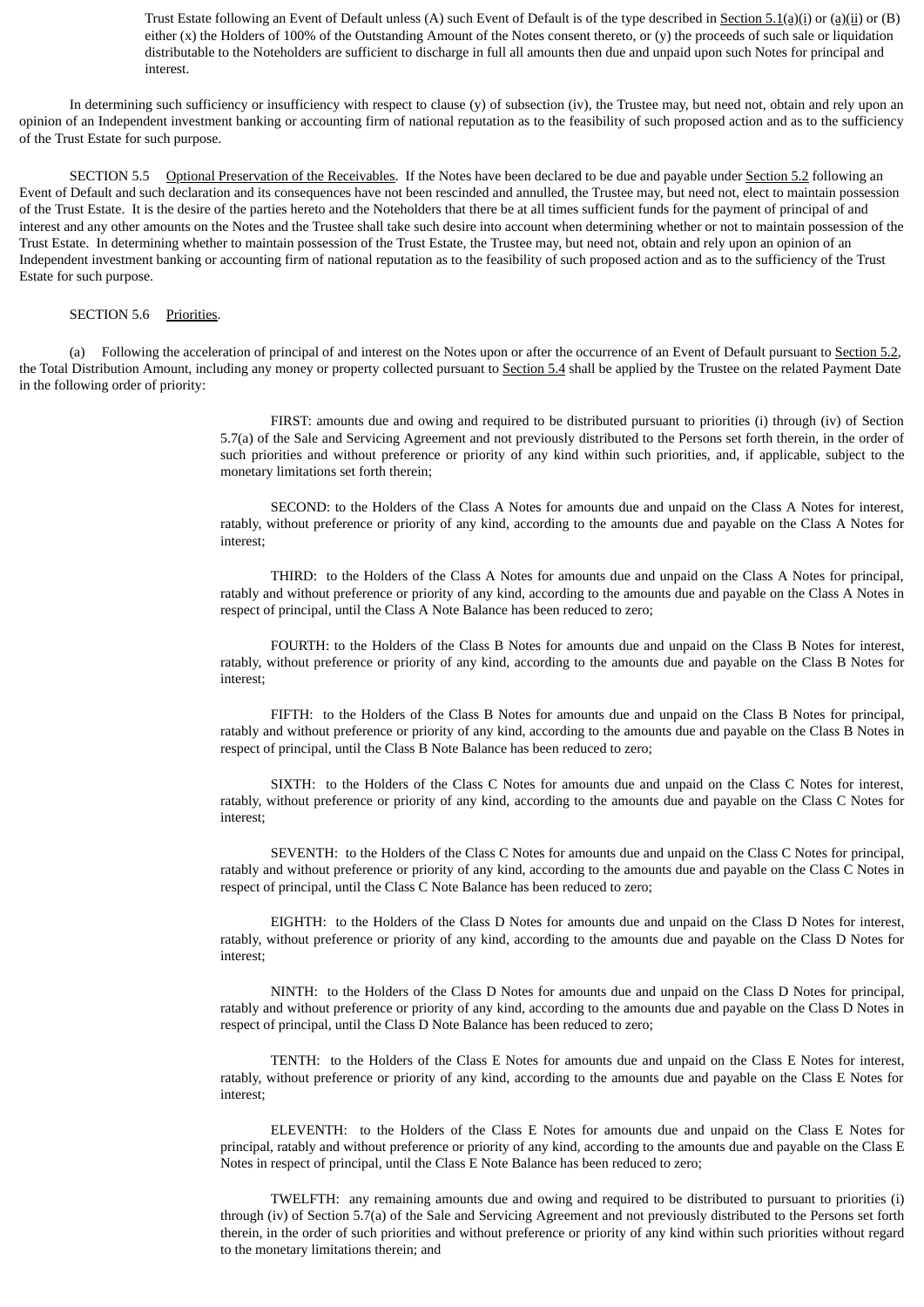Trust Estate following an Event of Default unless (A) such Event of Default is of the type described in Section 5.1(a)(i) or (a)(ii) or (B) either (x) the Holders of 100% of the Outstanding Amount of the Notes consent thereto, or (y) the proceeds of such sale or liquidation distributable to the Noteholders are sufficient to discharge in full all amounts then due and unpaid upon such Notes for principal and interest.

In determining such sufficiency or insufficiency with respect to clause (y) of subsection (iv), the Trustee may, but need not, obtain and rely upon an opinion of an Independent investment banking or accounting firm of national reputation as to the feasibility of such proposed action and as to the sufficiency of the Trust Estate for such purpose.

SECTION 5.5 Optional Preservation of the Receivables. If the Notes have been declared to be due and payable under Section 5.2 following an Event of Default and such declaration and its consequences have not been rescinded and annulled, the Trustee may, but need not, elect to maintain possession of the Trust Estate. It is the desire of the parties hereto and the Noteholders that there be at all times sufficient funds for the payment of principal of and interest and any other amounts on the Notes and the Trustee shall take such desire into account when determining whether or not to maintain possession of the Trust Estate. In determining whether to maintain possession of the Trust Estate, the Trustee may, but need not, obtain and rely upon an opinion of an Independent investment banking or accounting firm of national reputation as to the feasibility of such proposed action and as to the sufficiency of the Trust Estate for such purpose.

SECTION 5.6 Priorities.

(a) Following the acceleration of principal of and interest on the Notes upon or after the occurrence of an Event of Default pursuant to Section 5.2, the Total Distribution Amount, including any money or property collected pursuant to Section 5.4 shall be applied by the Trustee on the related Payment Date in the following order of priority:

FIRST: amounts due and owing and required to be distributed pursuant to priorities (i) through (iv) of Section 5.7(a) of the Sale and Servicing Agreement and not previously distributed to the Persons set forth therein, in the order of such priorities and without preference or priority of any kind within such priorities, and, if applicable, subject to the monetary limitations set forth therein;

SECOND: to the Holders of the Class A Notes for amounts due and unpaid on the Class A Notes for interest, ratably, without preference or priority of any kind, according to the amounts due and payable on the Class A Notes for interest;

THIRD: to the Holders of the Class A Notes for amounts due and unpaid on the Class A Notes for principal, ratably and without preference or priority of any kind, according to the amounts due and payable on the Class A Notes in respect of principal, until the Class A Note Balance has been reduced to zero;

FOURTH: to the Holders of the Class B Notes for amounts due and unpaid on the Class B Notes for interest, ratably, without preference or priority of any kind, according to the amounts due and payable on the Class B Notes for interest;

FIFTH: to the Holders of the Class B Notes for amounts due and unpaid on the Class B Notes for principal, ratably and without preference or priority of any kind, according to the amounts due and payable on the Class B Notes in respect of principal, until the Class B Note Balance has been reduced to zero;

SIXTH: to the Holders of the Class C Notes for amounts due and unpaid on the Class C Notes for interest, ratably, without preference or priority of any kind, according to the amounts due and payable on the Class C Notes for interest;

SEVENTH: to the Holders of the Class C Notes for amounts due and unpaid on the Class C Notes for principal, ratably and without preference or priority of any kind, according to the amounts due and payable on the Class C Notes in respect of principal, until the Class C Note Balance has been reduced to zero;

EIGHTH: to the Holders of the Class D Notes for amounts due and unpaid on the Class D Notes for interest, ratably, without preference or priority of any kind, according to the amounts due and payable on the Class D Notes for interest;

NINTH: to the Holders of the Class D Notes for amounts due and unpaid on the Class D Notes for principal, ratably and without preference or priority of any kind, according to the amounts due and payable on the Class D Notes in respect of principal, until the Class D Note Balance has been reduced to zero;

TENTH: to the Holders of the Class E Notes for amounts due and unpaid on the Class E Notes for interest, ratably, without preference or priority of any kind, according to the amounts due and payable on the Class E Notes for interest;

ELEVENTH: to the Holders of the Class E Notes for amounts due and unpaid on the Class E Notes for principal, ratably and without preference or priority of any kind, according to the amounts due and payable on the Class E Notes in respect of principal, until the Class E Note Balance has been reduced to zero;

TWELFTH: any remaining amounts due and owing and required to be distributed to pursuant to priorities (i) through (iv) of Section 5.7(a) of the Sale and Servicing Agreement and not previously distributed to the Persons set forth therein, in the order of such priorities and without preference or priority of any kind within such priorities without regard to the monetary limitations therein; and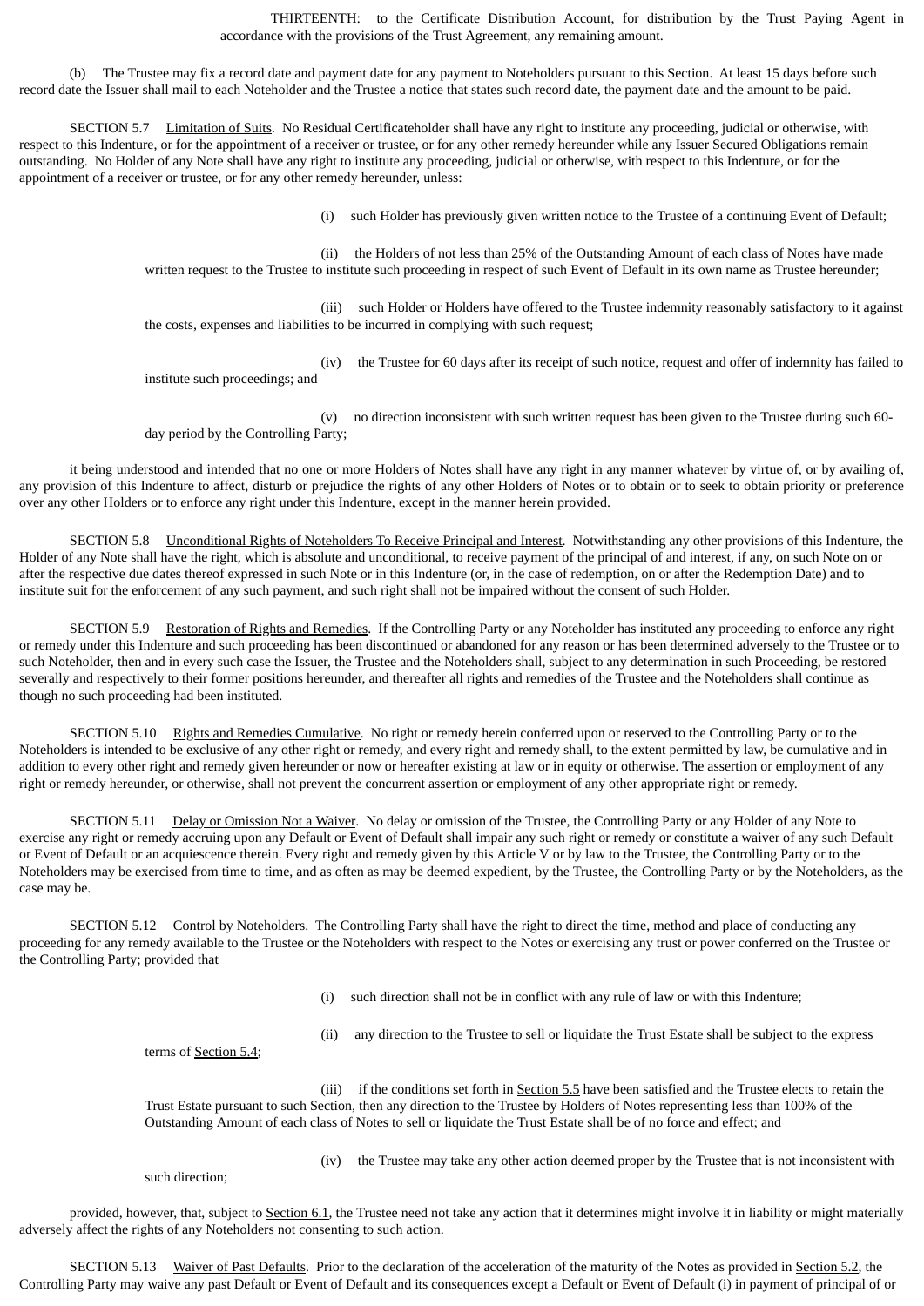THIRTEENTH: to the Certificate Distribution Account, for distribution by the Trust Paying Agent in accordance with the provisions of the Trust Agreement, any remaining amount.

(b) The Trustee may fix a record date and payment date for any payment to Noteholders pursuant to this Section. At least 15 days before such record date the Issuer shall mail to each Noteholder and the Trustee a notice that states such record date, the payment date and the amount to be paid.

SECTION 5.7 Limitation of Suits. No Residual Certificateholder shall have any right to institute any proceeding, judicial or otherwise, with respect to this Indenture, or for the appointment of a receiver or trustee, or for any other remedy hereunder while any Issuer Secured Obligations remain outstanding. No Holder of any Note shall have any right to institute any proceeding, judicial or otherwise, with respect to this Indenture, or for the appointment of a receiver or trustee, or for any other remedy hereunder, unless:

(i) such Holder has previously given written notice to the Trustee of a continuing Event of Default;

(ii) the Holders of not less than 25% of the Outstanding Amount of each class of Notes have made written request to the Trustee to institute such proceeding in respect of such Event of Default in its own name as Trustee hereunder;

(iii) such Holder or Holders have offered to the Trustee indemnity reasonably satisfactory to it against the costs, expenses and liabilities to be incurred in complying with such request;

(iv) the Trustee for 60 days after its receipt of such notice, request and offer of indemnity has failed to institute such proceedings; and

(v) no direction inconsistent with such written request has been given to the Trustee during such 60-day period by the Controlling Party;

it being understood and intended that no one or more Holders of Notes shall have any right in any manner whatever by virtue of, or by availing of, any provision of this Indenture to affect, disturb or prejudice the rights of any other Holders of Notes or to obtain or to seek to obtain priority or preference over any other Holders or to enforce any right under this Indenture, except in the manner herein provided.

SECTION 5.8 Unconditional Rights of Noteholders To Receive Principal and Interest. Notwithstanding any other provisions of this Indenture, the Holder of any Note shall have the right, which is absolute and unconditional, to receive payment of the principal of and interest, if any, on such Note on or after the respective due dates thereof expressed in such Note or in this Indenture (or, in the case of redemption, on or after the Redemption Date) and to institute suit for the enforcement of any such payment, and such right shall not be impaired without the consent of such Holder.

SECTION 5.9 Restoration of Rights and Remedies. If the Controlling Party or any Noteholder has instituted any proceeding to enforce any right or remedy under this Indenture and such proceeding has been discontinued or abandoned for any reason or has been determined adversely to the Trustee or to such Noteholder, then and in every such case the Issuer, the Trustee and the Noteholders shall, subject to any determination in such Proceeding, be restored severally and respectively to their former positions hereunder, and thereafter all rights and remedies of the Trustee and the Noteholders shall continue as though no such proceeding had been instituted.

SECTION 5.10 Rights and Remedies Cumulative. No right or remedy herein conferred upon or reserved to the Controlling Party or to the Noteholders is intended to be exclusive of any other right or remedy, and every right and remedy shall, to the extent permitted by law, be cumulative and in addition to every other right and remedy given hereunder or now or hereafter existing at law or in equity or otherwise. The assertion or employment of any right or remedy hereunder, or otherwise, shall not prevent the concurrent assertion or employment of any other appropriate right or remedy.

SECTION 5.11 Delay or Omission Not a Waiver. No delay or omission of the Trustee, the Controlling Party or any Holder of any Note to exercise any right or remedy accruing upon any Default or Event of Default shall impair any such right or remedy or constitute a waiver of any such Default or Event of Default or an acquiescence therein. Every right and remedy given by this Article V or by law to the Trustee, the Controlling Party or to the Noteholders may be exercised from time to time, and as often as may be deemed expedient, by the Trustee, the Controlling Party or by the Noteholders, as the case may be.

SECTION 5.12 Control by Noteholders. The Controlling Party shall have the right to direct the time, method and place of conducting any proceeding for any remedy available to the Trustee or the Noteholders with respect to the Notes or exercising any trust or power conferred on the Trustee or the Controlling Party; provided that

(i) such direction shall not be in conflict with any rule of law or with this Indenture;

(ii) any direction to the Trustee to sell or liquidate the Trust Estate shall be subject to the express terms of Section 5.4;

(iii) if the conditions set forth in Section 5.5 have been satisfied and the Trustee elects to retain the Trust Estate pursuant to such Section, then any direction to the Trustee by Holders of Notes representing less than 100% of the Outstanding Amount of each class of Notes to sell or liquidate the Trust Estate shall be of no force and effect; and

(iv) the Trustee may take any other action deemed proper by the Trustee that is not inconsistent with such direction;

provided, however, that, subject to Section 6.1, the Trustee need not take any action that it determines might involve it in liability or might materially adversely affect the rights of any Noteholders not consenting to such action.

SECTION 5.13 Waiver of Past Defaults. Prior to the declaration of the acceleration of the maturity of the Notes as provided in Section 5.2, the Controlling Party may waive any past Default or Event of Default and its consequences except a Default or Event of Default (i) in payment of principal of or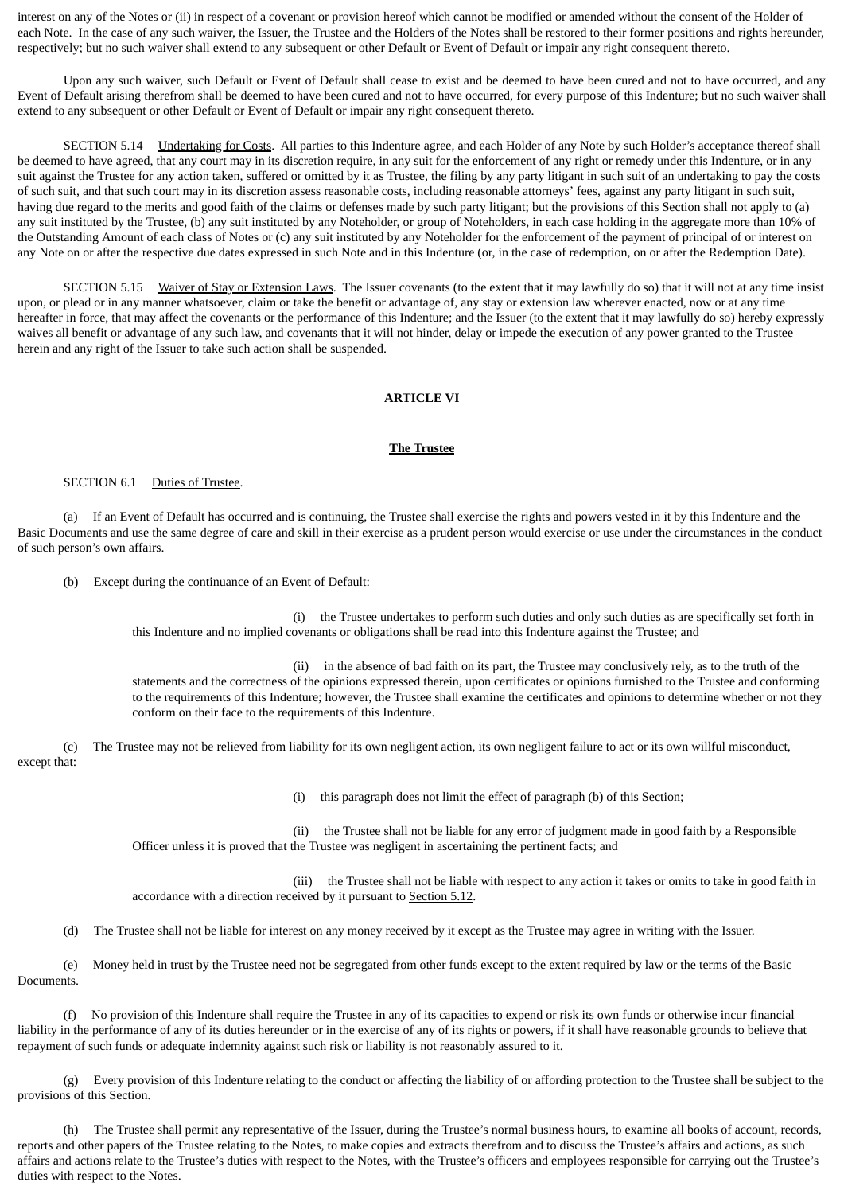interest on any of the Notes or (ii) in respect of a covenant or provision hereof which cannot be modified or amended without the consent of the Holder of each Note. In the case of any such waiver, the Issuer, the Trustee and the Holders of the Notes shall be restored to their former positions and rights hereunder, respectively; but no such waiver shall extend to any subsequent or other Default or Event of Default or impair any right consequent thereto.

Upon any such waiver, such Default or Event of Default shall cease to exist and be deemed to have been cured and not to have occurred, and any Event of Default arising therefrom shall be deemed to have been cured and not to have occurred, for every purpose of this Indenture; but no such waiver shall extend to any subsequent or other Default or Event of Default or impair any right consequent thereto.

SECTION 5.14 Undertaking for Costs. All parties to this Indenture agree, and each Holder of any Note by such Holder's acceptance thereof shall be deemed to have agreed, that any court may in its discretion require, in any suit for the enforcement of any right or remedy under this Indenture, or in any suit against the Trustee for any action taken, suffered or omitted by it as Trustee, the filing by any party litigant in such suit of an undertaking to pay the costs of such suit, and that such court may in its discretion assess reasonable costs, including reasonable attorneys' fees, against any party litigant in such suit, having due regard to the merits and good faith of the claims or defenses made by such party litigant; but the provisions of this Section shall not apply to (a) any suit instituted by the Trustee, (b) any suit instituted by any Noteholder, or group of Noteholders, in each case holding in the aggregate more than 10% of the Outstanding Amount of each class of Notes or (c) any suit instituted by any Noteholder for the enforcement of the payment of principal of or interest on any Note on or after the respective due dates expressed in such Note and in this Indenture (or, in the case of redemption, on or after the Redemption Date).

SECTION 5.15 Waiver of Stay or Extension Laws. The Issuer covenants (to the extent that it may lawfully do so) that it will not at any time insist upon, or plead or in any manner whatsoever, claim or take the benefit or advantage of, any stay or extension law wherever enacted, now or at any time hereafter in force, that may affect the covenants or the performance of this Indenture; and the Issuer (to the extent that it may lawfully do so) hereby expressly waives all benefit or advantage of any such law, and covenants that it will not hinder, delay or impede the execution of any power granted to the Trustee herein and any right of the Issuer to take such action shall be suspended.

## ARTICLE VI

## The Trustee

SECTION 6.1 Duties of Trustee.

(a) If an Event of Default has occurred and is continuing, the Trustee shall exercise the rights and powers vested in it by this Indenture and the Basic Documents and use the same degree of care and skill in their exercise as a prudent person would exercise or use under the circumstances in the conduct of such person's own affairs.

(b) Except during the continuance of an Event of Default:

(i) the Trustee undertakes to perform such duties and only such duties as are specifically set forth in this Indenture and no implied covenants or obligations shall be read into this Indenture against the Trustee; and

(ii) in the absence of bad faith on its part, the Trustee may conclusively rely, as to the truth of the statements and the correctness of the opinions expressed therein, upon certificates or opinions furnished to the Trustee and conforming to the requirements of this Indenture; however, the Trustee shall examine the certificates and opinions to determine whether or not they conform on their face to the requirements of this Indenture.

(c) The Trustee may not be relieved from liability for its own negligent action, its own negligent failure to act or its own willful misconduct, except that:

(i) this paragraph does not limit the effect of paragraph (b) of this Section;

(ii) the Trustee shall not be liable for any error of judgment made in good faith by a Responsible Officer unless it is proved that the Trustee was negligent in ascertaining the pertinent facts; and

(iii) the Trustee shall not be liable with respect to any action it takes or omits to take in good faith in accordance with a direction received by it pursuant to Section 5.12.

(d) The Trustee shall not be liable for interest on any money received by it except as the Trustee may agree in writing with the Issuer.

(e) Money held in trust by the Trustee need not be segregated from other funds except to the extent required by law or the terms of the Basic Documents.

(f) No provision of this Indenture shall require the Trustee in any of its capacities to expend or risk its own funds or otherwise incur financial liability in the performance of any of its duties hereunder or in the exercise of any of its rights or powers, if it shall have reasonable grounds to believe that repayment of such funds or adequate indemnity against such risk or liability is not reasonably assured to it.

(g) Every provision of this Indenture relating to the conduct or affecting the liability of or affording protection to the Trustee shall be subject to the provisions of this Section.

(h) The Trustee shall permit any representative of the Issuer, during the Trustee's normal business hours, to examine all books of account, records, reports and other papers of the Trustee relating to the Notes, to make copies and extracts therefrom and to discuss the Trustee's affairs and actions, as such affairs and actions relate to the Trustee's duties with respect to the Notes, with the Trustee's officers and employees responsible for carrying out the Trustee's duties with respect to the Notes.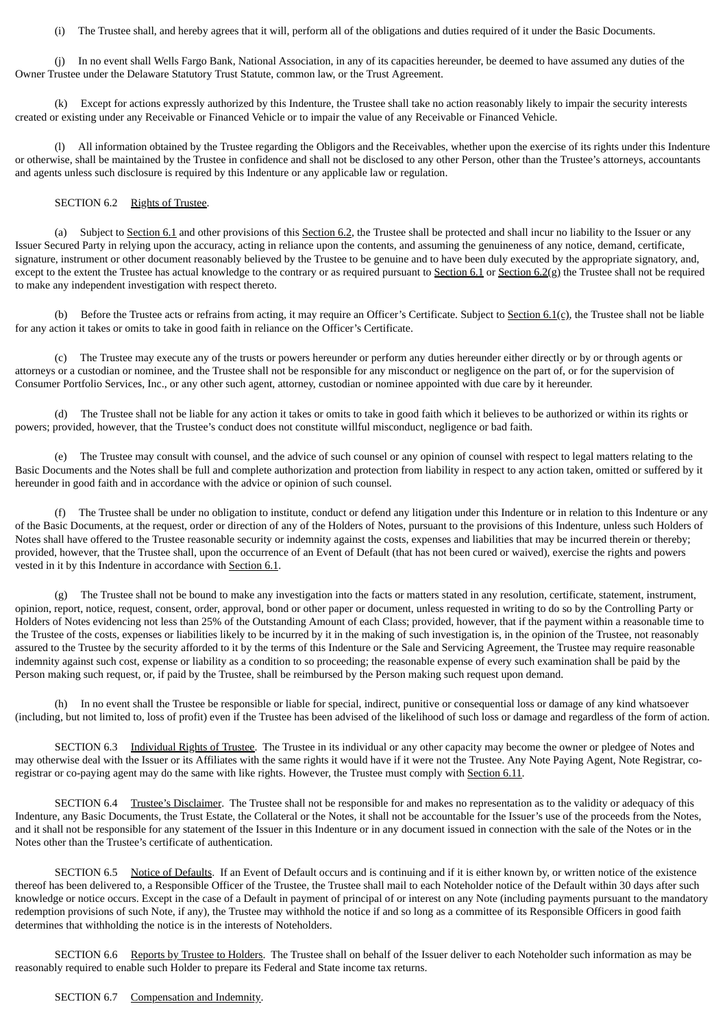(i) The Trustee shall, and hereby agrees that it will, perform all of the obligations and duties required of it under the Basic Documents.

(j) In no event shall Wells Fargo Bank, National Association, in any of its capacities hereunder, be deemed to have assumed any duties of the Owner Trustee under the Delaware Statutory Trust Statute, common law, or the Trust Agreement.

(k) Except for actions expressly authorized by this Indenture, the Trustee shall take no action reasonably likely to impair the security interests created or existing under any Receivable or Financed Vehicle or to impair the value of any Receivable or Financed Vehicle.

(l) All information obtained by the Trustee regarding the Obligors and the Receivables, whether upon the exercise of its rights under this Indenture or otherwise, shall be maintained by the Trustee in confidence and shall not be disclosed to any other Person, other than the Trustee's attorneys, accountants and agents unless such disclosure is required by this Indenture or any applicable law or regulation.

SECTION 6.2 Rights of Trustee.

(a) Subject to Section 6.1 and other provisions of this Section 6.2, the Trustee shall be protected and shall incur no liability to the Issuer or any Issuer Secured Party in relying upon the accuracy, acting in reliance upon the contents, and assuming the genuineness of any notice, demand, certificate, signature, instrument or other document reasonably believed by the Trustee to be genuine and to have been duly executed by the appropriate signatory, and, except to the extent the Trustee has actual knowledge to the contrary or as required pursuant to Section 6.1 or Section 6.2(g) the Trustee shall not be required to make any independent investigation with respect thereto.

(b) Before the Trustee acts or refrains from acting, it may require an Officer's Certificate. Subject to Section 6.1(c), the Trustee shall not be liable for any action it takes or omits to take in good faith in reliance on the Officer's Certificate.

(c) The Trustee may execute any of the trusts or powers hereunder or perform any duties hereunder either directly or by or through agents or attorneys or a custodian or nominee, and the Trustee shall not be responsible for any misconduct or negligence on the part of, or for the supervision of Consumer Portfolio Services, Inc., or any other such agent, attorney, custodian or nominee appointed with due care by it hereunder.

(d) The Trustee shall not be liable for any action it takes or omits to take in good faith which it believes to be authorized or within its rights or powers; provided, however, that the Trustee's conduct does not constitute willful misconduct, negligence or bad faith.

(e) The Trustee may consult with counsel, and the advice of such counsel or any opinion of counsel with respect to legal matters relating to the Basic Documents and the Notes shall be full and complete authorization and protection from liability in respect to any action taken, omitted or suffered by it hereunder in good faith and in accordance with the advice or opinion of such counsel.

(f) The Trustee shall be under no obligation to institute, conduct or defend any litigation under this Indenture or in relation to this Indenture or any of the Basic Documents, at the request, order or direction of any of the Holders of Notes, pursuant to the provisions of this Indenture, unless such Holders of Notes shall have offered to the Trustee reasonable security or indemnity against the costs, expenses and liabilities that may be incurred therein or thereby; provided, however, that the Trustee shall, upon the occurrence of an Event of Default (that has not been cured or waived), exercise the rights and powers vested in it by this Indenture in accordance with Section 6.1.

(g) The Trustee shall not be bound to make any investigation into the facts or matters stated in any resolution, certificate, statement, instrument, opinion, report, notice, request, consent, order, approval, bond or other paper or document, unless requested in writing to do so by the Controlling Party or Holders of Notes evidencing not less than 25% of the Outstanding Amount of each Class; provided, however, that if the payment within a reasonable time to the Trustee of the costs, expenses or liabilities likely to be incurred by it in the making of such investigation is, in the opinion of the Trustee, not reasonably assured to the Trustee by the security afforded to it by the terms of this Indenture or the Sale and Servicing Agreement, the Trustee may require reasonable indemnity against such cost, expense or liability as a condition to so proceeding; the reasonable expense of every such examination shall be paid by the Person making such request, or, if paid by the Trustee, shall be reimbursed by the Person making such request upon demand.

(h) In no event shall the Trustee be responsible or liable for special, indirect, punitive or consequential loss or damage of any kind whatsoever (including, but not limited to, loss of profit) even if the Trustee has been advised of the likelihood of such loss or damage and regardless of the form of action.

SECTION 6.3 Individual Rights of Trustee. The Trustee in its individual or any other capacity may become the owner or pledgee of Notes and may otherwise deal with the Issuer or its Affiliates with the same rights it would have if it were not the Trustee. Any Note Paying Agent, Note Registrar, co-registrar or co-paying agent may do the same with like rights. However, the Trustee must comply with Section 6.11.

SECTION 6.4 Trustee's Disclaimer. The Trustee shall not be responsible for and makes no representation as to the validity or adequacy of this Indenture, any Basic Documents, the Trust Estate, the Collateral or the Notes, it shall not be accountable for the Issuer's use of the proceeds from the Notes, and it shall not be responsible for any statement of the Issuer in this Indenture or in any document issued in connection with the sale of the Notes or in the Notes other than the Trustee's certificate of authentication.

SECTION 6.5 Notice of Defaults. If an Event of Default occurs and is continuing and if it is either known by, or written notice of the existence thereof has been delivered to, a Responsible Officer of the Trustee, the Trustee shall mail to each Noteholder notice of the Default within 30 days after such knowledge or notice occurs. Except in the case of a Default in payment of principal of or interest on any Note (including payments pursuant to the mandatory redemption provisions of such Note, if any), the Trustee may withhold the notice if and so long as a committee of its Responsible Officers in good faith determines that withholding the notice is in the interests of Noteholders.

SECTION 6.6 Reports by Trustee to Holders. The Trustee shall on behalf of the Issuer deliver to each Noteholder such information as may be reasonably required to enable such Holder to prepare its Federal and State income tax returns.

SECTION 6.7 Compensation and Indemnity.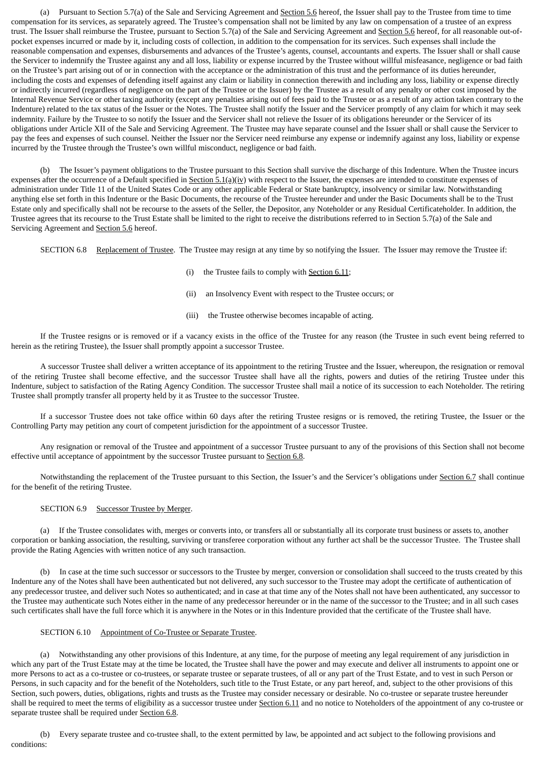(a) Pursuant to Section 5.7(a) of the Sale and Servicing Agreement and Section 5.6 hereof, the Issuer shall pay to the Trustee from time to time compensation for its services, as separately agreed. The Trustee's compensation shall not be limited by any law on compensation of a trustee of an express trust. The Issuer shall reimburse the Trustee, pursuant to Section 5.7(a) of the Sale and Servicing Agreement and Section 5.6 hereof, for all reasonable out-of-pocket expenses incurred or made by it, including costs of collection, in addition to the compensation for its services. Such expenses shall include the reasonable compensation and expenses, disbursements and advances of the Trustee's agents, counsel, accountants and experts. The Issuer shall or shall cause the Servicer to indemnify the Trustee against any and all loss, liability or expense incurred by the Trustee without willful misfeasance, negligence or bad faith on the Trustee's part arising out of or in connection with the acceptance or the administration of this trust and the performance of its duties hereunder, including the costs and expenses of defending itself against any claim or liability in connection therewith and including any loss, liability or expense directly or indirectly incurred (regardless of negligence on the part of the Trustee or the Issuer) by the Trustee as a result of any penalty or other cost imposed by the Internal Revenue Service or other taxing authority (except any penalties arising out of fees paid to the Trustee or as a result of any action taken contrary to the Indenture) related to the tax status of the Issuer or the Notes. The Trustee shall notify the Issuer and the Servicer promptly of any claim for which it may seek indemnity. Failure by the Trustee to so notify the Issuer and the Servicer shall not relieve the Issuer of its obligations hereunder or the Servicer of its obligations under Article XII of the Sale and Servicing Agreement. The Trustee may have separate counsel and the Issuer shall or shall cause the Servicer to pay the fees and expenses of such counsel. Neither the Issuer nor the Servicer need reimburse any expense or indemnify against any loss, liability or expense incurred by the Trustee through the Trustee's own willful misconduct, negligence or bad faith.

(b) The Issuer's payment obligations to the Trustee pursuant to this Section shall survive the discharge of this Indenture. When the Trustee incurs expenses after the occurrence of a Default specified in Section 5.1(a)(iv) with respect to the Issuer, the expenses are intended to constitute expenses of administration under Title 11 of the United States Code or any other applicable Federal or State bankruptcy, insolvency or similar law. Notwithstanding anything else set forth in this Indenture or the Basic Documents, the recourse of the Trustee hereunder and under the Basic Documents shall be to the Trust Estate only and specifically shall not be recourse to the assets of the Seller, the Depositor, any Noteholder or any Residual Certificateholder. In addition, the Trustee agrees that its recourse to the Trust Estate shall be limited to the right to receive the distributions referred to in Section 5.7(a) of the Sale and Servicing Agreement and Section 5.6 hereof.

SECTION 6.8 Replacement of Trustee. The Trustee may resign at any time by so notifying the Issuer. The Issuer may remove the Trustee if:

(i) the Trustee fails to comply with Section 6.11;

(ii) an Insolvency Event with respect to the Trustee occurs; or

(iii) the Trustee otherwise becomes incapable of acting.

If the Trustee resigns or is removed or if a vacancy exists in the office of the Trustee for any reason (the Trustee in such event being referred to herein as the retiring Trustee), the Issuer shall promptly appoint a successor Trustee.

A successor Trustee shall deliver a written acceptance of its appointment to the retiring Trustee and the Issuer, whereupon, the resignation or removal of the retiring Trustee shall become effective, and the successor Trustee shall have all the rights, powers and duties of the retiring Trustee under this Indenture, subject to satisfaction of the Rating Agency Condition. The successor Trustee shall mail a notice of its succession to each Noteholder. The retiring Trustee shall promptly transfer all property held by it as Trustee to the successor Trustee.

If a successor Trustee does not take office within 60 days after the retiring Trustee resigns or is removed, the retiring Trustee, the Issuer or the Controlling Party may petition any court of competent jurisdiction for the appointment of a successor Trustee.

Any resignation or removal of the Trustee and appointment of a successor Trustee pursuant to any of the provisions of this Section shall not become effective until acceptance of appointment by the successor Trustee pursuant to Section 6.8.

Notwithstanding the replacement of the Trustee pursuant to this Section, the Issuer's and the Servicer's obligations under Section 6.7 shall continue for the benefit of the retiring Trustee.

SECTION 6.9 Successor Trustee by Merger.

(a) If the Trustee consolidates with, merges or converts into, or transfers all or substantially all its corporate trust business or assets to, another corporation or banking association, the resulting, surviving or transferee corporation without any further act shall be the successor Trustee. The Trustee shall provide the Rating Agencies with written notice of any such transaction.

(b) In case at the time such successor or successors to the Trustee by merger, conversion or consolidation shall succeed to the trusts created by this Indenture any of the Notes shall have been authenticated but not delivered, any such successor to the Trustee may adopt the certificate of authentication of any predecessor trustee, and deliver such Notes so authenticated; and in case at that time any of the Notes shall not have been authenticated, any successor to the Trustee may authenticate such Notes either in the name of any predecessor hereunder or in the name of the successor to the Trustee; and in all such cases such certificates shall have the full force which it is anywhere in the Notes or in this Indenture provided that the certificate of the Trustee shall have.

SECTION 6.10 Appointment of Co-Trustee or Separate Trustee.

(a) Notwithstanding any other provisions of this Indenture, at any time, for the purpose of meeting any legal requirement of any jurisdiction in which any part of the Trust Estate may at the time be located, the Trustee shall have the power and may execute and deliver all instruments to appoint one or more Persons to act as a co-trustee or co-trustees, or separate trustee or separate trustees, of all or any part of the Trust Estate, and to vest in such Person or Persons, in such capacity and for the benefit of the Noteholders, such title to the Trust Estate, or any part hereof, and, subject to the other provisions of this Section, such powers, duties, obligations, rights and trusts as the Trustee may consider necessary or desirable. No co-trustee or separate trustee hereunder shall be required to meet the terms of eligibility as a successor trustee under Section 6.11 and no notice to Noteholders of the appointment of any co-trustee or separate trustee shall be required under Section 6.8.

(b) Every separate trustee and co-trustee shall, to the extent permitted by law, be appointed and act subject to the following provisions and conditions: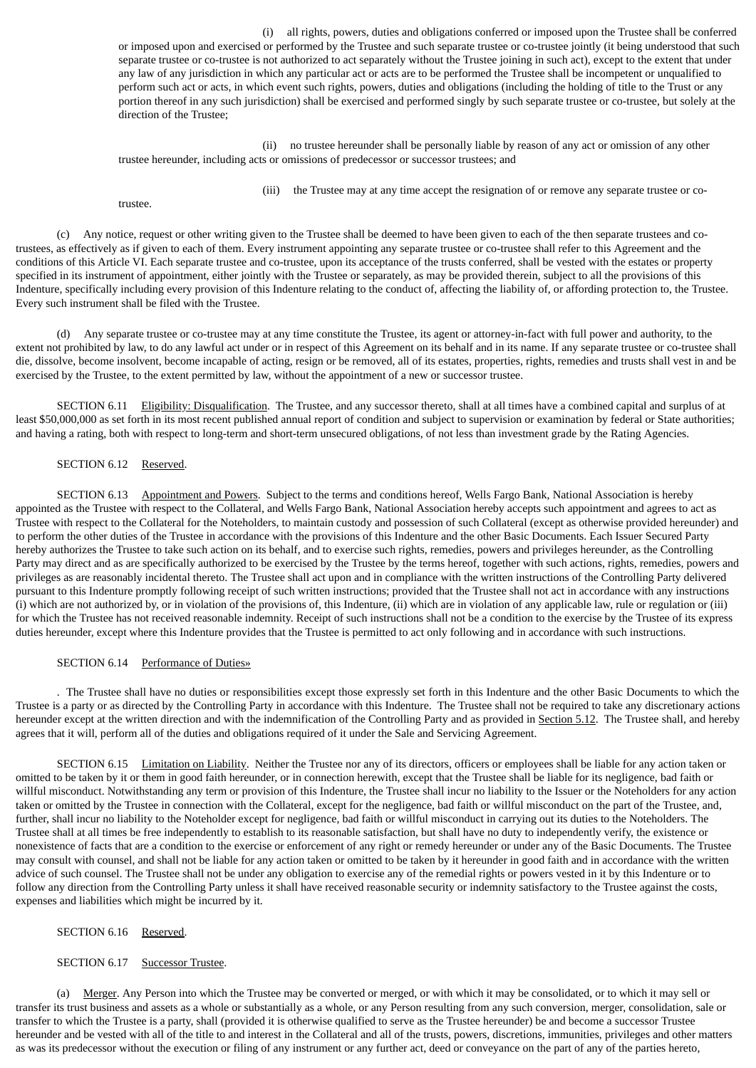(i) all rights, powers, duties and obligations conferred or imposed upon the Trustee shall be conferred or imposed upon and exercised or performed by the Trustee and such separate trustee or co-trustee jointly (it being understood that such separate trustee or co-trustee is not authorized to act separately without the Trustee joining in such act), except to the extent that under any law of any jurisdiction in which any particular act or acts are to be performed the Trustee shall be incompetent or unqualified to perform such act or acts, in which event such rights, powers, duties and obligations (including the holding of title to the Trust or any portion thereof in any such jurisdiction) shall be exercised and performed singly by such separate trustee or co-trustee, but solely at the direction of the Trustee;

(ii) no trustee hereunder shall be personally liable by reason of any act or omission of any other trustee hereunder, including acts or omissions of predecessor or successor trustees; and

(iii) the Trustee may at any time accept the resignation of or remove any separate trustee or co-trustee.

(c) Any notice, request or other writing given to the Trustee shall be deemed to have been given to each of the then separate trustees and co-trustees, as effectively as if given to each of them. Every instrument appointing any separate trustee or co-trustee shall refer to this Agreement and the conditions of this Article VI. Each separate trustee and co-trustee, upon its acceptance of the trusts conferred, shall be vested with the estates or property specified in its instrument of appointment, either jointly with the Trustee or separately, as may be provided therein, subject to all the provisions of this Indenture, specifically including every provision of this Indenture relating to the conduct of, affecting the liability of, or affording protection to, the Trustee. Every such instrument shall be filed with the Trustee.

(d) Any separate trustee or co-trustee may at any time constitute the Trustee, its agent or attorney-in-fact with full power and authority, to the extent not prohibited by law, to do any lawful act under or in respect of this Agreement on its behalf and in its name. If any separate trustee or co-trustee shall die, dissolve, become insolvent, become incapable of acting, resign or be removed, all of its estates, properties, rights, remedies and trusts shall vest in and be exercised by the Trustee, to the extent permitted by law, without the appointment of a new or successor trustee.

SECTION 6.11 Eligibility: Disqualification. The Trustee, and any successor thereto, shall at all times have a combined capital and surplus of at least $50,000,000 as set forth in its most recent published annual report of condition and subject to supervision or examination by federal or State authorities; and having a rating, both with respect to long-term and short-term unsecured obligations, of not less than investment grade by the Rating Agencies.

SECTION 6.12 Reserved.

SECTION 6.13 Appointment and Powers. Subject to the terms and conditions hereof, Wells Fargo Bank, National Association is hereby appointed as the Trustee with respect to the Collateral, and Wells Fargo Bank, National Association hereby accepts such appointment and agrees to act as Trustee with respect to the Collateral for the Noteholders, to maintain custody and possession of such Collateral (except as otherwise provided hereunder) and to perform the other duties of the Trustee in accordance with the provisions of this Indenture and the other Basic Documents. Each Issuer Secured Party hereby authorizes the Trustee to take such action on its behalf, and to exercise such rights, remedies, powers and privileges hereunder, as the Controlling Party may direct and as are specifically authorized to be exercised by the Trustee by the terms hereof, together with such actions, rights, remedies, powers and privileges as are reasonably incidental thereto. The Trustee shall act upon and in compliance with the written instructions of the Controlling Party delivered pursuant to this Indenture promptly following receipt of such written instructions; provided that the Trustee shall not act in accordance with any instructions (i) which are not authorized by, or in violation of the provisions of, this Indenture, (ii) which are in violation of any applicable law, rule or regulation or (iii) for which the Trustee has not received reasonable indemnity. Receipt of such instructions shall not be a condition to the exercise by the Trustee of its express duties hereunder, except where this Indenture provides that the Trustee is permitted to act only following and in accordance with such instructions.

SECTION 6.14 Performance of Duties»

. The Trustee shall have no duties or responsibilities except those expressly set forth in this Indenture and the other Basic Documents to which the Trustee is a party or as directed by the Controlling Party in accordance with this Indenture. The Trustee shall not be required to take any discretionary actions hereunder except at the written direction and with the indemnification of the Controlling Party and as provided in Section 5.12. The Trustee shall, and hereby agrees that it will, perform all of the duties and obligations required of it under the Sale and Servicing Agreement.

SECTION 6.15 Limitation on Liability. Neither the Trustee nor any of its directors, officers or employees shall be liable for any action taken or omitted to be taken by it or them in good faith hereunder, or in connection herewith, except that the Trustee shall be liable for its negligence, bad faith or willful misconduct. Notwithstanding any term or provision of this Indenture, the Trustee shall incur no liability to the Issuer or the Noteholders for any action taken or omitted by the Trustee in connection with the Collateral, except for the negligence, bad faith or willful misconduct on the part of the Trustee, and, further, shall incur no liability to the Noteholder except for negligence, bad faith or willful misconduct in carrying out its duties to the Noteholders. The Trustee shall at all times be free independently to establish to its reasonable satisfaction, but shall have no duty to independently verify, the existence or nonexistence of facts that are a condition to the exercise or enforcement of any right or remedy hereunder or under any of the Basic Documents. The Trustee may consult with counsel, and shall not be liable for any action taken or omitted to be taken by it hereunder in good faith and in accordance with the written advice of such counsel. The Trustee shall not be under any obligation to exercise any of the remedial rights or powers vested in it by this Indenture or to follow any direction from the Controlling Party unless it shall have received reasonable security or indemnity satisfactory to the Trustee against the costs, expenses and liabilities which might be incurred by it.

SECTION 6.16 Reserved.

SECTION 6.17 Successor Trustee.

(a) Merger. Any Person into which the Trustee may be converted or merged, or with which it may be consolidated, or to which it may sell or transfer its trust business and assets as a whole or substantially as a whole, or any Person resulting from any such conversion, merger, consolidation, sale or transfer to which the Trustee is a party, shall (provided it is otherwise qualified to serve as the Trustee hereunder) be and become a successor Trustee hereunder and be vested with all of the title to and interest in the Collateral and all of the trusts, powers, discretions, immunities, privileges and other matters as was its predecessor without the execution or filing of any instrument or any further act, deed or conveyance on the part of any of the parties hereto,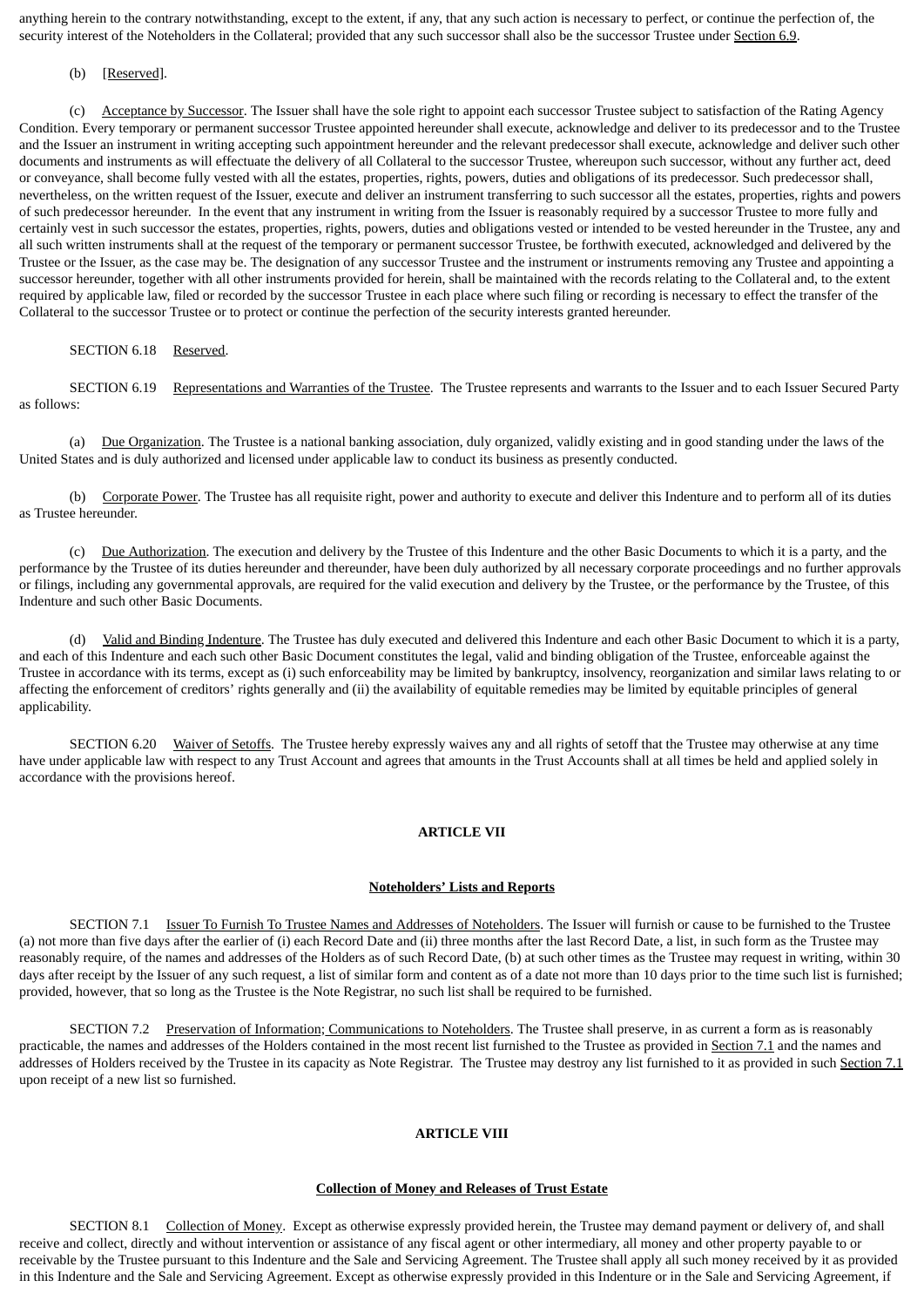anything herein to the contrary notwithstanding, except to the extent, if any, that any such action is necessary to perfect, or continue the perfection of, the security interest of the Noteholders in the Collateral; provided that any such successor shall also be the successor Trustee under Section 6.9.

(b) [Reserved].

(c) Acceptance by Successor. The Issuer shall have the sole right to appoint each successor Trustee subject to satisfaction of the Rating Agency Condition. Every temporary or permanent successor Trustee appointed hereunder shall execute, acknowledge and deliver to its predecessor and to the Trustee and the Issuer an instrument in writing accepting such appointment hereunder and the relevant predecessor shall execute, acknowledge and deliver such other documents and instruments as will effectuate the delivery of all Collateral to the successor Trustee, whereupon such successor, without any further act, deed or conveyance, shall become fully vested with all the estates, properties, rights, powers, duties and obligations of its predecessor. Such predecessor shall, nevertheless, on the written request of the Issuer, execute and deliver an instrument transferring to such successor all the estates, properties, rights and powers of such predecessor hereunder. In the event that any instrument in writing from the Issuer is reasonably required by a successor Trustee to more fully and certainly vest in such successor the estates, properties, rights, powers, duties and obligations vested or intended to be vested hereunder in the Trustee, any and all such written instruments shall at the request of the temporary or permanent successor Trustee, be forthwith executed, acknowledged and delivered by the Trustee or the Issuer, as the case may be. The designation of any successor Trustee and the instrument or instruments removing any Trustee and appointing a successor hereunder, together with all other instruments provided for herein, shall be maintained with the records relating to the Collateral and, to the extent required by applicable law, filed or recorded by the successor Trustee in each place where such filing or recording is necessary to effect the transfer of the Collateral to the successor Trustee or to protect or continue the perfection of the security interests granted hereunder.

SECTION 6.18 Reserved.

SECTION 6.19 Representations and Warranties of the Trustee. The Trustee represents and warrants to the Issuer and to each Issuer Secured Party as follows:

(a) Due Organization. The Trustee is a national banking association, duly organized, validly existing and in good standing under the laws of the United States and is duly authorized and licensed under applicable law to conduct its business as presently conducted.

(b) Corporate Power. The Trustee has all requisite right, power and authority to execute and deliver this Indenture and to perform all of its duties as Trustee hereunder.

(c) Due Authorization. The execution and delivery by the Trustee of this Indenture and the other Basic Documents to which it is a party, and the performance by the Trustee of its duties hereunder and thereunder, have been duly authorized by all necessary corporate proceedings and no further approvals or filings, including any governmental approvals, are required for the valid execution and delivery by the Trustee, or the performance by the Trustee, of this Indenture and such other Basic Documents.

(d) Valid and Binding Indenture. The Trustee has duly executed and delivered this Indenture and each other Basic Document to which it is a party, and each of this Indenture and each such other Basic Document constitutes the legal, valid and binding obligation of the Trustee, enforceable against the Trustee in accordance with its terms, except as (i) such enforceability may be limited by bankruptcy, insolvency, reorganization and similar laws relating to or affecting the enforcement of creditors' rights generally and (ii) the availability of equitable remedies may be limited by equitable principles of general applicability.

SECTION 6.20 Waiver of Setoffs. The Trustee hereby expressly waives any and all rights of setoff that the Trustee may otherwise at any time have under applicable law with respect to any Trust Account and agrees that amounts in the Trust Accounts shall at all times be held and applied solely in accordance with the provisions hereof.

## ARTICLE VII

## Noteholders' Lists and Reports

SECTION 7.1 Issuer To Furnish To Trustee Names and Addresses of Noteholders. The Issuer will furnish or cause to be furnished to the Trustee (a) not more than five days after the earlier of (i) each Record Date and (ii) three months after the last Record Date, a list, in such form as the Trustee may reasonably require, of the names and addresses of the Holders as of such Record Date, (b) at such other times as the Trustee may request in writing, within 30 days after receipt by the Issuer of any such request, a list of similar form and content as of a date not more than 10 days prior to the time such list is furnished; provided, however, that so long as the Trustee is the Note Registrar, no such list shall be required to be furnished.

SECTION 7.2 Preservation of Information; Communications to Noteholders. The Trustee shall preserve, in as current a form as is reasonably practicable, the names and addresses of the Holders contained in the most recent list furnished to the Trustee as provided in Section 7.1 and the names and addresses of Holders received by the Trustee in its capacity as Note Registrar. The Trustee may destroy any list furnished to it as provided in such Section 7.1 upon receipt of a new list so furnished.

## ARTICLE VIII

## Collection of Money and Releases of Trust Estate

SECTION 8.1 Collection of Money. Except as otherwise expressly provided herein, the Trustee may demand payment or delivery of, and shall receive and collect, directly and without intervention or assistance of any fiscal agent or other intermediary, all money and other property payable to or receivable by the Trustee pursuant to this Indenture and the Sale and Servicing Agreement. The Trustee shall apply all such money received by it as provided in this Indenture and the Sale and Servicing Agreement. Except as otherwise expressly provided in this Indenture or in the Sale and Servicing Agreement, if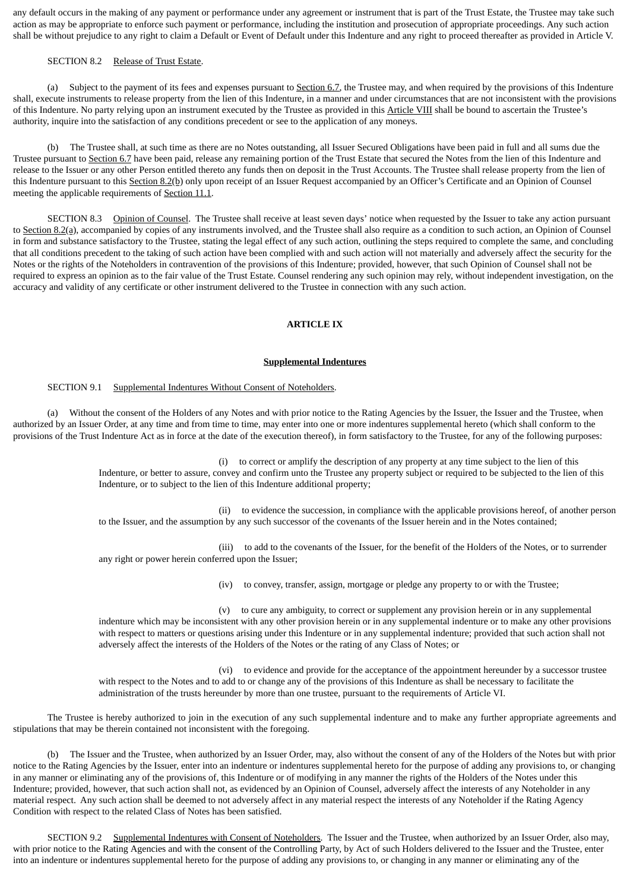any default occurs in the making of any payment or performance under any agreement or instrument that is part of the Trust Estate, the Trustee may take such action as may be appropriate to enforce such payment or performance, including the institution and prosecution of appropriate proceedings. Any such action shall be without prejudice to any right to claim a Default or Event of Default under this Indenture and any right to proceed thereafter as provided in Article V.

SECTION 8.2 Release of Trust Estate.

(a) Subject to the payment of its fees and expenses pursuant to Section 6.7, the Trustee may, and when required by the provisions of this Indenture shall, execute instruments to release property from the lien of this Indenture, in a manner and under circumstances that are not inconsistent with the provisions of this Indenture. No party relying upon an instrument executed by the Trustee as provided in this Article VIII shall be bound to ascertain the Trustee's authority, inquire into the satisfaction of any conditions precedent or see to the application of any moneys.

(b) The Trustee shall, at such time as there are no Notes outstanding, all Issuer Secured Obligations have been paid in full and all sums due the Trustee pursuant to Section 6.7 have been paid, release any remaining portion of the Trust Estate that secured the Notes from the lien of this Indenture and release to the Issuer or any other Person entitled thereto any funds then on deposit in the Trust Accounts. The Trustee shall release property from the lien of this Indenture pursuant to this Section 8.2(b) only upon receipt of an Issuer Request accompanied by an Officer's Certificate and an Opinion of Counsel meeting the applicable requirements of Section 11.1.

SECTION 8.3 Opinion of Counsel. The Trustee shall receive at least seven days' notice when requested by the Issuer to take any action pursuant to Section 8.2(a), accompanied by copies of any instruments involved, and the Trustee shall also require as a condition to such action, an Opinion of Counsel in form and substance satisfactory to the Trustee, stating the legal effect of any such action, outlining the steps required to complete the same, and concluding that all conditions precedent to the taking of such action have been complied with and such action will not materially and adversely affect the security for the Notes or the rights of the Noteholders in contravention of the provisions of this Indenture; provided, however, that such Opinion of Counsel shall not be required to express an opinion as to the fair value of the Trust Estate. Counsel rendering any such opinion may rely, without independent investigation, on the accuracy and validity of any certificate or other instrument delivered to the Trustee in connection with any such action.

## ARTICLE IX

## Supplemental Indentures

SECTION 9.1 Supplemental Indentures Without Consent of Noteholders.

(a) Without the consent of the Holders of any Notes and with prior notice to the Rating Agencies by the Issuer, the Issuer and the Trustee, when authorized by an Issuer Order, at any time and from time to time, may enter into one or more indentures supplemental hereto (which shall conform to the provisions of the Trust Indenture Act as in force at the date of the execution thereof), in form satisfactory to the Trustee, for any of the following purposes:

(i) to correct or amplify the description of any property at any time subject to the lien of this Indenture, or better to assure, convey and confirm unto the Trustee any property subject or required to be subjected to the lien of this Indenture, or to subject to the lien of this Indenture additional property;

(ii) to evidence the succession, in compliance with the applicable provisions hereof, of another person to the Issuer, and the assumption by any such successor of the covenants of the Issuer herein and in the Notes contained;

(iii) to add to the covenants of the Issuer, for the benefit of the Holders of the Notes, or to surrender any right or power herein conferred upon the Issuer;

(iv) to convey, transfer, assign, mortgage or pledge any property to or with the Trustee;

(v) to cure any ambiguity, to correct or supplement any provision herein or in any supplemental indenture which may be inconsistent with any other provision herein or in any supplemental indenture or to make any other provisions with respect to matters or questions arising under this Indenture or in any supplemental indenture; provided that such action shall not adversely affect the interests of the Holders of the Notes or the rating of any Class of Notes; or

(vi) to evidence and provide for the acceptance of the appointment hereunder by a successor trustee with respect to the Notes and to add to or change any of the provisions of this Indenture as shall be necessary to facilitate the administration of the trusts hereunder by more than one trustee, pursuant to the requirements of Article VI.

The Trustee is hereby authorized to join in the execution of any such supplemental indenture and to make any further appropriate agreements and stipulations that may be therein contained not inconsistent with the foregoing.

(b) The Issuer and the Trustee, when authorized by an Issuer Order, may, also without the consent of any of the Holders of the Notes but with prior notice to the Rating Agencies by the Issuer, enter into an indenture or indentures supplemental hereto for the purpose of adding any provisions to, or changing in any manner or eliminating any of the provisions of, this Indenture or of modifying in any manner the rights of the Holders of the Notes under this Indenture; provided, however, that such action shall not, as evidenced by an Opinion of Counsel, adversely affect the interests of any Noteholder in any material respect. Any such action shall be deemed to not adversely affect in any material respect the interests of any Noteholder if the Rating Agency Condition with respect to the related Class of Notes has been satisfied.

SECTION 9.2 Supplemental Indentures with Consent of Noteholders. The Issuer and the Trustee, when authorized by an Issuer Order, also may, with prior notice to the Rating Agencies and with the consent of the Controlling Party, by Act of such Holders delivered to the Issuer and the Trustee, enter into an indenture or indentures supplemental hereto for the purpose of adding any provisions to, or changing in any manner or eliminating any of the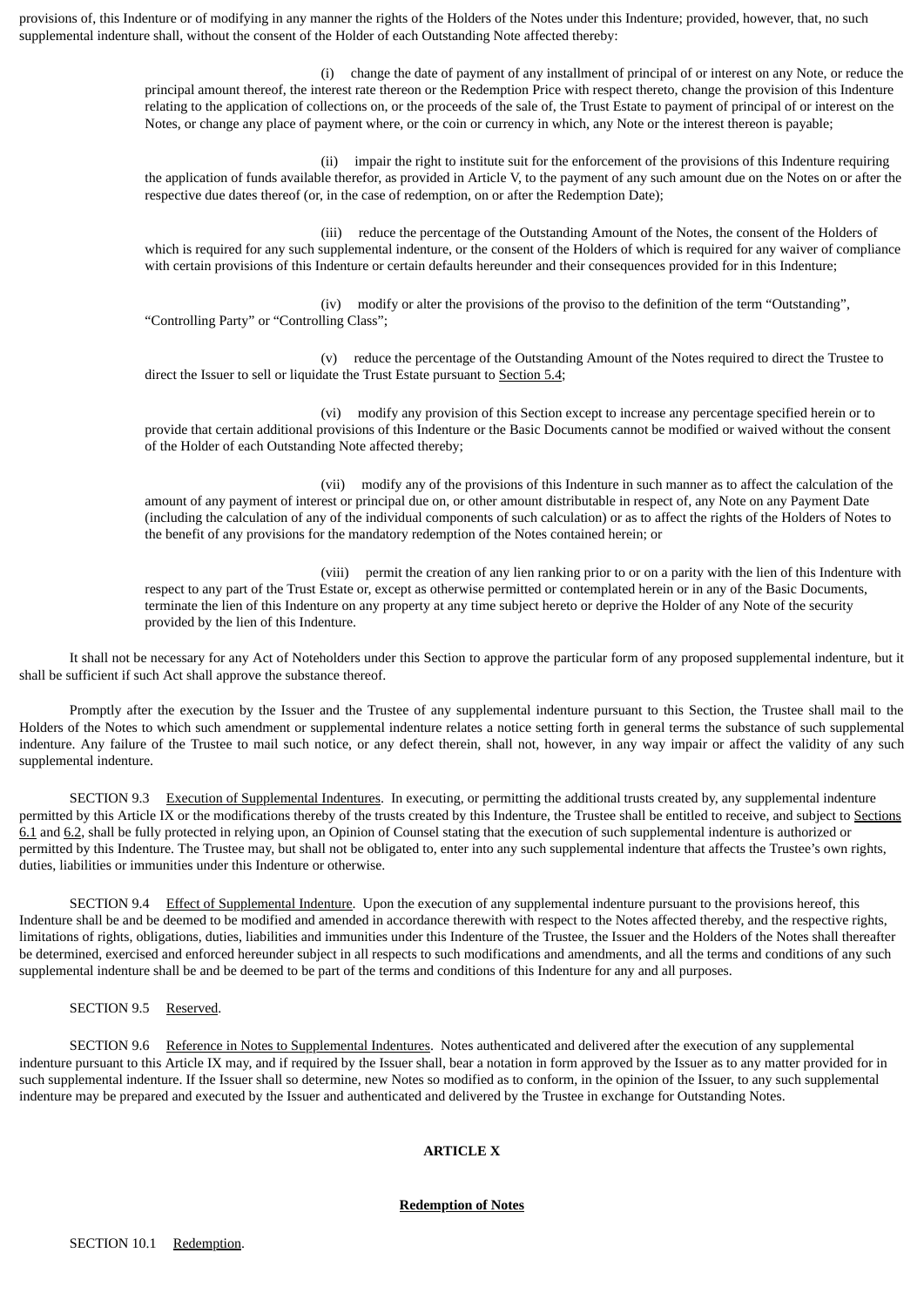provisions of, this Indenture or of modifying in any manner the rights of the Holders of the Notes under this Indenture; provided, however, that, no such supplemental indenture shall, without the consent of the Holder of each Outstanding Note affected thereby:

(i) change the date of payment of any installment of principal of or interest on any Note, or reduce the principal amount thereof, the interest rate thereon or the Redemption Price with respect thereto, change the provision of this Indenture relating to the application of collections on, or the proceeds of the sale of, the Trust Estate to payment of principal of or interest on the Notes, or change any place of payment where, or the coin or currency in which, any Note or the interest thereon is payable;

(ii) impair the right to institute suit for the enforcement of the provisions of this Indenture requiring the application of funds available therefor, as provided in Article V, to the payment of any such amount due on the Notes on or after the respective due dates thereof (or, in the case of redemption, on or after the Redemption Date);

(iii) reduce the percentage of the Outstanding Amount of the Notes, the consent of the Holders of which is required for any such supplemental indenture, or the consent of the Holders of which is required for any waiver of compliance with certain provisions of this Indenture or certain defaults hereunder and their consequences provided for in this Indenture;

(iv) modify or alter the provisions of the proviso to the definition of the term "Outstanding", "Controlling Party" or "Controlling Class";

(v) reduce the percentage of the Outstanding Amount of the Notes required to direct the Trustee to direct the Issuer to sell or liquidate the Trust Estate pursuant to Section 5.4;

(vi) modify any provision of this Section except to increase any percentage specified herein or to provide that certain additional provisions of this Indenture or the Basic Documents cannot be modified or waived without the consent of the Holder of each Outstanding Note affected thereby;

(vii) modify any of the provisions of this Indenture in such manner as to affect the calculation of the amount of any payment of interest or principal due on, or other amount distributable in respect of, any Note on any Payment Date (including the calculation of any of the individual components of such calculation) or as to affect the rights of the Holders of Notes to the benefit of any provisions for the mandatory redemption of the Notes contained herein; or

(viii) permit the creation of any lien ranking prior to or on a parity with the lien of this Indenture with respect to any part of the Trust Estate or, except as otherwise permitted or contemplated herein or in any of the Basic Documents, terminate the lien of this Indenture on any property at any time subject hereto or deprive the Holder of any Note of the security provided by the lien of this Indenture.

It shall not be necessary for any Act of Noteholders under this Section to approve the particular form of any proposed supplemental indenture, but it shall be sufficient if such Act shall approve the substance thereof.

Promptly after the execution by the Issuer and the Trustee of any supplemental indenture pursuant to this Section, the Trustee shall mail to the Holders of the Notes to which such amendment or supplemental indenture relates a notice setting forth in general terms the substance of such supplemental indenture. Any failure of the Trustee to mail such notice, or any defect therein, shall not, however, in any way impair or affect the validity of any such supplemental indenture.

SECTION 9.3 Execution of Supplemental Indentures. In executing, or permitting the additional trusts created by, any supplemental indenture permitted by this Article IX or the modifications thereby of the trusts created by this Indenture, the Trustee shall be entitled to receive, and subject to Sections 6.1 and 6.2, shall be fully protected in relying upon, an Opinion of Counsel stating that the execution of such supplemental indenture is authorized or permitted by this Indenture. The Trustee may, but shall not be obligated to, enter into any such supplemental indenture that affects the Trustee's own rights, duties, liabilities or immunities under this Indenture or otherwise.

SECTION 9.4 Effect of Supplemental Indenture. Upon the execution of any supplemental indenture pursuant to the provisions hereof, this Indenture shall be and be deemed to be modified and amended in accordance therewith with respect to the Notes affected thereby, and the respective rights, limitations of rights, obligations, duties, liabilities and immunities under this Indenture of the Trustee, the Issuer and the Holders of the Notes shall thereafter be determined, exercised and enforced hereunder subject in all respects to such modifications and amendments, and all the terms and conditions of any such supplemental indenture shall be and be deemed to be part of the terms and conditions of this Indenture for any and all purposes.

SECTION 9.5 Reserved.

SECTION 9.6 Reference in Notes to Supplemental Indentures. Notes authenticated and delivered after the execution of any supplemental indenture pursuant to this Article IX may, and if required by the Issuer shall, bear a notation in form approved by the Issuer as to any matter provided for in such supplemental indenture. If the Issuer shall so determine, new Notes so modified as to conform, in the opinion of the Issuer, to any such supplemental indenture may be prepared and executed by the Issuer and authenticated and delivered by the Trustee in exchange for Outstanding Notes.

## ARTICLE X

## Redemption of Notes

SECTION 10.1 Redemption.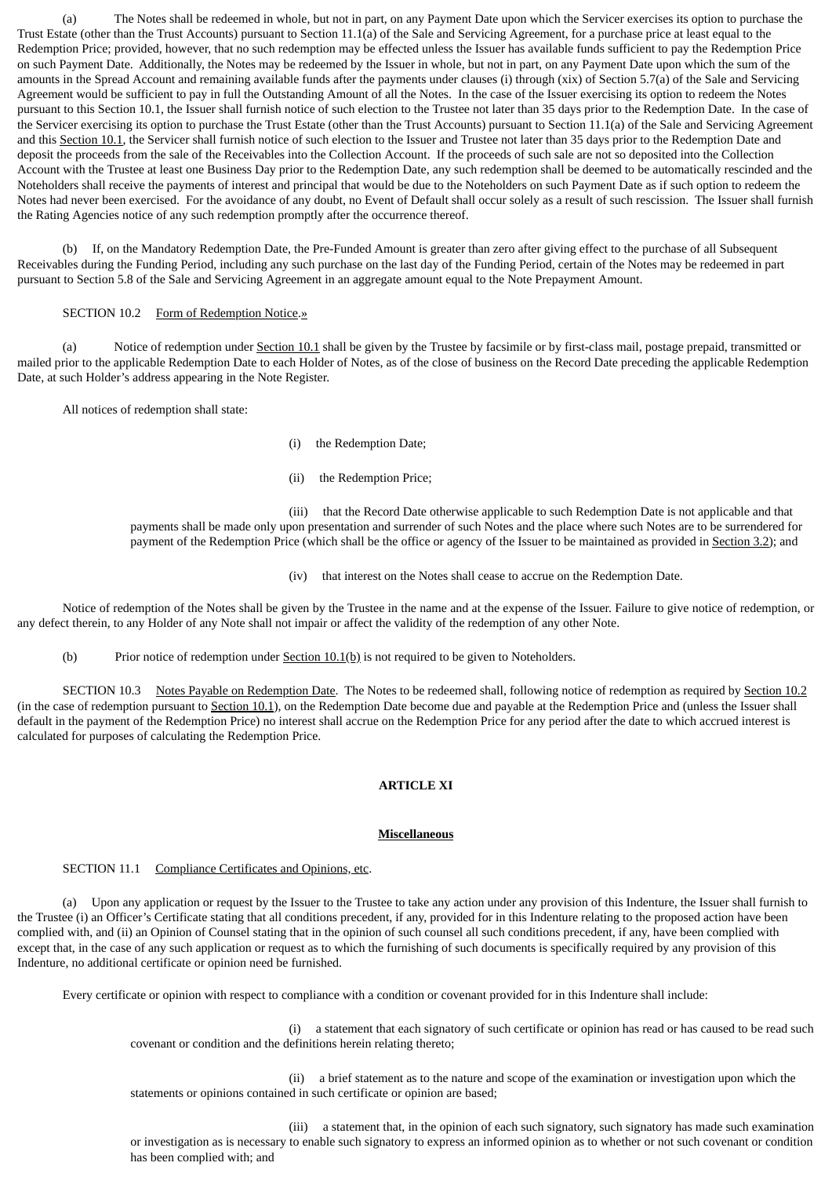(a) The Notes shall be redeemed in whole, but not in part, on any Payment Date upon which the Servicer exercises its option to purchase the Trust Estate (other than the Trust Accounts) pursuant to Section 11.1(a) of the Sale and Servicing Agreement, for a purchase price at least equal to the Redemption Price; provided, however, that no such redemption may be effected unless the Issuer has available funds sufficient to pay the Redemption Price on such Payment Date. Additionally, the Notes may be redeemed by the Issuer in whole, but not in part, on any Payment Date upon which the sum of the amounts in the Spread Account and remaining available funds after the payments under clauses (i) through (xix) of Section 5.7(a) of the Sale and Servicing Agreement would be sufficient to pay in full the Outstanding Amount of all the Notes. In the case of the Issuer exercising its option to redeem the Notes pursuant to this Section 10.1, the Issuer shall furnish notice of such election to the Trustee not later than 35 days prior to the Redemption Date. In the case of the Servicer exercising its option to purchase the Trust Estate (other than the Trust Accounts) pursuant to Section 11.1(a) of the Sale and Servicing Agreement and this Section 10.1, the Servicer shall furnish notice of such election to the Issuer and Trustee not later than 35 days prior to the Redemption Date and deposit the proceeds from the sale of the Receivables into the Collection Account. If the proceeds of such sale are not so deposited into the Collection Account with the Trustee at least one Business Day prior to the Redemption Date, any such redemption shall be deemed to be automatically rescinded and the Noteholders shall receive the payments of interest and principal that would be due to the Noteholders on such Payment Date as if such option to redeem the Notes had never been exercised. For the avoidance of any doubt, no Event of Default shall occur solely as a result of such rescission. The Issuer shall furnish the Rating Agencies notice of any such redemption promptly after the occurrence thereof.

(b) If, on the Mandatory Redemption Date, the Pre-Funded Amount is greater than zero after giving effect to the purchase of all Subsequent Receivables during the Funding Period, including any such purchase on the last day of the Funding Period, certain of the Notes may be redeemed in part pursuant to Section 5.8 of the Sale and Servicing Agreement in an aggregate amount equal to the Note Prepayment Amount.

SECTION 10.2 Form of Redemption Notice.»

(a) Notice of redemption under Section 10.1 shall be given by the Trustee by facsimile or by first-class mail, postage prepaid, transmitted or mailed prior to the applicable Redemption Date to each Holder of Notes, as of the close of business on the Record Date preceding the applicable Redemption Date, at such Holder's address appearing in the Note Register.

All notices of redemption shall state:

(i) the Redemption Date;

(ii) the Redemption Price;

(iii) that the Record Date otherwise applicable to such Redemption Date is not applicable and that payments shall be made only upon presentation and surrender of such Notes and the place where such Notes are to be surrendered for payment of the Redemption Price (which shall be the office or agency of the Issuer to be maintained as provided in Section 3.2); and

(iv) that interest on the Notes shall cease to accrue on the Redemption Date.

Notice of redemption of the Notes shall be given by the Trustee in the name and at the expense of the Issuer. Failure to give notice of redemption, or any defect therein, to any Holder of any Note shall not impair or affect the validity of the redemption of any other Note.

(b) Prior notice of redemption under Section 10.1(b) is not required to be given to Noteholders.

SECTION 10.3 Notes Payable on Redemption Date. The Notes to be redeemed shall, following notice of redemption as required by Section 10.2 (in the case of redemption pursuant to Section 10.1), on the Redemption Date become due and payable at the Redemption Price and (unless the Issuer shall default in the payment of the Redemption Price) no interest shall accrue on the Redemption Price for any period after the date to which accrued interest is calculated for purposes of calculating the Redemption Price.

## ARTICLE XI

## Miscellaneous

SECTION 11.1 Compliance Certificates and Opinions, etc.

(a) Upon any application or request by the Issuer to the Trustee to take any action under any provision of this Indenture, the Issuer shall furnish to the Trustee (i) an Officer's Certificate stating that all conditions precedent, if any, provided for in this Indenture relating to the proposed action have been complied with, and (ii) an Opinion of Counsel stating that in the opinion of such counsel all such conditions precedent, if any, have been complied with except that, in the case of any such application or request as to which the furnishing of such documents is specifically required by any provision of this Indenture, no additional certificate or opinion need be furnished.

Every certificate or opinion with respect to compliance with a condition or covenant provided for in this Indenture shall include:

(i) a statement that each signatory of such certificate or opinion has read or has caused to be read such covenant or condition and the definitions herein relating thereto;

(ii) a brief statement as to the nature and scope of the examination or investigation upon which the statements or opinions contained in such certificate or opinion are based;

(iii) a statement that, in the opinion of each such signatory, such signatory has made such examination or investigation as is necessary to enable such signatory to express an informed opinion as to whether or not such covenant or condition has been complied with; and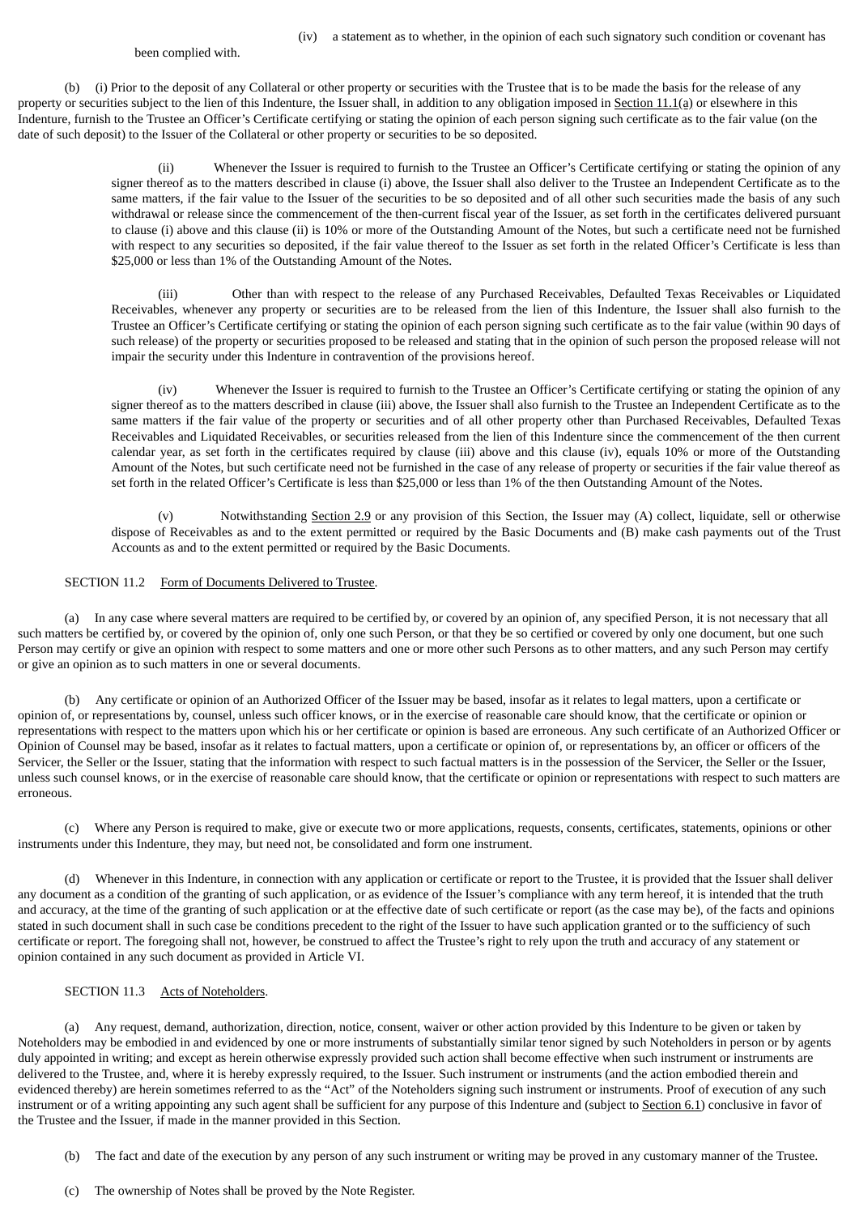(iv) a statement as to whether, in the opinion of each such signatory such condition or covenant has been complied with.

(b) (i) Prior to the deposit of any Collateral or other property or securities with the Trustee that is to be made the basis for the release of any property or securities subject to the lien of this Indenture, the Issuer shall, in addition to any obligation imposed in Section 11.1(a) or elsewhere in this Indenture, furnish to the Trustee an Officer's Certificate certifying or stating the opinion of each person signing such certificate as to the fair value (on the date of such deposit) to the Issuer of the Collateral or other property or securities to be so deposited.

(ii) Whenever the Issuer is required to furnish to the Trustee an Officer's Certificate certifying or stating the opinion of any signer thereof as to the matters described in clause (i) above, the Issuer shall also deliver to the Trustee an Independent Certificate as to the same matters, if the fair value to the Issuer of the securities to be so deposited and of all other such securities made the basis of any such withdrawal or release since the commencement of the then-current fiscal year of the Issuer, as set forth in the certificates delivered pursuant to clause (i) above and this clause (ii) is 10% or more of the Outstanding Amount of the Notes, but such a certificate need not be furnished with respect to any securities so deposited, if the fair value thereof to the Issuer as set forth in the related Officer's Certificate is less than $25,000 or less than 1% of the Outstanding Amount of the Notes.

(iii) Other than with respect to the release of any Purchased Receivables, Defaulted Texas Receivables or Liquidated Receivables, whenever any property or securities are to be released from the lien of this Indenture, the Issuer shall also furnish to the Trustee an Officer's Certificate certifying or stating the opinion of each person signing such certificate as to the fair value (within 90 days of such release) of the property or securities proposed to be released and stating that in the opinion of such person the proposed release will not impair the security under this Indenture in contravention of the provisions hereof.

(iv) Whenever the Issuer is required to furnish to the Trustee an Officer's Certificate certifying or stating the opinion of any signer thereof as to the matters described in clause (iii) above, the Issuer shall also furnish to the Trustee an Independent Certificate as to the same matters if the fair value of the property or securities and of all other property other than Purchased Receivables, Defaulted Texas Receivables and Liquidated Receivables, or securities released from the lien of this Indenture since the commencement of the then current calendar year, as set forth in the certificates required by clause (iii) above and this clause (iv), equals 10% or more of the Outstanding Amount of the Notes, but such certificate need not be furnished in the case of any release of property or securities if the fair value thereof as set forth in the related Officer's Certificate is less than $25,000 or less than 1% of the then Outstanding Amount of the Notes.

(v) Notwithstanding Section 2.9 or any provision of this Section, the Issuer may (A) collect, liquidate, sell or otherwise dispose of Receivables as and to the extent permitted or required by the Basic Documents and (B) make cash payments out of the Trust Accounts as and to the extent permitted or required by the Basic Documents.

SECTION 11.2 Form of Documents Delivered to Trustee.

(a) In any case where several matters are required to be certified by, or covered by an opinion of, any specified Person, it is not necessary that all such matters be certified by, or covered by the opinion of, only one such Person, or that they be so certified or covered by only one document, but one such Person may certify or give an opinion with respect to some matters and one or more other such Persons as to other matters, and any such Person may certify or give an opinion as to such matters in one or several documents.

(b) Any certificate or opinion of an Authorized Officer of the Issuer may be based, insofar as it relates to legal matters, upon a certificate or opinion of, or representations by, counsel, unless such officer knows, or in the exercise of reasonable care should know, that the certificate or opinion or representations with respect to the matters upon which his or her certificate or opinion is based are erroneous. Any such certificate of an Authorized Officer or Opinion of Counsel may be based, insofar as it relates to factual matters, upon a certificate or opinion of, or representations by, an officer or officers of the Servicer, the Seller or the Issuer, stating that the information with respect to such factual matters is in the possession of the Servicer, the Seller or the Issuer, unless such counsel knows, or in the exercise of reasonable care should know, that the certificate or opinion or representations with respect to such matters are erroneous.

(c) Where any Person is required to make, give or execute two or more applications, requests, consents, certificates, statements, opinions or other instruments under this Indenture, they may, but need not, be consolidated and form one instrument.

(d) Whenever in this Indenture, in connection with any application or certificate or report to the Trustee, it is provided that the Issuer shall deliver any document as a condition of the granting of such application, or as evidence of the Issuer's compliance with any term hereof, it is intended that the truth and accuracy, at the time of the granting of such application or at the effective date of such certificate or report (as the case may be), of the facts and opinions stated in such document shall in such case be conditions precedent to the right of the Issuer to have such application granted or to the sufficiency of such certificate or report. The foregoing shall not, however, be construed to affect the Trustee's right to rely upon the truth and accuracy of any statement or opinion contained in any such document as provided in Article VI.

SECTION 11.3 Acts of Noteholders.

(a) Any request, demand, authorization, direction, notice, consent, waiver or other action provided by this Indenture to be given or taken by Noteholders may be embodied in and evidenced by one or more instruments of substantially similar tenor signed by such Noteholders in person or by agents duly appointed in writing; and except as herein otherwise expressly provided such action shall become effective when such instrument or instruments are delivered to the Trustee, and, where it is hereby expressly required, to the Issuer. Such instrument or instruments (and the action embodied therein and evidenced thereby) are herein sometimes referred to as the "Act" of the Noteholders signing such instrument or instruments. Proof of execution of any such instrument or of a writing appointing any such agent shall be sufficient for any purpose of this Indenture and (subject to Section 6.1) conclusive in favor of the Trustee and the Issuer, if made in the manner provided in this Section.

(b) The fact and date of the execution by any person of any such instrument or writing may be proved in any customary manner of the Trustee.

(c) The ownership of Notes shall be proved by the Note Register.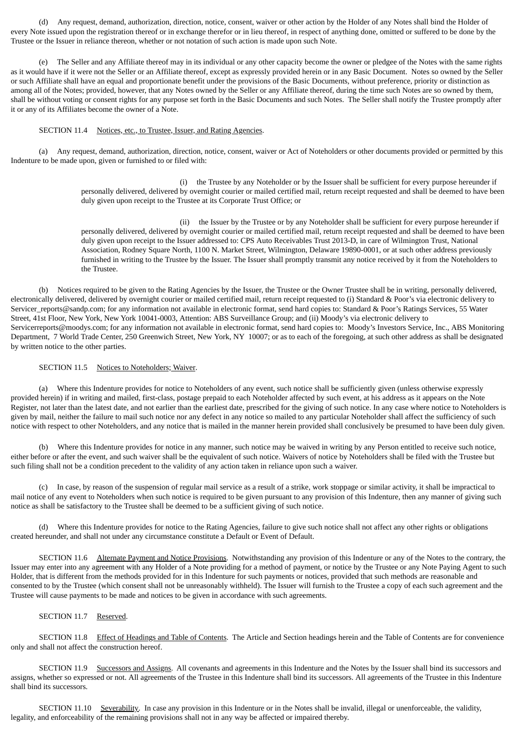(d) Any request, demand, authorization, direction, notice, consent, waiver or other action by the Holder of any Notes shall bind the Holder of every Note issued upon the registration thereof or in exchange therefor or in lieu thereof, in respect of anything done, omitted or suffered to be done by the Trustee or the Issuer in reliance thereon, whether or not notation of such action is made upon such Note.

(e) The Seller and any Affiliate thereof may in its individual or any other capacity become the owner or pledgee of the Notes with the same rights as it would have if it were not the Seller or an Affiliate thereof, except as expressly provided herein or in any Basic Document. Notes so owned by the Seller or such Affiliate shall have an equal and proportionate benefit under the provisions of the Basic Documents, without preference, priority or distinction as among all of the Notes; provided, however, that any Notes owned by the Seller or any Affiliate thereof, during the time such Notes are so owned by them, shall be without voting or consent rights for any purpose set forth in the Basic Documents and such Notes. The Seller shall notify the Trustee promptly after it or any of its Affiliates become the owner of a Note.

SECTION 11.4 Notices, etc., to Trustee, Issuer, and Rating Agencies.

(a) Any request, demand, authorization, direction, notice, consent, waiver or Act of Noteholders or other documents provided or permitted by this Indenture to be made upon, given or furnished to or filed with:

(i) the Trustee by any Noteholder or by the Issuer shall be sufficient for every purpose hereunder if personally delivered, delivered by overnight courier or mailed certified mail, return receipt requested and shall be deemed to have been duly given upon receipt to the Trustee at its Corporate Trust Office; or

(ii) the Issuer by the Trustee or by any Noteholder shall be sufficient for every purpose hereunder if personally delivered, delivered by overnight courier or mailed certified mail, return receipt requested and shall be deemed to have been duly given upon receipt to the Issuer addressed to: CPS Auto Receivables Trust 2013-D, in care of Wilmington Trust, National Association, Rodney Square North, 1100 N. Market Street, Wilmington, Delaware 19890-0001, or at such other address previously furnished in writing to the Trustee by the Issuer. The Issuer shall promptly transmit any notice received by it from the Noteholders to the Trustee.

(b) Notices required to be given to the Rating Agencies by the Issuer, the Trustee or the Owner Trustee shall be in writing, personally delivered, electronically delivered, delivered by overnight courier or mailed certified mail, return receipt requested to (i) Standard & Poor's via electronic delivery to Servicer_reports@sandp.com; for any information not available in electronic format, send hard copies to: Standard & Poor's Ratings Services, 55 Water Street, 41st Floor, New York, New York 10041-0003, Attention: ABS Surveillance Group; and (ii) Moody's via electronic delivery to Servicerreports@moodys.com; for any information not available in electronic format, send hard copies to: Moody's Investors Service, Inc., ABS Monitoring Department, 7 World Trade Center, 250 Greenwich Street, New York, NY 10007; or as to each of the foregoing, at such other address as shall be designated by written notice to the other parties.

SECTION 11.5 Notices to Noteholders; Waiver.

(a) Where this Indenture provides for notice to Noteholders of any event, such notice shall be sufficiently given (unless otherwise expressly provided herein) if in writing and mailed, first-class, postage prepaid to each Noteholder affected by such event, at his address as it appears on the Note Register, not later than the latest date, and not earlier than the earliest date, prescribed for the giving of such notice. In any case where notice to Noteholders is given by mail, neither the failure to mail such notice nor any defect in any notice so mailed to any particular Noteholder shall affect the sufficiency of such notice with respect to other Noteholders, and any notice that is mailed in the manner herein provided shall conclusively be presumed to have been duly given.

(b) Where this Indenture provides for notice in any manner, such notice may be waived in writing by any Person entitled to receive such notice, either before or after the event, and such waiver shall be the equivalent of such notice. Waivers of notice by Noteholders shall be filed with the Trustee but such filing shall not be a condition precedent to the validity of any action taken in reliance upon such a waiver.

(c) In case, by reason of the suspension of regular mail service as a result of a strike, work stoppage or similar activity, it shall be impractical to mail notice of any event to Noteholders when such notice is required to be given pursuant to any provision of this Indenture, then any manner of giving such notice as shall be satisfactory to the Trustee shall be deemed to be a sufficient giving of such notice.

(d) Where this Indenture provides for notice to the Rating Agencies, failure to give such notice shall not affect any other rights or obligations created hereunder, and shall not under any circumstance constitute a Default or Event of Default.

SECTION 11.6 Alternate Payment and Notice Provisions. Notwithstanding any provision of this Indenture or any of the Notes to the contrary, the Issuer may enter into any agreement with any Holder of a Note providing for a method of payment, or notice by the Trustee or any Note Paying Agent to such Holder, that is different from the methods provided for in this Indenture for such payments or notices, provided that such methods are reasonable and consented to by the Trustee (which consent shall not be unreasonably withheld). The Issuer will furnish to the Trustee a copy of each such agreement and the Trustee will cause payments to be made and notices to be given in accordance with such agreements.

SECTION 11.7 Reserved.

SECTION 11.8 Effect of Headings and Table of Contents. The Article and Section headings herein and the Table of Contents are for convenience only and shall not affect the construction hereof.

SECTION 11.9 Successors and Assigns. All covenants and agreements in this Indenture and the Notes by the Issuer shall bind its successors and assigns, whether so expressed or not. All agreements of the Trustee in this Indenture shall bind its successors. All agreements of the Trustee in this Indenture shall bind its successors.

SECTION 11.10 Severability. In case any provision in this Indenture or in the Notes shall be invalid, illegal or unenforceable, the validity, legality, and enforceability of the remaining provisions shall not in any way be affected or impaired thereby.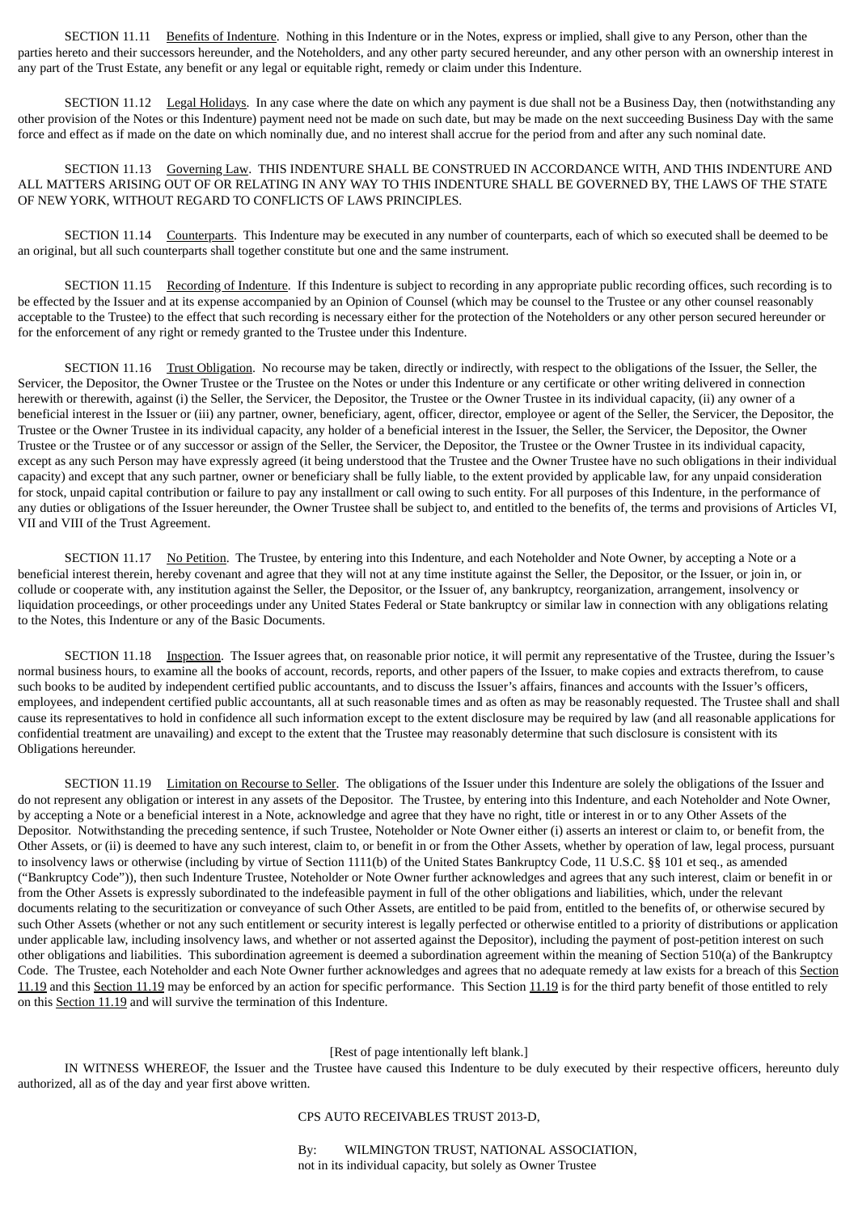SECTION 11.11 Benefits of Indenture. Nothing in this Indenture or in the Notes, express or implied, shall give to any Person, other than the parties hereto and their successors hereunder, and the Noteholders, and any other party secured hereunder, and any other person with an ownership interest in any part of the Trust Estate, any benefit or any legal or equitable right, remedy or claim under this Indenture.

SECTION 11.12 Legal Holidays. In any case where the date on which any payment is due shall not be a Business Day, then (notwithstanding any other provision of the Notes or this Indenture) payment need not be made on such date, but may be made on the next succeeding Business Day with the same force and effect as if made on the date on which nominally due, and no interest shall accrue for the period from and after any such nominal date.

SECTION 11.13 Governing Law. THIS INDENTURE SHALL BE CONSTRUED IN ACCORDANCE WITH, AND THIS INDENTURE AND ALL MATTERS ARISING OUT OF OR RELATING IN ANY WAY TO THIS INDENTURE SHALL BE GOVERNED BY, THE LAWS OF THE STATE OF NEW YORK, WITHOUT REGARD TO CONFLICTS OF LAWS PRINCIPLES.

SECTION 11.14 Counterparts. This Indenture may be executed in any number of counterparts, each of which so executed shall be deemed to be an original, but all such counterparts shall together constitute but one and the same instrument.

SECTION 11.15 Recording of Indenture. If this Indenture is subject to recording in any appropriate public recording offices, such recording is to be effected by the Issuer and at its expense accompanied by an Opinion of Counsel (which may be counsel to the Trustee or any other counsel reasonably acceptable to the Trustee) to the effect that such recording is necessary either for the protection of the Noteholders or any other person secured hereunder or for the enforcement of any right or remedy granted to the Trustee under this Indenture.

SECTION 11.16 Trust Obligation. No recourse may be taken, directly or indirectly, with respect to the obligations of the Issuer, the Seller, the Servicer, the Depositor, the Owner Trustee or the Trustee on the Notes or under this Indenture or any certificate or other writing delivered in connection herewith or therewith, against (i) the Seller, the Servicer, the Depositor, the Trustee or the Owner Trustee in its individual capacity, (ii) any owner of a beneficial interest in the Issuer or (iii) any partner, owner, beneficiary, agent, officer, director, employee or agent of the Seller, the Servicer, the Depositor, the Trustee or the Owner Trustee in its individual capacity, any holder of a beneficial interest in the Issuer, the Seller, the Servicer, the Depositor, the Owner Trustee or the Trustee or of any successor or assign of the Seller, the Servicer, the Depositor, the Trustee or the Owner Trustee in its individual capacity, except as any such Person may have expressly agreed (it being understood that the Trustee and the Owner Trustee have no such obligations in their individual capacity) and except that any such partner, owner or beneficiary shall be fully liable, to the extent provided by applicable law, for any unpaid consideration for stock, unpaid capital contribution or failure to pay any installment or call owing to such entity. For all purposes of this Indenture, in the performance of any duties or obligations of the Issuer hereunder, the Owner Trustee shall be subject to, and entitled to the benefits of, the terms and provisions of Articles VI, VII and VIII of the Trust Agreement.

SECTION 11.17 No Petition. The Trustee, by entering into this Indenture, and each Noteholder and Note Owner, by accepting a Note or a beneficial interest therein, hereby covenant and agree that they will not at any time institute against the Seller, the Depositor, or the Issuer, or join in, or collude or cooperate with, any institution against the Seller, the Depositor, or the Issuer of, any bankruptcy, reorganization, arrangement, insolvency or liquidation proceedings, or other proceedings under any United States Federal or State bankruptcy or similar law in connection with any obligations relating to the Notes, this Indenture or any of the Basic Documents.

SECTION 11.18 Inspection. The Issuer agrees that, on reasonable prior notice, it will permit any representative of the Trustee, during the Issuer's normal business hours, to examine all the books of account, records, reports, and other papers of the Issuer, to make copies and extracts therefrom, to cause such books to be audited by independent certified public accountants, and to discuss the Issuer's affairs, finances and accounts with the Issuer's officers, employees, and independent certified public accountants, all at such reasonable times and as often as may be reasonably requested. The Trustee shall and shall cause its representatives to hold in confidence all such information except to the extent disclosure may be required by law (and all reasonable applications for confidential treatment are unavailing) and except to the extent that the Trustee may reasonably determine that such disclosure is consistent with its Obligations hereunder.

SECTION 11.19 Limitation on Recourse to Seller. The obligations of the Issuer under this Indenture are solely the obligations of the Issuer and do not represent any obligation or interest in any assets of the Depositor. The Trustee, by entering into this Indenture, and each Noteholder and Note Owner, by accepting a Note or a beneficial interest in a Note, acknowledge and agree that they have no right, title or interest in or to any Other Assets of the Depositor. Notwithstanding the preceding sentence, if such Trustee, Noteholder or Note Owner either (i) asserts an interest or claim to, or benefit from, the Other Assets, or (ii) is deemed to have any such interest, claim to, or benefit in or from the Other Assets, whether by operation of law, legal process, pursuant to insolvency laws or otherwise (including by virtue of Section 1111(b) of the United States Bankruptcy Code, 11 U.S.C. §§ 101 et seq., as amended ("Bankruptcy Code")), then such Indenture Trustee, Noteholder or Note Owner further acknowledges and agrees that any such interest, claim or benefit in or from the Other Assets is expressly subordinated to the indefeasible payment in full of the other obligations and liabilities, which, under the relevant documents relating to the securitization or conveyance of such Other Assets, are entitled to be paid from, entitled to the benefits of, or otherwise secured by such Other Assets (whether or not any such entitlement or security interest is legally perfected or otherwise entitled to a priority of distributions or application under applicable law, including insolvency laws, and whether or not asserted against the Depositor), including the payment of post-petition interest on such other obligations and liabilities. This subordination agreement is deemed a subordination agreement within the meaning of Section 510(a) of the Bankruptcy Code. The Trustee, each Noteholder and each Note Owner further acknowledges and agrees that no adequate remedy at law exists for a breach of this Section 11.19 and this Section 11.19 may be enforced by an action for specific performance. This Section 11.19 is for the third party benefit of those entitled to rely on this Section 11.19 and will survive the termination of this Indenture.

[Rest of page intentionally left blank.]

IN WITNESS WHEREOF, the Issuer and the Trustee have caused this Indenture to be duly executed by their respective officers, hereunto duly authorized, all as of the day and year first above written.

CPS AUTO RECEIVABLES TRUST 2013-D,

By: WILMINGTON TRUST, NATIONAL ASSOCIATION,
not in its individual capacity, but solely as Owner Trustee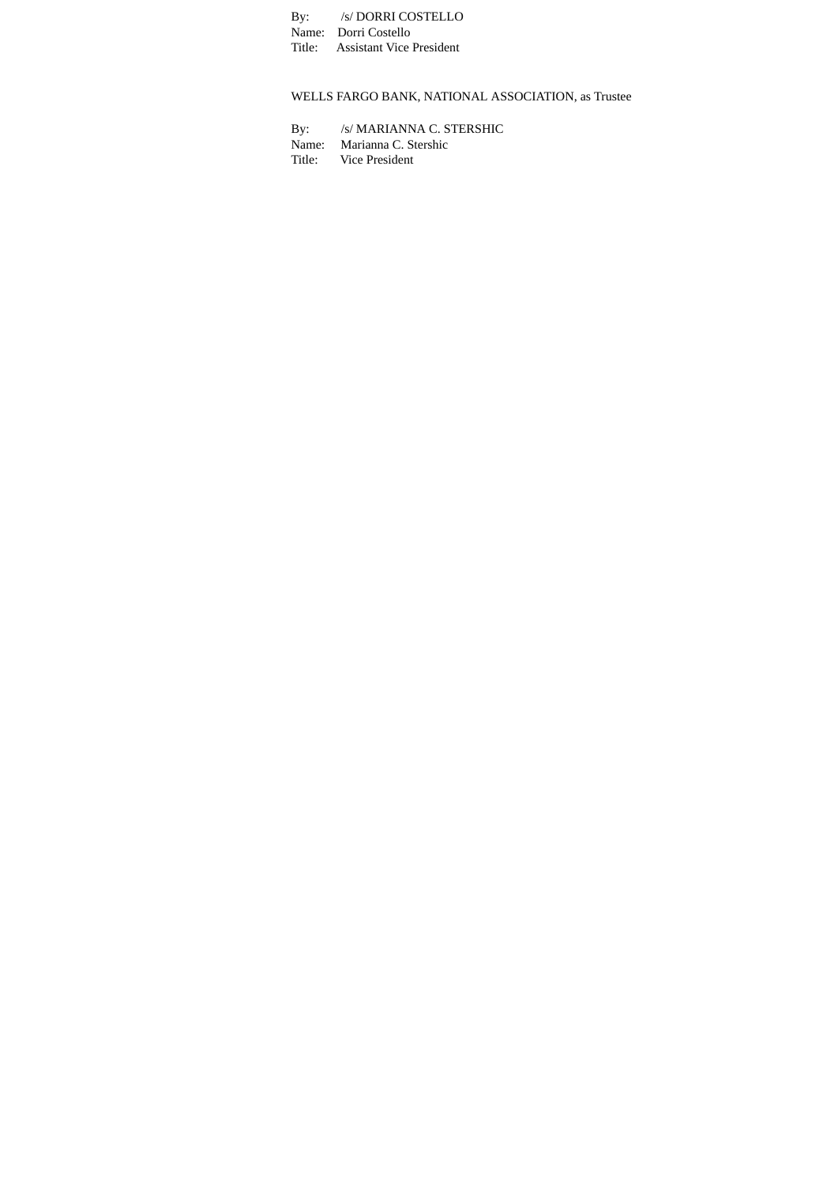By: /s/ DORRI COSTELLO
Name: Dorri Costello
Title: Assistant Vice President

WELLS FARGO BANK, NATIONAL ASSOCIATION, as Trustee

By: /s/ MARIANNA C. STERSHIC
Name: Marianna C. Stershic
Title: Vice President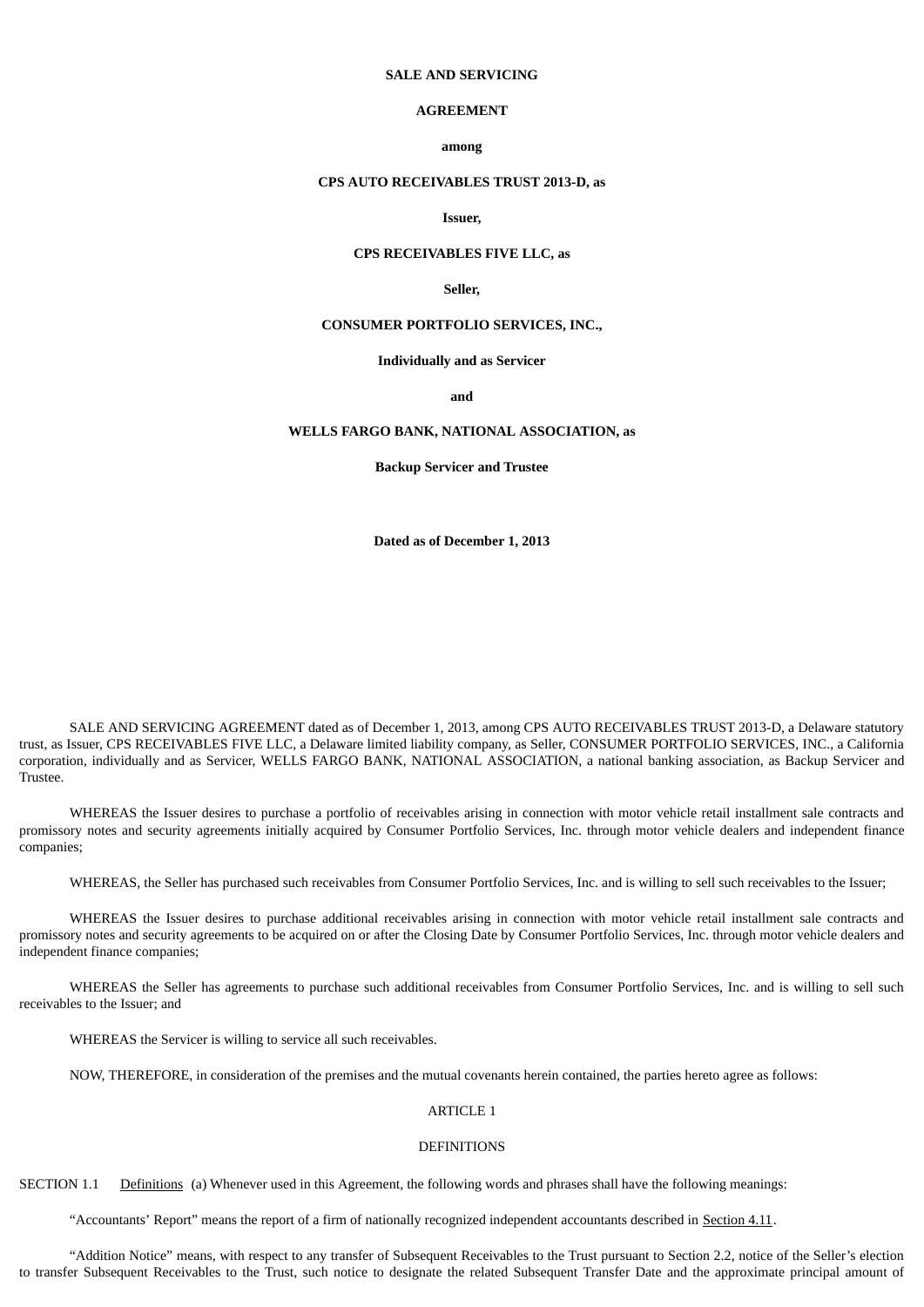**SALE AND SERVICING**

**AGREEMENT**

**among**

**CPS AUTO RECEIVABLES TRUST 2013-D, as**

**Issuer,**

**CPS RECEIVABLES FIVE LLC, as**

**Seller,**

**CONSUMER PORTFOLIO SERVICES, INC.,**

**Individually and as Servicer**

**and**

**WELLS FARGO BANK, NATIONAL ASSOCIATION, as**

**Backup Servicer and Trustee**

**Dated as of December 1, 2013**

SALE AND SERVICING AGREEMENT dated as of December 1, 2013, among CPS AUTO RECEIVABLES TRUST 2013-D, a Delaware statutory trust, as Issuer, CPS RECEIVABLES FIVE LLC, a Delaware limited liability company, as Seller, CONSUMER PORTFOLIO SERVICES, INC., a California corporation, individually and as Servicer, WELLS FARGO BANK, NATIONAL ASSOCIATION, a national banking association, as Backup Servicer and Trustee.

WHEREAS the Issuer desires to purchase a portfolio of receivables arising in connection with motor vehicle retail installment sale contracts and promissory notes and security agreements initially acquired by Consumer Portfolio Services, Inc. through motor vehicle dealers and independent finance companies;

WHEREAS, the Seller has purchased such receivables from Consumer Portfolio Services, Inc. and is willing to sell such receivables to the Issuer;

WHEREAS the Issuer desires to purchase additional receivables arising in connection with motor vehicle retail installment sale contracts and promissory notes and security agreements to be acquired on or after the Closing Date by Consumer Portfolio Services, Inc. through motor vehicle dealers and independent finance companies;

WHEREAS the Seller has agreements to purchase such additional receivables from Consumer Portfolio Services, Inc. and is willing to sell such receivables to the Issuer; and

WHEREAS the Servicer is willing to service all such receivables.

NOW, THEREFORE, in consideration of the premises and the mutual covenants herein contained, the parties hereto agree as follows:

ARTICLE 1

DEFINITIONS

SECTION 1.1 Definitions (a) Whenever used in this Agreement, the following words and phrases shall have the following meanings:

"Accountants' Report" means the report of a firm of nationally recognized independent accountants described in Section 4.11.

"Addition Notice" means, with respect to any transfer of Subsequent Receivables to the Trust pursuant to Section 2.2, notice of the Seller's election to transfer Subsequent Receivables to the Trust, such notice to designate the related Subsequent Transfer Date and the approximate principal amount of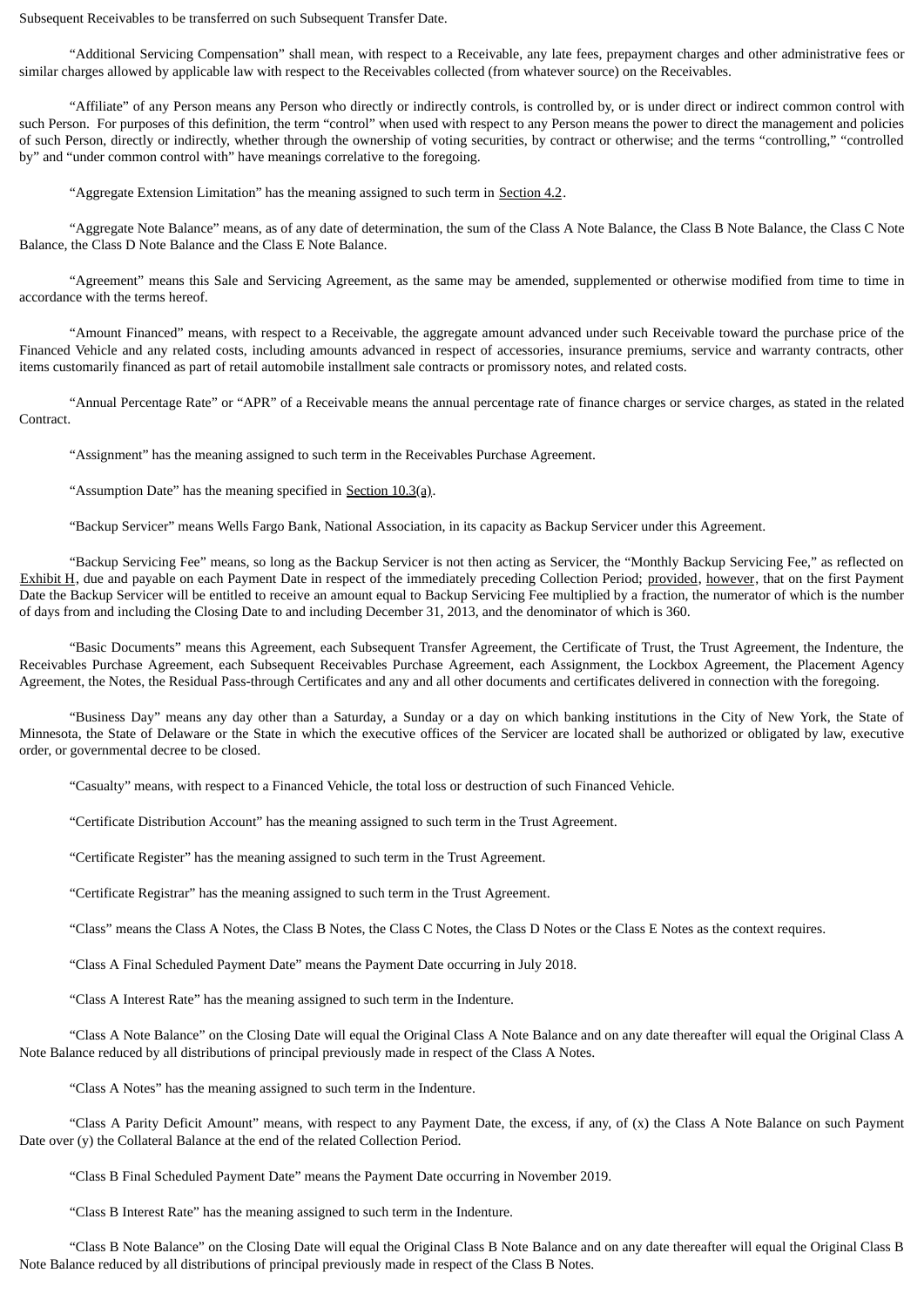Subsequent Receivables to be transferred on such Subsequent Transfer Date.

"Additional Servicing Compensation" shall mean, with respect to a Receivable, any late fees, prepayment charges and other administrative fees or similar charges allowed by applicable law with respect to the Receivables collected (from whatever source) on the Receivables.

"Affiliate" of any Person means any Person who directly or indirectly controls, is controlled by, or is under direct or indirect common control with such Person. For purposes of this definition, the term "control" when used with respect to any Person means the power to direct the management and policies of such Person, directly or indirectly, whether through the ownership of voting securities, by contract or otherwise; and the terms "controlling," "controlled by" and "under common control with" have meanings correlative to the foregoing.

"Aggregate Extension Limitation" has the meaning assigned to such term in Section 4.2.

"Aggregate Note Balance" means, as of any date of determination, the sum of the Class A Note Balance, the Class B Note Balance, the Class C Note Balance, the Class D Note Balance and the Class E Note Balance.

"Agreement" means this Sale and Servicing Agreement, as the same may be amended, supplemented or otherwise modified from time to time in accordance with the terms hereof.

"Amount Financed" means, with respect to a Receivable, the aggregate amount advanced under such Receivable toward the purchase price of the Financed Vehicle and any related costs, including amounts advanced in respect of accessories, insurance premiums, service and warranty contracts, other items customarily financed as part of retail automobile installment sale contracts or promissory notes, and related costs.

"Annual Percentage Rate" or "APR" of a Receivable means the annual percentage rate of finance charges or service charges, as stated in the related Contract.

"Assignment" has the meaning assigned to such term in the Receivables Purchase Agreement.

"Assumption Date" has the meaning specified in Section 10.3(a).

"Backup Servicer" means Wells Fargo Bank, National Association, in its capacity as Backup Servicer under this Agreement.

"Backup Servicing Fee" means, so long as the Backup Servicer is not then acting as Servicer, the "Monthly Backup Servicing Fee," as reflected on Exhibit H, due and payable on each Payment Date in respect of the immediately preceding Collection Period; provided, however, that on the first Payment Date the Backup Servicer will be entitled to receive an amount equal to Backup Servicing Fee multiplied by a fraction, the numerator of which is the number of days from and including the Closing Date to and including December 31, 2013, and the denominator of which is 360.

"Basic Documents" means this Agreement, each Subsequent Transfer Agreement, the Certificate of Trust, the Trust Agreement, the Indenture, the Receivables Purchase Agreement, each Subsequent Receivables Purchase Agreement, each Assignment, the Lockbox Agreement, the Placement Agency Agreement, the Notes, the Residual Pass-through Certificates and any and all other documents and certificates delivered in connection with the foregoing.

"Business Day" means any day other than a Saturday, a Sunday or a day on which banking institutions in the City of New York, the State of Minnesota, the State of Delaware or the State in which the executive offices of the Servicer are located shall be authorized or obligated by law, executive order, or governmental decree to be closed.

"Casualty" means, with respect to a Financed Vehicle, the total loss or destruction of such Financed Vehicle.

"Certificate Distribution Account" has the meaning assigned to such term in the Trust Agreement.

"Certificate Register" has the meaning assigned to such term in the Trust Agreement.

"Certificate Registrar" has the meaning assigned to such term in the Trust Agreement.

"Class" means the Class A Notes, the Class B Notes, the Class C Notes, the Class D Notes or the Class E Notes as the context requires.

"Class A Final Scheduled Payment Date" means the Payment Date occurring in July 2018.

"Class A Interest Rate" has the meaning assigned to such term in the Indenture.

"Class A Note Balance" on the Closing Date will equal the Original Class A Note Balance and on any date thereafter will equal the Original Class A Note Balance reduced by all distributions of principal previously made in respect of the Class A Notes.

"Class A Notes" has the meaning assigned to such term in the Indenture.

"Class A Parity Deficit Amount" means, with respect to any Payment Date, the excess, if any, of (x) the Class A Note Balance on such Payment Date over (y) the Collateral Balance at the end of the related Collection Period.

"Class B Final Scheduled Payment Date" means the Payment Date occurring in November 2019.

"Class B Interest Rate" has the meaning assigned to such term in the Indenture.

"Class B Note Balance" on the Closing Date will equal the Original Class B Note Balance and on any date thereafter will equal the Original Class B Note Balance reduced by all distributions of principal previously made in respect of the Class B Notes.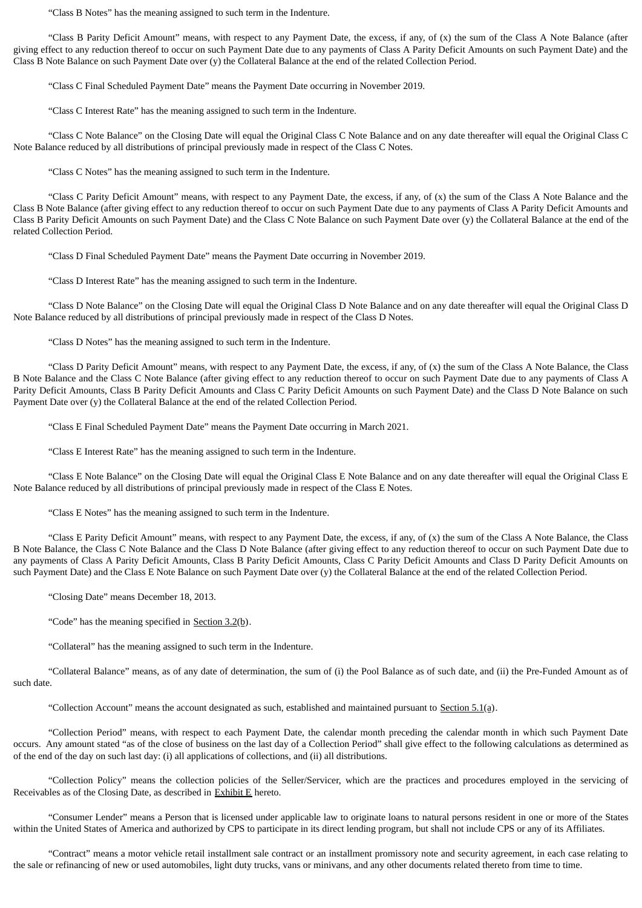"Class B Notes" has the meaning assigned to such term in the Indenture.

"Class B Parity Deficit Amount" means, with respect to any Payment Date, the excess, if any, of (x) the sum of the Class A Note Balance (after giving effect to any reduction thereof to occur on such Payment Date due to any payments of Class A Parity Deficit Amounts on such Payment Date) and the Class B Note Balance on such Payment Date over (y) the Collateral Balance at the end of the related Collection Period.

"Class C Final Scheduled Payment Date" means the Payment Date occurring in November 2019.

"Class C Interest Rate" has the meaning assigned to such term in the Indenture.

"Class C Note Balance" on the Closing Date will equal the Original Class C Note Balance and on any date thereafter will equal the Original Class C Note Balance reduced by all distributions of principal previously made in respect of the Class C Notes.

"Class C Notes" has the meaning assigned to such term in the Indenture.

"Class C Parity Deficit Amount" means, with respect to any Payment Date, the excess, if any, of (x) the sum of the Class A Note Balance and the Class B Note Balance (after giving effect to any reduction thereof to occur on such Payment Date due to any payments of Class A Parity Deficit Amounts and Class B Parity Deficit Amounts on such Payment Date) and the Class C Note Balance on such Payment Date over (y) the Collateral Balance at the end of the related Collection Period.

"Class D Final Scheduled Payment Date" means the Payment Date occurring in November 2019.

"Class D Interest Rate" has the meaning assigned to such term in the Indenture.

"Class D Note Balance" on the Closing Date will equal the Original Class D Note Balance and on any date thereafter will equal the Original Class D Note Balance reduced by all distributions of principal previously made in respect of the Class D Notes.

"Class D Notes" has the meaning assigned to such term in the Indenture.

"Class D Parity Deficit Amount" means, with respect to any Payment Date, the excess, if any, of (x) the sum of the Class A Note Balance, the Class B Note Balance and the Class C Note Balance (after giving effect to any reduction thereof to occur on such Payment Date due to any payments of Class A Parity Deficit Amounts, Class B Parity Deficit Amounts and Class C Parity Deficit Amounts on such Payment Date) and the Class D Note Balance on such Payment Date over (y) the Collateral Balance at the end of the related Collection Period.

"Class E Final Scheduled Payment Date" means the Payment Date occurring in March 2021.

"Class E Interest Rate" has the meaning assigned to such term in the Indenture.

"Class E Note Balance" on the Closing Date will equal the Original Class E Note Balance and on any date thereafter will equal the Original Class E Note Balance reduced by all distributions of principal previously made in respect of the Class E Notes.

"Class E Notes" has the meaning assigned to such term in the Indenture.

"Class E Parity Deficit Amount" means, with respect to any Payment Date, the excess, if any, of (x) the sum of the Class A Note Balance, the Class B Note Balance, the Class C Note Balance and the Class D Note Balance (after giving effect to any reduction thereof to occur on such Payment Date due to any payments of Class A Parity Deficit Amounts, Class B Parity Deficit Amounts, Class C Parity Deficit Amounts and Class D Parity Deficit Amounts on such Payment Date) and the Class E Note Balance on such Payment Date over (y) the Collateral Balance at the end of the related Collection Period.

"Closing Date" means December 18, 2013.

"Code" has the meaning specified in Section 3.2(b).

"Collateral" has the meaning assigned to such term in the Indenture.

"Collateral Balance" means, as of any date of determination, the sum of (i) the Pool Balance as of such date, and (ii) the Pre-Funded Amount as of such date.

"Collection Account" means the account designated as such, established and maintained pursuant to Section 5.1(a).

"Collection Period" means, with respect to each Payment Date, the calendar month preceding the calendar month in which such Payment Date occurs. Any amount stated "as of the close of business on the last day of a Collection Period" shall give effect to the following calculations as determined as of the end of the day on such last day: (i) all applications of collections, and (ii) all distributions.

"Collection Policy" means the collection policies of the Seller/Servicer, which are the practices and procedures employed in the servicing of Receivables as of the Closing Date, as described in Exhibit E hereto.

"Consumer Lender" means a Person that is licensed under applicable law to originate loans to natural persons resident in one or more of the States within the United States of America and authorized by CPS to participate in its direct lending program, but shall not include CPS or any of its Affiliates.

"Contract" means a motor vehicle retail installment sale contract or an installment promissory note and security agreement, in each case relating to the sale or refinancing of new or used automobiles, light duty trucks, vans or minivans, and any other documents related thereto from time to time.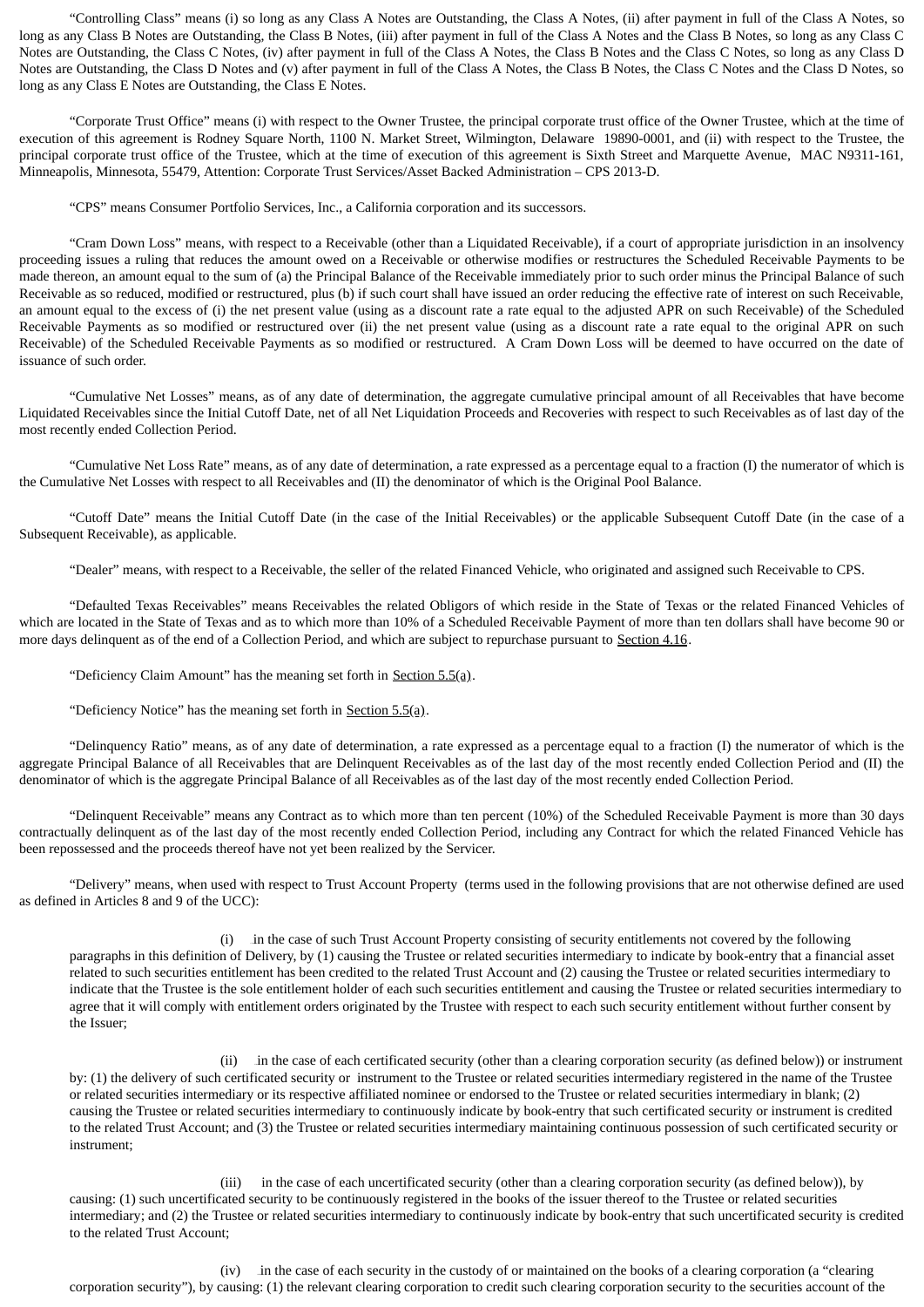"Controlling Class" means (i) so long as any Class A Notes are Outstanding, the Class A Notes, (ii) after payment in full of the Class A Notes, so long as any Class B Notes are Outstanding, the Class B Notes, (iii) after payment in full of the Class A Notes and the Class B Notes, so long as any Class C Notes are Outstanding, the Class C Notes, (iv) after payment in full of the Class A Notes, the Class B Notes and the Class C Notes, so long as any Class D Notes are Outstanding, the Class D Notes and (v) after payment in full of the Class A Notes, the Class B Notes, the Class C Notes and the Class D Notes, so long as any Class E Notes are Outstanding, the Class E Notes.

"Corporate Trust Office" means (i) with respect to the Owner Trustee, the principal corporate trust office of the Owner Trustee, which at the time of execution of this agreement is Rodney Square North, 1100 N. Market Street, Wilmington, Delaware 19890-0001, and (ii) with respect to the Trustee, the principal corporate trust office of the Trustee, which at the time of execution of this agreement is Sixth Street and Marquette Avenue, MAC N9311-161, Minneapolis, Minnesota, 55479, Attention: Corporate Trust Services/Asset Backed Administration – CPS 2013-D.

"CPS" means Consumer Portfolio Services, Inc., a California corporation and its successors.

"Cram Down Loss" means, with respect to a Receivable (other than a Liquidated Receivable), if a court of appropriate jurisdiction in an insolvency proceeding issues a ruling that reduces the amount owed on a Receivable or otherwise modifies or restructures the Scheduled Receivable Payments to be made thereon, an amount equal to the sum of (a) the Principal Balance of the Receivable immediately prior to such order minus the Principal Balance of such Receivable as so reduced, modified or restructured, plus (b) if such court shall have issued an order reducing the effective rate of interest on such Receivable, an amount equal to the excess of (i) the net present value (using as a discount rate a rate equal to the adjusted APR on such Receivable) of the Scheduled Receivable Payments as so modified or restructured over (ii) the net present value (using as a discount rate a rate equal to the original APR on such Receivable) of the Scheduled Receivable Payments as so modified or restructured. A Cram Down Loss will be deemed to have occurred on the date of issuance of such order.

"Cumulative Net Losses" means, as of any date of determination, the aggregate cumulative principal amount of all Receivables that have become Liquidated Receivables since the Initial Cutoff Date, net of all Net Liquidation Proceeds and Recoveries with respect to such Receivables as of last day of the most recently ended Collection Period.

"Cumulative Net Loss Rate" means, as of any date of determination, a rate expressed as a percentage equal to a fraction (I) the numerator of which is the Cumulative Net Losses with respect to all Receivables and (II) the denominator of which is the Original Pool Balance.

"Cutoff Date" means the Initial Cutoff Date (in the case of the Initial Receivables) or the applicable Subsequent Cutoff Date (in the case of a Subsequent Receivable), as applicable.

"Dealer" means, with respect to a Receivable, the seller of the related Financed Vehicle, who originated and assigned such Receivable to CPS.

"Defaulted Texas Receivables" means Receivables the related Obligors of which reside in the State of Texas or the related Financed Vehicles of which are located in the State of Texas and as to which more than 10% of a Scheduled Receivable Payment of more than ten dollars shall have become 90 or more days delinquent as of the end of a Collection Period, and which are subject to repurchase pursuant to Section 4.16.

"Deficiency Claim Amount" has the meaning set forth in Section 5.5(a).

"Deficiency Notice" has the meaning set forth in Section 5.5(a).

"Delinquency Ratio" means, as of any date of determination, a rate expressed as a percentage equal to a fraction (I) the numerator of which is the aggregate Principal Balance of all Receivables that are Delinquent Receivables as of the last day of the most recently ended Collection Period and (II) the denominator of which is the aggregate Principal Balance of all Receivables as of the last day of the most recently ended Collection Period.

"Delinquent Receivable" means any Contract as to which more than ten percent (10%) of the Scheduled Receivable Payment is more than 30 days contractually delinquent as of the last day of the most recently ended Collection Period, including any Contract for which the related Financed Vehicle has been repossessed and the proceeds thereof have not yet been realized by the Servicer.

"Delivery" means, when used with respect to Trust Account Property (terms used in the following provisions that are not otherwise defined are used as defined in Articles 8 and 9 of the UCC):

(i) in the case of such Trust Account Property consisting of security entitlements not covered by the following paragraphs in this definition of Delivery, by (1) causing the Trustee or related securities intermediary to indicate by book-entry that a financial asset related to such securities entitlement has been credited to the related Trust Account and (2) causing the Trustee or related securities intermediary to indicate that the Trustee is the sole entitlement holder of each such securities entitlement and causing the Trustee or related securities intermediary to agree that it will comply with entitlement orders originated by the Trustee with respect to each such security entitlement without further consent by the Issuer;

(ii) in the case of each certificated security (other than a clearing corporation security (as defined below)) or instrument by: (1) the delivery of such certificated security or instrument to the Trustee or related securities intermediary registered in the name of the Trustee or related securities intermediary or its respective affiliated nominee or endorsed to the Trustee or related securities intermediary in blank; (2) causing the Trustee or related securities intermediary to continuously indicate by book-entry that such certificated security or instrument is credited to the related Trust Account; and (3) the Trustee or related securities intermediary maintaining continuous possession of such certificated security or instrument;

(iii) in the case of each uncertificated security (other than a clearing corporation security (as defined below)), by causing: (1) such uncertificated security to be continuously registered in the books of the issuer thereof to the Trustee or related securities intermediary; and (2) the Trustee or related securities intermediary to continuously indicate by book-entry that such uncertificated security is credited to the related Trust Account;

(iv) in the case of each security in the custody of or maintained on the books of a clearing corporation (a "clearing corporation security"), by causing: (1) the relevant clearing corporation to credit such clearing corporation security to the securities account of the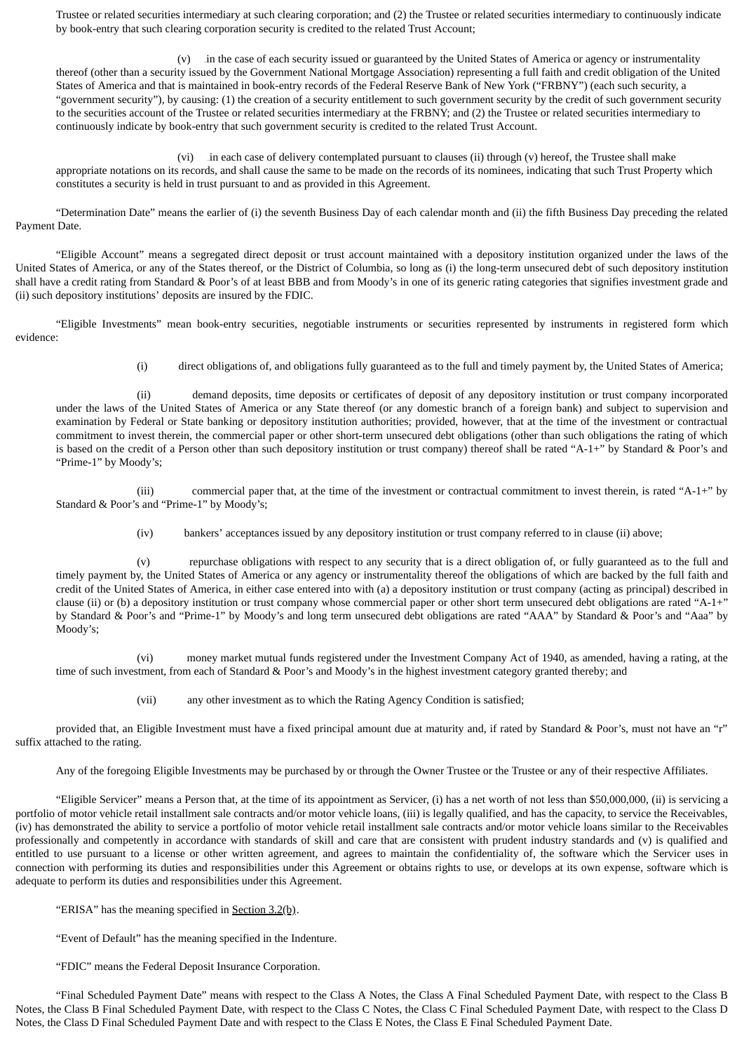Trustee or related securities intermediary at such clearing corporation; and (2) the Trustee or related securities intermediary to continuously indicate by book-entry that such clearing corporation security is credited to the related Trust Account;

(v) in the case of each security issued or guaranteed by the United States of America or agency or instrumentality thereof (other than a security issued by the Government National Mortgage Association) representing a full faith and credit obligation of the United States of America and that is maintained in book-entry records of the Federal Reserve Bank of New York ("FRBNY") (each such security, a "government security"), by causing: (1) the creation of a security entitlement to such government security by the credit of such government security to the securities account of the Trustee or related securities intermediary at the FRBNY; and (2) the Trustee or related securities intermediary to continuously indicate by book-entry that such government security is credited to the related Trust Account.

(vi) in each case of delivery contemplated pursuant to clauses (ii) through (v) hereof, the Trustee shall make appropriate notations on its records, and shall cause the same to be made on the records of its nominees, indicating that such Trust Property which constitutes a security is held in trust pursuant to and as provided in this Agreement.

"Determination Date" means the earlier of (i) the seventh Business Day of each calendar month and (ii) the fifth Business Day preceding the related Payment Date.

"Eligible Account" means a segregated direct deposit or trust account maintained with a depository institution organized under the laws of the United States of America, or any of the States thereof, or the District of Columbia, so long as (i) the long-term unsecured debt of such depository institution shall have a credit rating from Standard & Poor's of at least BBB and from Moody's in one of its generic rating categories that signifies investment grade and (ii) such depository institutions' deposits are insured by the FDIC.

"Eligible Investments" mean book-entry securities, negotiable instruments or securities represented by instruments in registered form which evidence:

(i) direct obligations of, and obligations fully guaranteed as to the full and timely payment by, the United States of America;

(ii) demand deposits, time deposits or certificates of deposit of any depository institution or trust company incorporated under the laws of the United States of America or any State thereof (or any domestic branch of a foreign bank) and subject to supervision and examination by Federal or State banking or depository institution authorities; provided, however, that at the time of the investment or contractual commitment to invest therein, the commercial paper or other short-term unsecured debt obligations (other than such obligations the rating of which is based on the credit of a Person other than such depository institution or trust company) thereof shall be rated "A-1+" by Standard & Poor's and "Prime-1" by Moody's;

(iii) commercial paper that, at the time of the investment or contractual commitment to invest therein, is rated "A-1+" by Standard & Poor's and "Prime-1" by Moody's;

(iv) bankers' acceptances issued by any depository institution or trust company referred to in clause (ii) above;

(v) repurchase obligations with respect to any security that is a direct obligation of, or fully guaranteed as to the full and timely payment by, the United States of America or any agency or instrumentality thereof the obligations of which are backed by the full faith and credit of the United States of America, in either case entered into with (a) a depository institution or trust company (acting as principal) described in clause (ii) or (b) a depository institution or trust company whose commercial paper or other short term unsecured debt obligations are rated "A-1+" by Standard & Poor's and "Prime-1" by Moody's and long term unsecured debt obligations are rated "AAA" by Standard & Poor's and "Aaa" by Moody's;

(vi) money market mutual funds registered under the Investment Company Act of 1940, as amended, having a rating, at the time of such investment, from each of Standard & Poor's and Moody's in the highest investment category granted thereby; and

(vii) any other investment as to which the Rating Agency Condition is satisfied;

provided that, an Eligible Investment must have a fixed principal amount due at maturity and, if rated by Standard & Poor's, must not have an "r" suffix attached to the rating.

Any of the foregoing Eligible Investments may be purchased by or through the Owner Trustee or the Trustee or any of their respective Affiliates.

"Eligible Servicer" means a Person that, at the time of its appointment as Servicer, (i) has a net worth of not less than $50,000,000, (ii) is servicing a portfolio of motor vehicle retail installment sale contracts and/or motor vehicle loans, (iii) is legally qualified, and has the capacity, to service the Receivables, (iv) has demonstrated the ability to service a portfolio of motor vehicle retail installment sale contracts and/or motor vehicle loans similar to the Receivables professionally and competently in accordance with standards of skill and care that are consistent with prudent industry standards and (v) is qualified and entitled to use pursuant to a license or other written agreement, and agrees to maintain the confidentiality of, the software which the Servicer uses in connection with performing its duties and responsibilities under this Agreement or obtains rights to use, or develops at its own expense, software which is adequate to perform its duties and responsibilities under this Agreement.

"ERISA" has the meaning specified in Section 3.2(b).

"Event of Default" has the meaning specified in the Indenture.

"FDIC" means the Federal Deposit Insurance Corporation.

"Final Scheduled Payment Date" means with respect to the Class A Notes, the Class A Final Scheduled Payment Date, with respect to the Class B Notes, the Class B Final Scheduled Payment Date, with respect to the Class C Notes, the Class C Final Scheduled Payment Date, with respect to the Class D Notes, the Class D Final Scheduled Payment Date and with respect to the Class E Notes, the Class E Final Scheduled Payment Date.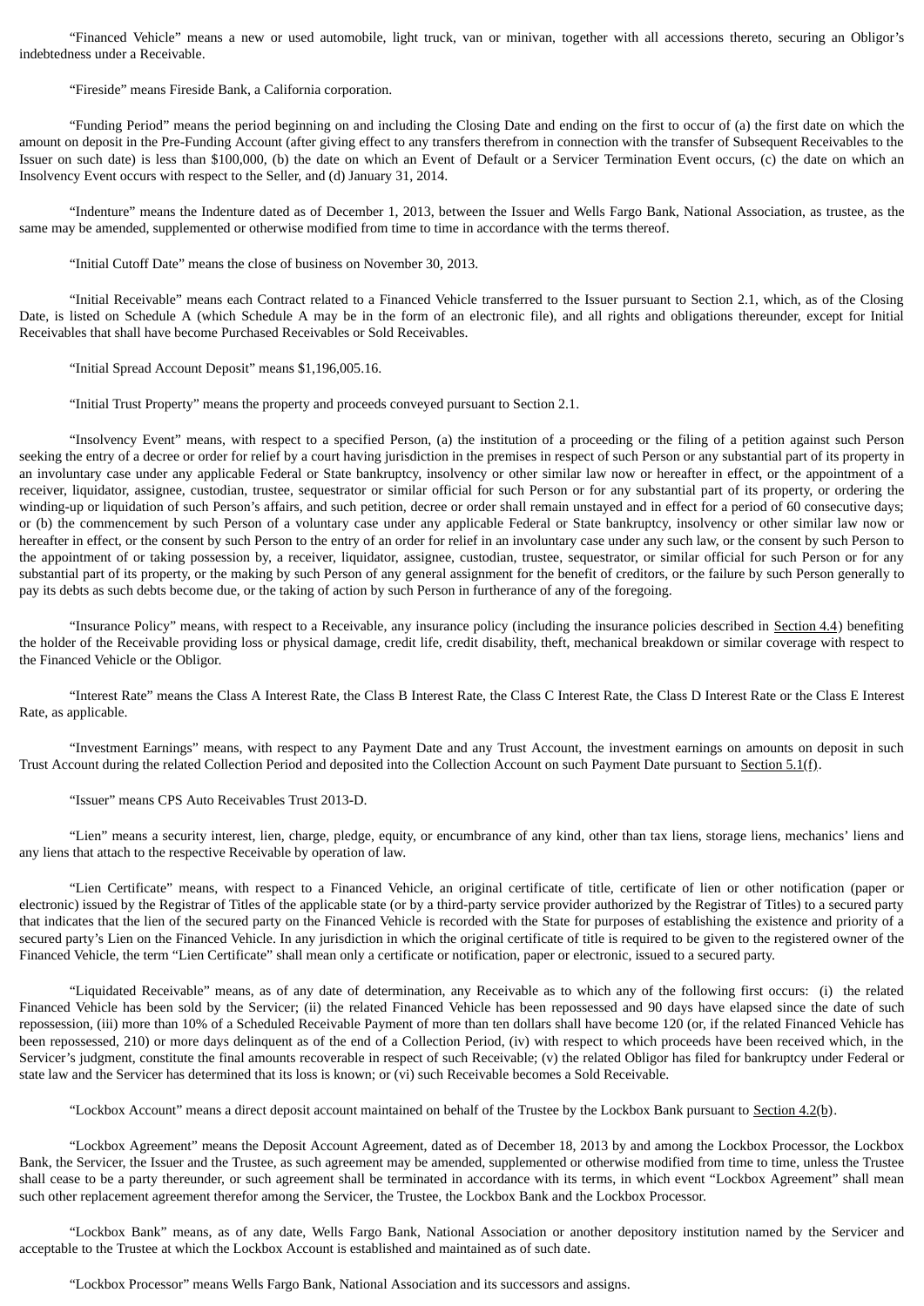"Financed Vehicle" means a new or used automobile, light truck, van or minivan, together with all accessions thereto, securing an Obligor's indebtedness under a Receivable.

"Fireside" means Fireside Bank, a California corporation.

"Funding Period" means the period beginning on and including the Closing Date and ending on the first to occur of (a) the first date on which the amount on deposit in the Pre-Funding Account (after giving effect to any transfers therefrom in connection with the transfer of Subsequent Receivables to the Issuer on such date) is less than $100,000, (b) the date on which an Event of Default or a Servicer Termination Event occurs, (c) the date on which an Insolvency Event occurs with respect to the Seller, and (d) January 31, 2014.

"Indenture" means the Indenture dated as of December 1, 2013, between the Issuer and Wells Fargo Bank, National Association, as trustee, as the same may be amended, supplemented or otherwise modified from time to time in accordance with the terms thereof.

"Initial Cutoff Date" means the close of business on November 30, 2013.

"Initial Receivable" means each Contract related to a Financed Vehicle transferred to the Issuer pursuant to Section 2.1, which, as of the Closing Date, is listed on Schedule A (which Schedule A may be in the form of an electronic file), and all rights and obligations thereunder, except for Initial Receivables that shall have become Purchased Receivables or Sold Receivables.

"Initial Spread Account Deposit" means $1,196,005.16.

"Initial Trust Property" means the property and proceeds conveyed pursuant to Section 2.1.

"Insolvency Event" means, with respect to a specified Person, (a) the institution of a proceeding or the filing of a petition against such Person seeking the entry of a decree or order for relief by a court having jurisdiction in the premises in respect of such Person or any substantial part of its property in an involuntary case under any applicable Federal or State bankruptcy, insolvency or other similar law now or hereafter in effect, or the appointment of a receiver, liquidator, assignee, custodian, trustee, sequestrator or similar official for such Person or for any substantial part of its property, or ordering the winding-up or liquidation of such Person's affairs, and such petition, decree or order shall remain unstayed and in effect for a period of 60 consecutive days; or (b) the commencement by such Person of a voluntary case under any applicable Federal or State bankruptcy, insolvency or other similar law now or hereafter in effect, or the consent by such Person to the entry of an order for relief in an involuntary case under any such law, or the consent by such Person to the appointment of or taking possession by, a receiver, liquidator, assignee, custodian, trustee, sequestrator, or similar official for such Person or for any substantial part of its property, or the making by such Person of any general assignment for the benefit of creditors, or the failure by such Person generally to pay its debts as such debts become due, or the taking of action by such Person in furtherance of any of the foregoing.

"Insurance Policy" means, with respect to a Receivable, any insurance policy (including the insurance policies described in Section 4.4) benefiting the holder of the Receivable providing loss or physical damage, credit life, credit disability, theft, mechanical breakdown or similar coverage with respect to the Financed Vehicle or the Obligor.

"Interest Rate" means the Class A Interest Rate, the Class B Interest Rate, the Class C Interest Rate, the Class D Interest Rate or the Class E Interest Rate, as applicable.

"Investment Earnings" means, with respect to any Payment Date and any Trust Account, the investment earnings on amounts on deposit in such Trust Account during the related Collection Period and deposited into the Collection Account on such Payment Date pursuant to Section 5.1(f).

"Issuer" means CPS Auto Receivables Trust 2013-D.

"Lien" means a security interest, lien, charge, pledge, equity, or encumbrance of any kind, other than tax liens, storage liens, mechanics' liens and any liens that attach to the respective Receivable by operation of law.

"Lien Certificate" means, with respect to a Financed Vehicle, an original certificate of title, certificate of lien or other notification (paper or electronic) issued by the Registrar of Titles of the applicable state (or by a third-party service provider authorized by the Registrar of Titles) to a secured party that indicates that the lien of the secured party on the Financed Vehicle is recorded with the State for purposes of establishing the existence and priority of a secured party's Lien on the Financed Vehicle. In any jurisdiction in which the original certificate of title is required to be given to the registered owner of the Financed Vehicle, the term "Lien Certificate" shall mean only a certificate or notification, paper or electronic, issued to a secured party.

"Liquidated Receivable" means, as of any date of determination, any Receivable as to which any of the following first occurs: (i) the related Financed Vehicle has been sold by the Servicer; (ii) the related Financed Vehicle has been repossessed and 90 days have elapsed since the date of such repossession, (iii) more than 10% of a Scheduled Receivable Payment of more than ten dollars shall have become 120 (or, if the related Financed Vehicle has been repossessed, 210) or more days delinquent as of the end of a Collection Period, (iv) with respect to which proceeds have been received which, in the Servicer's judgment, constitute the final amounts recoverable in respect of such Receivable; (v) the related Obligor has filed for bankruptcy under Federal or state law and the Servicer has determined that its loss is known; or (vi) such Receivable becomes a Sold Receivable.

"Lockbox Account" means a direct deposit account maintained on behalf of the Trustee by the Lockbox Bank pursuant to Section 4.2(b).

"Lockbox Agreement" means the Deposit Account Agreement, dated as of December 18, 2013 by and among the Lockbox Processor, the Lockbox Bank, the Servicer, the Issuer and the Trustee, as such agreement may be amended, supplemented or otherwise modified from time to time, unless the Trustee shall cease to be a party thereunder, or such agreement shall be terminated in accordance with its terms, in which event "Lockbox Agreement" shall mean such other replacement agreement therefor among the Servicer, the Trustee, the Lockbox Bank and the Lockbox Processor.

"Lockbox Bank" means, as of any date, Wells Fargo Bank, National Association or another depository institution named by the Servicer and acceptable to the Trustee at which the Lockbox Account is established and maintained as of such date.

"Lockbox Processor" means Wells Fargo Bank, National Association and its successors and assigns.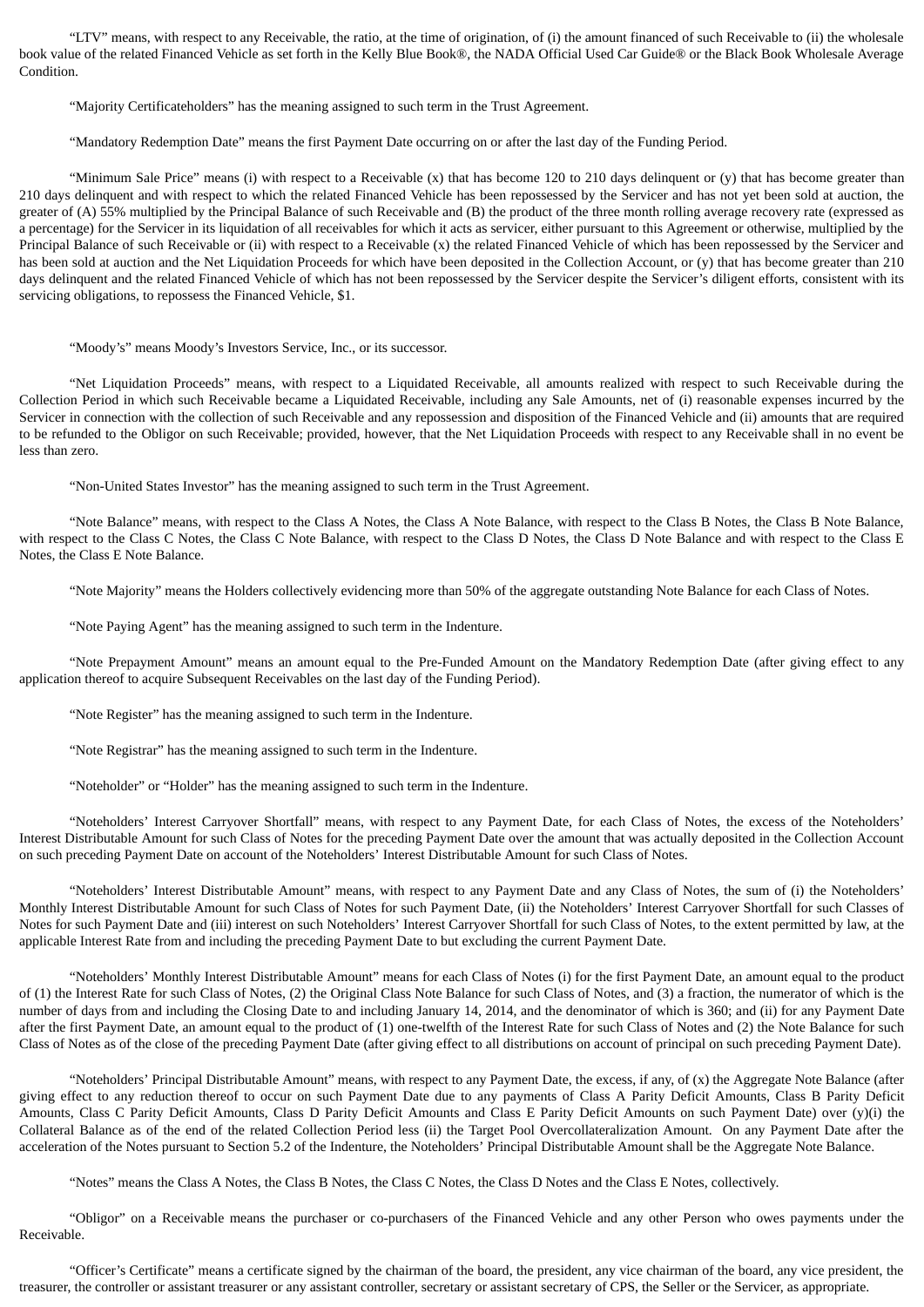"LTV" means, with respect to any Receivable, the ratio, at the time of origination, of (i) the amount financed of such Receivable to (ii) the wholesale book value of the related Financed Vehicle as set forth in the Kelly Blue Book®, the NADA Official Used Car Guide® or the Black Book Wholesale Average Condition.

"Majority Certificateholders" has the meaning assigned to such term in the Trust Agreement.

"Mandatory Redemption Date" means the first Payment Date occurring on or after the last day of the Funding Period.

"Minimum Sale Price" means (i) with respect to a Receivable (x) that has become 120 to 210 days delinquent or (y) that has become greater than 210 days delinquent and with respect to which the related Financed Vehicle has been repossessed by the Servicer and has not yet been sold at auction, the greater of (A) 55% multiplied by the Principal Balance of such Receivable and (B) the product of the three month rolling average recovery rate (expressed as a percentage) for the Servicer in its liquidation of all receivables for which it acts as servicer, either pursuant to this Agreement or otherwise, multiplied by the Principal Balance of such Receivable or (ii) with respect to a Receivable (x) the related Financed Vehicle of which has been repossessed by the Servicer and has been sold at auction and the Net Liquidation Proceeds for which have been deposited in the Collection Account, or (y) that has become greater than 210 days delinquent and the related Financed Vehicle of which has not been repossessed by the Servicer despite the Servicer's diligent efforts, consistent with its servicing obligations, to repossess the Financed Vehicle, $1.

"Moody's" means Moody's Investors Service, Inc., or its successor.

"Net Liquidation Proceeds" means, with respect to a Liquidated Receivable, all amounts realized with respect to such Receivable during the Collection Period in which such Receivable became a Liquidated Receivable, including any Sale Amounts, net of (i) reasonable expenses incurred by the Servicer in connection with the collection of such Receivable and any repossession and disposition of the Financed Vehicle and (ii) amounts that are required to be refunded to the Obligor on such Receivable; provided, however, that the Net Liquidation Proceeds with respect to any Receivable shall in no event be less than zero.

"Non-United States Investor" has the meaning assigned to such term in the Trust Agreement.

"Note Balance" means, with respect to the Class A Notes, the Class A Note Balance, with respect to the Class B Notes, the Class B Note Balance, with respect to the Class C Notes, the Class C Note Balance, with respect to the Class D Notes, the Class D Note Balance and with respect to the Class E Notes, the Class E Note Balance.

"Note Majority" means the Holders collectively evidencing more than 50% of the aggregate outstanding Note Balance for each Class of Notes.

"Note Paying Agent" has the meaning assigned to such term in the Indenture.

"Note Prepayment Amount" means an amount equal to the Pre-Funded Amount on the Mandatory Redemption Date (after giving effect to any application thereof to acquire Subsequent Receivables on the last day of the Funding Period).

"Note Register" has the meaning assigned to such term in the Indenture.

"Note Registrar" has the meaning assigned to such term in the Indenture.

"Noteholder" or "Holder" has the meaning assigned to such term in the Indenture.

"Noteholders' Interest Carryover Shortfall" means, with respect to any Payment Date, for each Class of Notes, the excess of the Noteholders' Interest Distributable Amount for such Class of Notes for the preceding Payment Date over the amount that was actually deposited in the Collection Account on such preceding Payment Date on account of the Noteholders' Interest Distributable Amount for such Class of Notes.

"Noteholders' Interest Distributable Amount" means, with respect to any Payment Date and any Class of Notes, the sum of (i) the Noteholders' Monthly Interest Distributable Amount for such Class of Notes for such Payment Date, (ii) the Noteholders' Interest Carryover Shortfall for such Classes of Notes for such Payment Date and (iii) interest on such Noteholders' Interest Carryover Shortfall for such Class of Notes, to the extent permitted by law, at the applicable Interest Rate from and including the preceding Payment Date to but excluding the current Payment Date.

"Noteholders' Monthly Interest Distributable Amount" means for each Class of Notes (i) for the first Payment Date, an amount equal to the product of (1) the Interest Rate for such Class of Notes, (2) the Original Class Note Balance for such Class of Notes, and (3) a fraction, the numerator of which is the number of days from and including the Closing Date to and including January 14, 2014, and the denominator of which is 360; and (ii) for any Payment Date after the first Payment Date, an amount equal to the product of (1) one-twelfth of the Interest Rate for such Class of Notes and (2) the Note Balance for such Class of Notes as of the close of the preceding Payment Date (after giving effect to all distributions on account of principal on such preceding Payment Date).

"Noteholders' Principal Distributable Amount" means, with respect to any Payment Date, the excess, if any, of (x) the Aggregate Note Balance (after giving effect to any reduction thereof to occur on such Payment Date due to any payments of Class A Parity Deficit Amounts, Class B Parity Deficit Amounts, Class C Parity Deficit Amounts, Class D Parity Deficit Amounts and Class E Parity Deficit Amounts on such Payment Date) over (y)(i) the Collateral Balance as of the end of the related Collection Period less (ii) the Target Pool Overcollateralization Amount. On any Payment Date after the acceleration of the Notes pursuant to Section 5.2 of the Indenture, the Noteholders' Principal Distributable Amount shall be the Aggregate Note Balance.

"Notes" means the Class A Notes, the Class B Notes, the Class C Notes, the Class D Notes and the Class E Notes, collectively.

"Obligor" on a Receivable means the purchaser or co-purchasers of the Financed Vehicle and any other Person who owes payments under the Receivable.

"Officer's Certificate" means a certificate signed by the chairman of the board, the president, any vice chairman of the board, any vice president, the treasurer, the controller or assistant treasurer or any assistant controller, secretary or assistant secretary of CPS, the Seller or the Servicer, as appropriate.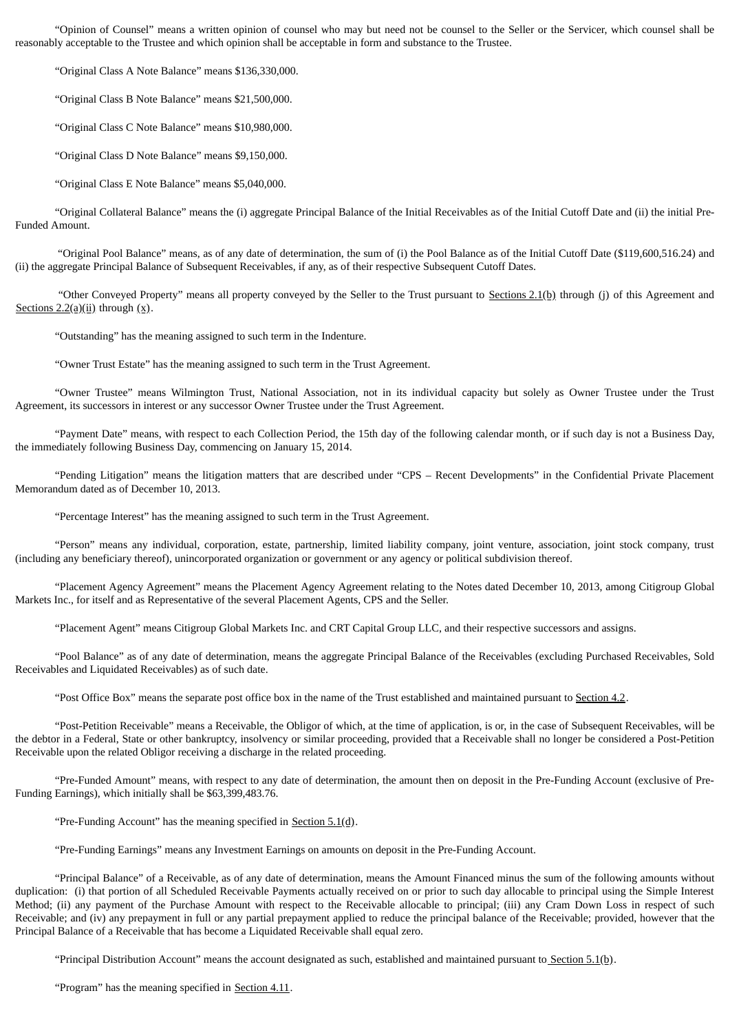"Opinion of Counsel" means a written opinion of counsel who may but need not be counsel to the Seller or the Servicer, which counsel shall be reasonably acceptable to the Trustee and which opinion shall be acceptable in form and substance to the Trustee.

"Original Class A Note Balance" means $136,330,000.

"Original Class B Note Balance" means $21,500,000.

"Original Class C Note Balance" means $10,980,000.

"Original Class D Note Balance" means $9,150,000.

"Original Class E Note Balance" means $5,040,000.

"Original Collateral Balance" means the (i) aggregate Principal Balance of the Initial Receivables as of the Initial Cutoff Date and (ii) the initial Pre-Funded Amount.

"Original Pool Balance" means, as of any date of determination, the sum of (i) the Pool Balance as of the Initial Cutoff Date ($119,600,516.24) and (ii) the aggregate Principal Balance of Subsequent Receivables, if any, as of their respective Subsequent Cutoff Dates.

"Other Conveyed Property" means all property conveyed by the Seller to the Trust pursuant to Sections 2.1(b) through (j) of this Agreement and Sections 2.2(a)(ii) through (x).

"Outstanding" has the meaning assigned to such term in the Indenture.

"Owner Trust Estate" has the meaning assigned to such term in the Trust Agreement.

"Owner Trustee" means Wilmington Trust, National Association, not in its individual capacity but solely as Owner Trustee under the Trust Agreement, its successors in interest or any successor Owner Trustee under the Trust Agreement.

"Payment Date" means, with respect to each Collection Period, the 15th day of the following calendar month, or if such day is not a Business Day, the immediately following Business Day, commencing on January 15, 2014.

"Pending Litigation" means the litigation matters that are described under "CPS – Recent Developments" in the Confidential Private Placement Memorandum dated as of December 10, 2013.

"Percentage Interest" has the meaning assigned to such term in the Trust Agreement.

"Person" means any individual, corporation, estate, partnership, limited liability company, joint venture, association, joint stock company, trust (including any beneficiary thereof), unincorporated organization or government or any agency or political subdivision thereof.

"Placement Agency Agreement" means the Placement Agency Agreement relating to the Notes dated December 10, 2013, among Citigroup Global Markets Inc., for itself and as Representative of the several Placement Agents, CPS and the Seller.

"Placement Agent" means Citigroup Global Markets Inc. and CRT Capital Group LLC, and their respective successors and assigns.

"Pool Balance" as of any date of determination, means the aggregate Principal Balance of the Receivables (excluding Purchased Receivables, Sold Receivables and Liquidated Receivables) as of such date.

"Post Office Box" means the separate post office box in the name of the Trust established and maintained pursuant to Section 4.2.

"Post-Petition Receivable" means a Receivable, the Obligor of which, at the time of application, is or, in the case of Subsequent Receivables, will be the debtor in a Federal, State or other bankruptcy, insolvency or similar proceeding, provided that a Receivable shall no longer be considered a Post-Petition Receivable upon the related Obligor receiving a discharge in the related proceeding.

"Pre-Funded Amount" means, with respect to any date of determination, the amount then on deposit in the Pre-Funding Account (exclusive of Pre-Funding Earnings), which initially shall be $63,399,483.76.

"Pre-Funding Account" has the meaning specified in Section 5.1(d).

"Pre-Funding Earnings" means any Investment Earnings on amounts on deposit in the Pre-Funding Account.

"Principal Balance" of a Receivable, as of any date of determination, means the Amount Financed minus the sum of the following amounts without duplication: (i) that portion of all Scheduled Receivable Payments actually received on or prior to such day allocable to principal using the Simple Interest Method; (ii) any payment of the Purchase Amount with respect to the Receivable allocable to principal; (iii) any Cram Down Loss in respect of such Receivable; and (iv) any prepayment in full or any partial prepayment applied to reduce the principal balance of the Receivable; provided, however that the Principal Balance of a Receivable that has become a Liquidated Receivable shall equal zero.

"Principal Distribution Account" means the account designated as such, established and maintained pursuant to Section 5.1(b).

"Program" has the meaning specified in Section 4.11.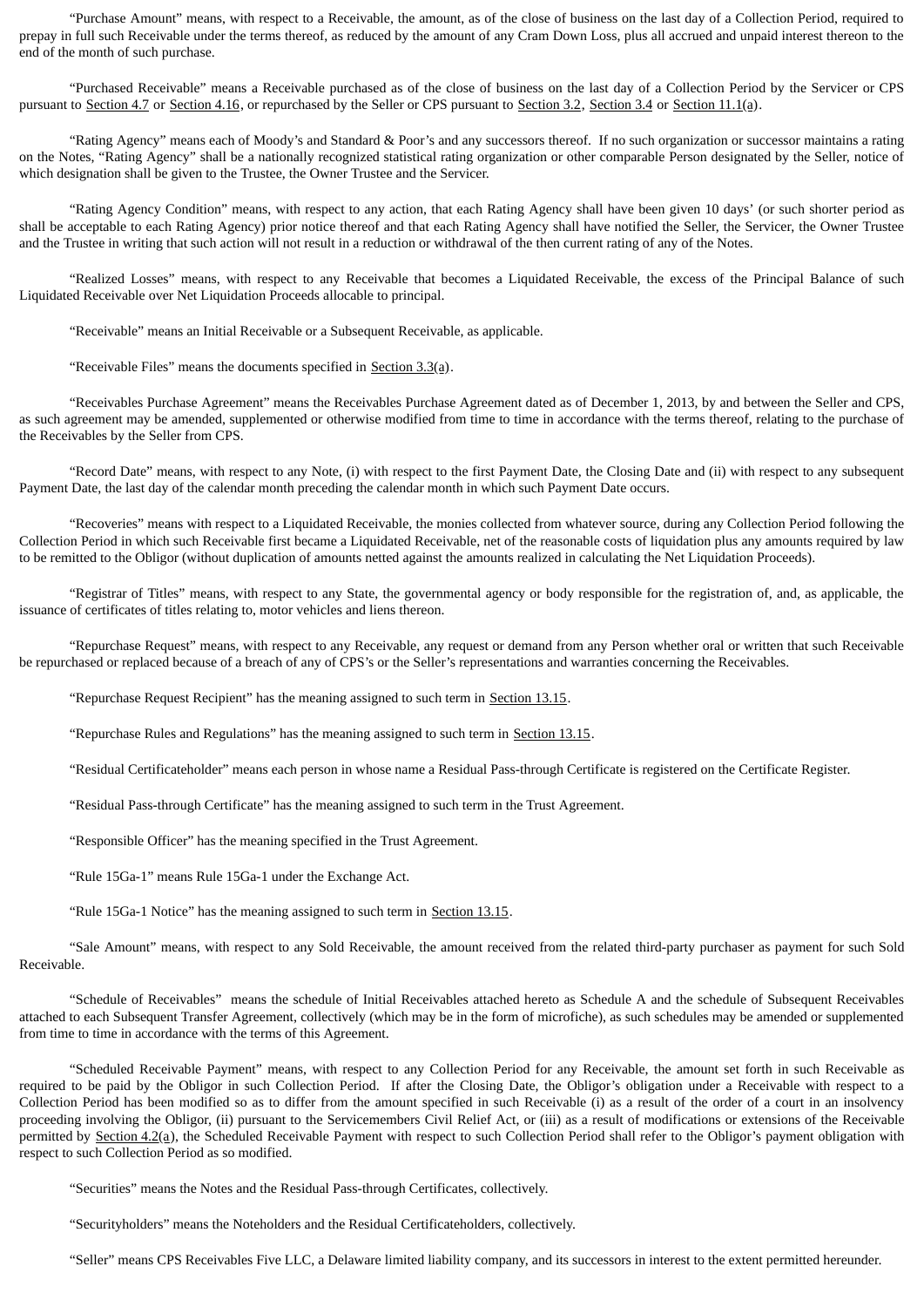"Purchase Amount" means, with respect to a Receivable, the amount, as of the close of business on the last day of a Collection Period, required to prepay in full such Receivable under the terms thereof, as reduced by the amount of any Cram Down Loss, plus all accrued and unpaid interest thereon to the end of the month of such purchase.

"Purchased Receivable" means a Receivable purchased as of the close of business on the last day of a Collection Period by the Servicer or CPS pursuant to Section 4.7 or Section 4.16, or repurchased by the Seller or CPS pursuant to Section 3.2, Section 3.4 or Section 11.1(a).

"Rating Agency" means each of Moody's and Standard & Poor's and any successors thereof. If no such organization or successor maintains a rating on the Notes, "Rating Agency" shall be a nationally recognized statistical rating organization or other comparable Person designated by the Seller, notice of which designation shall be given to the Trustee, the Owner Trustee and the Servicer.

"Rating Agency Condition" means, with respect to any action, that each Rating Agency shall have been given 10 days' (or such shorter period as shall be acceptable to each Rating Agency) prior notice thereof and that each Rating Agency shall have notified the Seller, the Servicer, the Owner Trustee and the Trustee in writing that such action will not result in a reduction or withdrawal of the then current rating of any of the Notes.

"Realized Losses" means, with respect to any Receivable that becomes a Liquidated Receivable, the excess of the Principal Balance of such Liquidated Receivable over Net Liquidation Proceeds allocable to principal.

"Receivable" means an Initial Receivable or a Subsequent Receivable, as applicable.

"Receivable Files" means the documents specified in Section 3.3(a).

"Receivables Purchase Agreement" means the Receivables Purchase Agreement dated as of December 1, 2013, by and between the Seller and CPS, as such agreement may be amended, supplemented or otherwise modified from time to time in accordance with the terms thereof, relating to the purchase of the Receivables by the Seller from CPS.

"Record Date" means, with respect to any Note, (i) with respect to the first Payment Date, the Closing Date and (ii) with respect to any subsequent Payment Date, the last day of the calendar month preceding the calendar month in which such Payment Date occurs.

"Recoveries" means with respect to a Liquidated Receivable, the monies collected from whatever source, during any Collection Period following the Collection Period in which such Receivable first became a Liquidated Receivable, net of the reasonable costs of liquidation plus any amounts required by law to be remitted to the Obligor (without duplication of amounts netted against the amounts realized in calculating the Net Liquidation Proceeds).

"Registrar of Titles" means, with respect to any State, the governmental agency or body responsible for the registration of, and, as applicable, the issuance of certificates of titles relating to, motor vehicles and liens thereon.

"Repurchase Request" means, with respect to any Receivable, any request or demand from any Person whether oral or written that such Receivable be repurchased or replaced because of a breach of any of CPS's or the Seller's representations and warranties concerning the Receivables.

"Repurchase Request Recipient" has the meaning assigned to such term in Section 13.15.

"Repurchase Rules and Regulations" has the meaning assigned to such term in Section 13.15.

"Residual Certificateholder" means each person in whose name a Residual Pass-through Certificate is registered on the Certificate Register.

"Residual Pass-through Certificate" has the meaning assigned to such term in the Trust Agreement.

"Responsible Officer" has the meaning specified in the Trust Agreement.

"Rule 15Ga-1" means Rule 15Ga-1 under the Exchange Act.

"Rule 15Ga-1 Notice" has the meaning assigned to such term in Section 13.15.

"Sale Amount" means, with respect to any Sold Receivable, the amount received from the related third-party purchaser as payment for such Sold Receivable.

"Schedule of Receivables" means the schedule of Initial Receivables attached hereto as Schedule A and the schedule of Subsequent Receivables attached to each Subsequent Transfer Agreement, collectively (which may be in the form of microfiche), as such schedules may be amended or supplemented from time to time in accordance with the terms of this Agreement.

"Scheduled Receivable Payment" means, with respect to any Collection Period for any Receivable, the amount set forth in such Receivable as required to be paid by the Obligor in such Collection Period. If after the Closing Date, the Obligor's obligation under a Receivable with respect to a Collection Period has been modified so as to differ from the amount specified in such Receivable (i) as a result of the order of a court in an insolvency proceeding involving the Obligor, (ii) pursuant to the Servicemembers Civil Relief Act, or (iii) as a result of modifications or extensions of the Receivable permitted by Section 4.2(a), the Scheduled Receivable Payment with respect to such Collection Period shall refer to the Obligor's payment obligation with respect to such Collection Period as so modified.

"Securities" means the Notes and the Residual Pass-through Certificates, collectively.

"Securityholders" means the Noteholders and the Residual Certificateholders, collectively.

"Seller" means CPS Receivables Five LLC, a Delaware limited liability company, and its successors in interest to the extent permitted hereunder.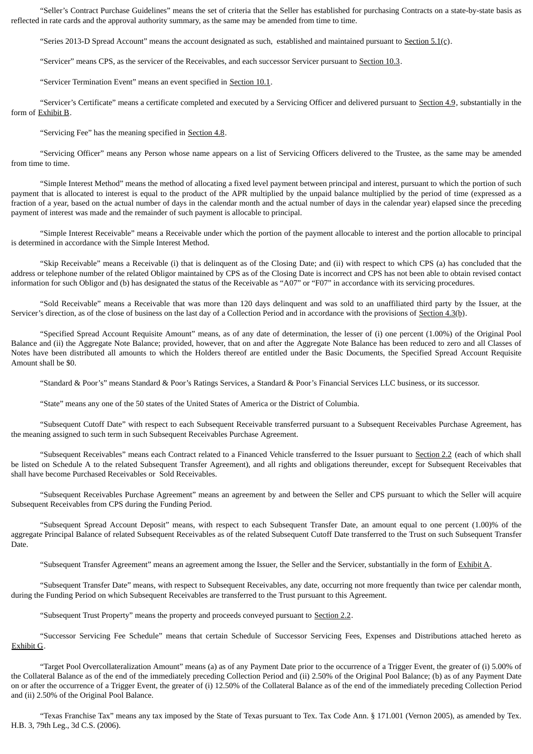"Seller's Contract Purchase Guidelines" means the set of criteria that the Seller has established for purchasing Contracts on a state-by-state basis as reflected in rate cards and the approval authority summary, as the same may be amended from time to time.

"Series 2013-D Spread Account" means the account designated as such, established and maintained pursuant to Section 5.1(c).

"Servicer" means CPS, as the servicer of the Receivables, and each successor Servicer pursuant to Section 10.3.

"Servicer Termination Event" means an event specified in Section 10.1.

"Servicer's Certificate" means a certificate completed and executed by a Servicing Officer and delivered pursuant to Section 4.9, substantially in the form of Exhibit B.

"Servicing Fee" has the meaning specified in Section 4.8.

"Servicing Officer" means any Person whose name appears on a list of Servicing Officers delivered to the Trustee, as the same may be amended from time to time.

"Simple Interest Method" means the method of allocating a fixed level payment between principal and interest, pursuant to which the portion of such payment that is allocated to interest is equal to the product of the APR multiplied by the unpaid balance multiplied by the period of time (expressed as a fraction of a year, based on the actual number of days in the calendar month and the actual number of days in the calendar year) elapsed since the preceding payment of interest was made and the remainder of such payment is allocable to principal.

"Simple Interest Receivable" means a Receivable under which the portion of the payment allocable to interest and the portion allocable to principal is determined in accordance with the Simple Interest Method.

"Skip Receivable" means a Receivable (i) that is delinquent as of the Closing Date; and (ii) with respect to which CPS (a) has concluded that the address or telephone number of the related Obligor maintained by CPS as of the Closing Date is incorrect and CPS has not been able to obtain revised contact information for such Obligor and (b) has designated the status of the Receivable as "A07" or "F07" in accordance with its servicing procedures.

"Sold Receivable" means a Receivable that was more than 120 days delinquent and was sold to an unaffiliated third party by the Issuer, at the Servicer's direction, as of the close of business on the last day of a Collection Period and in accordance with the provisions of Section 4.3(b).

"Specified Spread Account Requisite Amount" means, as of any date of determination, the lesser of (i) one percent (1.00%) of the Original Pool Balance and (ii) the Aggregate Note Balance; provided, however, that on and after the Aggregate Note Balance has been reduced to zero and all Classes of Notes have been distributed all amounts to which the Holders thereof are entitled under the Basic Documents, the Specified Spread Account Requisite Amount shall be $0.

"Standard & Poor's" means Standard & Poor's Ratings Services, a Standard & Poor's Financial Services LLC business, or its successor.

"State" means any one of the 50 states of the United States of America or the District of Columbia.

"Subsequent Cutoff Date" with respect to each Subsequent Receivable transferred pursuant to a Subsequent Receivables Purchase Agreement, has the meaning assigned to such term in such Subsequent Receivables Purchase Agreement.

"Subsequent Receivables" means each Contract related to a Financed Vehicle transferred to the Issuer pursuant to Section 2.2 (each of which shall be listed on Schedule A to the related Subsequent Transfer Agreement), and all rights and obligations thereunder, except for Subsequent Receivables that shall have become Purchased Receivables or Sold Receivables.

"Subsequent Receivables Purchase Agreement" means an agreement by and between the Seller and CPS pursuant to which the Seller will acquire Subsequent Receivables from CPS during the Funding Period.

"Subsequent Spread Account Deposit" means, with respect to each Subsequent Transfer Date, an amount equal to one percent (1.00)% of the aggregate Principal Balance of related Subsequent Receivables as of the related Subsequent Cutoff Date transferred to the Trust on such Subsequent Transfer Date.

"Subsequent Transfer Agreement" means an agreement among the Issuer, the Seller and the Servicer, substantially in the form of Exhibit A.

"Subsequent Transfer Date" means, with respect to Subsequent Receivables, any date, occurring not more frequently than twice per calendar month, during the Funding Period on which Subsequent Receivables are transferred to the Trust pursuant to this Agreement.

"Subsequent Trust Property" means the property and proceeds conveyed pursuant to Section 2.2.

"Successor Servicing Fee Schedule" means that certain Schedule of Successor Servicing Fees, Expenses and Distributions attached hereto as Exhibit G.

"Target Pool Overcollateralization Amount" means (a) as of any Payment Date prior to the occurrence of a Trigger Event, the greater of (i) 5.00% of the Collateral Balance as of the end of the immediately preceding Collection Period and (ii) 2.50% of the Original Pool Balance; (b) as of any Payment Date on or after the occurrence of a Trigger Event, the greater of (i) 12.50% of the Collateral Balance as of the end of the immediately preceding Collection Period and (ii) 2.50% of the Original Pool Balance.

"Texas Franchise Tax" means any tax imposed by the State of Texas pursuant to Tex. Tax Code Ann. § 171.001 (Vernon 2005), as amended by Tex. H.B. 3, 79th Leg., 3d C.S. (2006).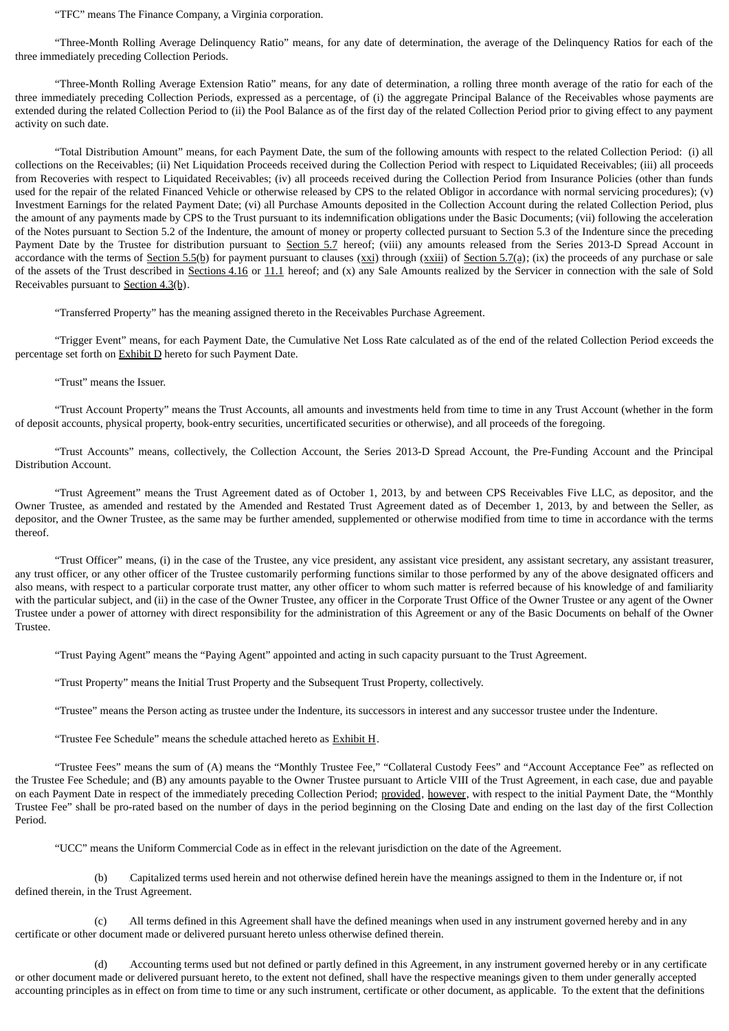"TFC" means The Finance Company, a Virginia corporation.

"Three-Month Rolling Average Delinquency Ratio" means, for any date of determination, the average of the Delinquency Ratios for each of the three immediately preceding Collection Periods.

"Three-Month Rolling Average Extension Ratio" means, for any date of determination, a rolling three month average of the ratio for each of the three immediately preceding Collection Periods, expressed as a percentage, of (i) the aggregate Principal Balance of the Receivables whose payments are extended during the related Collection Period to (ii) the Pool Balance as of the first day of the related Collection Period prior to giving effect to any payment activity on such date.

"Total Distribution Amount" means, for each Payment Date, the sum of the following amounts with respect to the related Collection Period: (i) all collections on the Receivables; (ii) Net Liquidation Proceeds received during the Collection Period with respect to Liquidated Receivables; (iii) all proceeds from Recoveries with respect to Liquidated Receivables; (iv) all proceeds received during the Collection Period from Insurance Policies (other than funds used for the repair of the related Financed Vehicle or otherwise released by CPS to the related Obligor in accordance with normal servicing procedures); (v) Investment Earnings for the related Payment Date; (vi) all Purchase Amounts deposited in the Collection Account during the related Collection Period, plus the amount of any payments made by CPS to the Trust pursuant to its indemnification obligations under the Basic Documents; (vii) following the acceleration of the Notes pursuant to Section 5.2 of the Indenture, the amount of money or property collected pursuant to Section 5.3 of the Indenture since the preceding Payment Date by the Trustee for distribution pursuant to Section 5.7 hereof; (viii) any amounts released from the Series 2013-D Spread Account in accordance with the terms of Section 5.5(b) for payment pursuant to clauses (xxi) through (xxiii) of Section 5.7(a); (ix) the proceeds of any purchase or sale of the assets of the Trust described in Sections 4.16 or 11.1 hereof; and (x) any Sale Amounts realized by the Servicer in connection with the sale of Sold Receivables pursuant to Section 4.3(b).

"Transferred Property" has the meaning assigned thereto in the Receivables Purchase Agreement.

"Trigger Event" means, for each Payment Date, the Cumulative Net Loss Rate calculated as of the end of the related Collection Period exceeds the percentage set forth on Exhibit D hereto for such Payment Date.

"Trust" means the Issuer.

"Trust Account Property" means the Trust Accounts, all amounts and investments held from time to time in any Trust Account (whether in the form of deposit accounts, physical property, book-entry securities, uncertificated securities or otherwise), and all proceeds of the foregoing.

"Trust Accounts" means, collectively, the Collection Account, the Series 2013-D Spread Account, the Pre-Funding Account and the Principal Distribution Account.

"Trust Agreement" means the Trust Agreement dated as of October 1, 2013, by and between CPS Receivables Five LLC, as depositor, and the Owner Trustee, as amended and restated by the Amended and Restated Trust Agreement dated as of December 1, 2013, by and between the Seller, as depositor, and the Owner Trustee, as the same may be further amended, supplemented or otherwise modified from time to time in accordance with the terms thereof.

"Trust Officer" means, (i) in the case of the Trustee, any vice president, any assistant vice president, any assistant secretary, any assistant treasurer, any trust officer, or any other officer of the Trustee customarily performing functions similar to those performed by any of the above designated officers and also means, with respect to a particular corporate trust matter, any other officer to whom such matter is referred because of his knowledge of and familiarity with the particular subject, and (ii) in the case of the Owner Trustee, any officer in the Corporate Trust Office of the Owner Trustee or any agent of the Owner Trustee under a power of attorney with direct responsibility for the administration of this Agreement or any of the Basic Documents on behalf of the Owner Trustee.

"Trust Paying Agent" means the "Paying Agent" appointed and acting in such capacity pursuant to the Trust Agreement.

"Trust Property" means the Initial Trust Property and the Subsequent Trust Property, collectively.

"Trustee" means the Person acting as trustee under the Indenture, its successors in interest and any successor trustee under the Indenture.

"Trustee Fee Schedule" means the schedule attached hereto as Exhibit H.

"Trustee Fees" means the sum of (A) means the "Monthly Trustee Fee," "Collateral Custody Fees" and "Account Acceptance Fee" as reflected on the Trustee Fee Schedule; and (B) any amounts payable to the Owner Trustee pursuant to Article VIII of the Trust Agreement, in each case, due and payable on each Payment Date in respect of the immediately preceding Collection Period; provided, however, with respect to the initial Payment Date, the "Monthly Trustee Fee" shall be pro-rated based on the number of days in the period beginning on the Closing Date and ending on the last day of the first Collection Period.

"UCC" means the Uniform Commercial Code as in effect in the relevant jurisdiction on the date of the Agreement.

(b) Capitalized terms used herein and not otherwise defined herein have the meanings assigned to them in the Indenture or, if not defined therein, in the Trust Agreement.

(c) All terms defined in this Agreement shall have the defined meanings when used in any instrument governed hereby and in any certificate or other document made or delivered pursuant hereto unless otherwise defined therein.

(d) Accounting terms used but not defined or partly defined in this Agreement, in any instrument governed hereby or in any certificate or other document made or delivered pursuant hereto, to the extent not defined, shall have the respective meanings given to them under generally accepted accounting principles as in effect on from time to time or any such instrument, certificate or other document, as applicable. To the extent that the definitions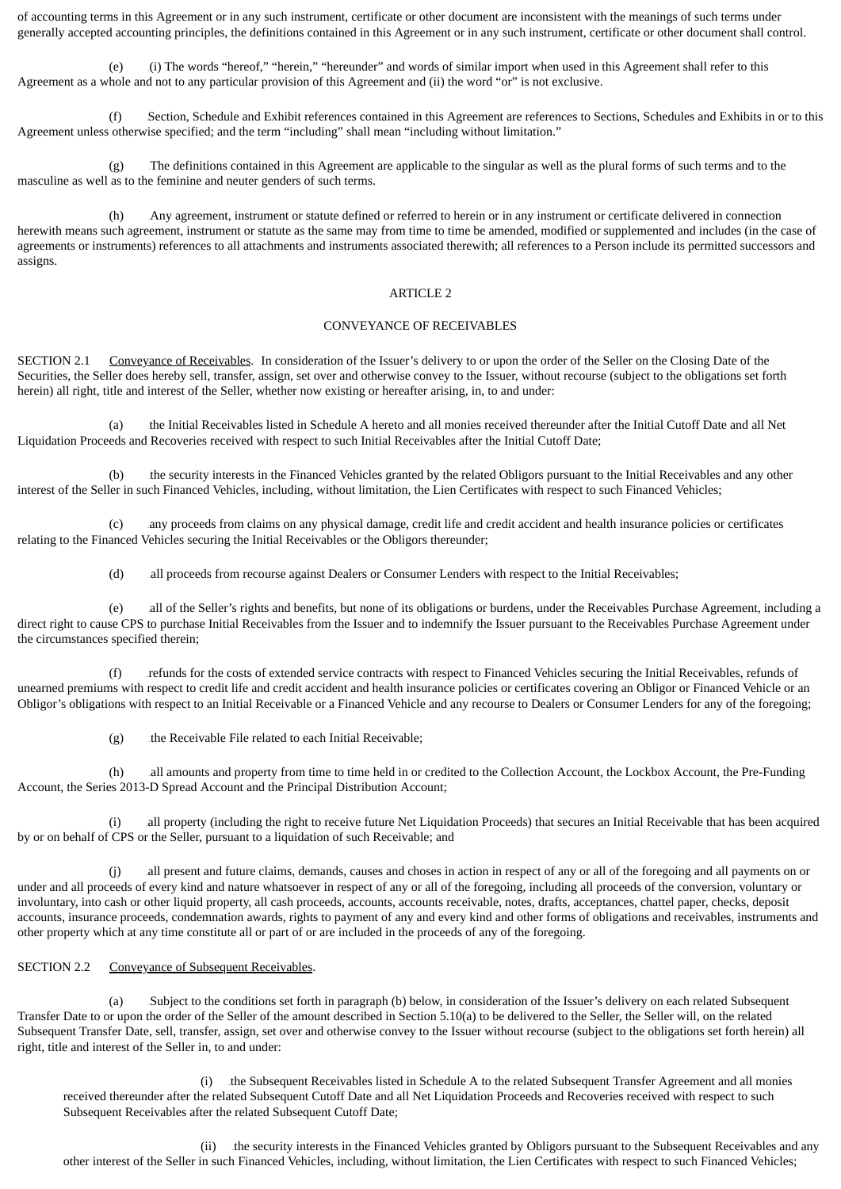of accounting terms in this Agreement or in any such instrument, certificate or other document are inconsistent with the meanings of such terms under generally accepted accounting principles, the definitions contained in this Agreement or in any such instrument, certificate or other document shall control.

(e) (i) The words "hereof," "herein," "hereunder" and words of similar import when used in this Agreement shall refer to this Agreement as a whole and not to any particular provision of this Agreement and (ii) the word "or" is not exclusive.

(f) Section, Schedule and Exhibit references contained in this Agreement are references to Sections, Schedules and Exhibits in or to this Agreement unless otherwise specified; and the term "including" shall mean "including without limitation."

(g) The definitions contained in this Agreement are applicable to the singular as well as the plural forms of such terms and to the masculine as well as to the feminine and neuter genders of such terms.

(h) Any agreement, instrument or statute defined or referred to herein or in any instrument or certificate delivered in connection herewith means such agreement, instrument or statute as the same may from time to time be amended, modified or supplemented and includes (in the case of agreements or instruments) references to all attachments and instruments associated therewith; all references to a Person include its permitted successors and assigns.

ARTICLE 2

CONVEYANCE OF RECEIVABLES

SECTION 2.1 Conveyance of Receivables. In consideration of the Issuer's delivery to or upon the order of the Seller on the Closing Date of the Securities, the Seller does hereby sell, transfer, assign, set over and otherwise convey to the Issuer, without recourse (subject to the obligations set forth herein) all right, title and interest of the Seller, whether now existing or hereafter arising, in, to and under:

(a) the Initial Receivables listed in Schedule A hereto and all monies received thereunder after the Initial Cutoff Date and all Net Liquidation Proceeds and Recoveries received with respect to such Initial Receivables after the Initial Cutoff Date;

(b) the security interests in the Financed Vehicles granted by the related Obligors pursuant to the Initial Receivables and any other interest of the Seller in such Financed Vehicles, including, without limitation, the Lien Certificates with respect to such Financed Vehicles;

(c) any proceeds from claims on any physical damage, credit life and credit accident and health insurance policies or certificates relating to the Financed Vehicles securing the Initial Receivables or the Obligors thereunder;

(d) all proceeds from recourse against Dealers or Consumer Lenders with respect to the Initial Receivables;

(e) all of the Seller's rights and benefits, but none of its obligations or burdens, under the Receivables Purchase Agreement, including a direct right to cause CPS to purchase Initial Receivables from the Issuer and to indemnify the Issuer pursuant to the Receivables Purchase Agreement under the circumstances specified therein;

(f) refunds for the costs of extended service contracts with respect to Financed Vehicles securing the Initial Receivables, refunds of unearned premiums with respect to credit life and credit accident and health insurance policies or certificates covering an Obligor or Financed Vehicle or an Obligor's obligations with respect to an Initial Receivable or a Financed Vehicle and any recourse to Dealers or Consumer Lenders for any of the foregoing;

(g) the Receivable File related to each Initial Receivable;

(h) all amounts and property from time to time held in or credited to the Collection Account, the Lockbox Account, the Pre-Funding Account, the Series 2013-D Spread Account and the Principal Distribution Account;

(i) all property (including the right to receive future Net Liquidation Proceeds) that secures an Initial Receivable that has been acquired by or on behalf of CPS or the Seller, pursuant to a liquidation of such Receivable; and

(j) all present and future claims, demands, causes and choses in action in respect of any or all of the foregoing and all payments on or under and all proceeds of every kind and nature whatsoever in respect of any or all of the foregoing, including all proceeds of the conversion, voluntary or involuntary, into cash or other liquid property, all cash proceeds, accounts, accounts receivable, notes, drafts, acceptances, chattel paper, checks, deposit accounts, insurance proceeds, condemnation awards, rights to payment of any and every kind and other forms of obligations and receivables, instruments and other property which at any time constitute all or part of or are included in the proceeds of any of the foregoing.

SECTION 2.2 Conveyance of Subsequent Receivables.

(a) Subject to the conditions set forth in paragraph (b) below, in consideration of the Issuer's delivery on each related Subsequent Transfer Date to or upon the order of the Seller of the amount described in Section 5.10(a) to be delivered to the Seller, the Seller will, on the related Subsequent Transfer Date, sell, transfer, assign, set over and otherwise convey to the Issuer without recourse (subject to the obligations set forth herein) all right, title and interest of the Seller in, to and under:

(i) the Subsequent Receivables listed in Schedule A to the related Subsequent Transfer Agreement and all monies received thereunder after the related Subsequent Cutoff Date and all Net Liquidation Proceeds and Recoveries received with respect to such Subsequent Receivables after the related Subsequent Cutoff Date;

(ii) the security interests in the Financed Vehicles granted by Obligors pursuant to the Subsequent Receivables and any other interest of the Seller in such Financed Vehicles, including, without limitation, the Lien Certificates with respect to such Financed Vehicles;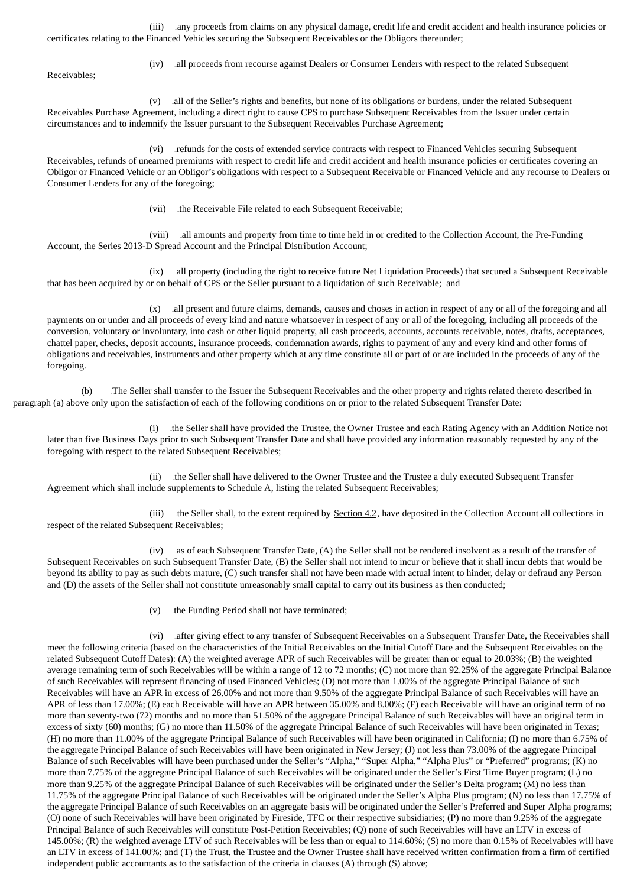(iii) any proceeds from claims on any physical damage, credit life and credit accident and health insurance policies or certificates relating to the Financed Vehicles securing the Subsequent Receivables or the Obligors thereunder;

(iv) all proceeds from recourse against Dealers or Consumer Lenders with respect to the related Subsequent Receivables;

(v) all of the Seller's rights and benefits, but none of its obligations or burdens, under the related Subsequent Receivables Purchase Agreement, including a direct right to cause CPS to purchase Subsequent Receivables from the Issuer under certain circumstances and to indemnify the Issuer pursuant to the Subsequent Receivables Purchase Agreement;

(vi) refunds for the costs of extended service contracts with respect to Financed Vehicles securing Subsequent Receivables, refunds of unearned premiums with respect to credit life and credit accident and health insurance policies or certificates covering an Obligor or Financed Vehicle or an Obligor's obligations with respect to a Subsequent Receivable or Financed Vehicle and any recourse to Dealers or Consumer Lenders for any of the foregoing;

(vii) the Receivable File related to each Subsequent Receivable;

(viii) all amounts and property from time to time held in or credited to the Collection Account, the Pre-Funding Account, the Series 2013-D Spread Account and the Principal Distribution Account;

(ix) all property (including the right to receive future Net Liquidation Proceeds) that secured a Subsequent Receivable that has been acquired by or on behalf of CPS or the Seller pursuant to a liquidation of such Receivable; and

(x) all present and future claims, demands, causes and choses in action in respect of any or all of the foregoing and all payments on or under and all proceeds of every kind and nature whatsoever in respect of any or all of the foregoing, including all proceeds of the conversion, voluntary or involuntary, into cash or other liquid property, all cash proceeds, accounts, accounts receivable, notes, drafts, acceptances, chattel paper, checks, deposit accounts, insurance proceeds, condemnation awards, rights to payment of any and every kind and other forms of obligations and receivables, instruments and other property which at any time constitute all or part of or are included in the proceeds of any of the foregoing.

(b) The Seller shall transfer to the Issuer the Subsequent Receivables and the other property and rights related thereto described in paragraph (a) above only upon the satisfaction of each of the following conditions on or prior to the related Subsequent Transfer Date:

(i) the Seller shall have provided the Trustee, the Owner Trustee and each Rating Agency with an Addition Notice not later than five Business Days prior to such Subsequent Transfer Date and shall have provided any information reasonably requested by any of the foregoing with respect to the related Subsequent Receivables;

(ii) the Seller shall have delivered to the Owner Trustee and the Trustee a duly executed Subsequent Transfer Agreement which shall include supplements to Schedule A, listing the related Subsequent Receivables;

(iii) the Seller shall, to the extent required by Section 4.2, have deposited in the Collection Account all collections in respect of the related Subsequent Receivables;

(iv) as of each Subsequent Transfer Date, (A) the Seller shall not be rendered insolvent as a result of the transfer of Subsequent Receivables on such Subsequent Transfer Date, (B) the Seller shall not intend to incur or believe that it shall incur debts that would be beyond its ability to pay as such debts mature, (C) such transfer shall not have been made with actual intent to hinder, delay or defraud any Person and (D) the assets of the Seller shall not constitute unreasonably small capital to carry out its business as then conducted;

(v) the Funding Period shall not have terminated;

(vi) after giving effect to any transfer of Subsequent Receivables on a Subsequent Transfer Date, the Receivables shall meet the following criteria (based on the characteristics of the Initial Receivables on the Initial Cutoff Date and the Subsequent Receivables on the related Subsequent Cutoff Dates): (A) the weighted average APR of such Receivables will be greater than or equal to 20.03%; (B) the weighted average remaining term of such Receivables will be within a range of 12 to 72 months; (C) not more than 92.25% of the aggregate Principal Balance of such Receivables will represent financing of used Financed Vehicles; (D) not more than 1.00% of the aggregate Principal Balance of such Receivables will have an APR in excess of 26.00% and not more than 9.50% of the aggregate Principal Balance of such Receivables will have an APR of less than 17.00%; (E) each Receivable will have an APR between 35.00% and 8.00%; (F) each Receivable will have an original term of no more than seventy-two (72) months and no more than 51.50% of the aggregate Principal Balance of such Receivables will have an original term in excess of sixty (60) months; (G) no more than 11.50% of the aggregate Principal Balance of such Receivables will have been originated in Texas; (H) no more than 11.00% of the aggregate Principal Balance of such Receivables will have been originated in California; (I) no more than 6.75% of the aggregate Principal Balance of such Receivables will have been originated in New Jersey; (J) not less than 73.00% of the aggregate Principal Balance of such Receivables will have been purchased under the Seller's "Alpha," "Super Alpha," "Alpha Plus" or "Preferred" programs; (K) no more than 7.75% of the aggregate Principal Balance of such Receivables will be originated under the Seller's First Time Buyer program; (L) no more than 9.25% of the aggregate Principal Balance of such Receivables will be originated under the Seller's Delta program; (M) no less than 11.75% of the aggregate Principal Balance of such Receivables will be originated under the Seller's Alpha Plus program; (N) no less than 17.75% of the aggregate Principal Balance of such Receivables on an aggregate basis will be originated under the Seller's Preferred and Super Alpha programs; (O) none of such Receivables will have been originated by Fireside, TFC or their respective subsidiaries; (P) no more than 9.25% of the aggregate Principal Balance of such Receivables will constitute Post-Petition Receivables; (Q) none of such Receivables will have an LTV in excess of 145.00%; (R) the weighted average LTV of such Receivables will be less than or equal to 114.60%; (S) no more than 0.15% of Receivables will have an LTV in excess of 141.00%; and (T) the Trust, the Trustee and the Owner Trustee shall have received written confirmation from a firm of certified independent public accountants as to the satisfaction of the criteria in clauses (A) through (S) above;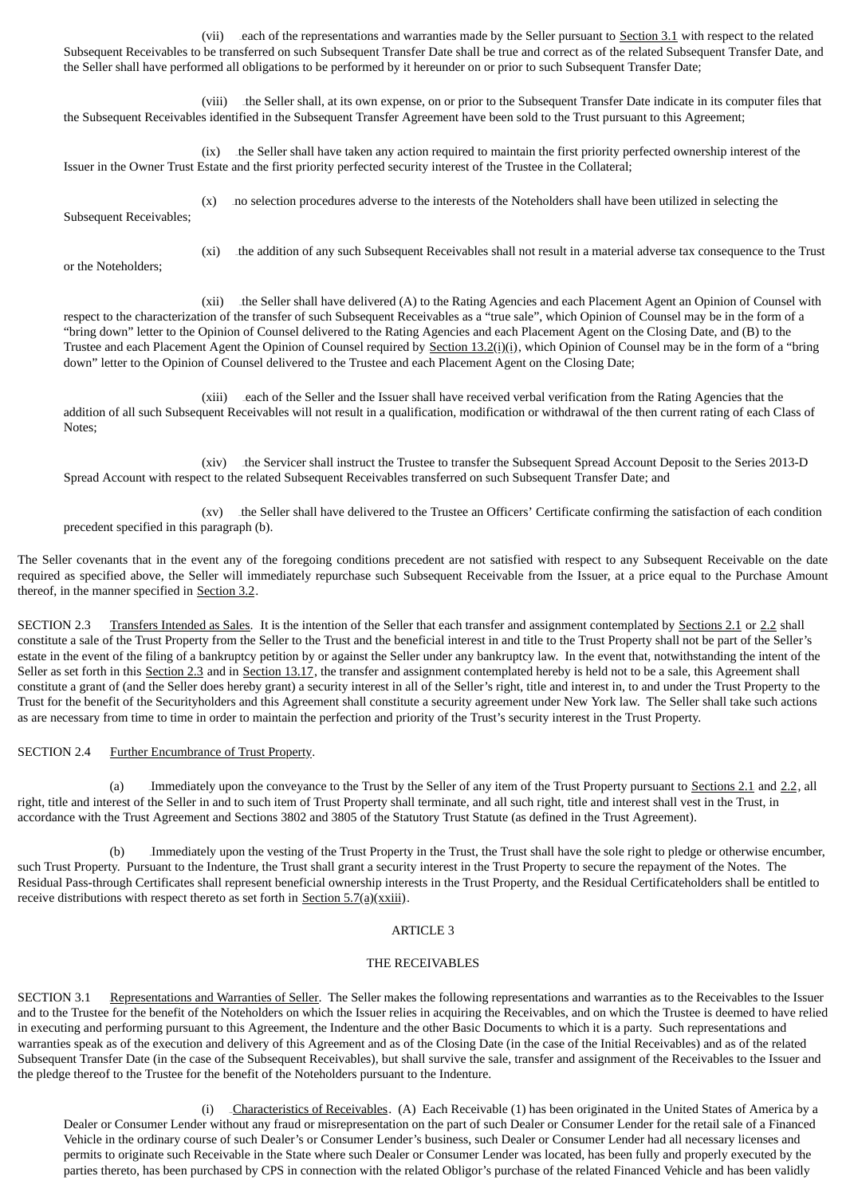(vii) each of the representations and warranties made by the Seller pursuant to Section 3.1 with respect to the related Subsequent Receivables to be transferred on such Subsequent Transfer Date shall be true and correct as of the related Subsequent Transfer Date, and the Seller shall have performed all obligations to be performed by it hereunder on or prior to such Subsequent Transfer Date;

(viii) the Seller shall, at its own expense, on or prior to the Subsequent Transfer Date indicate in its computer files that the Subsequent Receivables identified in the Subsequent Transfer Agreement have been sold to the Trust pursuant to this Agreement;

(ix) the Seller shall have taken any action required to maintain the first priority perfected ownership interest of the Issuer in the Owner Trust Estate and the first priority perfected security interest of the Trustee in the Collateral;

(x) no selection procedures adverse to the interests of the Noteholders shall have been utilized in selecting the Subsequent Receivables;

(xi) the addition of any such Subsequent Receivables shall not result in a material adverse tax consequence to the Trust or the Noteholders;

(xii) the Seller shall have delivered (A) to the Rating Agencies and each Placement Agent an Opinion of Counsel with respect to the characterization of the transfer of such Subsequent Receivables as a "true sale", which Opinion of Counsel may be in the form of a "bring down" letter to the Opinion of Counsel delivered to the Rating Agencies and each Placement Agent on the Closing Date, and (B) to the Trustee and each Placement Agent the Opinion of Counsel required by Section 13.2(i)(i), which Opinion of Counsel may be in the form of a "bring down" letter to the Opinion of Counsel delivered to the Trustee and each Placement Agent on the Closing Date;

(xiii) each of the Seller and the Issuer shall have received verbal verification from the Rating Agencies that the addition of all such Subsequent Receivables will not result in a qualification, modification or withdrawal of the then current rating of each Class of Notes;

(xiv) the Servicer shall instruct the Trustee to transfer the Subsequent Spread Account Deposit to the Series 2013-D Spread Account with respect to the related Subsequent Receivables transferred on such Subsequent Transfer Date; and

(xv) the Seller shall have delivered to the Trustee an Officers' Certificate confirming the satisfaction of each condition precedent specified in this paragraph (b).

The Seller covenants that in the event any of the foregoing conditions precedent are not satisfied with respect to any Subsequent Receivable on the date required as specified above, the Seller will immediately repurchase such Subsequent Receivable from the Issuer, at a price equal to the Purchase Amount thereof, in the manner specified in Section 3.2.

SECTION 2.3 Transfers Intended as Sales. It is the intention of the Seller that each transfer and assignment contemplated by Sections 2.1 or 2.2 shall constitute a sale of the Trust Property from the Seller to the Trust and the beneficial interest in and title to the Trust Property shall not be part of the Seller's estate in the event of the filing of a bankruptcy petition by or against the Seller under any bankruptcy law. In the event that, notwithstanding the intent of the Seller as set forth in this Section 2.3 and in Section 13.17, the transfer and assignment contemplated hereby is held not to be a sale, this Agreement shall constitute a grant of (and the Seller does hereby grant) a security interest in all of the Seller's right, title and interest in, to and under the Trust Property to the Trust for the benefit of the Securityholders and this Agreement shall constitute a security agreement under New York law. The Seller shall take such actions as are necessary from time to time in order to maintain the perfection and priority of the Trust's security interest in the Trust Property.

SECTION 2.4 Further Encumbrance of Trust Property.

(a) Immediately upon the conveyance to the Trust by the Seller of any item of the Trust Property pursuant to Sections 2.1 and 2.2, all right, title and interest of the Seller in and to such item of Trust Property shall terminate, and all such right, title and interest shall vest in the Trust, in accordance with the Trust Agreement and Sections 3802 and 3805 of the Statutory Trust Statute (as defined in the Trust Agreement).

(b) Immediately upon the vesting of the Trust Property in the Trust, the Trust shall have the sole right to pledge or otherwise encumber, such Trust Property. Pursuant to the Indenture, the Trust shall grant a security interest in the Trust Property to secure the repayment of the Notes. The Residual Pass-through Certificates shall represent beneficial ownership interests in the Trust Property, and the Residual Certificateholders shall be entitled to receive distributions with respect thereto as set forth in Section 5.7(a)(xxiii).

ARTICLE 3

THE RECEIVABLES

SECTION 3.1 Representations and Warranties of Seller. The Seller makes the following representations and warranties as to the Receivables to the Issuer and to the Trustee for the benefit of the Noteholders on which the Issuer relies in acquiring the Receivables, and on which the Trustee is deemed to have relied in executing and performing pursuant to this Agreement, the Indenture and the other Basic Documents to which it is a party. Such representations and warranties speak as of the execution and delivery of this Agreement and as of the Closing Date (in the case of the Initial Receivables) and as of the related Subsequent Transfer Date (in the case of the Subsequent Receivables), but shall survive the sale, transfer and assignment of the Receivables to the Issuer and the pledge thereof to the Trustee for the benefit of the Noteholders pursuant to the Indenture.

(i) Characteristics of Receivables. (A) Each Receivable (1) has been originated in the United States of America by a Dealer or Consumer Lender without any fraud or misrepresentation on the part of such Dealer or Consumer Lender for the retail sale of a Financed Vehicle in the ordinary course of such Dealer's or Consumer Lender's business, such Dealer or Consumer Lender had all necessary licenses and permits to originate such Receivable in the State where such Dealer or Consumer Lender was located, has been fully and properly executed by the parties thereto, has been purchased by CPS in connection with the related Obligor's purchase of the related Financed Vehicle and has been validly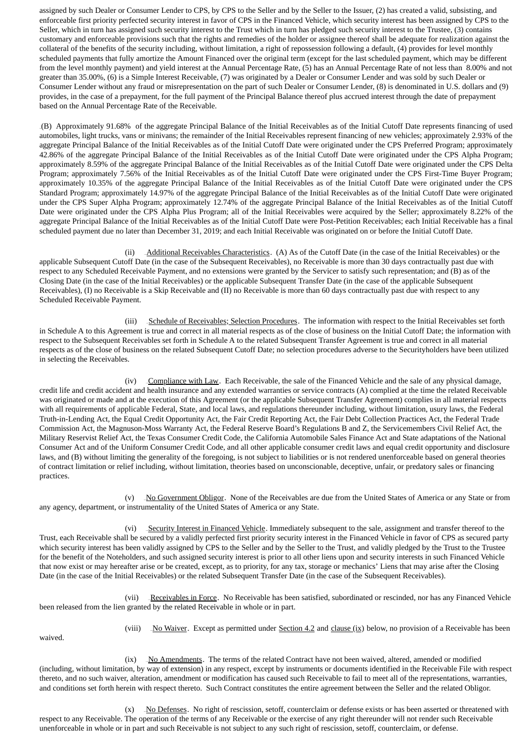assigned by such Dealer or Consumer Lender to CPS, by CPS to the Seller and by the Seller to the Issuer, (2) has created a valid, subsisting, and enforceable first priority perfected security interest in favor of CPS in the Financed Vehicle, which security interest has been assigned by CPS to the Seller, which in turn has assigned such security interest to the Trust which in turn has pledged such security interest to the Trustee, (3) contains customary and enforceable provisions such that the rights and remedies of the holder or assignee thereof shall be adequate for realization against the collateral of the benefits of the security including, without limitation, a right of repossession following a default, (4) provides for level monthly scheduled payments that fully amortize the Amount Financed over the original term (except for the last scheduled payment, which may be different from the level monthly payment) and yield interest at the Annual Percentage Rate, (5) has an Annual Percentage Rate of not less than 8.00% and not greater than 35.00%, (6) is a Simple Interest Receivable, (7) was originated by a Dealer or Consumer Lender and was sold by such Dealer or Consumer Lender without any fraud or misrepresentation on the part of such Dealer or Consumer Lender, (8) is denominated in U.S. dollars and (9) provides, in the case of a prepayment, for the full payment of the Principal Balance thereof plus accrued interest through the date of prepayment based on the Annual Percentage Rate of the Receivable.

(B) Approximately 91.68% of the aggregate Principal Balance of the Initial Receivables as of the Initial Cutoff Date represents financing of used automobiles, light trucks, vans or minivans; the remainder of the Initial Receivables represent financing of new vehicles; approximately 2.93% of the aggregate Principal Balance of the Initial Receivables as of the Initial Cutoff Date were originated under the CPS Preferred Program; approximately 42.86% of the aggregate Principal Balance of the Initial Receivables as of the Initial Cutoff Date were originated under the CPS Alpha Program; approximately 8.59% of the aggregate Principal Balance of the Initial Receivables as of the Initial Cutoff Date were originated under the CPS Delta Program; approximately 7.56% of the Initial Receivables as of the Initial Cutoff Date were originated under the CPS First-Time Buyer Program; approximately 10.35% of the aggregate Principal Balance of the Initial Receivables as of the Initial Cutoff Date were originated under the CPS Standard Program; approximately 14.97% of the aggregate Principal Balance of the Initial Receivables as of the Initial Cutoff Date were originated under the CPS Super Alpha Program; approximately 12.74% of the aggregate Principal Balance of the Initial Receivables as of the Initial Cutoff Date were originated under the CPS Alpha Plus Program; all of the Initial Receivables were acquired by the Seller; approximately 8.22% of the aggregate Principal Balance of the Initial Receivables as of the Initial Cutoff Date were Post-Petition Receivables; each Initial Receivable has a final scheduled payment due no later than December 31, 2019; and each Initial Receivable was originated on or before the Initial Cutoff Date.

(ii) Additional Receivables Characteristics. (A) As of the Cutoff Date (in the case of the Initial Receivables) or the applicable Subsequent Cutoff Date (in the case of the Subsequent Receivables), no Receivable is more than 30 days contractually past due with respect to any Scheduled Receivable Payment, and no extensions were granted by the Servicer to satisfy such representation; and (B) as of the Closing Date (in the case of the Initial Receivables) or the applicable Subsequent Transfer Date (in the case of the applicable Subsequent Receivables), (I) no Receivable is a Skip Receivable and (II) no Receivable is more than 60 days contractually past due with respect to any Scheduled Receivable Payment.

(iii) Schedule of Receivables; Selection Procedures. The information with respect to the Initial Receivables set forth in Schedule A to this Agreement is true and correct in all material respects as of the close of business on the Initial Cutoff Date; the information with respect to the Subsequent Receivables set forth in Schedule A to the related Subsequent Transfer Agreement is true and correct in all material respects as of the close of business on the related Subsequent Cutoff Date; no selection procedures adverse to the Securityholders have been utilized in selecting the Receivables.

(iv) Compliance with Law. Each Receivable, the sale of the Financed Vehicle and the sale of any physical damage, credit life and credit accident and health insurance and any extended warranties or service contracts (A) complied at the time the related Receivable was originated or made and at the execution of this Agreement (or the applicable Subsequent Transfer Agreement) complies in all material respects with all requirements of applicable Federal, State, and local laws, and regulations thereunder including, without limitation, usury laws, the Federal Truth-in-Lending Act, the Equal Credit Opportunity Act, the Fair Credit Reporting Act, the Fair Debt Collection Practices Act, the Federal Trade Commission Act, the Magnuson-Moss Warranty Act, the Federal Reserve Board's Regulations B and Z, the Servicemembers Civil Relief Act, the Military Reservist Relief Act, the Texas Consumer Credit Code, the California Automobile Sales Finance Act and State adaptations of the National Consumer Act and of the Uniform Consumer Credit Code, and all other applicable consumer credit laws and equal credit opportunity and disclosure laws, and (B) without limiting the generality of the foregoing, is not subject to liabilities or is not rendered unenforceable based on general theories of contract limitation or relief including, without limitation, theories based on unconscionable, deceptive, unfair, or predatory sales or financing practices.

(v) No Government Obligor. None of the Receivables are due from the United States of America or any State or from any agency, department, or instrumentality of the United States of America or any State.

(vi) Security Interest in Financed Vehicle. Immediately subsequent to the sale, assignment and transfer thereof to the Trust, each Receivable shall be secured by a validly perfected first priority security interest in the Financed Vehicle in favor of CPS as secured party which security interest has been validly assigned by CPS to the Seller and by the Seller to the Trust, and validly pledged by the Trust to the Trustee for the benefit of the Noteholders, and such assigned security interest is prior to all other liens upon and security interests in such Financed Vehicle that now exist or may hereafter arise or be created, except, as to priority, for any tax, storage or mechanics' Liens that may arise after the Closing Date (in the case of the Initial Receivables) or the related Subsequent Transfer Date (in the case of the Subsequent Receivables).

(vii) Receivables in Force. No Receivable has been satisfied, subordinated or rescinded, nor has any Financed Vehicle been released from the lien granted by the related Receivable in whole or in part.

(viii) No Waiver. Except as permitted under Section 4.2 and clause (ix) below, no provision of a Receivable has been waived.

(ix) No Amendments. The terms of the related Contract have not been waived, altered, amended or modified (including, without limitation, by way of extension) in any respect, except by instruments or documents identified in the Receivable File with respect thereto, and no such waiver, alteration, amendment or modification has caused such Receivable to fail to meet all of the representations, warranties, and conditions set forth herein with respect thereto. Such Contract constitutes the entire agreement between the Seller and the related Obligor.

(x) No Defenses. No right of rescission, setoff, counterclaim or defense exists or has been asserted or threatened with respect to any Receivable. The operation of the terms of any Receivable or the exercise of any right thereunder will not render such Receivable unenforceable in whole or in part and such Receivable is not subject to any such right of rescission, setoff, counterclaim, or defense.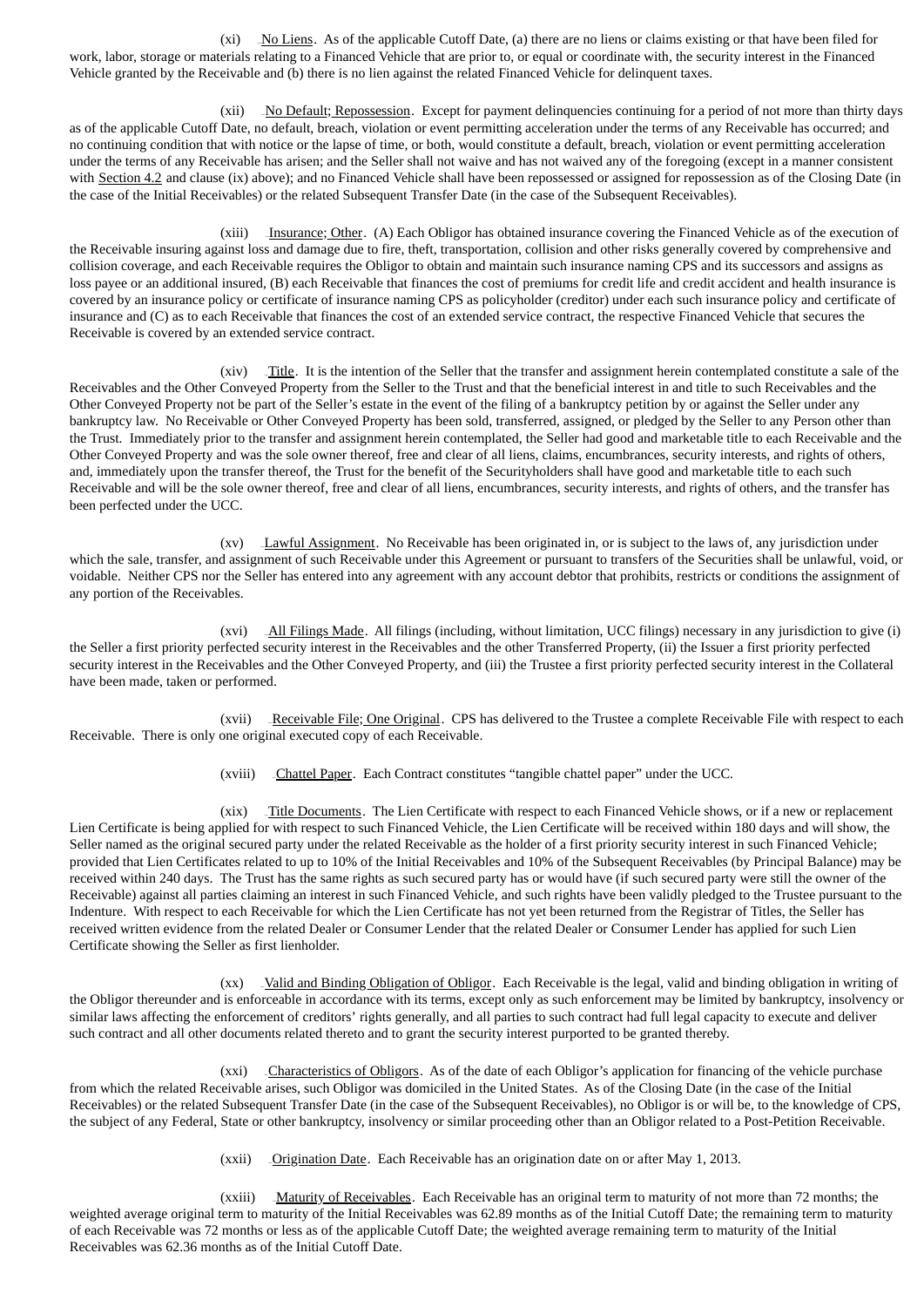(xi) No Liens. As of the applicable Cutoff Date, (a) there are no liens or claims existing or that have been filed for work, labor, storage or materials relating to a Financed Vehicle that are prior to, or equal or coordinate with, the security interest in the Financed Vehicle granted by the Receivable and (b) there is no lien against the related Financed Vehicle for delinquent taxes.

(xii) No Default; Repossession. Except for payment delinquencies continuing for a period of not more than thirty days as of the applicable Cutoff Date, no default, breach, violation or event permitting acceleration under the terms of any Receivable has occurred; and no continuing condition that with notice or the lapse of time, or both, would constitute a default, breach, violation or event permitting acceleration under the terms of any Receivable has arisen; and the Seller shall not waive and has not waived any of the foregoing (except in a manner consistent with Section 4.2 and clause (ix) above); and no Financed Vehicle shall have been repossessed or assigned for repossession as of the Closing Date (in the case of the Initial Receivables) or the related Subsequent Transfer Date (in the case of the Subsequent Receivables).

(xiii) Insurance; Other. (A) Each Obligor has obtained insurance covering the Financed Vehicle as of the execution of the Receivable insuring against loss and damage due to fire, theft, transportation, collision and other risks generally covered by comprehensive and collision coverage, and each Receivable requires the Obligor to obtain and maintain such insurance naming CPS and its successors and assigns as loss payee or an additional insured, (B) each Receivable that finances the cost of premiums for credit life and credit accident and health insurance is covered by an insurance policy or certificate of insurance naming CPS as policyholder (creditor) under each such insurance policy and certificate of insurance and (C) as to each Receivable that finances the cost of an extended service contract, the respective Financed Vehicle that secures the Receivable is covered by an extended service contract.

(xiv) Title. It is the intention of the Seller that the transfer and assignment herein contemplated constitute a sale of the Receivables and the Other Conveyed Property from the Seller to the Trust and that the beneficial interest in and title to such Receivables and the Other Conveyed Property not be part of the Seller's estate in the event of the filing of a bankruptcy petition by or against the Seller under any bankruptcy law. No Receivable or Other Conveyed Property has been sold, transferred, assigned, or pledged by the Seller to any Person other than the Trust. Immediately prior to the transfer and assignment herein contemplated, the Seller had good and marketable title to each Receivable and the Other Conveyed Property and was the sole owner thereof, free and clear of all liens, claims, encumbrances, security interests, and rights of others, and, immediately upon the transfer thereof, the Trust for the benefit of the Securityholders shall have good and marketable title to each such Receivable and will be the sole owner thereof, free and clear of all liens, encumbrances, security interests, and rights of others, and the transfer has been perfected under the UCC.

(xv) Lawful Assignment. No Receivable has been originated in, or is subject to the laws of, any jurisdiction under which the sale, transfer, and assignment of such Receivable under this Agreement or pursuant to transfers of the Securities shall be unlawful, void, or voidable. Neither CPS nor the Seller has entered into any agreement with any account debtor that prohibits, restricts or conditions the assignment of any portion of the Receivables.

(xvi) All Filings Made. All filings (including, without limitation, UCC filings) necessary in any jurisdiction to give (i) the Seller a first priority perfected security interest in the Receivables and the other Transferred Property, (ii) the Issuer a first priority perfected security interest in the Receivables and the Other Conveyed Property, and (iii) the Trustee a first priority perfected security interest in the Collateral have been made, taken or performed.

(xvii) Receivable File; One Original. CPS has delivered to the Trustee a complete Receivable File with respect to each Receivable. There is only one original executed copy of each Receivable.

(xviii) Chattel Paper. Each Contract constitutes "tangible chattel paper" under the UCC.

(xix) Title Documents. The Lien Certificate with respect to each Financed Vehicle shows, or if a new or replacement Lien Certificate is being applied for with respect to such Financed Vehicle, the Lien Certificate will be received within 180 days and will show, the Seller named as the original secured party under the related Receivable as the holder of a first priority security interest in such Financed Vehicle; provided that Lien Certificates related to up to 10% of the Initial Receivables and 10% of the Subsequent Receivables (by Principal Balance) may be received within 240 days. The Trust has the same rights as such secured party has or would have (if such secured party were still the owner of the Receivable) against all parties claiming an interest in such Financed Vehicle, and such rights have been validly pledged to the Trustee pursuant to the Indenture. With respect to each Receivable for which the Lien Certificate has not yet been returned from the Registrar of Titles, the Seller has received written evidence from the related Dealer or Consumer Lender that the related Dealer or Consumer Lender has applied for such Lien Certificate showing the Seller as first lienholder.

(xx) Valid and Binding Obligation of Obligor. Each Receivable is the legal, valid and binding obligation in writing of the Obligor thereunder and is enforceable in accordance with its terms, except only as such enforcement may be limited by bankruptcy, insolvency or similar laws affecting the enforcement of creditors' rights generally, and all parties to such contract had full legal capacity to execute and deliver such contract and all other documents related thereto and to grant the security interest purported to be granted thereby.

(xxi) Characteristics of Obligors. As of the date of each Obligor's application for financing of the vehicle purchase from which the related Receivable arises, such Obligor was domiciled in the United States. As of the Closing Date (in the case of the Initial Receivables) or the related Subsequent Transfer Date (in the case of the Subsequent Receivables), no Obligor is or will be, to the knowledge of CPS, the subject of any Federal, State or other bankruptcy, insolvency or similar proceeding other than an Obligor related to a Post-Petition Receivable.

(xxii) Origination Date. Each Receivable has an origination date on or after May 1, 2013.

(xxiii) Maturity of Receivables. Each Receivable has an original term to maturity of not more than 72 months; the weighted average original term to maturity of the Initial Receivables was 62.89 months as of the Initial Cutoff Date; the remaining term to maturity of each Receivable was 72 months or less as of the applicable Cutoff Date; the weighted average remaining term to maturity of the Initial Receivables was 62.36 months as of the Initial Cutoff Date.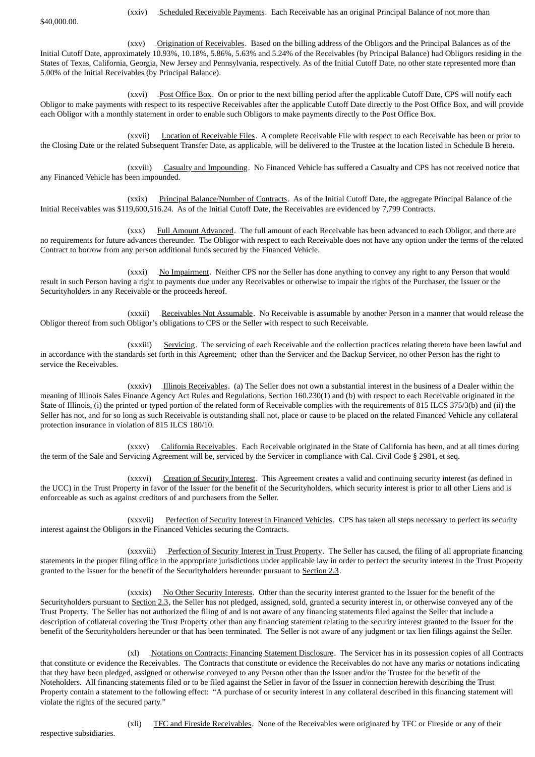(xxiv) Scheduled Receivable Payments. Each Receivable has an original Principal Balance of not more than $40,000.00.

(xxv) Origination of Receivables. Based on the billing address of the Obligors and the Principal Balances as of the Initial Cutoff Date, approximately 10.93%, 10.18%, 5.86%, 5.63% and 5.24% of the Receivables (by Principal Balance) had Obligors residing in the States of Texas, California, Georgia, New Jersey and Pennsylvania, respectively. As of the Initial Cutoff Date, no other state represented more than 5.00% of the Initial Receivables (by Principal Balance).

(xxvi) Post Office Box. On or prior to the next billing period after the applicable Cutoff Date, CPS will notify each Obligor to make payments with respect to its respective Receivables after the applicable Cutoff Date directly to the Post Office Box, and will provide each Obligor with a monthly statement in order to enable such Obligors to make payments directly to the Post Office Box.

(xxvii) Location of Receivable Files. A complete Receivable File with respect to each Receivable has been or prior to the Closing Date or the related Subsequent Transfer Date, as applicable, will be delivered to the Trustee at the location listed in Schedule B hereto.

(xxviii) Casualty and Impounding. No Financed Vehicle has suffered a Casualty and CPS has not received notice that any Financed Vehicle has been impounded.

(xxix) Principal Balance/Number of Contracts. As of the Initial Cutoff Date, the aggregate Principal Balance of the Initial Receivables was $119,600,516.24. As of the Initial Cutoff Date, the Receivables are evidenced by 7,799 Contracts.

(xxx) Full Amount Advanced. The full amount of each Receivable has been advanced to each Obligor, and there are no requirements for future advances thereunder. The Obligor with respect to each Receivable does not have any option under the terms of the related Contract to borrow from any person additional funds secured by the Financed Vehicle.

(xxxi) No Impairment. Neither CPS nor the Seller has done anything to convey any right to any Person that would result in such Person having a right to payments due under any Receivables or otherwise to impair the rights of the Purchaser, the Issuer or the Securityholders in any Receivable or the proceeds hereof.

(xxxii) Receivables Not Assumable. No Receivable is assumable by another Person in a manner that would release the Obligor thereof from such Obligor's obligations to CPS or the Seller with respect to such Receivable.

(xxxiii) Servicing. The servicing of each Receivable and the collection practices relating thereto have been lawful and in accordance with the standards set forth in this Agreement; other than the Servicer and the Backup Servicer, no other Person has the right to service the Receivables.

(xxxiv) Illinois Receivables. (a) The Seller does not own a substantial interest in the business of a Dealer within the meaning of Illinois Sales Finance Agency Act Rules and Regulations, Section 160.230(1) and (b) with respect to each Receivable originated in the State of Illinois, (i) the printed or typed portion of the related form of Receivable complies with the requirements of 815 ILCS 375/3(b) and (ii) the Seller has not, and for so long as such Receivable is outstanding shall not, place or cause to be placed on the related Financed Vehicle any collateral protection insurance in violation of 815 ILCS 180/10.

(xxxv) California Receivables. Each Receivable originated in the State of California has been, and at all times during the term of the Sale and Servicing Agreement will be, serviced by the Servicer in compliance with Cal. Civil Code § 2981, et seq.

(xxxvi) Creation of Security Interest. This Agreement creates a valid and continuing security interest (as defined in the UCC) in the Trust Property in favor of the Issuer for the benefit of the Securityholders, which security interest is prior to all other Liens and is enforceable as such as against creditors of and purchasers from the Seller.

(xxxvii) Perfection of Security Interest in Financed Vehicles. CPS has taken all steps necessary to perfect its security interest against the Obligors in the Financed Vehicles securing the Contracts.

(xxxviii) Perfection of Security Interest in Trust Property. The Seller has caused, the filing of all appropriate financing statements in the proper filing office in the appropriate jurisdictions under applicable law in order to perfect the security interest in the Trust Property granted to the Issuer for the benefit of the Securityholders hereunder pursuant to Section 2.3.

(xxxix) No Other Security Interests. Other than the security interest granted to the Issuer for the benefit of the Securityholders pursuant to Section 2.3, the Seller has not pledged, assigned, sold, granted a security interest in, or otherwise conveyed any of the Trust Property. The Seller has not authorized the filing of and is not aware of any financing statements filed against the Seller that include a description of collateral covering the Trust Property other than any financing statement relating to the security interest granted to the Issuer for the benefit of the Securityholders hereunder or that has been terminated. The Seller is not aware of any judgment or tax lien filings against the Seller.

(xl) Notations on Contracts; Financing Statement Disclosure. The Servicer has in its possession copies of all Contracts that constitute or evidence the Receivables. The Contracts that constitute or evidence the Receivables do not have any marks or notations indicating that they have been pledged, assigned or otherwise conveyed to any Person other than the Issuer and/or the Trustee for the benefit of the Noteholders. All financing statements filed or to be filed against the Seller in favor of the Issuer in connection herewith describing the Trust Property contain a statement to the following effect: "A purchase of or security interest in any collateral described in this financing statement will violate the rights of the secured party."

(xli) TFC and Fireside Receivables. None of the Receivables were originated by TFC or Fireside or any of their respective subsidiaries.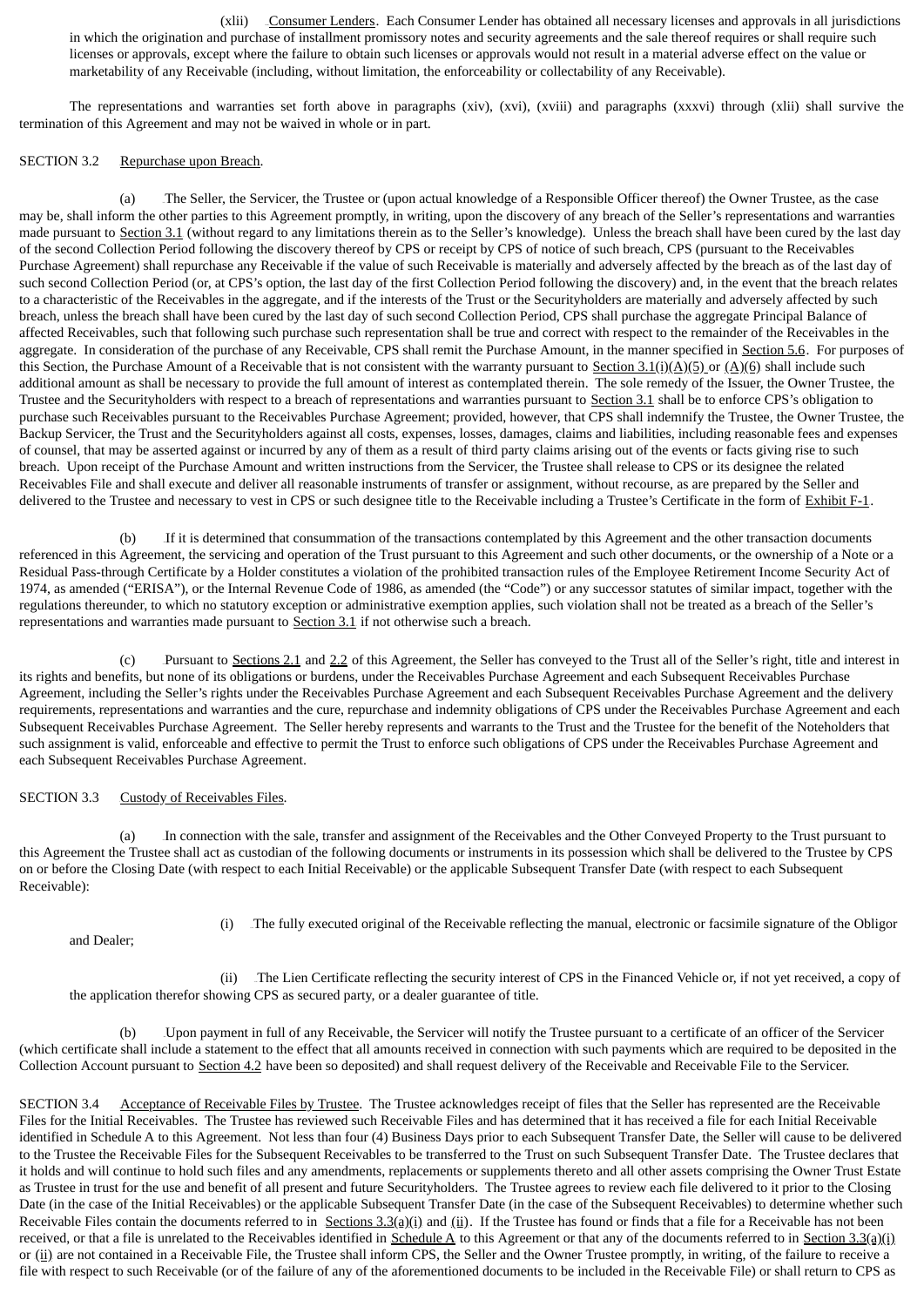(xlii) Consumer Lenders. Each Consumer Lender has obtained all necessary licenses and approvals in all jurisdictions in which the origination and purchase of installment promissory notes and security agreements and the sale thereof requires or shall require such licenses or approvals, except where the failure to obtain such licenses or approvals would not result in a material adverse effect on the value or marketability of any Receivable (including, without limitation, the enforceability or collectability of any Receivable).

The representations and warranties set forth above in paragraphs (xiv), (xvi), (xviii) and paragraphs (xxxvi) through (xlii) shall survive the termination of this Agreement and may not be waived in whole or in part.

SECTION 3.2 Repurchase upon Breach.

(a) The Seller, the Servicer, the Trustee or (upon actual knowledge of a Responsible Officer thereof) the Owner Trustee, as the case may be, shall inform the other parties to this Agreement promptly, in writing, upon the discovery of any breach of the Seller's representations and warranties made pursuant to Section 3.1 (without regard to any limitations therein as to the Seller's knowledge). Unless the breach shall have been cured by the last day of the second Collection Period following the discovery thereof by CPS or receipt by CPS of notice of such breach, CPS (pursuant to the Receivables Purchase Agreement) shall repurchase any Receivable if the value of such Receivable is materially and adversely affected by the breach as of the last day of such second Collection Period (or, at CPS's option, the last day of the first Collection Period following the discovery) and, in the event that the breach relates to a characteristic of the Receivables in the aggregate, and if the interests of the Trust or the Securityholders are materially and adversely affected by such breach, unless the breach shall have been cured by the last day of such second Collection Period, CPS shall purchase the aggregate Principal Balance of affected Receivables, such that following such purchase such representation shall be true and correct with respect to the remainder of the Receivables in the aggregate. In consideration of the purchase of any Receivable, CPS shall remit the Purchase Amount, in the manner specified in Section 5.6. For purposes of this Section, the Purchase Amount of a Receivable that is not consistent with the warranty pursuant to Section 3.1(i)(A)(5) or (A)(6) shall include such additional amount as shall be necessary to provide the full amount of interest as contemplated therein. The sole remedy of the Issuer, the Owner Trustee, the Trustee and the Securityholders with respect to a breach of representations and warranties pursuant to Section 3.1 shall be to enforce CPS's obligation to purchase such Receivables pursuant to the Receivables Purchase Agreement; provided, however, that CPS shall indemnify the Trustee, the Owner Trustee, the Backup Servicer, the Trust and the Securityholders against all costs, expenses, losses, damages, claims and liabilities, including reasonable fees and expenses of counsel, that may be asserted against or incurred by any of them as a result of third party claims arising out of the events or facts giving rise to such breach. Upon receipt of the Purchase Amount and written instructions from the Servicer, the Trustee shall release to CPS or its designee the related Receivables File and shall execute and deliver all reasonable instruments of transfer or assignment, without recourse, as are prepared by the Seller and delivered to the Trustee and necessary to vest in CPS or such designee title to the Receivable including a Trustee's Certificate in the form of Exhibit F-1.

(b) If it is determined that consummation of the transactions contemplated by this Agreement and the other transaction documents referenced in this Agreement, the servicing and operation of the Trust pursuant to this Agreement and such other documents, or the ownership of a Note or a Residual Pass-through Certificate by a Holder constitutes a violation of the prohibited transaction rules of the Employee Retirement Income Security Act of 1974, as amended ("ERISA"), or the Internal Revenue Code of 1986, as amended (the "Code") or any successor statutes of similar impact, together with the regulations thereunder, to which no statutory exception or administrative exemption applies, such violation shall not be treated as a breach of the Seller's representations and warranties made pursuant to Section 3.1 if not otherwise such a breach.

(c) Pursuant to Sections 2.1 and 2.2 of this Agreement, the Seller has conveyed to the Trust all of the Seller's right, title and interest in its rights and benefits, but none of its obligations or burdens, under the Receivables Purchase Agreement and each Subsequent Receivables Purchase Agreement, including the Seller's rights under the Receivables Purchase Agreement and each Subsequent Receivables Purchase Agreement and the delivery requirements, representations and warranties and the cure, repurchase and indemnity obligations of CPS under the Receivables Purchase Agreement and each Subsequent Receivables Purchase Agreement. The Seller hereby represents and warrants to the Trust and the Trustee for the benefit of the Noteholders that such assignment is valid, enforceable and effective to permit the Trust to enforce such obligations of CPS under the Receivables Purchase Agreement and each Subsequent Receivables Purchase Agreement.

SECTION 3.3 Custody of Receivables Files.

(a) In connection with the sale, transfer and assignment of the Receivables and the Other Conveyed Property to the Trust pursuant to this Agreement the Trustee shall act as custodian of the following documents or instruments in its possession which shall be delivered to the Trustee by CPS on or before the Closing Date (with respect to each Initial Receivable) or the applicable Subsequent Transfer Date (with respect to each Subsequent Receivable):

(i) The fully executed original of the Receivable reflecting the manual, electronic or facsimile signature of the Obligor and Dealer;

(ii) The Lien Certificate reflecting the security interest of CPS in the Financed Vehicle or, if not yet received, a copy of the application therefor showing CPS as secured party, or a dealer guarantee of title.

(b) Upon payment in full of any Receivable, the Servicer will notify the Trustee pursuant to a certificate of an officer of the Servicer (which certificate shall include a statement to the effect that all amounts received in connection with such payments which are required to be deposited in the Collection Account pursuant to Section 4.2 have been so deposited) and shall request delivery of the Receivable and Receivable File to the Servicer.

SECTION 3.4 Acceptance of Receivable Files by Trustee. The Trustee acknowledges receipt of files that the Seller has represented are the Receivable Files for the Initial Receivables. The Trustee has reviewed such Receivable Files and has determined that it has received a file for each Initial Receivable identified in Schedule A to this Agreement. Not less than four (4) Business Days prior to each Subsequent Transfer Date, the Seller will cause to be delivered to the Trustee the Receivable Files for the Subsequent Receivables to be transferred to the Trust on such Subsequent Transfer Date. The Trustee declares that it holds and will continue to hold such files and any amendments, replacements or supplements thereto and all other assets comprising the Owner Trust Estate as Trustee in trust for the use and benefit of all present and future Securityholders. The Trustee agrees to review each file delivered to it prior to the Closing Date (in the case of the Initial Receivables) or the applicable Subsequent Transfer Date (in the case of the Subsequent Receivables) to determine whether such Receivable Files contain the documents referred to in Sections 3.3(a)(i) and (ii). If the Trustee has found or finds that a file for a Receivable has not been received, or that a file is unrelated to the Receivables identified in Schedule A to this Agreement or that any of the documents referred to in Section 3.3(a)(i) or (ii) are not contained in a Receivable File, the Trustee shall inform CPS, the Seller and the Owner Trustee promptly, in writing, of the failure to receive a file with respect to such Receivable (or of the failure of any of the aforementioned documents to be included in the Receivable File) or shall return to CPS as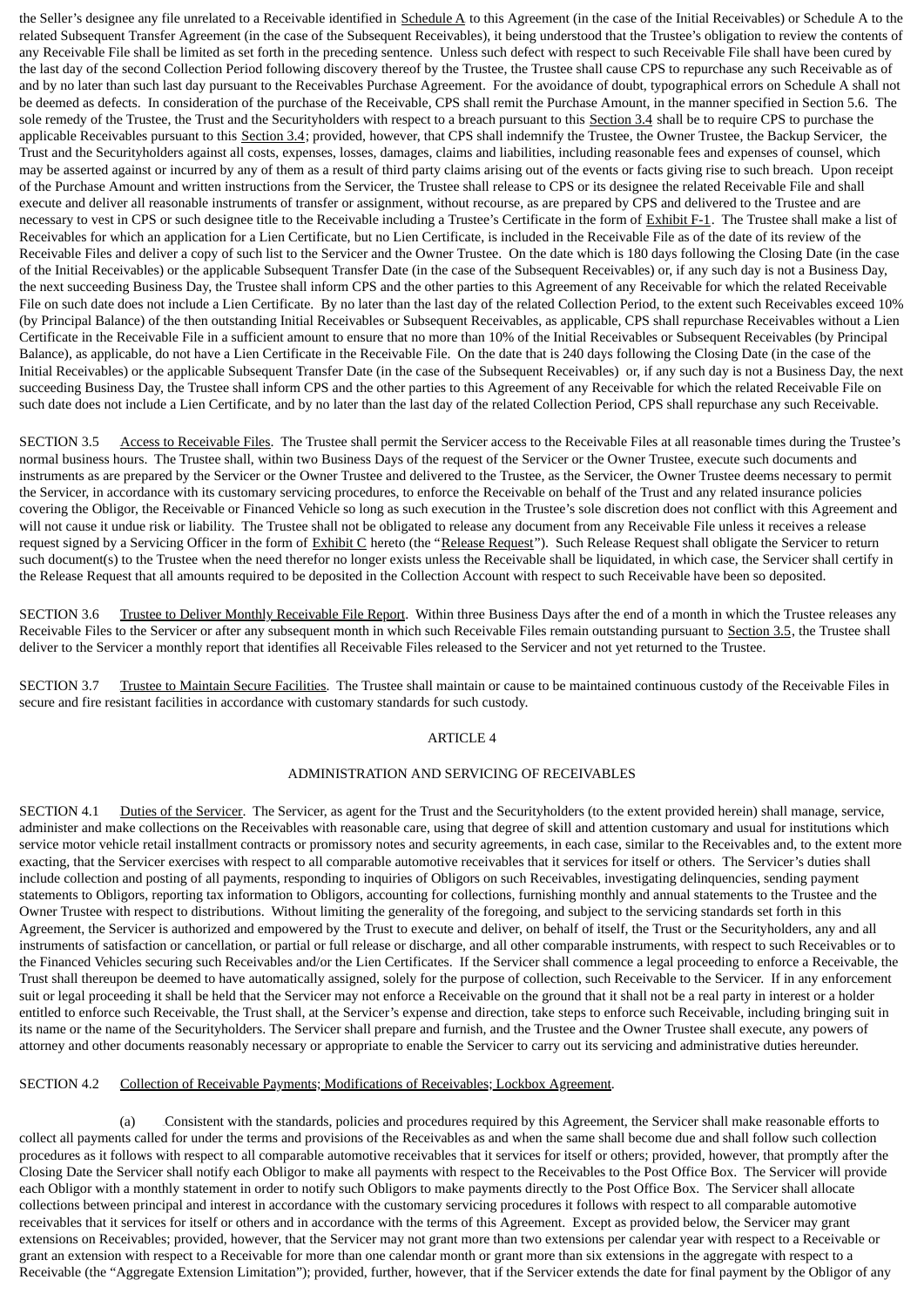the Seller's designee any file unrelated to a Receivable identified in Schedule A to this Agreement (in the case of the Initial Receivables) or Schedule A to the related Subsequent Transfer Agreement (in the case of the Subsequent Receivables), it being understood that the Trustee's obligation to review the contents of any Receivable File shall be limited as set forth in the preceding sentence. Unless such defect with respect to such Receivable File shall have been cured by the last day of the second Collection Period following discovery thereof by the Trustee, the Trustee shall cause CPS to repurchase any such Receivable as of and by no later than such last day pursuant to the Receivables Purchase Agreement. For the avoidance of doubt, typographical errors on Schedule A shall not be deemed as defects. In consideration of the purchase of the Receivable, CPS shall remit the Purchase Amount, in the manner specified in Section 5.6. The sole remedy of the Trustee, the Trust and the Securityholders with respect to a breach pursuant to this Section 3.4 shall be to require CPS to purchase the applicable Receivables pursuant to this Section 3.4; provided, however, that CPS shall indemnify the Trustee, the Owner Trustee, the Backup Servicer, the Trust and the Securityholders against all costs, expenses, losses, damages, claims and liabilities, including reasonable fees and expenses of counsel, which may be asserted against or incurred by any of them as a result of third party claims arising out of the events or facts giving rise to such breach. Upon receipt of the Purchase Amount and written instructions from the Servicer, the Trustee shall release to CPS or its designee the related Receivable File and shall execute and deliver all reasonable instruments of transfer or assignment, without recourse, as are prepared by CPS and delivered to the Trustee and are necessary to vest in CPS or such designee title to the Receivable including a Trustee's Certificate in the form of Exhibit F-1. The Trustee shall make a list of Receivables for which an application for a Lien Certificate, but no Lien Certificate, is included in the Receivable File as of the date of its review of the Receivable Files and deliver a copy of such list to the Servicer and the Owner Trustee. On the date which is 180 days following the Closing Date (in the case of the Initial Receivables) or the applicable Subsequent Transfer Date (in the case of the Subsequent Receivables) or, if any such day is not a Business Day, the next succeeding Business Day, the Trustee shall inform CPS and the other parties to this Agreement of any Receivable for which the related Receivable File on such date does not include a Lien Certificate. By no later than the last day of the related Collection Period, to the extent such Receivables exceed 10% (by Principal Balance) of the then outstanding Initial Receivables or Subsequent Receivables, as applicable, CPS shall repurchase Receivables without a Lien Certificate in the Receivable File in a sufficient amount to ensure that no more than 10% of the Initial Receivables or Subsequent Receivables (by Principal Balance), as applicable, do not have a Lien Certificate in the Receivable File. On the date that is 240 days following the Closing Date (in the case of the Initial Receivables) or the applicable Subsequent Transfer Date (in the case of the Subsequent Receivables) or, if any such day is not a Business Day, the next succeeding Business Day, the Trustee shall inform CPS and the other parties to this Agreement of any Receivable for which the related Receivable File on such date does not include a Lien Certificate, and by no later than the last day of the related Collection Period, CPS shall repurchase any such Receivable.

SECTION 3.5 Access to Receivable Files. The Trustee shall permit the Servicer access to the Receivable Files at all reasonable times during the Trustee's normal business hours. The Trustee shall, within two Business Days of the request of the Servicer or the Owner Trustee, execute such documents and instruments as are prepared by the Servicer or the Owner Trustee and delivered to the Trustee, as the Servicer, the Owner Trustee deems necessary to permit the Servicer, in accordance with its customary servicing procedures, to enforce the Receivable on behalf of the Trust and any related insurance policies covering the Obligor, the Receivable or Financed Vehicle so long as such execution in the Trustee's sole discretion does not conflict with this Agreement and will not cause it undue risk or liability. The Trustee shall not be obligated to release any document from any Receivable File unless it receives a release request signed by a Servicing Officer in the form of Exhibit C hereto (the "Release Request"). Such Release Request shall obligate the Servicer to return such document(s) to the Trustee when the need therefor no longer exists unless the Receivable shall be liquidated, in which case, the Servicer shall certify in the Release Request that all amounts required to be deposited in the Collection Account with respect to such Receivable have been so deposited.

SECTION 3.6 Trustee to Deliver Monthly Receivable File Report. Within three Business Days after the end of a month in which the Trustee releases any Receivable Files to the Servicer or after any subsequent month in which such Receivable Files remain outstanding pursuant to Section 3.5, the Trustee shall deliver to the Servicer a monthly report that identifies all Receivable Files released to the Servicer and not yet returned to the Trustee.

SECTION 3.7 Trustee to Maintain Secure Facilities. The Trustee shall maintain or cause to be maintained continuous custody of the Receivable Files in secure and fire resistant facilities in accordance with customary standards for such custody.

## ARTICLE 4

## ADMINISTRATION AND SERVICING OF RECEIVABLES

SECTION 4.1 Duties of the Servicer. The Servicer, as agent for the Trust and the Securityholders (to the extent provided herein) shall manage, service, administer and make collections on the Receivables with reasonable care, using that degree of skill and attention customary and usual for institutions which service motor vehicle retail installment contracts or promissory notes and security agreements, in each case, similar to the Receivables and, to the extent more exacting, that the Servicer exercises with respect to all comparable automotive receivables that it services for itself or others. The Servicer's duties shall include collection and posting of all payments, responding to inquiries of Obligors on such Receivables, investigating delinquencies, sending payment statements to Obligors, reporting tax information to Obligors, accounting for collections, furnishing monthly and annual statements to the Trustee and the Owner Trustee with respect to distributions. Without limiting the generality of the foregoing, and subject to the servicing standards set forth in this Agreement, the Servicer is authorized and empowered by the Trust to execute and deliver, on behalf of itself, the Trust or the Securityholders, any and all instruments of satisfaction or cancellation, or partial or full release or discharge, and all other comparable instruments, with respect to such Receivables or to the Financed Vehicles securing such Receivables and/or the Lien Certificates. If the Servicer shall commence a legal proceeding to enforce a Receivable, the Trust shall thereupon be deemed to have automatically assigned, solely for the purpose of collection, such Receivable to the Servicer. If in any enforcement suit or legal proceeding it shall be held that the Servicer may not enforce a Receivable on the ground that it shall not be a real party in interest or a holder entitled to enforce such Receivable, the Trust shall, at the Servicer's expense and direction, take steps to enforce such Receivable, including bringing suit in its name or the name of the Securityholders. The Servicer shall prepare and furnish, and the Trustee and the Owner Trustee shall execute, any powers of attorney and other documents reasonably necessary or appropriate to enable the Servicer to carry out its servicing and administrative duties hereunder.

SECTION 4.2 Collection of Receivable Payments; Modifications of Receivables; Lockbox Agreement.

(a) Consistent with the standards, policies and procedures required by this Agreement, the Servicer shall make reasonable efforts to collect all payments called for under the terms and provisions of the Receivables as and when the same shall become due and shall follow such collection procedures as it follows with respect to all comparable automotive receivables that it services for itself or others; provided, however, that promptly after the Closing Date the Servicer shall notify each Obligor to make all payments with respect to the Receivables to the Post Office Box. The Servicer will provide each Obligor with a monthly statement in order to notify such Obligors to make payments directly to the Post Office Box. The Servicer shall allocate collections between principal and interest in accordance with the customary servicing procedures it follows with respect to all comparable automotive receivables that it services for itself or others and in accordance with the terms of this Agreement. Except as provided below, the Servicer may grant extensions on Receivables; provided, however, that the Servicer may not grant more than two extensions per calendar year with respect to a Receivable or grant an extension with respect to a Receivable for more than one calendar month or grant more than six extensions in the aggregate with respect to a Receivable (the "Aggregate Extension Limitation"); provided, further, however, that if the Servicer extends the date for final payment by the Obligor of any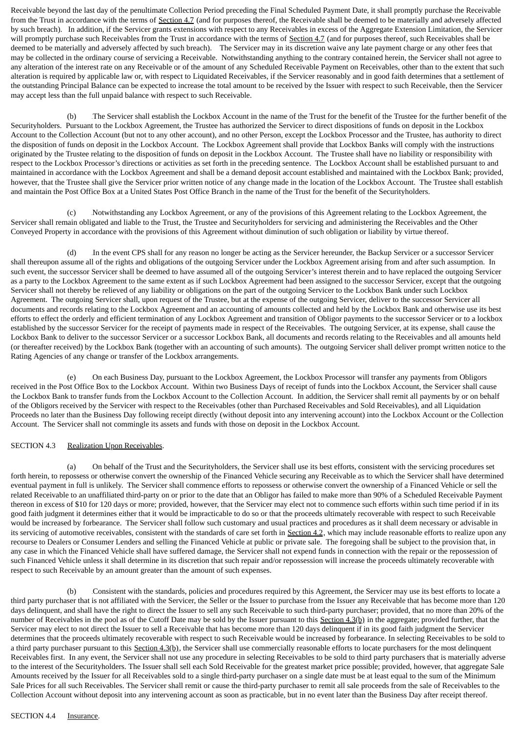Receivable beyond the last day of the penultimate Collection Period preceding the Final Scheduled Payment Date, it shall promptly purchase the Receivable from the Trust in accordance with the terms of Section 4.7 (and for purposes thereof, the Receivable shall be deemed to be materially and adversely affected by such breach). In addition, if the Servicer grants extensions with respect to any Receivables in excess of the Aggregate Extension Limitation, the Servicer will promptly purchase such Receivables from the Trust in accordance with the terms of Section 4.7 (and for purposes thereof, such Receivables shall be deemed to be materially and adversely affected by such breach). The Servicer may in its discretion waive any late payment charge or any other fees that may be collected in the ordinary course of servicing a Receivable. Notwithstanding anything to the contrary contained herein, the Servicer shall not agree to any alteration of the interest rate on any Receivable or of the amount of any Scheduled Receivable Payment on Receivables, other than to the extent that such alteration is required by applicable law or, with respect to Liquidated Receivables, if the Servicer reasonably and in good faith determines that a settlement of the outstanding Principal Balance can be expected to increase the total amount to be received by the Issuer with respect to such Receivable, then the Servicer may accept less than the full unpaid balance with respect to such Receivable.

(b) The Servicer shall establish the Lockbox Account in the name of the Trust for the benefit of the Trustee for the further benefit of the Securityholders. Pursuant to the Lockbox Agreement, the Trustee has authorized the Servicer to direct dispositions of funds on deposit in the Lockbox Account to the Collection Account (but not to any other account), and no other Person, except the Lockbox Processor and the Trustee, has authority to direct the disposition of funds on deposit in the Lockbox Account. The Lockbox Agreement shall provide that Lockbox Banks will comply with the instructions originated by the Trustee relating to the disposition of funds on deposit in the Lockbox Account. The Trustee shall have no liability or responsibility with respect to the Lockbox Processor's directions or activities as set forth in the preceding sentence. The Lockbox Account shall be established pursuant to and maintained in accordance with the Lockbox Agreement and shall be a demand deposit account established and maintained with the Lockbox Bank; provided, however, that the Trustee shall give the Servicer prior written notice of any change made in the location of the Lockbox Account. The Trustee shall establish and maintain the Post Office Box at a United States Post Office Branch in the name of the Trust for the benefit of the Securityholders.

(c) Notwithstanding any Lockbox Agreement, or any of the provisions of this Agreement relating to the Lockbox Agreement, the Servicer shall remain obligated and liable to the Trust, the Trustee and Securityholders for servicing and administering the Receivables and the Other Conveyed Property in accordance with the provisions of this Agreement without diminution of such obligation or liability by virtue thereof.

(d) In the event CPS shall for any reason no longer be acting as the Servicer hereunder, the Backup Servicer or a successor Servicer shall thereupon assume all of the rights and obligations of the outgoing Servicer under the Lockbox Agreement arising from and after such assumption. In such event, the successor Servicer shall be deemed to have assumed all of the outgoing Servicer's interest therein and to have replaced the outgoing Servicer as a party to the Lockbox Agreement to the same extent as if such Lockbox Agreement had been assigned to the successor Servicer, except that the outgoing Servicer shall not thereby be relieved of any liability or obligations on the part of the outgoing Servicer to the Lockbox Bank under such Lockbox Agreement. The outgoing Servicer shall, upon request of the Trustee, but at the expense of the outgoing Servicer, deliver to the successor Servicer all documents and records relating to the Lockbox Agreement and an accounting of amounts collected and held by the Lockbox Bank and otherwise use its best efforts to effect the orderly and efficient termination of any Lockbox Agreement and transition of Obligor payments to the successor Servicer or to a lockbox established by the successor Servicer for the receipt of payments made in respect of the Receivables. The outgoing Servicer, at its expense, shall cause the Lockbox Bank to deliver to the successor Servicer or a successor Lockbox Bank, all documents and records relating to the Receivables and all amounts held (or thereafter received) by the Lockbox Bank (together with an accounting of such amounts). The outgoing Servicer shall deliver prompt written notice to the Rating Agencies of any change or transfer of the Lockbox arrangements.

(e) On each Business Day, pursuant to the Lockbox Agreement, the Lockbox Processor will transfer any payments from Obligors received in the Post Office Box to the Lockbox Account. Within two Business Days of receipt of funds into the Lockbox Account, the Servicer shall cause the Lockbox Bank to transfer funds from the Lockbox Account to the Collection Account. In addition, the Servicer shall remit all payments by or on behalf of the Obligors received by the Servicer with respect to the Receivables (other than Purchased Receivables and Sold Receivables), and all Liquidation Proceeds no later than the Business Day following receipt directly (without deposit into any intervening account) into the Lockbox Account or the Collection Account. The Servicer shall not commingle its assets and funds with those on deposit in the Lockbox Account.

SECTION 4.3 Realization Upon Receivables.

(a) On behalf of the Trust and the Securityholders, the Servicer shall use its best efforts, consistent with the servicing procedures set forth herein, to repossess or otherwise convert the ownership of the Financed Vehicle securing any Receivable as to which the Servicer shall have determined eventual payment in full is unlikely. The Servicer shall commence efforts to repossess or otherwise convert the ownership of a Financed Vehicle or sell the related Receivable to an unaffiliated third-party on or prior to the date that an Obligor has failed to make more than 90% of a Scheduled Receivable Payment thereon in excess of $10 for 120 days or more; provided, however, that the Servicer may elect not to commence such efforts within such time period if in its good faith judgment it determines either that it would be impracticable to do so or that the proceeds ultimately recoverable with respect to such Receivable would be increased by forbearance. The Servicer shall follow such customary and usual practices and procedures as it shall deem necessary or advisable in its servicing of automotive receivables, consistent with the standards of care set forth in Section 4.2, which may include reasonable efforts to realize upon any recourse to Dealers or Consumer Lenders and selling the Financed Vehicle at public or private sale. The foregoing shall be subject to the provision that, in any case in which the Financed Vehicle shall have suffered damage, the Servicer shall not expend funds in connection with the repair or the repossession of such Financed Vehicle unless it shall determine in its discretion that such repair and/or repossession will increase the proceeds ultimately recoverable with respect to such Receivable by an amount greater than the amount of such expenses.

(b) Consistent with the standards, policies and procedures required by this Agreement, the Servicer may use its best efforts to locate a third party purchaser that is not affiliated with the Servicer, the Seller or the Issuer to purchase from the Issuer any Receivable that has become more than 120 days delinquent, and shall have the right to direct the Issuer to sell any such Receivable to such third-party purchaser; provided, that no more than 20% of the number of Receivables in the pool as of the Cutoff Date may be sold by the Issuer pursuant to this Section 4.3(b) in the aggregate; provided further, that the Servicer may elect to not direct the Issuer to sell a Receivable that has become more than 120 days delinquent if in its good faith judgment the Servicer determines that the proceeds ultimately recoverable with respect to such Receivable would be increased by forbearance. In selecting Receivables to be sold to a third party purchaser pursuant to this Section 4.3(b), the Servicer shall use commercially reasonable efforts to locate purchasers for the most delinquent Receivables first. In any event, the Servicer shall not use any procedure in selecting Receivables to be sold to third party purchasers that is materially adverse to the interest of the Securityholders. The Issuer shall sell each Sold Receivable for the greatest market price possible; provided, however, that aggregate Sale Amounts received by the Issuer for all Receivables sold to a single third-party purchaser on a single date must be at least equal to the sum of the Minimum Sale Prices for all such Receivables. The Servicer shall remit or cause the third-party purchaser to remit all sale proceeds from the sale of Receivables to the Collection Account without deposit into any intervening account as soon as practicable, but in no event later than the Business Day after receipt thereof.

SECTION 4.4 Insurance.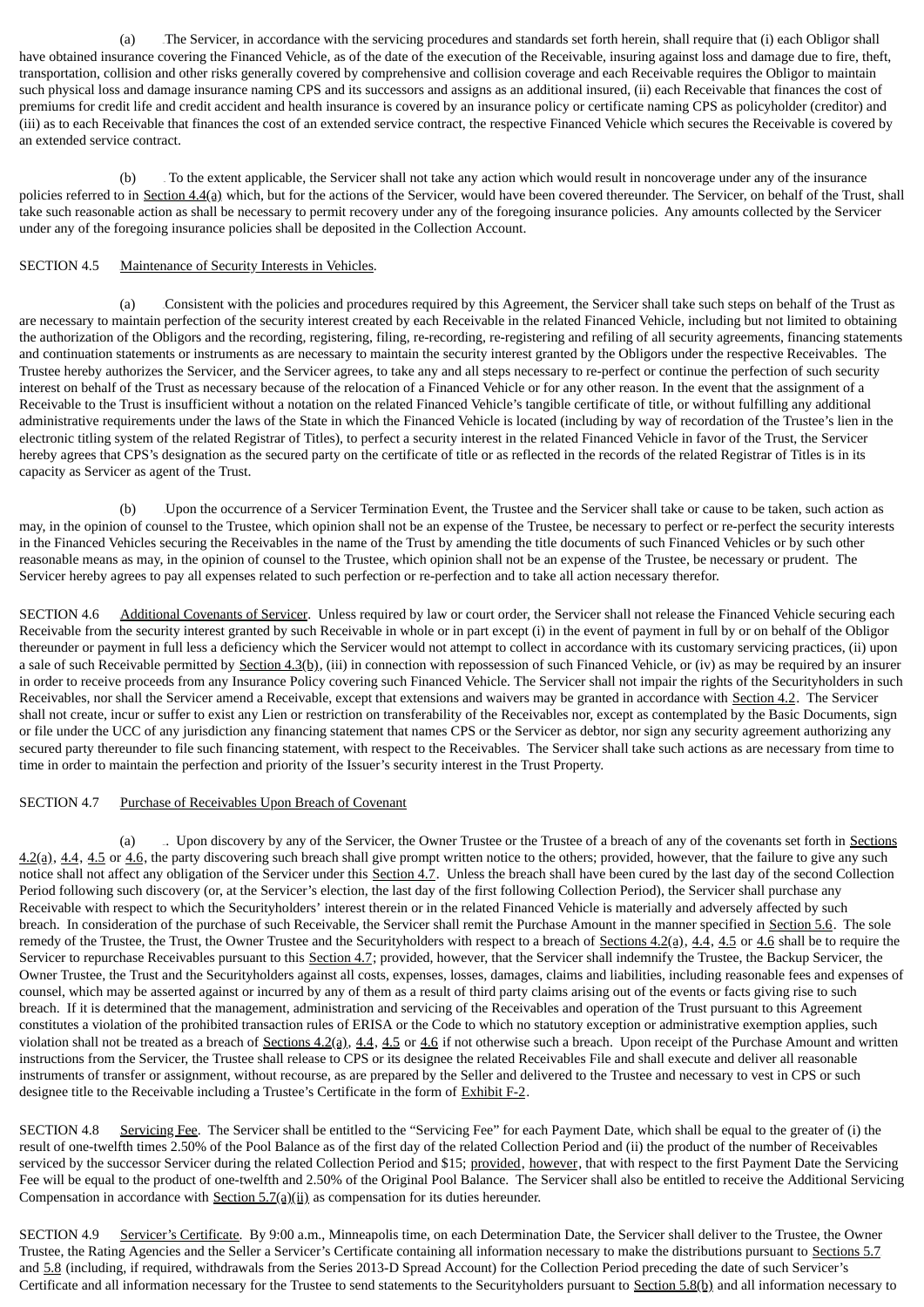(a) The Servicer, in accordance with the servicing procedures and standards set forth herein, shall require that (i) each Obligor shall have obtained insurance covering the Financed Vehicle, as of the date of the execution of the Receivable, insuring against loss and damage due to fire, theft, transportation, collision and other risks generally covered by comprehensive and collision coverage and each Receivable requires the Obligor to maintain such physical loss and damage insurance naming CPS and its successors and assigns as an additional insured, (ii) each Receivable that finances the cost of premiums for credit life and credit accident and health insurance is covered by an insurance policy or certificate naming CPS as policyholder (creditor) and (iii) as to each Receivable that finances the cost of an extended service contract, the respective Financed Vehicle which secures the Receivable is covered by an extended service contract.

(b) To the extent applicable, the Servicer shall not take any action which would result in noncoverage under any of the insurance policies referred to in Section 4.4(a) which, but for the actions of the Servicer, would have been covered thereunder. The Servicer, on behalf of the Trust, shall take such reasonable action as shall be necessary to permit recovery under any of the foregoing insurance policies. Any amounts collected by the Servicer under any of the foregoing insurance policies shall be deposited in the Collection Account.

SECTION 4.5 Maintenance of Security Interests in Vehicles.

(a) Consistent with the policies and procedures required by this Agreement, the Servicer shall take such steps on behalf of the Trust as are necessary to maintain perfection of the security interest created by each Receivable in the related Financed Vehicle, including but not limited to obtaining the authorization of the Obligors and the recording, registering, filing, re-recording, re-registering and refiling of all security agreements, financing statements and continuation statements or instruments as are necessary to maintain the security interest granted by the Obligors under the respective Receivables. The Trustee hereby authorizes the Servicer, and the Servicer agrees, to take any and all steps necessary to re-perfect or continue the perfection of such security interest on behalf of the Trust as necessary because of the relocation of a Financed Vehicle or for any other reason. In the event that the assignment of a Receivable to the Trust is insufficient without a notation on the related Financed Vehicle's tangible certificate of title, or without fulfilling any additional administrative requirements under the laws of the State in which the Financed Vehicle is located (including by way of recordation of the Trustee's lien in the electronic titling system of the related Registrar of Titles), to perfect a security interest in the related Financed Vehicle in favor of the Trust, the Servicer hereby agrees that CPS's designation as the secured party on the certificate of title or as reflected in the records of the related Registrar of Titles is in its capacity as Servicer as agent of the Trust.

(b) Upon the occurrence of a Servicer Termination Event, the Trustee and the Servicer shall take or cause to be taken, such action as may, in the opinion of counsel to the Trustee, which opinion shall not be an expense of the Trustee, be necessary to perfect or re-perfect the security interests in the Financed Vehicles securing the Receivables in the name of the Trust by amending the title documents of such Financed Vehicles or by such other reasonable means as may, in the opinion of counsel to the Trustee, which opinion shall not be an expense of the Trustee, be necessary or prudent. The Servicer hereby agrees to pay all expenses related to such perfection or re-perfection and to take all action necessary therefor.

SECTION 4.6 Additional Covenants of Servicer. Unless required by law or court order, the Servicer shall not release the Financed Vehicle securing each Receivable from the security interest granted by such Receivable in whole or in part except (i) in the event of payment in full by or on behalf of the Obligor thereunder or payment in full less a deficiency which the Servicer would not attempt to collect in accordance with its customary servicing practices, (ii) upon a sale of such Receivable permitted by Section 4.3(b), (iii) in connection with repossession of such Financed Vehicle, or (iv) as may be required by an insurer in order to receive proceeds from any Insurance Policy covering such Financed Vehicle. The Servicer shall not impair the rights of the Securityholders in such Receivables, nor shall the Servicer amend a Receivable, except that extensions and waivers may be granted in accordance with Section 4.2. The Servicer shall not create, incur or suffer to exist any Lien or restriction on transferability of the Receivables nor, except as contemplated by the Basic Documents, sign or file under the UCC of any jurisdiction any financing statement that names CPS or the Servicer as debtor, nor sign any security agreement authorizing any secured party thereunder to file such financing statement, with respect to the Receivables. The Servicer shall take such actions as are necessary from time to time in order to maintain the perfection and priority of the Issuer's security interest in the Trust Property.

SECTION 4.7 Purchase of Receivables Upon Breach of Covenant

(a) Upon discovery by any of the Servicer, the Owner Trustee or the Trustee of a breach of any of the covenants set forth in Sections 4.2(a), 4.4, 4.5 or 4.6, the party discovering such breach shall give prompt written notice to the others; provided, however, that the failure to give any such notice shall not affect any obligation of the Servicer under this Section 4.7. Unless the breach shall have been cured by the last day of the second Collection Period following such discovery (or, at the Servicer's election, the last day of the first following Collection Period), the Servicer shall purchase any Receivable with respect to which the Securityholders' interest therein or in the related Financed Vehicle is materially and adversely affected by such breach. In consideration of the purchase of such Receivable, the Servicer shall remit the Purchase Amount in the manner specified in Section 5.6. The sole remedy of the Trustee, the Trust, the Owner Trustee and the Securityholders with respect to a breach of Sections 4.2(a), 4.4, 4.5 or 4.6 shall be to require the Servicer to repurchase Receivables pursuant to this Section 4.7; provided, however, that the Servicer shall indemnify the Trustee, the Backup Servicer, the Owner Trustee, the Trust and the Securityholders against all costs, expenses, losses, damages, claims and liabilities, including reasonable fees and expenses of counsel, which may be asserted against or incurred by any of them as a result of third party claims arising out of the events or facts giving rise to such breach. If it is determined that the management, administration and servicing of the Receivables and operation of the Trust pursuant to this Agreement constitutes a violation of the prohibited transaction rules of ERISA or the Code to which no statutory exception or administrative exemption applies, such violation shall not be treated as a breach of Sections 4.2(a), 4.4, 4.5 or 4.6 if not otherwise such a breach. Upon receipt of the Purchase Amount and written instructions from the Servicer, the Trustee shall release to CPS or its designee the related Receivables File and shall execute and deliver all reasonable instruments of transfer or assignment, without recourse, as are prepared by the Seller and delivered to the Trustee and necessary to vest in CPS or such designee title to the Receivable including a Trustee's Certificate in the form of Exhibit F-2.

SECTION 4.8 Servicing Fee. The Servicer shall be entitled to the "Servicing Fee" for each Payment Date, which shall be equal to the greater of (i) the result of one-twelfth times 2.50% of the Pool Balance as of the first day of the related Collection Period and (ii) the product of the number of Receivables serviced by the successor Servicer during the related Collection Period and $15; provided, however, that with respect to the first Payment Date the Servicing Fee will be equal to the product of one-twelfth and 2.50% of the Original Pool Balance. The Servicer shall also be entitled to receive the Additional Servicing Compensation in accordance with Section 5.7(a)(ii) as compensation for its duties hereunder.

SECTION 4.9 Servicer's Certificate. By 9:00 a.m., Minneapolis time, on each Determination Date, the Servicer shall deliver to the Trustee, the Owner Trustee, the Rating Agencies and the Seller a Servicer's Certificate containing all information necessary to make the distributions pursuant to Sections 5.7 and 5.8 (including, if required, withdrawals from the Series 2013-D Spread Account) for the Collection Period preceding the date of such Servicer's Certificate and all information necessary for the Trustee to send statements to the Securityholders pursuant to Section 5.8(b) and all information necessary to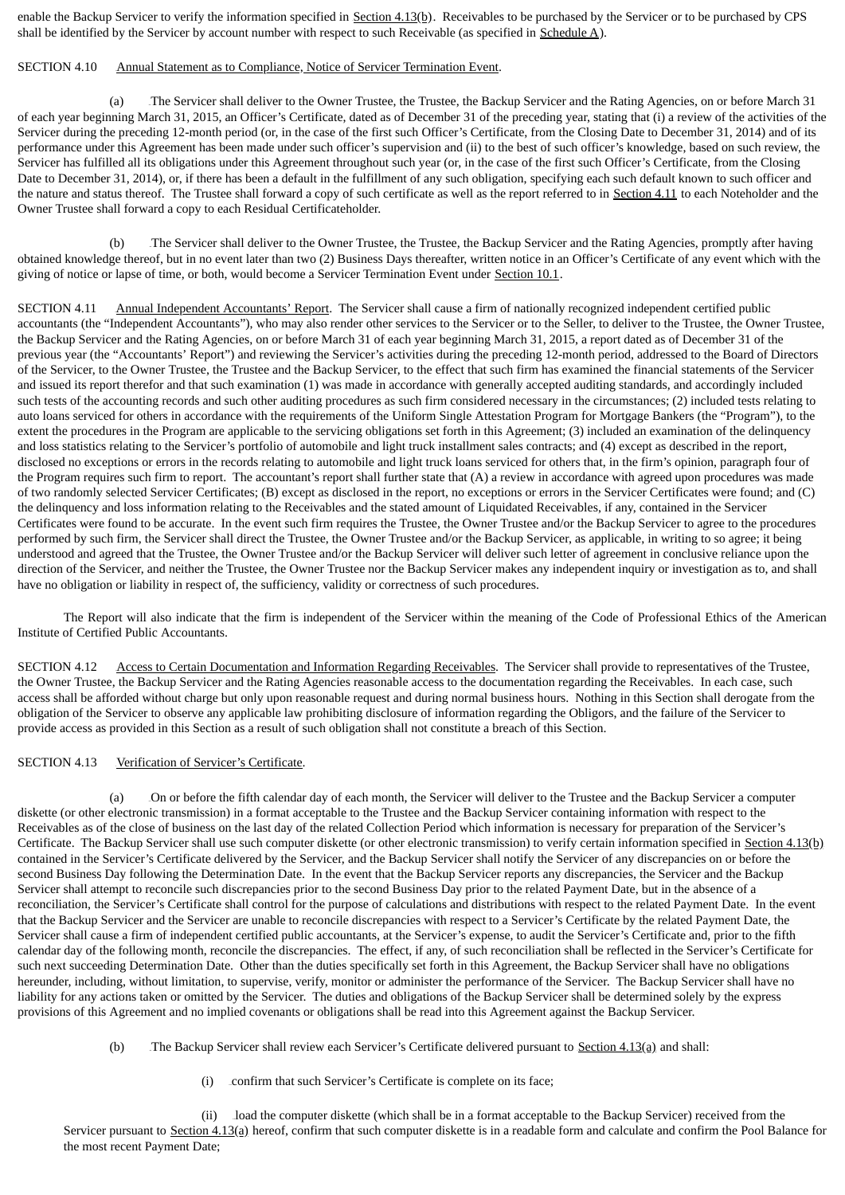enable the Backup Servicer to verify the information specified in Section 4.13(b). Receivables to be purchased by the Servicer or to be purchased by CPS shall be identified by the Servicer by account number with respect to such Receivable (as specified in Schedule A).

SECTION 4.10 Annual Statement as to Compliance, Notice of Servicer Termination Event.

(a) The Servicer shall deliver to the Owner Trustee, the Trustee, the Backup Servicer and the Rating Agencies, on or before March 31 of each year beginning March 31, 2015, an Officer's Certificate, dated as of December 31 of the preceding year, stating that (i) a review of the activities of the Servicer during the preceding 12-month period (or, in the case of the first such Officer's Certificate, from the Closing Date to December 31, 2014) and of its performance under this Agreement has been made under such officer's supervision and (ii) to the best of such officer's knowledge, based on such review, the Servicer has fulfilled all its obligations under this Agreement throughout such year (or, in the case of the first such Officer's Certificate, from the Closing Date to December 31, 2014), or, if there has been a default in the fulfillment of any such obligation, specifying each such default known to such officer and the nature and status thereof. The Trustee shall forward a copy of such certificate as well as the report referred to in Section 4.11 to each Noteholder and the Owner Trustee shall forward a copy to each Residual Certificateholder.

(b) The Servicer shall deliver to the Owner Trustee, the Trustee, the Backup Servicer and the Rating Agencies, promptly after having obtained knowledge thereof, but in no event later than two (2) Business Days thereafter, written notice in an Officer's Certificate of any event which with the giving of notice or lapse of time, or both, would become a Servicer Termination Event under Section 10.1.

SECTION 4.11 Annual Independent Accountants' Report. The Servicer shall cause a firm of nationally recognized independent certified public accountants (the "Independent Accountants"), who may also render other services to the Servicer or to the Seller, to deliver to the Trustee, the Owner Trustee, the Backup Servicer and the Rating Agencies, on or before March 31 of each year beginning March 31, 2015, a report dated as of December 31 of the previous year (the "Accountants' Report") and reviewing the Servicer's activities during the preceding 12-month period, addressed to the Board of Directors of the Servicer, to the Owner Trustee, the Trustee and the Backup Servicer, to the effect that such firm has examined the financial statements of the Servicer and issued its report therefor and that such examination (1) was made in accordance with generally accepted auditing standards, and accordingly included such tests of the accounting records and such other auditing procedures as such firm considered necessary in the circumstances; (2) included tests relating to auto loans serviced for others in accordance with the requirements of the Uniform Single Attestation Program for Mortgage Bankers (the "Program"), to the extent the procedures in the Program are applicable to the servicing obligations set forth in this Agreement; (3) included an examination of the delinquency and loss statistics relating to the Servicer's portfolio of automobile and light truck installment sales contracts; and (4) except as described in the report, disclosed no exceptions or errors in the records relating to automobile and light truck loans serviced for others that, in the firm's opinion, paragraph four of the Program requires such firm to report. The accountant's report shall further state that (A) a review in accordance with agreed upon procedures was made of two randomly selected Servicer Certificates; (B) except as disclosed in the report, no exceptions or errors in the Servicer Certificates were found; and (C) the delinquency and loss information relating to the Receivables and the stated amount of Liquidated Receivables, if any, contained in the Servicer Certificates were found to be accurate. In the event such firm requires the Trustee, the Owner Trustee and/or the Backup Servicer to agree to the procedures performed by such firm, the Servicer shall direct the Trustee, the Owner Trustee and/or the Backup Servicer, as applicable, in writing to so agree; it being understood and agreed that the Trustee, the Owner Trustee and/or the Backup Servicer will deliver such letter of agreement in conclusive reliance upon the direction of the Servicer, and neither the Trustee, the Owner Trustee nor the Backup Servicer makes any independent inquiry or investigation as to, and shall have no obligation or liability in respect of, the sufficiency, validity or correctness of such procedures.

The Report will also indicate that the firm is independent of the Servicer within the meaning of the Code of Professional Ethics of the American Institute of Certified Public Accountants.

SECTION 4.12 Access to Certain Documentation and Information Regarding Receivables. The Servicer shall provide to representatives of the Trustee, the Owner Trustee, the Backup Servicer and the Rating Agencies reasonable access to the documentation regarding the Receivables. In each case, such access shall be afforded without charge but only upon reasonable request and during normal business hours. Nothing in this Section shall derogate from the obligation of the Servicer to observe any applicable law prohibiting disclosure of information regarding the Obligors, and the failure of the Servicer to provide access as provided in this Section as a result of such obligation shall not constitute a breach of this Section.

SECTION 4.13 Verification of Servicer's Certificate.

(a) On or before the fifth calendar day of each month, the Servicer will deliver to the Trustee and the Backup Servicer a computer diskette (or other electronic transmission) in a format acceptable to the Trustee and the Backup Servicer containing information with respect to the Receivables as of the close of business on the last day of the related Collection Period which information is necessary for preparation of the Servicer's Certificate. The Backup Servicer shall use such computer diskette (or other electronic transmission) to verify certain information specified in Section 4.13(b) contained in the Servicer's Certificate delivered by the Servicer, and the Backup Servicer shall notify the Servicer of any discrepancies on or before the second Business Day following the Determination Date. In the event that the Backup Servicer reports any discrepancies, the Servicer and the Backup Servicer shall attempt to reconcile such discrepancies prior to the second Business Day prior to the related Payment Date, but in the absence of a reconciliation, the Servicer's Certificate shall control for the purpose of calculations and distributions with respect to the related Payment Date. In the event that the Backup Servicer and the Servicer are unable to reconcile discrepancies with respect to a Servicer's Certificate by the related Payment Date, the Servicer shall cause a firm of independent certified public accountants, at the Servicer's expense, to audit the Servicer's Certificate and, prior to the fifth calendar day of the following month, reconcile the discrepancies. The effect, if any, of such reconciliation shall be reflected in the Servicer's Certificate for such next succeeding Determination Date. Other than the duties specifically set forth in this Agreement, the Backup Servicer shall have no obligations hereunder, including, without limitation, to supervise, verify, monitor or administer the performance of the Servicer. The Backup Servicer shall have no liability for any actions taken or omitted by the Servicer. The duties and obligations of the Backup Servicer shall be determined solely by the express provisions of this Agreement and no implied covenants or obligations shall be read into this Agreement against the Backup Servicer.

(b) The Backup Servicer shall review each Servicer's Certificate delivered pursuant to Section 4.13(a) and shall:

(i) confirm that such Servicer's Certificate is complete on its face;

(ii) load the computer diskette (which shall be in a format acceptable to the Backup Servicer) received from the Servicer pursuant to Section 4.13(a) hereof, confirm that such computer diskette is in a readable form and calculate and confirm the Pool Balance for the most recent Payment Date;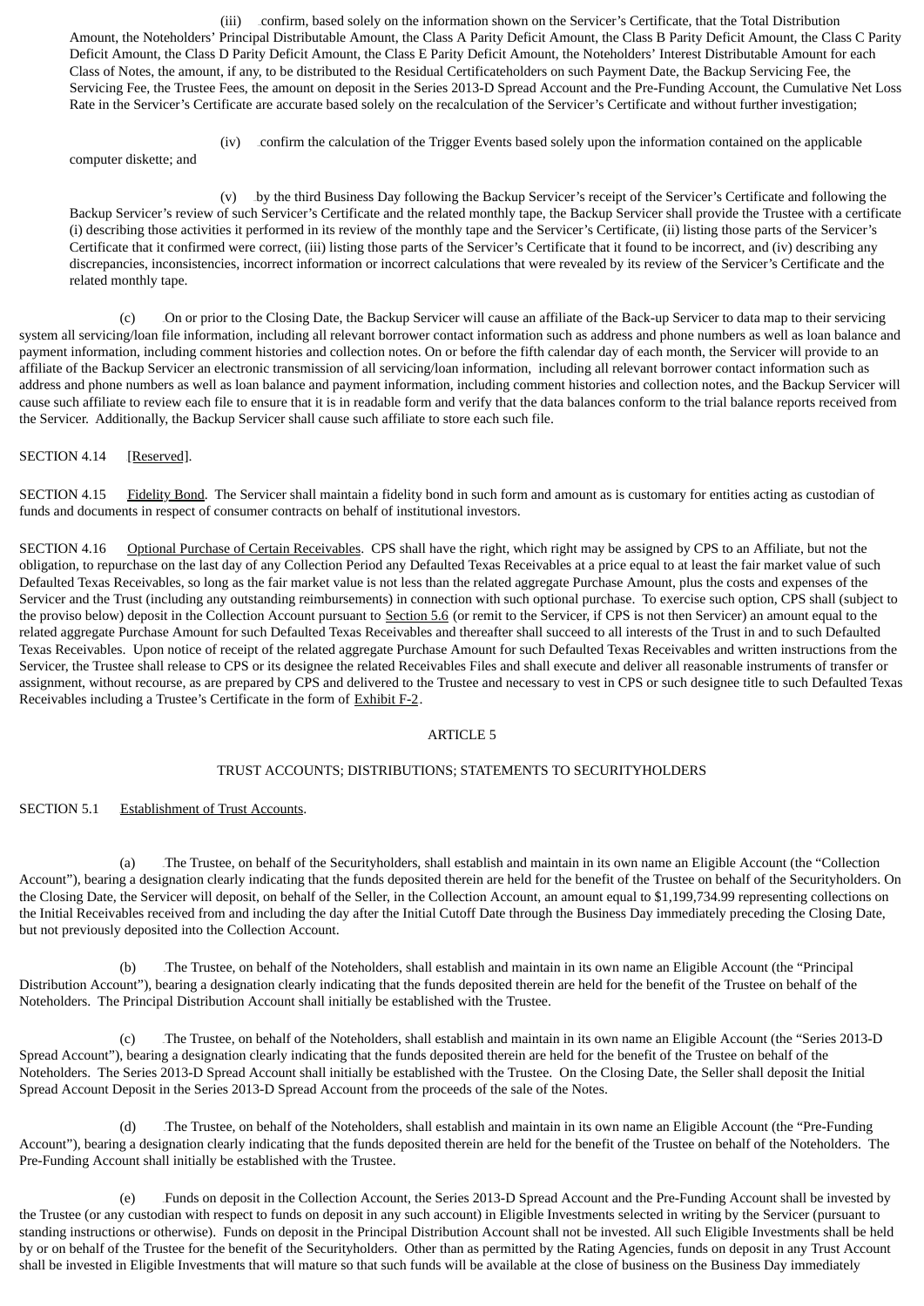(iii) confirm, based solely on the information shown on the Servicer's Certificate, that the Total Distribution Amount, the Noteholders' Principal Distributable Amount, the Class A Parity Deficit Amount, the Class B Parity Deficit Amount, the Class C Parity Deficit Amount, the Class D Parity Deficit Amount, the Class E Parity Deficit Amount, the Noteholders' Interest Distributable Amount for each Class of Notes, the amount, if any, to be distributed to the Residual Certificateholders on such Payment Date, the Backup Servicing Fee, the Servicing Fee, the Trustee Fees, the amount on deposit in the Series 2013-D Spread Account and the Pre-Funding Account, the Cumulative Net Loss Rate in the Servicer's Certificate are accurate based solely on the recalculation of the Servicer's Certificate and without further investigation;

(iv) confirm the calculation of the Trigger Events based solely upon the information contained on the applicable computer diskette; and

(v) by the third Business Day following the Backup Servicer's receipt of the Servicer's Certificate and following the Backup Servicer's review of such Servicer's Certificate and the related monthly tape, the Backup Servicer shall provide the Trustee with a certificate (i) describing those activities it performed in its review of the monthly tape and the Servicer's Certificate, (ii) listing those parts of the Servicer's Certificate that it confirmed were correct, (iii) listing those parts of the Servicer's Certificate that it found to be incorrect, and (iv) describing any discrepancies, inconsistencies, incorrect information or incorrect calculations that were revealed by its review of the Servicer's Certificate and the related monthly tape.

(c) On or prior to the Closing Date, the Backup Servicer will cause an affiliate of the Back-up Servicer to data map to their servicing system all servicing/loan file information, including all relevant borrower contact information such as address and phone numbers as well as loan balance and payment information, including comment histories and collection notes. On or before the fifth calendar day of each month, the Servicer will provide to an affiliate of the Backup Servicer an electronic transmission of all servicing/loan information, including all relevant borrower contact information such as address and phone numbers as well as loan balance and payment information, including comment histories and collection notes, and the Backup Servicer will cause such affiliate to review each file to ensure that it is in readable form and verify that the data balances conform to the trial balance reports received from the Servicer. Additionally, the Backup Servicer shall cause such affiliate to store each such file.

SECTION 4.14 [Reserved].

SECTION 4.15 Fidelity Bond. The Servicer shall maintain a fidelity bond in such form and amount as is customary for entities acting as custodian of funds and documents in respect of consumer contracts on behalf of institutional investors.

SECTION 4.16 Optional Purchase of Certain Receivables. CPS shall have the right, which right may be assigned by CPS to an Affiliate, but not the obligation, to repurchase on the last day of any Collection Period any Defaulted Texas Receivables at a price equal to at least the fair market value of such Defaulted Texas Receivables, so long as the fair market value is not less than the related aggregate Purchase Amount, plus the costs and expenses of the Servicer and the Trust (including any outstanding reimbursements) in connection with such optional purchase. To exercise such option, CPS shall (subject to the proviso below) deposit in the Collection Account pursuant to Section 5.6 (or remit to the Servicer, if CPS is not then Servicer) an amount equal to the related aggregate Purchase Amount for such Defaulted Texas Receivables and thereafter shall succeed to all interests of the Trust in and to such Defaulted Texas Receivables. Upon notice of receipt of the related aggregate Purchase Amount for such Defaulted Texas Receivables and written instructions from the Servicer, the Trustee shall release to CPS or its designee the related Receivables Files and shall execute and deliver all reasonable instruments of transfer or assignment, without recourse, as are prepared by CPS and delivered to the Trustee and necessary to vest in CPS or such designee title to such Defaulted Texas Receivables including a Trustee's Certificate in the form of Exhibit F-2.

# ARTICLE 5

## TRUST ACCOUNTS; DISTRIBUTIONS; STATEMENTS TO SECURITYHOLDERS

SECTION 5.1 Establishment of Trust Accounts.

(a) The Trustee, on behalf of the Securityholders, shall establish and maintain in its own name an Eligible Account (the "Collection Account"), bearing a designation clearly indicating that the funds deposited therein are held for the benefit of the Trustee on behalf of the Securityholders. On the Closing Date, the Servicer will deposit, on behalf of the Seller, in the Collection Account, an amount equal to $1,199,734.99 representing collections on the Initial Receivables received from and including the day after the Initial Cutoff Date through the Business Day immediately preceding the Closing Date, but not previously deposited into the Collection Account.

(b) The Trustee, on behalf of the Noteholders, shall establish and maintain in its own name an Eligible Account (the "Principal Distribution Account"), bearing a designation clearly indicating that the funds deposited therein are held for the benefit of the Trustee on behalf of the Noteholders. The Principal Distribution Account shall initially be established with the Trustee.

(c) The Trustee, on behalf of the Noteholders, shall establish and maintain in its own name an Eligible Account (the "Series 2013-D Spread Account"), bearing a designation clearly indicating that the funds deposited therein are held for the benefit of the Trustee on behalf of the Noteholders. The Series 2013-D Spread Account shall initially be established with the Trustee. On the Closing Date, the Seller shall deposit the Initial Spread Account Deposit in the Series 2013-D Spread Account from the proceeds of the sale of the Notes.

(d) The Trustee, on behalf of the Noteholders, shall establish and maintain in its own name an Eligible Account (the "Pre-Funding Account"), bearing a designation clearly indicating that the funds deposited therein are held for the benefit of the Trustee on behalf of the Noteholders. The Pre-Funding Account shall initially be established with the Trustee.

(e) Funds on deposit in the Collection Account, the Series 2013-D Spread Account and the Pre-Funding Account shall be invested by the Trustee (or any custodian with respect to funds on deposit in any such account) in Eligible Investments selected in writing by the Servicer (pursuant to standing instructions or otherwise). Funds on deposit in the Principal Distribution Account shall not be invested. All such Eligible Investments shall be held by or on behalf of the Trustee for the benefit of the Securityholders. Other than as permitted by the Rating Agencies, funds on deposit in any Trust Account shall be invested in Eligible Investments that will mature so that such funds will be available at the close of business on the Business Day immediately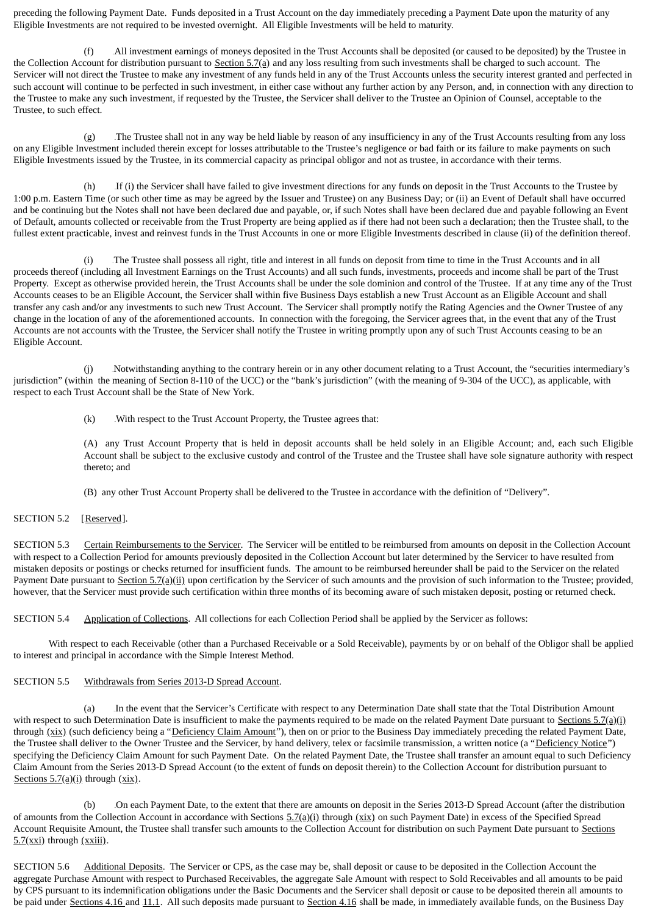preceding the following Payment Date. Funds deposited in a Trust Account on the day immediately preceding a Payment Date upon the maturity of any Eligible Investments are not required to be invested overnight. All Eligible Investments will be held to maturity.

(f) All investment earnings of moneys deposited in the Trust Accounts shall be deposited (or caused to be deposited) by the Trustee in the Collection Account for distribution pursuant to Section 5.7(a) and any loss resulting from such investments shall be charged to such account. The Servicer will not direct the Trustee to make any investment of any funds held in any of the Trust Accounts unless the security interest granted and perfected in such account will continue to be perfected in such investment, in either case without any further action by any Person, and, in connection with any direction to the Trustee to make any such investment, if requested by the Trustee, the Servicer shall deliver to the Trustee an Opinion of Counsel, acceptable to the Trustee, to such effect.

(g) The Trustee shall not in any way be held liable by reason of any insufficiency in any of the Trust Accounts resulting from any loss on any Eligible Investment included therein except for losses attributable to the Trustee's negligence or bad faith or its failure to make payments on such Eligible Investments issued by the Trustee, in its commercial capacity as principal obligor and not as trustee, in accordance with their terms.

(h) If (i) the Servicer shall have failed to give investment directions for any funds on deposit in the Trust Accounts to the Trustee by 1:00 p.m. Eastern Time (or such other time as may be agreed by the Issuer and Trustee) on any Business Day; or (ii) an Event of Default shall have occurred and be continuing but the Notes shall not have been declared due and payable, or, if such Notes shall have been declared due and payable following an Event of Default, amounts collected or receivable from the Trust Property are being applied as if there had not been such a declaration; then the Trustee shall, to the fullest extent practicable, invest and reinvest funds in the Trust Accounts in one or more Eligible Investments described in clause (ii) of the definition thereof.

(i) The Trustee shall possess all right, title and interest in all funds on deposit from time to time in the Trust Accounts and in all proceeds thereof (including all Investment Earnings on the Trust Accounts) and all such funds, investments, proceeds and income shall be part of the Trust Property. Except as otherwise provided herein, the Trust Accounts shall be under the sole dominion and control of the Trustee. If at any time any of the Trust Accounts ceases to be an Eligible Account, the Servicer shall within five Business Days establish a new Trust Account as an Eligible Account and shall transfer any cash and/or any investments to such new Trust Account. The Servicer shall promptly notify the Rating Agencies and the Owner Trustee of any change in the location of any of the aforementioned accounts. In connection with the foregoing, the Servicer agrees that, in the event that any of the Trust Accounts are not accounts with the Trustee, the Servicer shall notify the Trustee in writing promptly upon any of such Trust Accounts ceasing to be an Eligible Account.

(j) Notwithstanding anything to the contrary herein or in any other document relating to a Trust Account, the "securities intermediary's jurisdiction" (within the meaning of Section 8-110 of the UCC) or the "bank's jurisdiction" (with the meaning of 9-304 of the UCC), as applicable, with respect to each Trust Account shall be the State of New York.

(k) With respect to the Trust Account Property, the Trustee agrees that:

(A) any Trust Account Property that is held in deposit accounts shall be held solely in an Eligible Account; and, each such Eligible Account shall be subject to the exclusive custody and control of the Trustee and the Trustee shall have sole signature authority with respect thereto; and

(B) any other Trust Account Property shall be delivered to the Trustee in accordance with the definition of "Delivery".

SECTION 5.2 [Reserved].

SECTION 5.3 Certain Reimbursements to the Servicer. The Servicer will be entitled to be reimbursed from amounts on deposit in the Collection Account with respect to a Collection Period for amounts previously deposited in the Collection Account but later determined by the Servicer to have resulted from mistaken deposits or postings or checks returned for insufficient funds. The amount to be reimbursed hereunder shall be paid to the Servicer on the related Payment Date pursuant to Section 5.7(a)(ii) upon certification by the Servicer of such amounts and the provision of such information to the Trustee; provided, however, that the Servicer must provide such certification within three months of its becoming aware of such mistaken deposit, posting or returned check.

SECTION 5.4 Application of Collections. All collections for each Collection Period shall be applied by the Servicer as follows:

With respect to each Receivable (other than a Purchased Receivable or a Sold Receivable), payments by or on behalf of the Obligor shall be applied to interest and principal in accordance with the Simple Interest Method.

SECTION 5.5 Withdrawals from Series 2013-D Spread Account.

(a) In the event that the Servicer's Certificate with respect to any Determination Date shall state that the Total Distribution Amount with respect to such Determination Date is insufficient to make the payments required to be made on the related Payment Date pursuant to Sections 5.7(a)(i) through (xix) (such deficiency being a "Deficiency Claim Amount"), then on or prior to the Business Day immediately preceding the related Payment Date, the Trustee shall deliver to the Owner Trustee and the Servicer, by hand delivery, telex or facsimile transmission, a written notice (a "Deficiency Notice") specifying the Deficiency Claim Amount for such Payment Date. On the related Payment Date, the Trustee shall transfer an amount equal to such Deficiency Claim Amount from the Series 2013-D Spread Account (to the extent of funds on deposit therein) to the Collection Account for distribution pursuant to Sections 5.7(a)(i) through (xix).

(b) On each Payment Date, to the extent that there are amounts on deposit in the Series 2013-D Spread Account (after the distribution of amounts from the Collection Account in accordance with Sections 5.7(a)(i) through (xix) on such Payment Date) in excess of the Specified Spread Account Requisite Amount, the Trustee shall transfer such amounts to the Collection Account for distribution on such Payment Date pursuant to Sections 5.7(xxi) through (xxiii).

SECTION 5.6 Additional Deposits. The Servicer or CPS, as the case may be, shall deposit or cause to be deposited in the Collection Account the aggregate Purchase Amount with respect to Purchased Receivables, the aggregate Sale Amount with respect to Sold Receivables and all amounts to be paid by CPS pursuant to its indemnification obligations under the Basic Documents and the Servicer shall deposit or cause to be deposited therein all amounts to be paid under Sections 4.16 and 11.1. All such deposits made pursuant to Section 4.16 shall be made, in immediately available funds, on the Business Day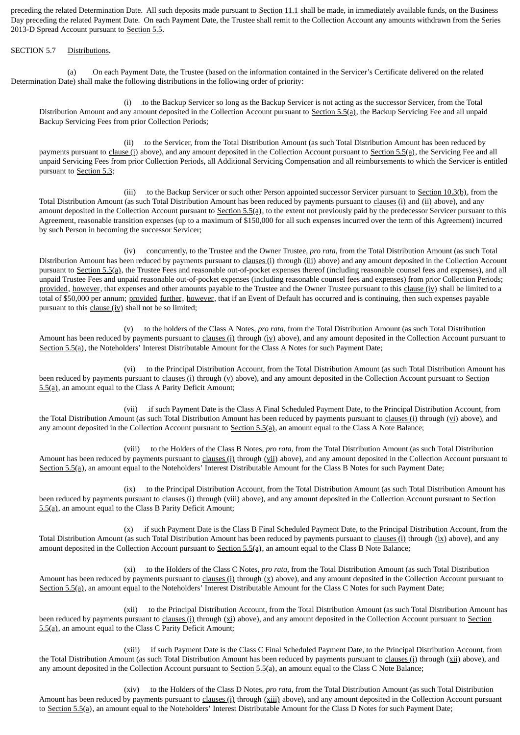preceding the related Determination Date. All such deposits made pursuant to Section 11.1 shall be made, in immediately available funds, on the Business Day preceding the related Payment Date. On each Payment Date, the Trustee shall remit to the Collection Account any amounts withdrawn from the Series 2013-D Spread Account pursuant to Section 5.5.

SECTION 5.7 Distributions.

(a) On each Payment Date, the Trustee (based on the information contained in the Servicer's Certificate delivered on the related Determination Date) shall make the following distributions in the following order of priority:

(i) to the Backup Servicer so long as the Backup Servicer is not acting as the successor Servicer, from the Total Distribution Amount and any amount deposited in the Collection Account pursuant to Section 5.5(a), the Backup Servicing Fee and all unpaid Backup Servicing Fees from prior Collection Periods;

(ii) to the Servicer, from the Total Distribution Amount (as such Total Distribution Amount has been reduced by payments pursuant to clause (i) above), and any amount deposited in the Collection Account pursuant to Section 5.5(a), the Servicing Fee and all unpaid Servicing Fees from prior Collection Periods, all Additional Servicing Compensation and all reimbursements to which the Servicer is entitled pursuant to Section 5.3;

(iii) to the Backup Servicer or such other Person appointed successor Servicer pursuant to Section 10.3(b), from the Total Distribution Amount (as such Total Distribution Amount has been reduced by payments pursuant to clauses (i) and (ii) above), and any amount deposited in the Collection Account pursuant to Section 5.5(a), to the extent not previously paid by the predecessor Servicer pursuant to this Agreement, reasonable transition expenses (up to a maximum of $150,000 for all such expenses incurred over the term of this Agreement) incurred by such Person in becoming the successor Servicer;

(iv) concurrently, to the Trustee and the Owner Trustee, *pro rata*, from the Total Distribution Amount (as such Total Distribution Amount has been reduced by payments pursuant to clauses (i) through (iii) above) and any amount deposited in the Collection Account pursuant to Section 5.5(a), the Trustee Fees and reasonable out-of-pocket expenses thereof (including reasonable counsel fees and expenses), and all unpaid Trustee Fees and unpaid reasonable out-of-pocket expenses (including reasonable counsel fees and expenses) from prior Collection Periods; provided, however, that expenses and other amounts payable to the Trustee and the Owner Trustee pursuant to this clause (iv) shall be limited to a total of $50,000 per annum; provided further, however, that if an Event of Default has occurred and is continuing, then such expenses payable pursuant to this clause (iv) shall not be so limited;

(v) to the holders of the Class A Notes, *pro rata*, from the Total Distribution Amount (as such Total Distribution Amount has been reduced by payments pursuant to clauses (i) through (iv) above), and any amount deposited in the Collection Account pursuant to Section 5.5(a), the Noteholders' Interest Distributable Amount for the Class A Notes for such Payment Date;

(vi) to the Principal Distribution Account, from the Total Distribution Amount (as such Total Distribution Amount has been reduced by payments pursuant to clauses (i) through (v) above), and any amount deposited in the Collection Account pursuant to Section 5.5(a), an amount equal to the Class A Parity Deficit Amount;

(vii) if such Payment Date is the Class A Final Scheduled Payment Date, to the Principal Distribution Account, from the Total Distribution Amount (as such Total Distribution Amount has been reduced by payments pursuant to clauses (i) through (vi) above), and any amount deposited in the Collection Account pursuant to Section 5.5(a), an amount equal to the Class A Note Balance;

(viii) to the Holders of the Class B Notes, *pro rata*, from the Total Distribution Amount (as such Total Distribution Amount has been reduced by payments pursuant to clauses (i) through (vii) above), and any amount deposited in the Collection Account pursuant to Section 5.5(a), an amount equal to the Noteholders' Interest Distributable Amount for the Class B Notes for such Payment Date;

(ix) to the Principal Distribution Account, from the Total Distribution Amount (as such Total Distribution Amount has been reduced by payments pursuant to clauses (i) through (viii) above), and any amount deposited in the Collection Account pursuant to Section 5.5(a), an amount equal to the Class B Parity Deficit Amount;

(x) if such Payment Date is the Class B Final Scheduled Payment Date, to the Principal Distribution Account, from the Total Distribution Amount (as such Total Distribution Amount has been reduced by payments pursuant to clauses (i) through (ix) above), and any amount deposited in the Collection Account pursuant to Section 5.5(a), an amount equal to the Class B Note Balance;

(xi) to the Holders of the Class C Notes, *pro rata*, from the Total Distribution Amount (as such Total Distribution Amount has been reduced by payments pursuant to clauses (i) through (x) above), and any amount deposited in the Collection Account pursuant to Section 5.5(a), an amount equal to the Noteholders' Interest Distributable Amount for the Class C Notes for such Payment Date;

(xii) to the Principal Distribution Account, from the Total Distribution Amount (as such Total Distribution Amount has been reduced by payments pursuant to clauses (i) through (xi) above), and any amount deposited in the Collection Account pursuant to Section 5.5(a), an amount equal to the Class C Parity Deficit Amount;

(xiii) if such Payment Date is the Class C Final Scheduled Payment Date, to the Principal Distribution Account, from the Total Distribution Amount (as such Total Distribution Amount has been reduced by payments pursuant to clauses (i) through (xii) above), and any amount deposited in the Collection Account pursuant to Section 5.5(a), an amount equal to the Class C Note Balance;

(xiv) to the Holders of the Class D Notes, *pro rata*, from the Total Distribution Amount (as such Total Distribution Amount has been reduced by payments pursuant to clauses (i) through (xiii) above), and any amount deposited in the Collection Account pursuant to Section 5.5(a), an amount equal to the Noteholders' Interest Distributable Amount for the Class D Notes for such Payment Date;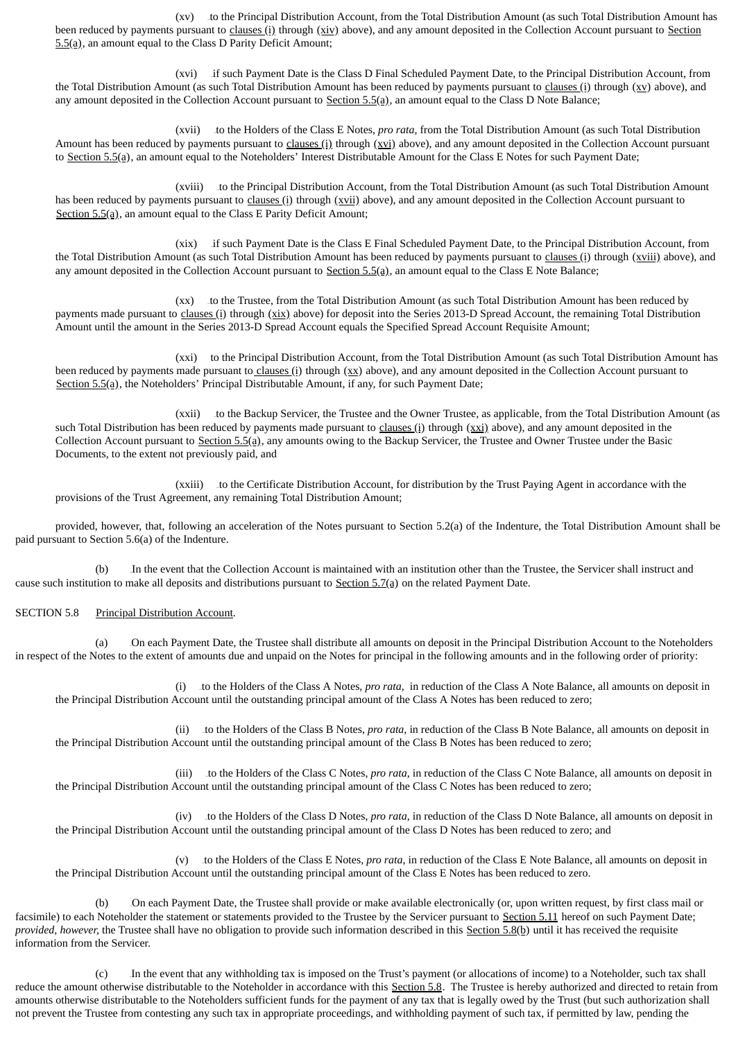(xv) to the Principal Distribution Account, from the Total Distribution Amount (as such Total Distribution Amount has been reduced by payments pursuant to clauses (i) through (xiv) above), and any amount deposited in the Collection Account pursuant to Section 5.5(a), an amount equal to the Class D Parity Deficit Amount;

(xvi) if such Payment Date is the Class D Final Scheduled Payment Date, to the Principal Distribution Account, from the Total Distribution Amount (as such Total Distribution Amount has been reduced by payments pursuant to clauses (i) through (xv) above), and any amount deposited in the Collection Account pursuant to Section 5.5(a), an amount equal to the Class D Note Balance;

(xvii) to the Holders of the Class E Notes, *pro rata*, from the Total Distribution Amount (as such Total Distribution Amount has been reduced by payments pursuant to clauses (i) through (xvi) above), and any amount deposited in the Collection Account pursuant to Section 5.5(a), an amount equal to the Noteholders' Interest Distributable Amount for the Class E Notes for such Payment Date;

(xviii) to the Principal Distribution Account, from the Total Distribution Amount (as such Total Distribution Amount has been reduced by payments pursuant to clauses (i) through (xvii) above), and any amount deposited in the Collection Account pursuant to Section 5.5(a), an amount equal to the Class E Parity Deficit Amount;

(xix) if such Payment Date is the Class E Final Scheduled Payment Date, to the Principal Distribution Account, from the Total Distribution Amount (as such Total Distribution Amount has been reduced by payments pursuant to clauses (i) through (xviii) above), and any amount deposited in the Collection Account pursuant to Section 5.5(a), an amount equal to the Class E Note Balance;

(xx) to the Trustee, from the Total Distribution Amount (as such Total Distribution Amount has been reduced by payments made pursuant to clauses (i) through (xix) above) for deposit into the Series 2013-D Spread Account, the remaining Total Distribution Amount until the amount in the Series 2013-D Spread Account equals the Specified Spread Account Requisite Amount;

(xxi) to the Principal Distribution Account, from the Total Distribution Amount (as such Total Distribution Amount has been reduced by payments made pursuant to clauses (i) through (xx) above), and any amount deposited in the Collection Account pursuant to Section 5.5(a), the Noteholders' Principal Distributable Amount, if any, for such Payment Date;

(xxii) to the Backup Servicer, the Trustee and the Owner Trustee, as applicable, from the Total Distribution Amount (as such Total Distribution has been reduced by payments made pursuant to clauses (i) through (xxi) above), and any amount deposited in the Collection Account pursuant to Section 5.5(a), any amounts owing to the Backup Servicer, the Trustee and Owner Trustee under the Basic Documents, to the extent not previously paid, and

(xxiii) to the Certificate Distribution Account, for distribution by the Trust Paying Agent in accordance with the provisions of the Trust Agreement, any remaining Total Distribution Amount;

provided, however, that, following an acceleration of the Notes pursuant to Section 5.2(a) of the Indenture, the Total Distribution Amount shall be paid pursuant to Section 5.6(a) of the Indenture.

(b) In the event that the Collection Account is maintained with an institution other than the Trustee, the Servicer shall instruct and cause such institution to make all deposits and distributions pursuant to Section 5.7(a) on the related Payment Date.

SECTION 5.8 Principal Distribution Account.

(a) On each Payment Date, the Trustee shall distribute all amounts on deposit in the Principal Distribution Account to the Noteholders in respect of the Notes to the extent of amounts due and unpaid on the Notes for principal in the following amounts and in the following order of priority:

(i) to the Holders of the Class A Notes, *pro rata*, in reduction of the Class A Note Balance, all amounts on deposit in the Principal Distribution Account until the outstanding principal amount of the Class A Notes has been reduced to zero;

(ii) to the Holders of the Class B Notes, *pro rata*, in reduction of the Class B Note Balance, all amounts on deposit in the Principal Distribution Account until the outstanding principal amount of the Class B Notes has been reduced to zero;

(iii) to the Holders of the Class C Notes, *pro rata*, in reduction of the Class C Note Balance, all amounts on deposit in the Principal Distribution Account until the outstanding principal amount of the Class C Notes has been reduced to zero;

(iv) to the Holders of the Class D Notes, *pro rata*, in reduction of the Class D Note Balance, all amounts on deposit in the Principal Distribution Account until the outstanding principal amount of the Class D Notes has been reduced to zero; and

(v) to the Holders of the Class E Notes, *pro rata*, in reduction of the Class E Note Balance, all amounts on deposit in the Principal Distribution Account until the outstanding principal amount of the Class E Notes has been reduced to zero.

(b) On each Payment Date, the Trustee shall provide or make available electronically (or, upon written request, by first class mail or facsimile) to each Noteholder the statement or statements provided to the Trustee by the Servicer pursuant to Section 5.11 hereof on such Payment Date; *provided, however*, the Trustee shall have no obligation to provide such information described in this Section 5.8(b) until it has received the requisite information from the Servicer.

(c) In the event that any withholding tax is imposed on the Trust's payment (or allocations of income) to a Noteholder, such tax shall reduce the amount otherwise distributable to the Noteholder in accordance with this Section 5.8. The Trustee is hereby authorized and directed to retain from amounts otherwise distributable to the Noteholders sufficient funds for the payment of any tax that is legally owed by the Trust (but such authorization shall not prevent the Trustee from contesting any such tax in appropriate proceedings, and withholding payment of such tax, if permitted by law, pending the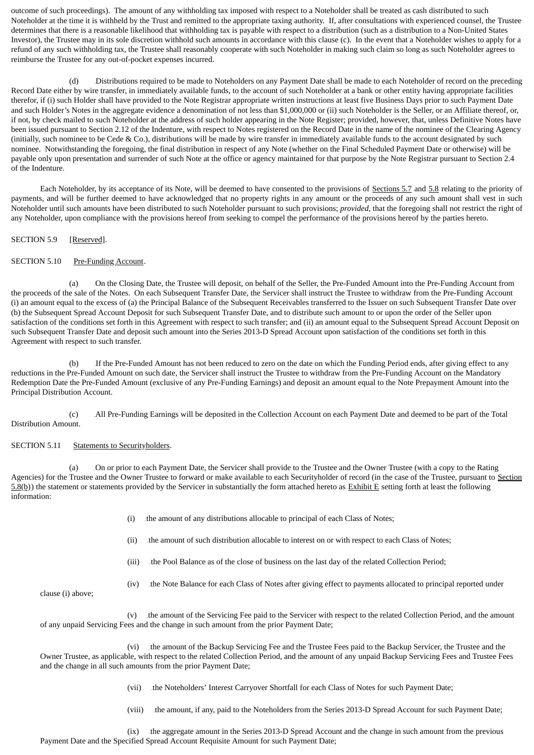outcome of such proceedings). The amount of any withholding tax imposed with respect to a Noteholder shall be treated as cash distributed to such Noteholder at the time it is withheld by the Trust and remitted to the appropriate taxing authority. If, after consultations with experienced counsel, the Trustee determines that there is a reasonable likelihood that withholding tax is payable with respect to a distribution (such as a distribution to a Non-United States Investor), the Trustee may in its sole discretion withhold such amounts in accordance with this clause (c). In the event that a Noteholder wishes to apply for a refund of any such withholding tax, the Trustee shall reasonably cooperate with such Noteholder in making such claim so long as such Noteholder agrees to reimburse the Trustee for any out-of-pocket expenses incurred.

(d) Distributions required to be made to Noteholders on any Payment Date shall be made to each Noteholder of record on the preceding Record Date either by wire transfer, in immediately available funds, to the account of such Noteholder at a bank or other entity having appropriate facilities therefor, if (i) such Holder shall have provided to the Note Registrar appropriate written instructions at least five Business Days prior to such Payment Date and such Holder's Notes in the aggregate evidence a denomination of not less than $1,000,000 or (ii) such Noteholder is the Seller, or an Affiliate thereof, or, if not, by check mailed to such Noteholder at the address of such holder appearing in the Note Register; provided, however, that, unless Definitive Notes have been issued pursuant to Section 2.12 of the Indenture, with respect to Notes registered on the Record Date in the name of the nominee of the Clearing Agency (initially, such nominee to be Cede & Co.), distributions will be made by wire transfer in immediately available funds to the account designated by such nominee. Notwithstanding the foregoing, the final distribution in respect of any Note (whether on the Final Scheduled Payment Date or otherwise) will be payable only upon presentation and surrender of such Note at the office or agency maintained for that purpose by the Note Registrar pursuant to Section 2.4 of the Indenture.

Each Noteholder, by its acceptance of its Note, will be deemed to have consented to the provisions of Sections 5.7 and 5.8 relating to the priority of payments, and will be further deemed to have acknowledged that no property rights in any amount or the proceeds of any such amount shall vest in such Noteholder until such amounts have been distributed to such Noteholder pursuant to such provisions; *provided*, that the foregoing shall not restrict the right of any Noteholder, upon compliance with the provisions hereof from seeking to compel the performance of the provisions hereof by the parties hereto.

SECTION 5.9 [Reserved].

SECTION 5.10 Pre-Funding Account.

(a) On the Closing Date, the Trustee will deposit, on behalf of the Seller, the Pre-Funded Amount into the Pre-Funding Account from the proceeds of the sale of the Notes. On each Subsequent Transfer Date, the Servicer shall instruct the Trustee to withdraw from the Pre-Funding Account (i) an amount equal to the excess of (a) the Principal Balance of the Subsequent Receivables transferred to the Issuer on such Subsequent Transfer Date over (b) the Subsequent Spread Account Deposit for such Subsequent Transfer Date, and to distribute such amount to or upon the order of the Seller upon satisfaction of the conditions set forth in this Agreement with respect to such transfer; and (ii) an amount equal to the Subsequent Spread Account Deposit on such Subsequent Transfer Date and deposit such amount into the Series 2013-D Spread Account upon satisfaction of the conditions set forth in this Agreement with respect to such transfer.

(b) If the Pre-Funded Amount has not been reduced to zero on the date on which the Funding Period ends, after giving effect to any reductions in the Pre-Funded Amount on such date, the Servicer shall instruct the Trustee to withdraw from the Pre-Funding Account on the Mandatory Redemption Date the Pre-Funded Amount (exclusive of any Pre-Funding Earnings) and deposit an amount equal to the Note Prepayment Amount into the Principal Distribution Account.

(c) All Pre-Funding Earnings will be deposited in the Collection Account on each Payment Date and deemed to be part of the Total Distribution Amount.

SECTION 5.11 Statements to Securityholders.

(a) On or prior to each Payment Date, the Servicer shall provide to the Trustee and the Owner Trustee (with a copy to the Rating Agencies) for the Trustee and the Owner Trustee to forward or make available to each Securityholder of record (in the case of the Trustee, pursuant to Section 5.8(b)) the statement or statements provided by the Servicer in substantially the form attached hereto as Exhibit E setting forth at least the following information:

(i) the amount of any distributions allocable to principal of each Class of Notes;

(ii) the amount of such distribution allocable to interest on or with respect to each Class of Notes;

(iii) the Pool Balance as of the close of business on the last day of the related Collection Period;

(iv) the Note Balance for each Class of Notes after giving effect to payments allocated to principal reported under clause (i) above;

(v) the amount of the Servicing Fee paid to the Servicer with respect to the related Collection Period, and the amount of any unpaid Servicing Fees and the change in such amount from the prior Payment Date;

(vi) the amount of the Backup Servicing Fee and the Trustee Fees paid to the Backup Servicer, the Trustee and the Owner Trustee, as applicable, with respect to the related Collection Period, and the amount of any unpaid Backup Servicing Fees and Trustee Fees and the change in all such amounts from the prior Payment Date;

(vii) the Noteholders' Interest Carryover Shortfall for each Class of Notes for such Payment Date;

(viii) the amount, if any, paid to the Noteholders from the Series 2013-D Spread Account for such Payment Date;

(ix) the aggregate amount in the Series 2013-D Spread Account and the change in such amount from the previous Payment Date and the Specified Spread Account Requisite Amount for such Payment Date;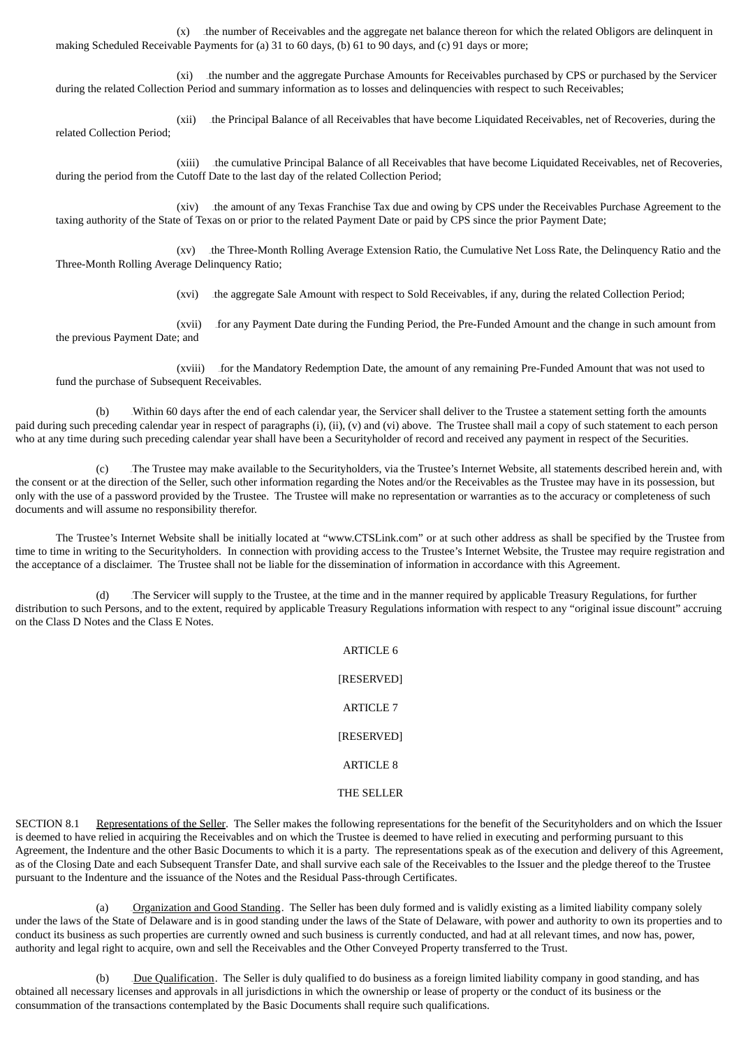(x) the number of Receivables and the aggregate net balance thereon for which the related Obligors are delinquent in making Scheduled Receivable Payments for (a) 31 to 60 days, (b) 61 to 90 days, and (c) 91 days or more;

(xi) the number and the aggregate Purchase Amounts for Receivables purchased by CPS or purchased by the Servicer during the related Collection Period and summary information as to losses and delinquencies with respect to such Receivables;

(xii) the Principal Balance of all Receivables that have become Liquidated Receivables, net of Recoveries, during the related Collection Period;

(xiii) the cumulative Principal Balance of all Receivables that have become Liquidated Receivables, net of Recoveries, during the period from the Cutoff Date to the last day of the related Collection Period;

(xiv) the amount of any Texas Franchise Tax due and owing by CPS under the Receivables Purchase Agreement to the taxing authority of the State of Texas on or prior to the related Payment Date or paid by CPS since the prior Payment Date;

(xv) the Three-Month Rolling Average Extension Ratio, the Cumulative Net Loss Rate, the Delinquency Ratio and the Three-Month Rolling Average Delinquency Ratio;

(xvi) the aggregate Sale Amount with respect to Sold Receivables, if any, during the related Collection Period;

(xvii) for any Payment Date during the Funding Period, the Pre-Funded Amount and the change in such amount from the previous Payment Date; and

(xviii) for the Mandatory Redemption Date, the amount of any remaining Pre-Funded Amount that was not used to fund the purchase of Subsequent Receivables.

(b) Within 60 days after the end of each calendar year, the Servicer shall deliver to the Trustee a statement setting forth the amounts paid during such preceding calendar year in respect of paragraphs (i), (ii), (v) and (vi) above. The Trustee shall mail a copy of such statement to each person who at any time during such preceding calendar year shall have been a Securityholder of record and received any payment in respect of the Securities.

(c) The Trustee may make available to the Securityholders, via the Trustee's Internet Website, all statements described herein and, with the consent or at the direction of the Seller, such other information regarding the Notes and/or the Receivables as the Trustee may have in its possession, but only with the use of a password provided by the Trustee. The Trustee will make no representation or warranties as to the accuracy or completeness of such documents and will assume no responsibility therefor.

The Trustee's Internet Website shall be initially located at "www.CTSLink.com" or at such other address as shall be specified by the Trustee from time to time in writing to the Securityholders. In connection with providing access to the Trustee's Internet Website, the Trustee may require registration and the acceptance of a disclaimer. The Trustee shall not be liable for the dissemination of information in accordance with this Agreement.

(d) The Servicer will supply to the Trustee, at the time and in the manner required by applicable Treasury Regulations, for further distribution to such Persons, and to the extent, required by applicable Treasury Regulations information with respect to any "original issue discount" accruing on the Class D Notes and the Class E Notes.

ARTICLE 6

[RESERVED]

ARTICLE 7

[RESERVED]

ARTICLE 8

THE SELLER

SECTION 8.1 Representations of the Seller. The Seller makes the following representations for the benefit of the Securityholders and on which the Issuer is deemed to have relied in acquiring the Receivables and on which the Trustee is deemed to have relied in executing and performing pursuant to this Agreement, the Indenture and the other Basic Documents to which it is a party. The representations speak as of the execution and delivery of this Agreement, as of the Closing Date and each Subsequent Transfer Date, and shall survive each sale of the Receivables to the Issuer and the pledge thereof to the Trustee pursuant to the Indenture and the issuance of the Notes and the Residual Pass-through Certificates.

(a) Organization and Good Standing. The Seller has been duly formed and is validly existing as a limited liability company solely under the laws of the State of Delaware and is in good standing under the laws of the State of Delaware, with power and authority to own its properties and to conduct its business as such properties are currently owned and such business is currently conducted, and had at all relevant times, and now has, power, authority and legal right to acquire, own and sell the Receivables and the Other Conveyed Property transferred to the Trust.

(b) Due Qualification. The Seller is duly qualified to do business as a foreign limited liability company in good standing, and has obtained all necessary licenses and approvals in all jurisdictions in which the ownership or lease of property or the conduct of its business or the consummation of the transactions contemplated by the Basic Documents shall require such qualifications.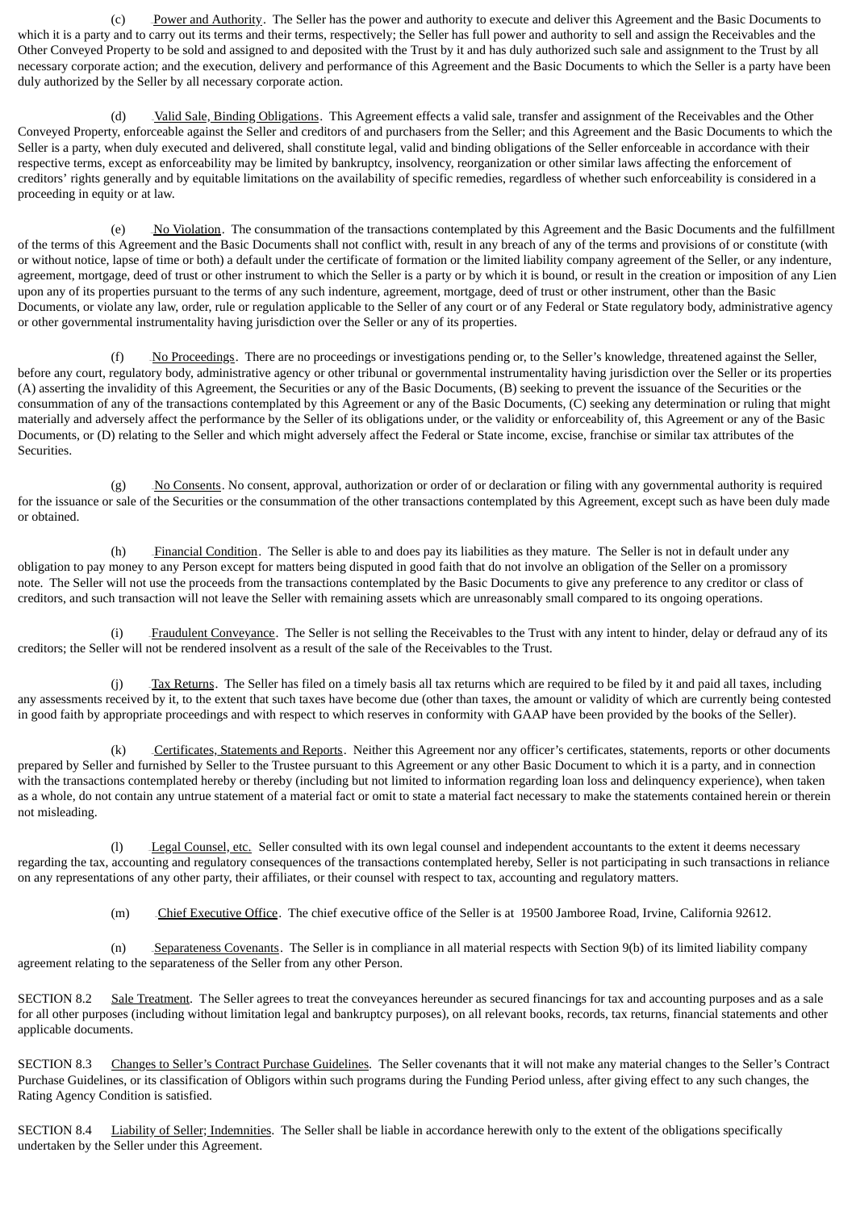(c) Power and Authority. The Seller has the power and authority to execute and deliver this Agreement and the Basic Documents to which it is a party and to carry out its terms and their terms, respectively; the Seller has full power and authority to sell and assign the Receivables and the Other Conveyed Property to be sold and assigned to and deposited with the Trust by it and has duly authorized such sale and assignment to the Trust by all necessary corporate action; and the execution, delivery and performance of this Agreement and the Basic Documents to which the Seller is a party have been duly authorized by the Seller by all necessary corporate action.

(d) Valid Sale, Binding Obligations. This Agreement effects a valid sale, transfer and assignment of the Receivables and the Other Conveyed Property, enforceable against the Seller and creditors of and purchasers from the Seller; and this Agreement and the Basic Documents to which the Seller is a party, when duly executed and delivered, shall constitute legal, valid and binding obligations of the Seller enforceable in accordance with their respective terms, except as enforceability may be limited by bankruptcy, insolvency, reorganization or other similar laws affecting the enforcement of creditors' rights generally and by equitable limitations on the availability of specific remedies, regardless of whether such enforceability is considered in a proceeding in equity or at law.

(e) No Violation. The consummation of the transactions contemplated by this Agreement and the Basic Documents and the fulfillment of the terms of this Agreement and the Basic Documents shall not conflict with, result in any breach of any of the terms and provisions of or constitute (with or without notice, lapse of time or both) a default under the certificate of formation or the limited liability company agreement of the Seller, or any indenture, agreement, mortgage, deed of trust or other instrument to which the Seller is a party or by which it is bound, or result in the creation or imposition of any Lien upon any of its properties pursuant to the terms of any such indenture, agreement, mortgage, deed of trust or other instrument, other than the Basic Documents, or violate any law, order, rule or regulation applicable to the Seller of any court or of any Federal or State regulatory body, administrative agency or other governmental instrumentality having jurisdiction over the Seller or any of its properties.

(f) No Proceedings. There are no proceedings or investigations pending or, to the Seller's knowledge, threatened against the Seller, before any court, regulatory body, administrative agency or other tribunal or governmental instrumentality having jurisdiction over the Seller or its properties (A) asserting the invalidity of this Agreement, the Securities or any of the Basic Documents, (B) seeking to prevent the issuance of the Securities or the consummation of any of the transactions contemplated by this Agreement or any of the Basic Documents, (C) seeking any determination or ruling that might materially and adversely affect the performance by the Seller of its obligations under, or the validity or enforceability of, this Agreement or any of the Basic Documents, or (D) relating to the Seller and which might adversely affect the Federal or State income, excise, franchise or similar tax attributes of the Securities.

(g) No Consents. No consent, approval, authorization or order of or declaration or filing with any governmental authority is required for the issuance or sale of the Securities or the consummation of the other transactions contemplated by this Agreement, except such as have been duly made or obtained.

(h) Financial Condition. The Seller is able to and does pay its liabilities as they mature. The Seller is not in default under any obligation to pay money to any Person except for matters being disputed in good faith that do not involve an obligation of the Seller on a promissory note. The Seller will not use the proceeds from the transactions contemplated by the Basic Documents to give any preference to any creditor or class of creditors, and such transaction will not leave the Seller with remaining assets which are unreasonably small compared to its ongoing operations.

(i) Fraudulent Conveyance. The Seller is not selling the Receivables to the Trust with any intent to hinder, delay or defraud any of its creditors; the Seller will not be rendered insolvent as a result of the sale of the Receivables to the Trust.

(j) Tax Returns. The Seller has filed on a timely basis all tax returns which are required to be filed by it and paid all taxes, including any assessments received by it, to the extent that such taxes have become due (other than taxes, the amount or validity of which are currently being contested in good faith by appropriate proceedings and with respect to which reserves in conformity with GAAP have been provided by the books of the Seller).

(k) Certificates, Statements and Reports. Neither this Agreement nor any officer's certificates, statements, reports or other documents prepared by Seller and furnished by Seller to the Trustee pursuant to this Agreement or any other Basic Document to which it is a party, and in connection with the transactions contemplated hereby or thereby (including but not limited to information regarding loan loss and delinquency experience), when taken as a whole, do not contain any untrue statement of a material fact or omit to state a material fact necessary to make the statements contained herein or therein not misleading.

(l) Legal Counsel, etc. Seller consulted with its own legal counsel and independent accountants to the extent it deems necessary regarding the tax, accounting and regulatory consequences of the transactions contemplated hereby, Seller is not participating in such transactions in reliance on any representations of any other party, their affiliates, or their counsel with respect to tax, accounting and regulatory matters.

(m) Chief Executive Office. The chief executive office of the Seller is at 19500 Jamboree Road, Irvine, California 92612.

(n) Separateness Covenants. The Seller is in compliance in all material respects with Section 9(b) of its limited liability company agreement relating to the separateness of the Seller from any other Person.

SECTION 8.2 Sale Treatment. The Seller agrees to treat the conveyances hereunder as secured financings for tax and accounting purposes and as a sale for all other purposes (including without limitation legal and bankruptcy purposes), on all relevant books, records, tax returns, financial statements and other applicable documents.

SECTION 8.3 Changes to Seller's Contract Purchase Guidelines. The Seller covenants that it will not make any material changes to the Seller's Contract Purchase Guidelines, or its classification of Obligors within such programs during the Funding Period unless, after giving effect to any such changes, the Rating Agency Condition is satisfied.

SECTION 8.4 Liability of Seller; Indemnities. The Seller shall be liable in accordance herewith only to the extent of the obligations specifically undertaken by the Seller under this Agreement.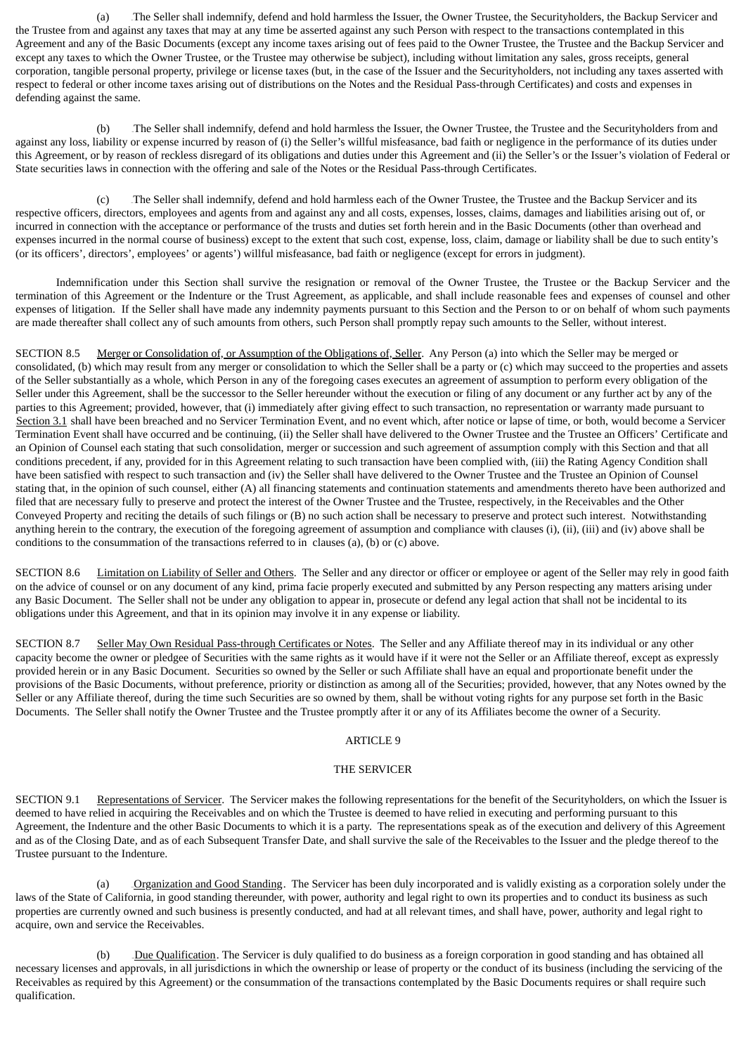(a) The Seller shall indemnify, defend and hold harmless the Issuer, the Owner Trustee, the Securityholders, the Backup Servicer and the Trustee from and against any taxes that may at any time be asserted against any such Person with respect to the transactions contemplated in this Agreement and any of the Basic Documents (except any income taxes arising out of fees paid to the Owner Trustee, the Trustee and the Backup Servicer and except any taxes to which the Owner Trustee, or the Trustee may otherwise be subject), including without limitation any sales, gross receipts, general corporation, tangible personal property, privilege or license taxes (but, in the case of the Issuer and the Securityholders, not including any taxes asserted with respect to federal or other income taxes arising out of distributions on the Notes and the Residual Pass-through Certificates) and costs and expenses in defending against the same.

(b) The Seller shall indemnify, defend and hold harmless the Issuer, the Owner Trustee, the Trustee and the Securityholders from and against any loss, liability or expense incurred by reason of (i) the Seller's willful misfeasance, bad faith or negligence in the performance of its duties under this Agreement, or by reason of reckless disregard of its obligations and duties under this Agreement and (ii) the Seller's or the Issuer's violation of Federal or State securities laws in connection with the offering and sale of the Notes or the Residual Pass-through Certificates.

(c) The Seller shall indemnify, defend and hold harmless each of the Owner Trustee, the Trustee and the Backup Servicer and its respective officers, directors, employees and agents from and against any and all costs, expenses, losses, claims, damages and liabilities arising out of, or incurred in connection with the acceptance or performance of the trusts and duties set forth herein and in the Basic Documents (other than overhead and expenses incurred in the normal course of business) except to the extent that such cost, expense, loss, claim, damage or liability shall be due to such entity's (or its officers', directors', employees' or agents') willful misfeasance, bad faith or negligence (except for errors in judgment).

Indemnification under this Section shall survive the resignation or removal of the Owner Trustee, the Trustee or the Backup Servicer and the termination of this Agreement or the Indenture or the Trust Agreement, as applicable, and shall include reasonable fees and expenses of counsel and other expenses of litigation. If the Seller shall have made any indemnity payments pursuant to this Section and the Person to or on behalf of whom such payments are made thereafter shall collect any of such amounts from others, such Person shall promptly repay such amounts to the Seller, without interest.

SECTION 8.5 Merger or Consolidation of, or Assumption of the Obligations of, Seller. Any Person (a) into which the Seller may be merged or consolidated, (b) which may result from any merger or consolidation to which the Seller shall be a party or (c) which may succeed to the properties and assets of the Seller substantially as a whole, which Person in any of the foregoing cases executes an agreement of assumption to perform every obligation of the Seller under this Agreement, shall be the successor to the Seller hereunder without the execution or filing of any document or any further act by any of the parties to this Agreement; provided, however, that (i) immediately after giving effect to such transaction, no representation or warranty made pursuant to Section 3.1 shall have been breached and no Servicer Termination Event, and no event which, after notice or lapse of time, or both, would become a Servicer Termination Event shall have occurred and be continuing, (ii) the Seller shall have delivered to the Owner Trustee and the Trustee an Officers' Certificate and an Opinion of Counsel each stating that such consolidation, merger or succession and such agreement of assumption comply with this Section and that all conditions precedent, if any, provided for in this Agreement relating to such transaction have been complied with, (iii) the Rating Agency Condition shall have been satisfied with respect to such transaction and (iv) the Seller shall have delivered to the Owner Trustee and the Trustee an Opinion of Counsel stating that, in the opinion of such counsel, either (A) all financing statements and continuation statements and amendments thereto have been authorized and filed that are necessary fully to preserve and protect the interest of the Owner Trustee and the Trustee, respectively, in the Receivables and the Other Conveyed Property and reciting the details of such filings or (B) no such action shall be necessary to preserve and protect such interest. Notwithstanding anything herein to the contrary, the execution of the foregoing agreement of assumption and compliance with clauses (i), (ii), (iii) and (iv) above shall be conditions to the consummation of the transactions referred to in clauses (a), (b) or (c) above.

SECTION 8.6 Limitation on Liability of Seller and Others. The Seller and any director or officer or employee or agent of the Seller may rely in good faith on the advice of counsel or on any document of any kind, prima facie properly executed and submitted by any Person respecting any matters arising under any Basic Document. The Seller shall not be under any obligation to appear in, prosecute or defend any legal action that shall not be incidental to its obligations under this Agreement, and that in its opinion may involve it in any expense or liability.

SECTION 8.7 Seller May Own Residual Pass-through Certificates or Notes. The Seller and any Affiliate thereof may in its individual or any other capacity become the owner or pledgee of Securities with the same rights as it would have if it were not the Seller or an Affiliate thereof, except as expressly provided herein or in any Basic Document. Securities so owned by the Seller or such Affiliate shall have an equal and proportionate benefit under the provisions of the Basic Documents, without preference, priority or distinction as among all of the Securities; provided, however, that any Notes owned by the Seller or any Affiliate thereof, during the time such Securities are so owned by them, shall be without voting rights for any purpose set forth in the Basic Documents. The Seller shall notify the Owner Trustee and the Trustee promptly after it or any of its Affiliates become the owner of a Security.

## ARTICLE 9

## THE SERVICER

SECTION 9.1 Representations of Servicer. The Servicer makes the following representations for the benefit of the Securityholders, on which the Issuer is deemed to have relied in acquiring the Receivables and on which the Trustee is deemed to have relied in executing and performing pursuant to this Agreement, the Indenture and the other Basic Documents to which it is a party. The representations speak as of the execution and delivery of this Agreement and as of the Closing Date, and as of each Subsequent Transfer Date, and shall survive the sale of the Receivables to the Issuer and the pledge thereof to the Trustee pursuant to the Indenture.

(a) Organization and Good Standing. The Servicer has been duly incorporated and is validly existing as a corporation solely under the laws of the State of California, in good standing thereunder, with power, authority and legal right to own its properties and to conduct its business as such properties are currently owned and such business is presently conducted, and had at all relevant times, and shall have, power, authority and legal right to acquire, own and service the Receivables.

(b) Due Qualification. The Servicer is duly qualified to do business as a foreign corporation in good standing and has obtained all necessary licenses and approvals, in all jurisdictions in which the ownership or lease of property or the conduct of its business (including the servicing of the Receivables as required by this Agreement) or the consummation of the transactions contemplated by the Basic Documents requires or shall require such qualification.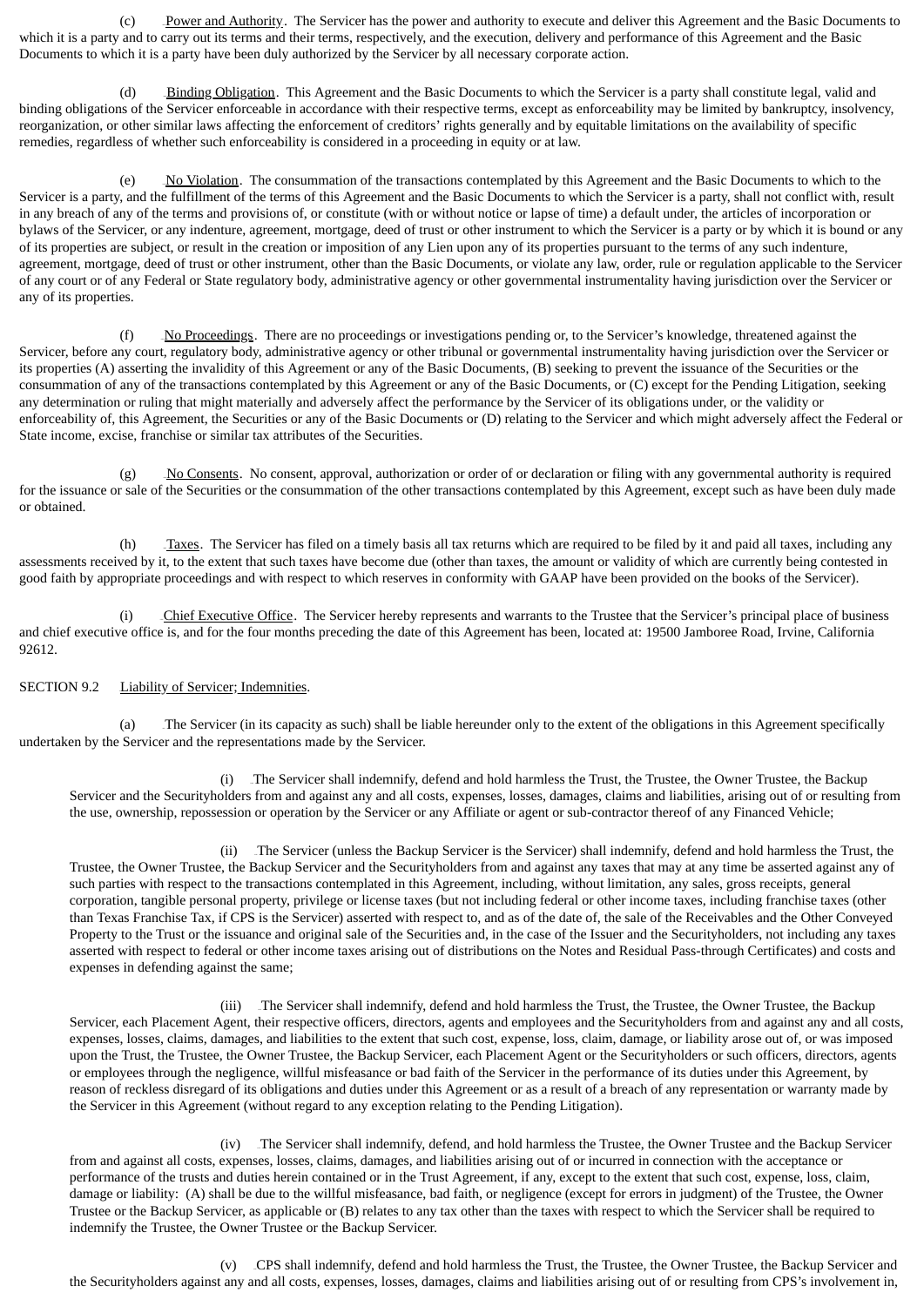(c) Power and Authority. The Servicer has the power and authority to execute and deliver this Agreement and the Basic Documents to which it is a party and to carry out its terms and their terms, respectively, and the execution, delivery and performance of this Agreement and the Basic Documents to which it is a party have been duly authorized by the Servicer by all necessary corporate action.

(d) Binding Obligation. This Agreement and the Basic Documents to which the Servicer is a party shall constitute legal, valid and binding obligations of the Servicer enforceable in accordance with their respective terms, except as enforceability may be limited by bankruptcy, insolvency, reorganization, or other similar laws affecting the enforcement of creditors' rights generally and by equitable limitations on the availability of specific remedies, regardless of whether such enforceability is considered in a proceeding in equity or at law.

(e) No Violation. The consummation of the transactions contemplated by this Agreement and the Basic Documents to which to the Servicer is a party, and the fulfillment of the terms of this Agreement and the Basic Documents to which the Servicer is a party, shall not conflict with, result in any breach of any of the terms and provisions of, or constitute (with or without notice or lapse of time) a default under, the articles of incorporation or bylaws of the Servicer, or any indenture, agreement, mortgage, deed of trust or other instrument to which the Servicer is a party or by which it is bound or any of its properties are subject, or result in the creation or imposition of any Lien upon any of its properties pursuant to the terms of any such indenture, agreement, mortgage, deed of trust or other instrument, other than the Basic Documents, or violate any law, order, rule or regulation applicable to the Servicer of any court or of any Federal or State regulatory body, administrative agency or other governmental instrumentality having jurisdiction over the Servicer or any of its properties.

(f) No Proceedings. There are no proceedings or investigations pending or, to the Servicer's knowledge, threatened against the Servicer, before any court, regulatory body, administrative agency or other tribunal or governmental instrumentality having jurisdiction over the Servicer or its properties (A) asserting the invalidity of this Agreement or any of the Basic Documents, (B) seeking to prevent the issuance of the Securities or the consummation of any of the transactions contemplated by this Agreement or any of the Basic Documents, or (C) except for the Pending Litigation, seeking any determination or ruling that might materially and adversely affect the performance by the Servicer of its obligations under, or the validity or enforceability of, this Agreement, the Securities or any of the Basic Documents or (D) relating to the Servicer and which might adversely affect the Federal or State income, excise, franchise or similar tax attributes of the Securities.

(g) No Consents. No consent, approval, authorization or order of or declaration or filing with any governmental authority is required for the issuance or sale of the Securities or the consummation of the other transactions contemplated by this Agreement, except such as have been duly made or obtained.

(h) Taxes. The Servicer has filed on a timely basis all tax returns which are required to be filed by it and paid all taxes, including any assessments received by it, to the extent that such taxes have become due (other than taxes, the amount or validity of which are currently being contested in good faith by appropriate proceedings and with respect to which reserves in conformity with GAAP have been provided on the books of the Servicer).

(i) Chief Executive Office. The Servicer hereby represents and warrants to the Trustee that the Servicer's principal place of business and chief executive office is, and for the four months preceding the date of this Agreement has been, located at: 19500 Jamboree Road, Irvine, California 92612.

SECTION 9.2 Liability of Servicer; Indemnities.

(a) The Servicer (in its capacity as such) shall be liable hereunder only to the extent of the obligations in this Agreement specifically undertaken by the Servicer and the representations made by the Servicer.

(i) The Servicer shall indemnify, defend and hold harmless the Trust, the Trustee, the Owner Trustee, the Backup Servicer and the Securityholders from and against any and all costs, expenses, losses, damages, claims and liabilities, arising out of or resulting from the use, ownership, repossession or operation by the Servicer or any Affiliate or agent or sub-contractor thereof of any Financed Vehicle;

(ii) The Servicer (unless the Backup Servicer is the Servicer) shall indemnify, defend and hold harmless the Trust, the Trustee, the Owner Trustee, the Backup Servicer and the Securityholders from and against any taxes that may at any time be asserted against any of such parties with respect to the transactions contemplated in this Agreement, including, without limitation, any sales, gross receipts, general corporation, tangible personal property, privilege or license taxes (but not including federal or other income taxes, including franchise taxes (other than Texas Franchise Tax, if CPS is the Servicer) asserted with respect to, and as of the date of, the sale of the Receivables and the Other Conveyed Property to the Trust or the issuance and original sale of the Securities and, in the case of the Issuer and the Securityholders, not including any taxes asserted with respect to federal or other income taxes arising out of distributions on the Notes and Residual Pass-through Certificates) and costs and expenses in defending against the same;

(iii) The Servicer shall indemnify, defend and hold harmless the Trust, the Trustee, the Owner Trustee, the Backup Servicer, each Placement Agent, their respective officers, directors, agents and employees and the Securityholders from and against any and all costs, expenses, losses, claims, damages, and liabilities to the extent that such cost, expense, loss, claim, damage, or liability arose out of, or was imposed upon the Trust, the Trustee, the Owner Trustee, the Backup Servicer, each Placement Agent or the Securityholders or such officers, directors, agents or employees through the negligence, willful misfeasance or bad faith of the Servicer in the performance of its duties under this Agreement, by reason of reckless disregard of its obligations and duties under this Agreement or as a result of a breach of any representation or warranty made by the Servicer in this Agreement (without regard to any exception relating to the Pending Litigation).

(iv) The Servicer shall indemnify, defend, and hold harmless the Trustee, the Owner Trustee and the Backup Servicer from and against all costs, expenses, losses, claims, damages, and liabilities arising out of or incurred in connection with the acceptance or performance of the trusts and duties herein contained or in the Trust Agreement, if any, except to the extent that such cost, expense, loss, claim, damage or liability: (A) shall be due to the willful misfeasance, bad faith, or negligence (except for errors in judgment) of the Trustee, the Owner Trustee or the Backup Servicer, as applicable or (B) relates to any tax other than the taxes with respect to which the Servicer shall be required to indemnify the Trustee, the Owner Trustee or the Backup Servicer.

(v) CPS shall indemnify, defend and hold harmless the Trust, the Trustee, the Owner Trustee, the Backup Servicer and the Securityholders against any and all costs, expenses, losses, damages, claims and liabilities arising out of or resulting from CPS's involvement in,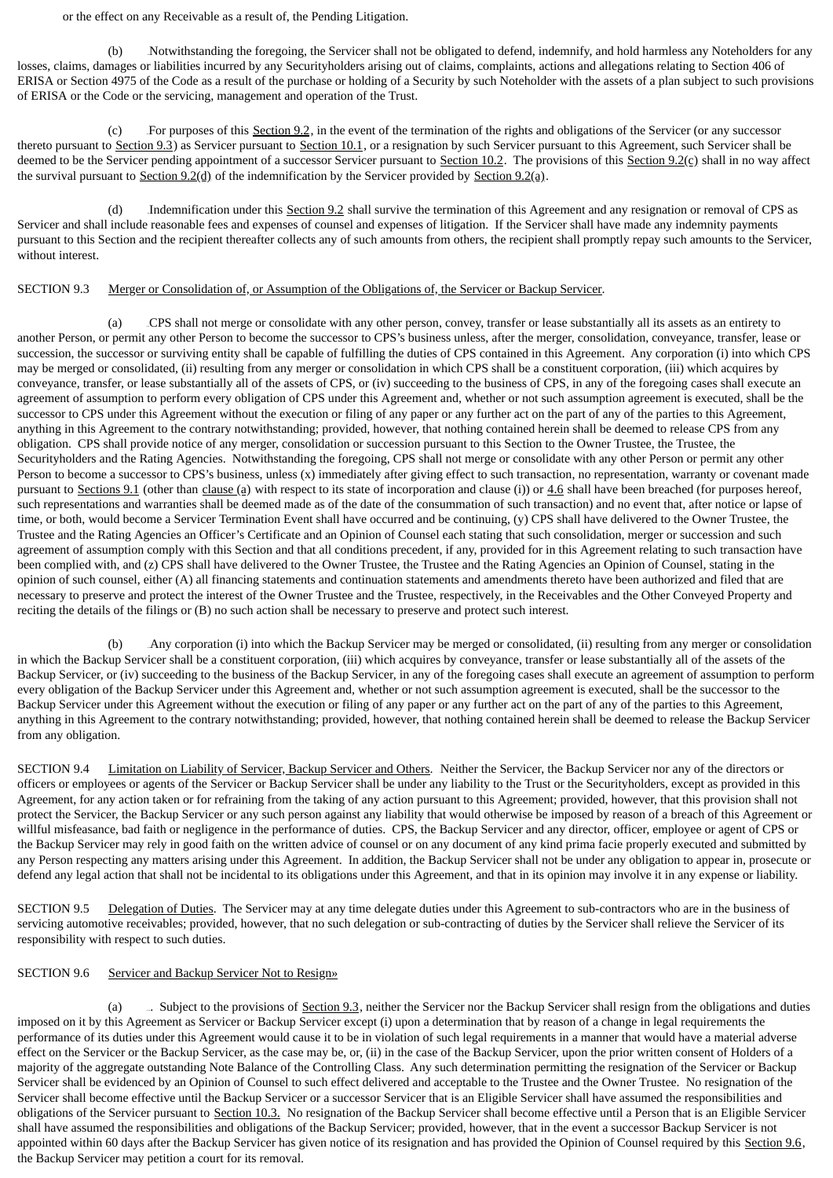or the effect on any Receivable as a result of, the Pending Litigation.

(b) Notwithstanding the foregoing, the Servicer shall not be obligated to defend, indemnify, and hold harmless any Noteholders for any losses, claims, damages or liabilities incurred by any Securityholders arising out of claims, complaints, actions and allegations relating to Section 406 of ERISA or Section 4975 of the Code as a result of the purchase or holding of a Security by such Noteholder with the assets of a plan subject to such provisions of ERISA or the Code or the servicing, management and operation of the Trust.

(c) For purposes of this Section 9.2, in the event of the termination of the rights and obligations of the Servicer (or any successor thereto pursuant to Section 9.3) as Servicer pursuant to Section 10.1, or a resignation by such Servicer pursuant to this Agreement, such Servicer shall be deemed to be the Servicer pending appointment of a successor Servicer pursuant to Section 10.2. The provisions of this Section 9.2(c) shall in no way affect the survival pursuant to Section 9.2(d) of the indemnification by the Servicer provided by Section 9.2(a).

(d) Indemnification under this Section 9.2 shall survive the termination of this Agreement and any resignation or removal of CPS as Servicer and shall include reasonable fees and expenses of counsel and expenses of litigation. If the Servicer shall have made any indemnity payments pursuant to this Section and the recipient thereafter collects any of such amounts from others, the recipient shall promptly repay such amounts to the Servicer, without interest.

SECTION 9.3 Merger or Consolidation of, or Assumption of the Obligations of, the Servicer or Backup Servicer.

(a) CPS shall not merge or consolidate with any other person, convey, transfer or lease substantially all its assets as an entirety to another Person, or permit any other Person to become the successor to CPS's business unless, after the merger, consolidation, conveyance, transfer, lease or succession, the successor or surviving entity shall be capable of fulfilling the duties of CPS contained in this Agreement. Any corporation (i) into which CPS may be merged or consolidated, (ii) resulting from any merger or consolidation in which CPS shall be a constituent corporation, (iii) which acquires by conveyance, transfer, or lease substantially all of the assets of CPS, or (iv) succeeding to the business of CPS, in any of the foregoing cases shall execute an agreement of assumption to perform every obligation of CPS under this Agreement and, whether or not such assumption agreement is executed, shall be the successor to CPS under this Agreement without the execution or filing of any paper or any further act on the part of any of the parties to this Agreement, anything in this Agreement to the contrary notwithstanding; provided, however, that nothing contained herein shall be deemed to release CPS from any obligation. CPS shall provide notice of any merger, consolidation or succession pursuant to this Section to the Owner Trustee, the Trustee, the Securityholders and the Rating Agencies. Notwithstanding the foregoing, CPS shall not merge or consolidate with any other Person or permit any other Person to become a successor to CPS's business, unless (x) immediately after giving effect to such transaction, no representation, warranty or covenant made pursuant to Sections 9.1 (other than clause (a) with respect to its state of incorporation and clause (i)) or 4.6 shall have been breached (for purposes hereof, such representations and warranties shall be deemed made as of the date of the consummation of such transaction) and no event that, after notice or lapse of time, or both, would become a Servicer Termination Event shall have occurred and be continuing, (y) CPS shall have delivered to the Owner Trustee, the Trustee and the Rating Agencies an Officer's Certificate and an Opinion of Counsel each stating that such consolidation, merger or succession and such agreement of assumption comply with this Section and that all conditions precedent, if any, provided for in this Agreement relating to such transaction have been complied with, and (z) CPS shall have delivered to the Owner Trustee, the Trustee and the Rating Agencies an Opinion of Counsel, stating in the opinion of such counsel, either (A) all financing statements and continuation statements and amendments thereto have been authorized and filed that are necessary to preserve and protect the interest of the Owner Trustee and the Trustee, respectively, in the Receivables and the Other Conveyed Property and reciting the details of the filings or (B) no such action shall be necessary to preserve and protect such interest.

(b) Any corporation (i) into which the Backup Servicer may be merged or consolidated, (ii) resulting from any merger or consolidation in which the Backup Servicer shall be a constituent corporation, (iii) which acquires by conveyance, transfer or lease substantially all of the assets of the Backup Servicer, or (iv) succeeding to the business of the Backup Servicer, in any of the foregoing cases shall execute an agreement of assumption to perform every obligation of the Backup Servicer under this Agreement and, whether or not such assumption agreement is executed, shall be the successor to the Backup Servicer under this Agreement without the execution or filing of any paper or any further act on the part of any of the parties to this Agreement, anything in this Agreement to the contrary notwithstanding; provided, however, that nothing contained herein shall be deemed to release the Backup Servicer from any obligation.

SECTION 9.4 Limitation on Liability of Servicer, Backup Servicer and Others. Neither the Servicer, the Backup Servicer nor any of the directors or officers or employees or agents of the Servicer or Backup Servicer shall be under any liability to the Trust or the Securityholders, except as provided in this Agreement, for any action taken or for refraining from the taking of any action pursuant to this Agreement; provided, however, that this provision shall not protect the Servicer, the Backup Servicer or any such person against any liability that would otherwise be imposed by reason of a breach of this Agreement or willful misfeasance, bad faith or negligence in the performance of duties. CPS, the Backup Servicer and any director, officer, employee or agent of CPS or the Backup Servicer may rely in good faith on the written advice of counsel or on any document of any kind prima facie properly executed and submitted by any Person respecting any matters arising under this Agreement. In addition, the Backup Servicer shall not be under any obligation to appear in, prosecute or defend any legal action that shall not be incidental to its obligations under this Agreement, and that in its opinion may involve it in any expense or liability.

SECTION 9.5 Delegation of Duties. The Servicer may at any time delegate duties under this Agreement to sub-contractors who are in the business of servicing automotive receivables; provided, however, that no such delegation or sub-contracting of duties by the Servicer shall relieve the Servicer of its responsibility with respect to such duties.

SECTION 9.6 Servicer and Backup Servicer Not to Resign»

(a) . Subject to the provisions of Section 9.3, neither the Servicer nor the Backup Servicer shall resign from the obligations and duties imposed on it by this Agreement as Servicer or Backup Servicer except (i) upon a determination that by reason of a change in legal requirements the performance of its duties under this Agreement would cause it to be in violation of such legal requirements in a manner that would have a material adverse effect on the Servicer or the Backup Servicer, as the case may be, or, (ii) in the case of the Backup Servicer, upon the prior written consent of Holders of a majority of the aggregate outstanding Note Balance of the Controlling Class. Any such determination permitting the resignation of the Servicer or Backup Servicer shall be evidenced by an Opinion of Counsel to such effect delivered and acceptable to the Trustee and the Owner Trustee. No resignation of the Servicer shall become effective until the Backup Servicer or a successor Servicer that is an Eligible Servicer shall have assumed the responsibilities and obligations of the Servicer pursuant to Section 10.3. No resignation of the Backup Servicer shall become effective until a Person that is an Eligible Servicer shall have assumed the responsibilities and obligations of the Backup Servicer; provided, however, that in the event a successor Backup Servicer is not appointed within 60 days after the Backup Servicer has given notice of its resignation and has provided the Opinion of Counsel required by this Section 9.6, the Backup Servicer may petition a court for its removal.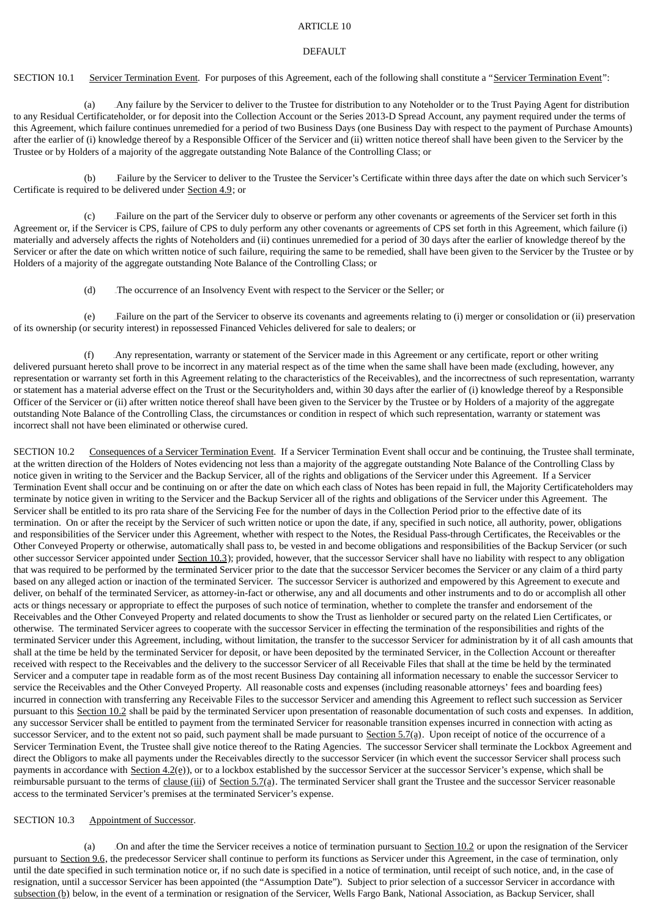ARTICLE 10

DEFAULT

SECTION 10.1 Servicer Termination Event. For purposes of this Agreement, each of the following shall constitute a "Servicer Termination Event":

(a) Any failure by the Servicer to deliver to the Trustee for distribution to any Noteholder or to the Trust Paying Agent for distribution to any Residual Certificateholder, or for deposit into the Collection Account or the Series 2013-D Spread Account, any payment required under the terms of this Agreement, which failure continues unremedied for a period of two Business Days (one Business Day with respect to the payment of Purchase Amounts) after the earlier of (i) knowledge thereof by a Responsible Officer of the Servicer and (ii) written notice thereof shall have been given to the Servicer by the Trustee or by Holders of a majority of the aggregate outstanding Note Balance of the Controlling Class; or

(b) Failure by the Servicer to deliver to the Trustee the Servicer's Certificate within three days after the date on which such Servicer's Certificate is required to be delivered under Section 4.9; or

(c) Failure on the part of the Servicer duly to observe or perform any other covenants or agreements of the Servicer set forth in this Agreement or, if the Servicer is CPS, failure of CPS to duly perform any other covenants or agreements of CPS set forth in this Agreement, which failure (i) materially and adversely affects the rights of Noteholders and (ii) continues unremedied for a period of 30 days after the earlier of knowledge thereof by the Servicer or after the date on which written notice of such failure, requiring the same to be remedied, shall have been given to the Servicer by the Trustee or by Holders of a majority of the aggregate outstanding Note Balance of the Controlling Class; or

(d) The occurrence of an Insolvency Event with respect to the Servicer or the Seller; or

(e) Failure on the part of the Servicer to observe its covenants and agreements relating to (i) merger or consolidation or (ii) preservation of its ownership (or security interest) in repossessed Financed Vehicles delivered for sale to dealers; or

(f) Any representation, warranty or statement of the Servicer made in this Agreement or any certificate, report or other writing delivered pursuant hereto shall prove to be incorrect in any material respect as of the time when the same shall have been made (excluding, however, any representation or warranty set forth in this Agreement relating to the characteristics of the Receivables), and the incorrectness of such representation, warranty or statement has a material adverse effect on the Trust or the Securityholders and, within 30 days after the earlier of (i) knowledge thereof by a Responsible Officer of the Servicer or (ii) after written notice thereof shall have been given to the Servicer by the Trustee or by Holders of a majority of the aggregate outstanding Note Balance of the Controlling Class, the circumstances or condition in respect of which such representation, warranty or statement was incorrect shall not have been eliminated or otherwise cured.

SECTION 10.2 Consequences of a Servicer Termination Event. If a Servicer Termination Event shall occur and be continuing, the Trustee shall terminate, at the written direction of the Holders of Notes evidencing not less than a majority of the aggregate outstanding Note Balance of the Controlling Class by notice given in writing to the Servicer and the Backup Servicer, all of the rights and obligations of the Servicer under this Agreement. If a Servicer Termination Event shall occur and be continuing on or after the date on which each class of Notes has been repaid in full, the Majority Certificateholders may terminate by notice given in writing to the Servicer and the Backup Servicer all of the rights and obligations of the Servicer under this Agreement. The Servicer shall be entitled to its pro rata share of the Servicing Fee for the number of days in the Collection Period prior to the effective date of its termination. On or after the receipt by the Servicer of such written notice or upon the date, if any, specified in such notice, all authority, power, obligations and responsibilities of the Servicer under this Agreement, whether with respect to the Notes, the Residual Pass-through Certificates, the Receivables or the Other Conveyed Property or otherwise, automatically shall pass to, be vested in and become obligations and responsibilities of the Backup Servicer (or such other successor Servicer appointed under Section 10.3); provided, however, that the successor Servicer shall have no liability with respect to any obligation that was required to be performed by the terminated Servicer prior to the date that the successor Servicer becomes the Servicer or any claim of a third party based on any alleged action or inaction of the terminated Servicer. The successor Servicer is authorized and empowered by this Agreement to execute and deliver, on behalf of the terminated Servicer, as attorney-in-fact or otherwise, any and all documents and other instruments and to do or accomplish all other acts or things necessary or appropriate to effect the purposes of such notice of termination, whether to complete the transfer and endorsement of the Receivables and the Other Conveyed Property and related documents to show the Trust as lienholder or secured party on the related Lien Certificates, or otherwise. The terminated Servicer agrees to cooperate with the successor Servicer in effecting the termination of the responsibilities and rights of the terminated Servicer under this Agreement, including, without limitation, the transfer to the successor Servicer for administration by it of all cash amounts that shall at the time be held by the terminated Servicer for deposit, or have been deposited by the terminated Servicer, in the Collection Account or thereafter received with respect to the Receivables and the delivery to the successor Servicer of all Receivable Files that shall at the time be held by the terminated Servicer and a computer tape in readable form as of the most recent Business Day containing all information necessary to enable the successor Servicer to service the Receivables and the Other Conveyed Property. All reasonable costs and expenses (including reasonable attorneys' fees and boarding fees) incurred in connection with transferring any Receivable Files to the successor Servicer and amending this Agreement to reflect such succession as Servicer pursuant to this Section 10.2 shall be paid by the terminated Servicer upon presentation of reasonable documentation of such costs and expenses. In addition, any successor Servicer shall be entitled to payment from the terminated Servicer for reasonable transition expenses incurred in connection with acting as successor Servicer, and to the extent not so paid, such payment shall be made pursuant to Section 5.7(a). Upon receipt of notice of the occurrence of a Servicer Termination Event, the Trustee shall give notice thereof to the Rating Agencies. The successor Servicer shall terminate the Lockbox Agreement and direct the Obligors to make all payments under the Receivables directly to the successor Servicer (in which event the successor Servicer shall process such payments in accordance with Section 4.2(e)), or to a lockbox established by the successor Servicer at the successor Servicer's expense, which shall be reimbursable pursuant to the terms of clause (iii) of Section 5.7(a). The terminated Servicer shall grant the Trustee and the successor Servicer reasonable access to the terminated Servicer's premises at the terminated Servicer's expense.

SECTION 10.3 Appointment of Successor.

(a) On and after the time the Servicer receives a notice of termination pursuant to Section 10.2 or upon the resignation of the Servicer pursuant to Section 9.6, the predecessor Servicer shall continue to perform its functions as Servicer under this Agreement, in the case of termination, only until the date specified in such termination notice or, if no such date is specified in a notice of termination, until receipt of such notice, and, in the case of resignation, until a successor Servicer has been appointed (the "Assumption Date"). Subject to prior selection of a successor Servicer in accordance with subsection (b) below, in the event of a termination or resignation of the Servicer, Wells Fargo Bank, National Association, as Backup Servicer, shall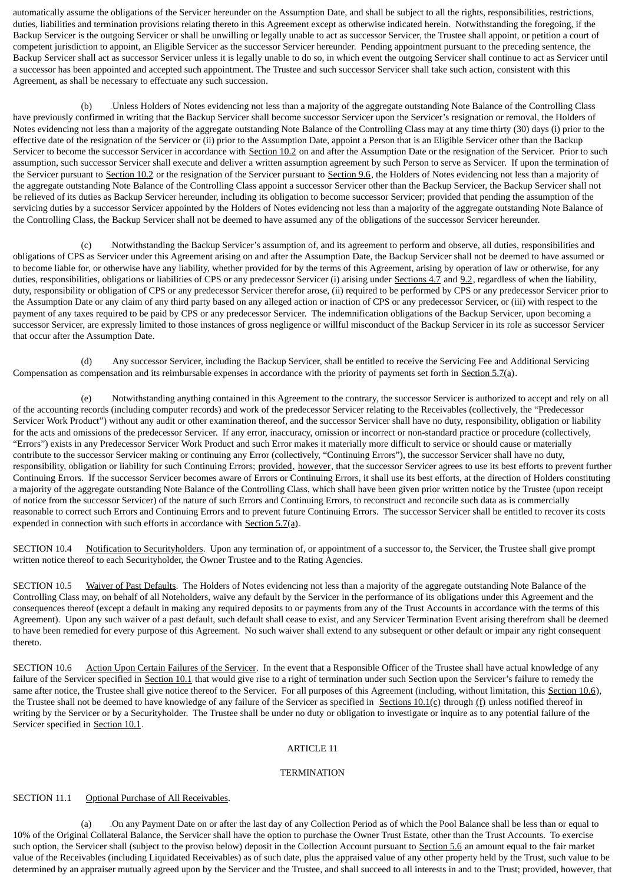automatically assume the obligations of the Servicer hereunder on the Assumption Date, and shall be subject to all the rights, responsibilities, restrictions, duties, liabilities and termination provisions relating thereto in this Agreement except as otherwise indicated herein. Notwithstanding the foregoing, if the Backup Servicer is the outgoing Servicer or shall be unwilling or legally unable to act as successor Servicer, the Trustee shall appoint, or petition a court of competent jurisdiction to appoint, an Eligible Servicer as the successor Servicer hereunder. Pending appointment pursuant to the preceding sentence, the Backup Servicer shall act as successor Servicer unless it is legally unable to do so, in which event the outgoing Servicer shall continue to act as Servicer until a successor has been appointed and accepted such appointment. The Trustee and such successor Servicer shall take such action, consistent with this Agreement, as shall be necessary to effectuate any such succession.

(b) Unless Holders of Notes evidencing not less than a majority of the aggregate outstanding Note Balance of the Controlling Class have previously confirmed in writing that the Backup Servicer shall become successor Servicer upon the Servicer's resignation or removal, the Holders of Notes evidencing not less than a majority of the aggregate outstanding Note Balance of the Controlling Class may at any time thirty (30) days (i) prior to the effective date of the resignation of the Servicer or (ii) prior to the Assumption Date, appoint a Person that is an Eligible Servicer other than the Backup Servicer to become the successor Servicer in accordance with Section 10.2 on and after the Assumption Date or the resignation of the Servicer. Prior to such assumption, such successor Servicer shall execute and deliver a written assumption agreement by such Person to serve as Servicer. If upon the termination of the Servicer pursuant to Section 10.2 or the resignation of the Servicer pursuant to Section 9.6, the Holders of Notes evidencing not less than a majority of the aggregate outstanding Note Balance of the Controlling Class appoint a successor Servicer other than the Backup Servicer, the Backup Servicer shall not be relieved of its duties as Backup Servicer hereunder, including its obligation to become successor Servicer; provided that pending the assumption of the servicing duties by a successor Servicer appointed by the Holders of Notes evidencing not less than a majority of the aggregate outstanding Note Balance of the Controlling Class, the Backup Servicer shall not be deemed to have assumed any of the obligations of the successor Servicer hereunder.

(c) Notwithstanding the Backup Servicer's assumption of, and its agreement to perform and observe, all duties, responsibilities and obligations of CPS as Servicer under this Agreement arising on and after the Assumption Date, the Backup Servicer shall not be deemed to have assumed or to become liable for, or otherwise have any liability, whether provided for by the terms of this Agreement, arising by operation of law or otherwise, for any duties, responsibilities, obligations or liabilities of CPS or any predecessor Servicer (i) arising under Sections 4.7 and 9.2, regardless of when the liability, duty, responsibility or obligation of CPS or any predecessor Servicer therefor arose, (ii) required to be performed by CPS or any predecessor Servicer prior to the Assumption Date or any claim of any third party based on any alleged action or inaction of CPS or any predecessor Servicer, or (iii) with respect to the payment of any taxes required to be paid by CPS or any predecessor Servicer. The indemnification obligations of the Backup Servicer, upon becoming a successor Servicer, are expressly limited to those instances of gross negligence or willful misconduct of the Backup Servicer in its role as successor Servicer that occur after the Assumption Date.

(d) Any successor Servicer, including the Backup Servicer, shall be entitled to receive the Servicing Fee and Additional Servicing Compensation as compensation and its reimbursable expenses in accordance with the priority of payments set forth in Section 5.7(a).

(e) Notwithstanding anything contained in this Agreement to the contrary, the successor Servicer is authorized to accept and rely on all of the accounting records (including computer records) and work of the predecessor Servicer relating to the Receivables (collectively, the "Predecessor Servicer Work Product") without any audit or other examination thereof, and the successor Servicer shall have no duty, responsibility, obligation or liability for the acts and omissions of the predecessor Servicer. If any error, inaccuracy, omission or incorrect or non-standard practice or procedure (collectively, "Errors") exists in any Predecessor Servicer Work Product and such Error makes it materially more difficult to service or should cause or materially contribute to the successor Servicer making or continuing any Error (collectively, "Continuing Errors"), the successor Servicer shall have no duty, responsibility, obligation or liability for such Continuing Errors; provided, however, that the successor Servicer agrees to use its best efforts to prevent further Continuing Errors. If the successor Servicer becomes aware of Errors or Continuing Errors, it shall use its best efforts, at the direction of Holders constituting a majority of the aggregate outstanding Note Balance of the Controlling Class, which shall have been given prior written notice by the Trustee (upon receipt of notice from the successor Servicer) of the nature of such Errors and Continuing Errors, to reconstruct and reconcile such data as is commercially reasonable to correct such Errors and Continuing Errors and to prevent future Continuing Errors. The successor Servicer shall be entitled to recover its costs expended in connection with such efforts in accordance with Section 5.7(a).

SECTION 10.4 Notification to Securityholders. Upon any termination of, or appointment of a successor to, the Servicer, the Trustee shall give prompt written notice thereof to each Securityholder, the Owner Trustee and to the Rating Agencies.

SECTION 10.5 Waiver of Past Defaults. The Holders of Notes evidencing not less than a majority of the aggregate outstanding Note Balance of the Controlling Class may, on behalf of all Noteholders, waive any default by the Servicer in the performance of its obligations under this Agreement and the consequences thereof (except a default in making any required deposits to or payments from any of the Trust Accounts in accordance with the terms of this Agreement). Upon any such waiver of a past default, such default shall cease to exist, and any Servicer Termination Event arising therefrom shall be deemed to have been remedied for every purpose of this Agreement. No such waiver shall extend to any subsequent or other default or impair any right consequent thereto.

SECTION 10.6 Action Upon Certain Failures of the Servicer. In the event that a Responsible Officer of the Trustee shall have actual knowledge of any failure of the Servicer specified in Section 10.1 that would give rise to a right of termination under such Section upon the Servicer's failure to remedy the same after notice, the Trustee shall give notice thereof to the Servicer. For all purposes of this Agreement (including, without limitation, this Section 10.6), the Trustee shall not be deemed to have knowledge of any failure of the Servicer as specified in Sections 10.1(c) through (f) unless notified thereof in writing by the Servicer or by a Securityholder. The Trustee shall be under no duty or obligation to investigate or inquire as to any potential failure of the Servicer specified in Section 10.1.

# ARTICLE 11

# TERMINATION

SECTION 11.1 Optional Purchase of All Receivables.

(a) On any Payment Date on or after the last day of any Collection Period as of which the Pool Balance shall be less than or equal to 10% of the Original Collateral Balance, the Servicer shall have the option to purchase the Owner Trust Estate, other than the Trust Accounts. To exercise such option, the Servicer shall (subject to the proviso below) deposit in the Collection Account pursuant to Section 5.6 an amount equal to the fair market value of the Receivables (including Liquidated Receivables) as of such date, plus the appraised value of any other property held by the Trust, such value to be determined by an appraiser mutually agreed upon by the Servicer and the Trustee, and shall succeed to all interests in and to the Trust; provided, however, that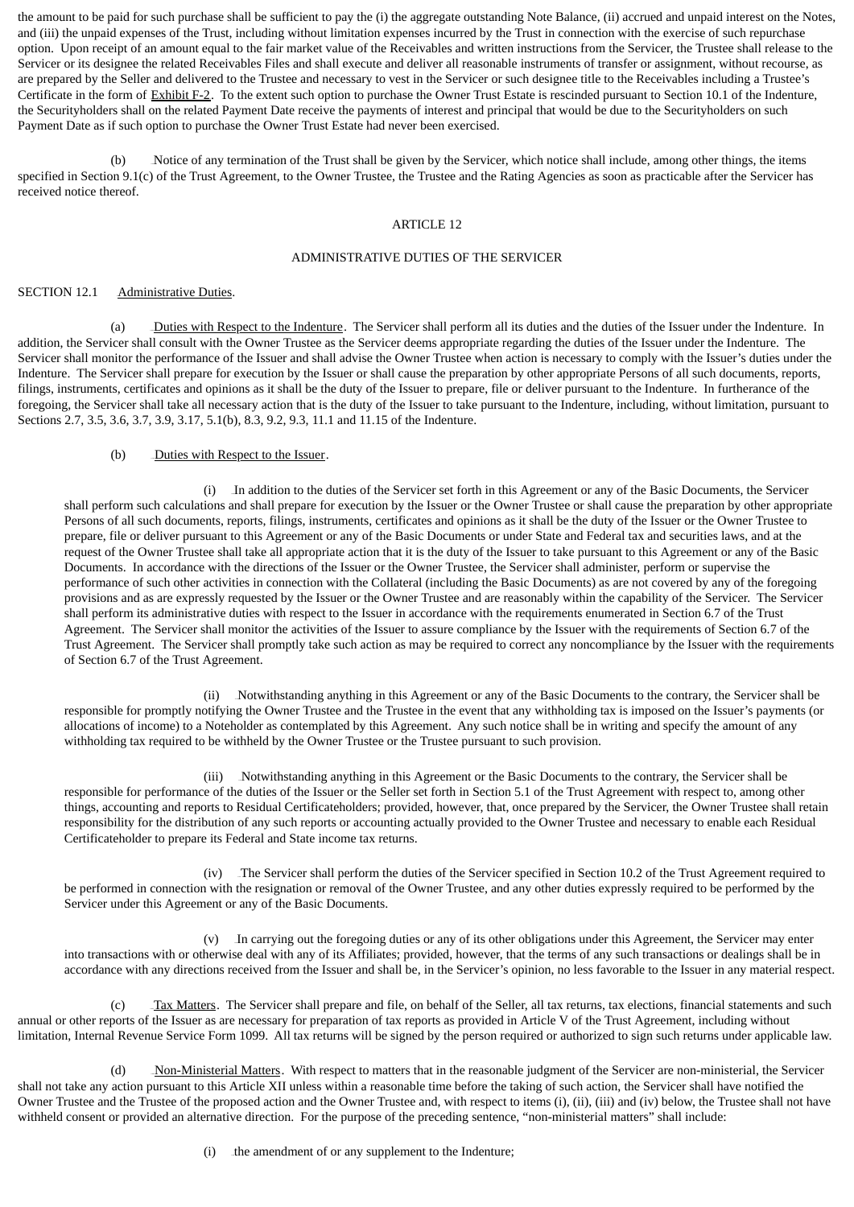the amount to be paid for such purchase shall be sufficient to pay the (i) the aggregate outstanding Note Balance, (ii) accrued and unpaid interest on the Notes, and (iii) the unpaid expenses of the Trust, including without limitation expenses incurred by the Trust in connection with the exercise of such repurchase option. Upon receipt of an amount equal to the fair market value of the Receivables and written instructions from the Servicer, the Trustee shall release to the Servicer or its designee the related Receivables Files and shall execute and deliver all reasonable instruments of transfer or assignment, without recourse, as are prepared by the Seller and delivered to the Trustee and necessary to vest in the Servicer or such designee title to the Receivables including a Trustee's Certificate in the form of Exhibit F-2. To the extent such option to purchase the Owner Trust Estate is rescinded pursuant to Section 10.1 of the Indenture, the Securityholders shall on the related Payment Date receive the payments of interest and principal that would be due to the Securityholders on such Payment Date as if such option to purchase the Owner Trust Estate had never been exercised.

(b) Notice of any termination of the Trust shall be given by the Servicer, which notice shall include, among other things, the items specified in Section 9.1(c) of the Trust Agreement, to the Owner Trustee, the Trustee and the Rating Agencies as soon as practicable after the Servicer has received notice thereof.

## ARTICLE 12

## ADMINISTRATIVE DUTIES OF THE SERVICER

SECTION 12.1 Administrative Duties.

(a) Duties with Respect to the Indenture. The Servicer shall perform all its duties and the duties of the Issuer under the Indenture. In addition, the Servicer shall consult with the Owner Trustee as the Servicer deems appropriate regarding the duties of the Issuer under the Indenture. The Servicer shall monitor the performance of the Issuer and shall advise the Owner Trustee when action is necessary to comply with the Issuer's duties under the Indenture. The Servicer shall prepare for execution by the Issuer or shall cause the preparation by other appropriate Persons of all such documents, reports, filings, instruments, certificates and opinions as it shall be the duty of the Issuer to prepare, file or deliver pursuant to the Indenture. In furtherance of the foregoing, the Servicer shall take all necessary action that is the duty of the Issuer to take pursuant to the Indenture, including, without limitation, pursuant to Sections 2.7, 3.5, 3.6, 3.7, 3.9, 3.17, 5.1(b), 8.3, 9.2, 9.3, 11.1 and 11.15 of the Indenture.

(b) Duties with Respect to the Issuer.

(i) In addition to the duties of the Servicer set forth in this Agreement or any of the Basic Documents, the Servicer shall perform such calculations and shall prepare for execution by the Issuer or the Owner Trustee or shall cause the preparation by other appropriate Persons of all such documents, reports, filings, instruments, certificates and opinions as it shall be the duty of the Issuer or the Owner Trustee to prepare, file or deliver pursuant to this Agreement or any of the Basic Documents or under State and Federal tax and securities laws, and at the request of the Owner Trustee shall take all appropriate action that it is the duty of the Issuer to take pursuant to this Agreement or any of the Basic Documents. In accordance with the directions of the Issuer or the Owner Trustee, the Servicer shall administer, perform or supervise the performance of such other activities in connection with the Collateral (including the Basic Documents) as are not covered by any of the foregoing provisions and as are expressly requested by the Issuer or the Owner Trustee and are reasonably within the capability of the Servicer. The Servicer shall perform its administrative duties with respect to the Issuer in accordance with the requirements enumerated in Section 6.7 of the Trust Agreement. The Servicer shall monitor the activities of the Issuer to assure compliance by the Issuer with the requirements of Section 6.7 of the Trust Agreement. The Servicer shall promptly take such action as may be required to correct any noncompliance by the Issuer with the requirements of Section 6.7 of the Trust Agreement.

(ii) Notwithstanding anything in this Agreement or any of the Basic Documents to the contrary, the Servicer shall be responsible for promptly notifying the Owner Trustee and the Trustee in the event that any withholding tax is imposed on the Issuer's payments (or allocations of income) to a Noteholder as contemplated by this Agreement. Any such notice shall be in writing and specify the amount of any withholding tax required to be withheld by the Owner Trustee or the Trustee pursuant to such provision.

(iii) Notwithstanding anything in this Agreement or the Basic Documents to the contrary, the Servicer shall be responsible for performance of the duties of the Issuer or the Seller set forth in Section 5.1 of the Trust Agreement with respect to, among other things, accounting and reports to Residual Certificateholders; provided, however, that, once prepared by the Servicer, the Owner Trustee shall retain responsibility for the distribution of any such reports or accounting actually provided to the Owner Trustee and necessary to enable each Residual Certificateholder to prepare its Federal and State income tax returns.

(iv) The Servicer shall perform the duties of the Servicer specified in Section 10.2 of the Trust Agreement required to be performed in connection with the resignation or removal of the Owner Trustee, and any other duties expressly required to be performed by the Servicer under this Agreement or any of the Basic Documents.

(v) In carrying out the foregoing duties or any of its other obligations under this Agreement, the Servicer may enter into transactions with or otherwise deal with any of its Affiliates; provided, however, that the terms of any such transactions or dealings shall be in accordance with any directions received from the Issuer and shall be, in the Servicer's opinion, no less favorable to the Issuer in any material respect.

(c) Tax Matters. The Servicer shall prepare and file, on behalf of the Seller, all tax returns, tax elections, financial statements and such annual or other reports of the Issuer as are necessary for preparation of tax reports as provided in Article V of the Trust Agreement, including without limitation, Internal Revenue Service Form 1099. All tax returns will be signed by the person required or authorized to sign such returns under applicable law.

(d) Non-Ministerial Matters. With respect to matters that in the reasonable judgment of the Servicer are non-ministerial, the Servicer shall not take any action pursuant to this Article XII unless within a reasonable time before the taking of such action, the Servicer shall have notified the Owner Trustee and the Trustee of the proposed action and the Owner Trustee and, with respect to items (i), (ii), (iii) and (iv) below, the Trustee shall not have withheld consent or provided an alternative direction. For the purpose of the preceding sentence, "non-ministerial matters" shall include:

(i) the amendment of or any supplement to the Indenture;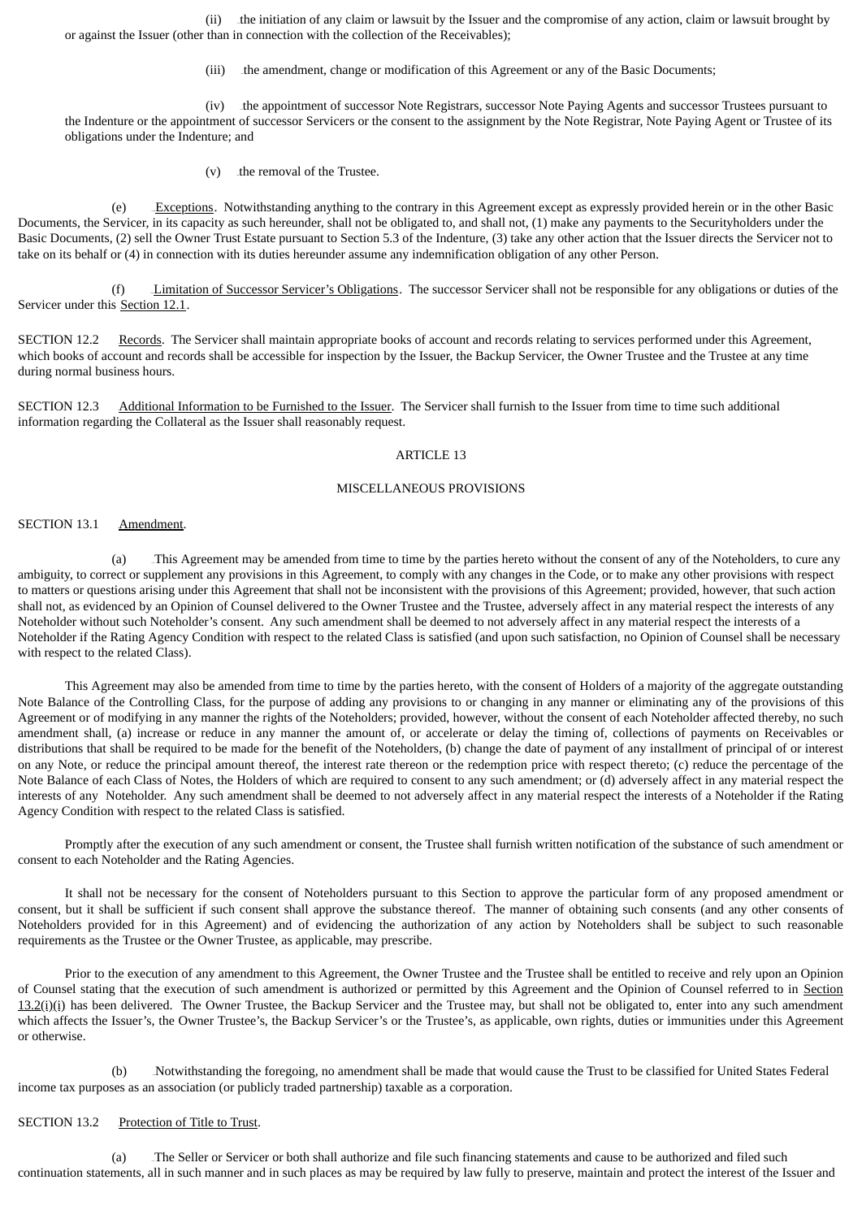(ii) the initiation of any claim or lawsuit by the Issuer and the compromise of any action, claim or lawsuit brought by or against the Issuer (other than in connection with the collection of the Receivables);

(iii) the amendment, change or modification of this Agreement or any of the Basic Documents;

(iv) the appointment of successor Note Registrars, successor Note Paying Agents and successor Trustees pursuant to the Indenture or the appointment of successor Servicers or the consent to the assignment by the Note Registrar, Note Paying Agent or Trustee of its obligations under the Indenture; and

(v) the removal of the Trustee.

(e) Exceptions. Notwithstanding anything to the contrary in this Agreement except as expressly provided herein or in the other Basic Documents, the Servicer, in its capacity as such hereunder, shall not be obligated to, and shall not, (1) make any payments to the Securityholders under the Basic Documents, (2) sell the Owner Trust Estate pursuant to Section 5.3 of the Indenture, (3) take any other action that the Issuer directs the Servicer not to take on its behalf or (4) in connection with its duties hereunder assume any indemnification obligation of any other Person.

(f) Limitation of Successor Servicer's Obligations. The successor Servicer shall not be responsible for any obligations or duties of the Servicer under this Section 12.1.

SECTION 12.2 Records. The Servicer shall maintain appropriate books of account and records relating to services performed under this Agreement, which books of account and records shall be accessible for inspection by the Issuer, the Backup Servicer, the Owner Trustee and the Trustee at any time during normal business hours.

SECTION 12.3 Additional Information to be Furnished to the Issuer. The Servicer shall furnish to the Issuer from time to time such additional information regarding the Collateral as the Issuer shall reasonably request.

## ARTICLE 13

## MISCELLANEOUS PROVISIONS

SECTION 13.1 Amendment.

(a) This Agreement may be amended from time to time by the parties hereto without the consent of any of the Noteholders, to cure any ambiguity, to correct or supplement any provisions in this Agreement, to comply with any changes in the Code, or to make any other provisions with respect to matters or questions arising under this Agreement that shall not be inconsistent with the provisions of this Agreement; provided, however, that such action shall not, as evidenced by an Opinion of Counsel delivered to the Owner Trustee and the Trustee, adversely affect in any material respect the interests of any Noteholder without such Noteholder's consent. Any such amendment shall be deemed to not adversely affect in any material respect the interests of a Noteholder if the Rating Agency Condition with respect to the related Class is satisfied (and upon such satisfaction, no Opinion of Counsel shall be necessary with respect to the related Class).

This Agreement may also be amended from time to time by the parties hereto, with the consent of Holders of a majority of the aggregate outstanding Note Balance of the Controlling Class, for the purpose of adding any provisions to or changing in any manner or eliminating any of the provisions of this Agreement or of modifying in any manner the rights of the Noteholders; provided, however, without the consent of each Noteholder affected thereby, no such amendment shall, (a) increase or reduce in any manner the amount of, or accelerate or delay the timing of, collections of payments on Receivables or distributions that shall be required to be made for the benefit of the Noteholders, (b) change the date of payment of any installment of principal of or interest on any Note, or reduce the principal amount thereof, the interest rate thereon or the redemption price with respect thereto; (c) reduce the percentage of the Note Balance of each Class of Notes, the Holders of which are required to consent to any such amendment; or (d) adversely affect in any material respect the interests of any Noteholder. Any such amendment shall be deemed to not adversely affect in any material respect the interests of a Noteholder if the Rating Agency Condition with respect to the related Class is satisfied.

Promptly after the execution of any such amendment or consent, the Trustee shall furnish written notification of the substance of such amendment or consent to each Noteholder and the Rating Agencies.

It shall not be necessary for the consent of Noteholders pursuant to this Section to approve the particular form of any proposed amendment or consent, but it shall be sufficient if such consent shall approve the substance thereof. The manner of obtaining such consents (and any other consents of Noteholders provided for in this Agreement) and of evidencing the authorization of any action by Noteholders shall be subject to such reasonable requirements as the Trustee or the Owner Trustee, as applicable, may prescribe.

Prior to the execution of any amendment to this Agreement, the Owner Trustee and the Trustee shall be entitled to receive and rely upon an Opinion of Counsel stating that the execution of such amendment is authorized or permitted by this Agreement and the Opinion of Counsel referred to in Section 13.2(i)(i) has been delivered. The Owner Trustee, the Backup Servicer and the Trustee may, but shall not be obligated to, enter into any such amendment which affects the Issuer's, the Owner Trustee's, the Backup Servicer's or the Trustee's, as applicable, own rights, duties or immunities under this Agreement or otherwise.

(b) Notwithstanding the foregoing, no amendment shall be made that would cause the Trust to be classified for United States Federal income tax purposes as an association (or publicly traded partnership) taxable as a corporation.

SECTION 13.2 Protection of Title to Trust.

(a) The Seller or Servicer or both shall authorize and file such financing statements and cause to be authorized and filed such continuation statements, all in such manner and in such places as may be required by law fully to preserve, maintain and protect the interest of the Issuer and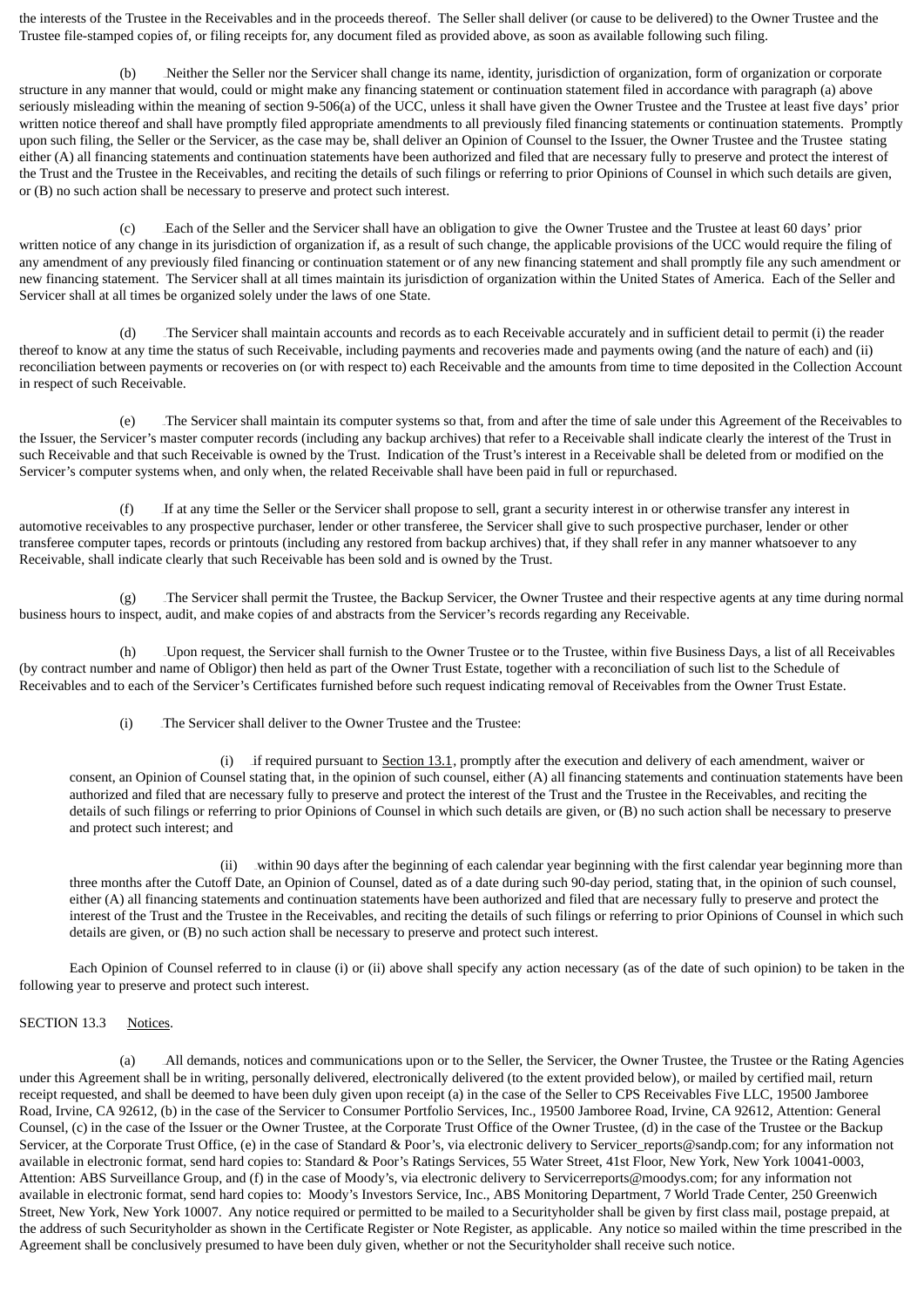the interests of the Trustee in the Receivables and in the proceeds thereof. The Seller shall deliver (or cause to be delivered) to the Owner Trustee and the Trustee file-stamped copies of, or filing receipts for, any document filed as provided above, as soon as available following such filing.

(b) Neither the Seller nor the Servicer shall change its name, identity, jurisdiction of organization, form of organization or corporate structure in any manner that would, could or might make any financing statement or continuation statement filed in accordance with paragraph (a) above seriously misleading within the meaning of section 9-506(a) of the UCC, unless it shall have given the Owner Trustee and the Trustee at least five days' prior written notice thereof and shall have promptly filed appropriate amendments to all previously filed financing statements or continuation statements. Promptly upon such filing, the Seller or the Servicer, as the case may be, shall deliver an Opinion of Counsel to the Issuer, the Owner Trustee and the Trustee stating either (A) all financing statements and continuation statements have been authorized and filed that are necessary fully to preserve and protect the interest of the Trust and the Trustee in the Receivables, and reciting the details of such filings or referring to prior Opinions of Counsel in which such details are given, or (B) no such action shall be necessary to preserve and protect such interest.

(c) Each of the Seller and the Servicer shall have an obligation to give the Owner Trustee and the Trustee at least 60 days' prior written notice of any change in its jurisdiction of organization if, as a result of such change, the applicable provisions of the UCC would require the filing of any amendment of any previously filed financing or continuation statement or of any new financing statement and shall promptly file any such amendment or new financing statement. The Servicer shall at all times maintain its jurisdiction of organization within the United States of America. Each of the Seller and Servicer shall at all times be organized solely under the laws of one State.

(d) The Servicer shall maintain accounts and records as to each Receivable accurately and in sufficient detail to permit (i) the reader thereof to know at any time the status of such Receivable, including payments and recoveries made and payments owing (and the nature of each) and (ii) reconciliation between payments or recoveries on (or with respect to) each Receivable and the amounts from time to time deposited in the Collection Account in respect of such Receivable.

(e) The Servicer shall maintain its computer systems so that, from and after the time of sale under this Agreement of the Receivables to the Issuer, the Servicer's master computer records (including any backup archives) that refer to a Receivable shall indicate clearly the interest of the Trust in such Receivable and that such Receivable is owned by the Trust. Indication of the Trust's interest in a Receivable shall be deleted from or modified on the Servicer's computer systems when, and only when, the related Receivable shall have been paid in full or repurchased.

(f) If at any time the Seller or the Servicer shall propose to sell, grant a security interest in or otherwise transfer any interest in automotive receivables to any prospective purchaser, lender or other transferee, the Servicer shall give to such prospective purchaser, lender or other transferee computer tapes, records or printouts (including any restored from backup archives) that, if they shall refer in any manner whatsoever to any Receivable, shall indicate clearly that such Receivable has been sold and is owned by the Trust.

(g) The Servicer shall permit the Trustee, the Backup Servicer, the Owner Trustee and their respective agents at any time during normal business hours to inspect, audit, and make copies of and abstracts from the Servicer's records regarding any Receivable.

(h) Upon request, the Servicer shall furnish to the Owner Trustee or to the Trustee, within five Business Days, a list of all Receivables (by contract number and name of Obligor) then held as part of the Owner Trust Estate, together with a reconciliation of such list to the Schedule of Receivables and to each of the Servicer's Certificates furnished before such request indicating removal of Receivables from the Owner Trust Estate.

(i) The Servicer shall deliver to the Owner Trustee and the Trustee:

(i) if required pursuant to Section 13.1, promptly after the execution and delivery of each amendment, waiver or consent, an Opinion of Counsel stating that, in the opinion of such counsel, either (A) all financing statements and continuation statements have been authorized and filed that are necessary fully to preserve and protect the interest of the Trust and the Trustee in the Receivables, and reciting the details of such filings or referring to prior Opinions of Counsel in which such details are given, or (B) no such action shall be necessary to preserve and protect such interest; and

(ii) within 90 days after the beginning of each calendar year beginning with the first calendar year beginning more than three months after the Cutoff Date, an Opinion of Counsel, dated as of a date during such 90-day period, stating that, in the opinion of such counsel, either (A) all financing statements and continuation statements have been authorized and filed that are necessary fully to preserve and protect the interest of the Trust and the Trustee in the Receivables, and reciting the details of such filings or referring to prior Opinions of Counsel in which such details are given, or (B) no such action shall be necessary to preserve and protect such interest.

Each Opinion of Counsel referred to in clause (i) or (ii) above shall specify any action necessary (as of the date of such opinion) to be taken in the following year to preserve and protect such interest.

SECTION 13.3 Notices.

(a) All demands, notices and communications upon or to the Seller, the Servicer, the Owner Trustee, the Trustee or the Rating Agencies under this Agreement shall be in writing, personally delivered, electronically delivered (to the extent provided below), or mailed by certified mail, return receipt requested, and shall be deemed to have been duly given upon receipt (a) in the case of the Seller to CPS Receivables Five LLC, 19500 Jamboree Road, Irvine, CA 92612, (b) in the case of the Servicer to Consumer Portfolio Services, Inc., 19500 Jamboree Road, Irvine, CA 92612, Attention: General Counsel, (c) in the case of the Issuer or the Owner Trustee, at the Corporate Trust Office of the Owner Trustee, (d) in the case of the Trustee or the Backup Servicer, at the Corporate Trust Office, (e) in the case of Standard & Poor's, via electronic delivery to Servicer_reports@sandp.com; for any information not available in electronic format, send hard copies to: Standard & Poor's Ratings Services, 55 Water Street, 41st Floor, New York, New York 10041-0003, Attention: ABS Surveillance Group, and (f) in the case of Moody's, via electronic delivery to Servicerreports@moodys.com; for any information not available in electronic format, send hard copies to: Moody's Investors Service, Inc., ABS Monitoring Department, 7 World Trade Center, 250 Greenwich Street, New York, New York 10007. Any notice required or permitted to be mailed to a Securityholder shall be given by first class mail, postage prepaid, at the address of such Securityholder as shown in the Certificate Register or Note Register, as applicable. Any notice so mailed within the time prescribed in the Agreement shall be conclusively presumed to have been duly given, whether or not the Securityholder shall receive such notice.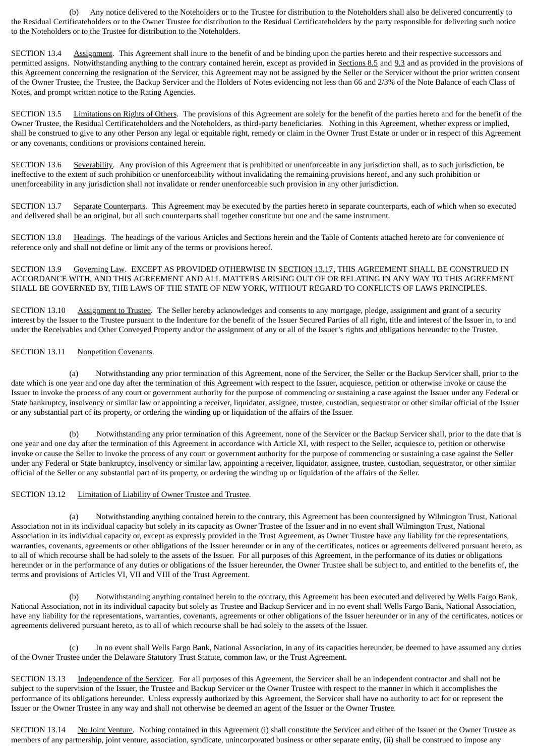(b) Any notice delivered to the Noteholders or to the Trustee for distribution to the Noteholders shall also be delivered concurrently to the Residual Certificateholders or to the Owner Trustee for distribution to the Residual Certificateholders by the party responsible for delivering such notice to the Noteholders or to the Trustee for distribution to the Noteholders.

SECTION 13.4 Assignment. This Agreement shall inure to the benefit of and be binding upon the parties hereto and their respective successors and permitted assigns. Notwithstanding anything to the contrary contained herein, except as provided in Sections 8.5 and 9.3 and as provided in the provisions of this Agreement concerning the resignation of the Servicer, this Agreement may not be assigned by the Seller or the Servicer without the prior written consent of the Owner Trustee, the Trustee, the Backup Servicer and the Holders of Notes evidencing not less than 66 and 2/3% of the Note Balance of each Class of Notes, and prompt written notice to the Rating Agencies.

SECTION 13.5 Limitations on Rights of Others. The provisions of this Agreement are solely for the benefit of the parties hereto and for the benefit of the Owner Trustee, the Residual Certificateholders and the Noteholders, as third-party beneficiaries. Nothing in this Agreement, whether express or implied, shall be construed to give to any other Person any legal or equitable right, remedy or claim in the Owner Trust Estate or under or in respect of this Agreement or any covenants, conditions or provisions contained herein.

SECTION 13.6 Severability. Any provision of this Agreement that is prohibited or unenforceable in any jurisdiction shall, as to such jurisdiction, be ineffective to the extent of such prohibition or unenforceability without invalidating the remaining provisions hereof, and any such prohibition or unenforceability in any jurisdiction shall not invalidate or render unenforceable such provision in any other jurisdiction.

SECTION 13.7 Separate Counterparts. This Agreement may be executed by the parties hereto in separate counterparts, each of which when so executed and delivered shall be an original, but all such counterparts shall together constitute but one and the same instrument.

SECTION 13.8 Headings. The headings of the various Articles and Sections herein and the Table of Contents attached hereto are for convenience of reference only and shall not define or limit any of the terms or provisions hereof.

SECTION 13.9 Governing Law. EXCEPT AS PROVIDED OTHERWISE IN SECTION 13.17, THIS AGREEMENT SHALL BE CONSTRUED IN ACCORDANCE WITH, AND THIS AGREEMENT AND ALL MATTERS ARISING OUT OF OR RELATING IN ANY WAY TO THIS AGREEMENT SHALL BE GOVERNED BY, THE LAWS OF THE STATE OF NEW YORK, WITHOUT REGARD TO CONFLICTS OF LAWS PRINCIPLES.

SECTION 13.10 Assignment to Trustee. The Seller hereby acknowledges and consents to any mortgage, pledge, assignment and grant of a security interest by the Issuer to the Trustee pursuant to the Indenture for the benefit of the Issuer Secured Parties of all right, title and interest of the Issuer in, to and under the Receivables and Other Conveyed Property and/or the assignment of any or all of the Issuer's rights and obligations hereunder to the Trustee.

SECTION 13.11 Nonpetition Covenants.

(a) Notwithstanding any prior termination of this Agreement, none of the Servicer, the Seller or the Backup Servicer shall, prior to the date which is one year and one day after the termination of this Agreement with respect to the Issuer, acquiesce, petition or otherwise invoke or cause the Issuer to invoke the process of any court or government authority for the purpose of commencing or sustaining a case against the Issuer under any Federal or State bankruptcy, insolvency or similar law or appointing a receiver, liquidator, assignee, trustee, custodian, sequestrator or other similar official of the Issuer or any substantial part of its property, or ordering the winding up or liquidation of the affairs of the Issuer.

(b) Notwithstanding any prior termination of this Agreement, none of the Servicer or the Backup Servicer shall, prior to the date that is one year and one day after the termination of this Agreement in accordance with Article XI, with respect to the Seller, acquiesce to, petition or otherwise invoke or cause the Seller to invoke the process of any court or government authority for the purpose of commencing or sustaining a case against the Seller under any Federal or State bankruptcy, insolvency or similar law, appointing a receiver, liquidator, assignee, trustee, custodian, sequestrator, or other similar official of the Seller or any substantial part of its property, or ordering the winding up or liquidation of the affairs of the Seller.

SECTION 13.12 Limitation of Liability of Owner Trustee and Trustee.

(a) Notwithstanding anything contained herein to the contrary, this Agreement has been countersigned by Wilmington Trust, National Association not in its individual capacity but solely in its capacity as Owner Trustee of the Issuer and in no event shall Wilmington Trust, National Association in its individual capacity or, except as expressly provided in the Trust Agreement, as Owner Trustee have any liability for the representations, warranties, covenants, agreements or other obligations of the Issuer hereunder or in any of the certificates, notices or agreements delivered pursuant hereto, as to all of which recourse shall be had solely to the assets of the Issuer. For all purposes of this Agreement, in the performance of its duties or obligations hereunder or in the performance of any duties or obligations of the Issuer hereunder, the Owner Trustee shall be subject to, and entitled to the benefits of, the terms and provisions of Articles VI, VII and VIII of the Trust Agreement.

(b) Notwithstanding anything contained herein to the contrary, this Agreement has been executed and delivered by Wells Fargo Bank, National Association, not in its individual capacity but solely as Trustee and Backup Servicer and in no event shall Wells Fargo Bank, National Association, have any liability for the representations, warranties, covenants, agreements or other obligations of the Issuer hereunder or in any of the certificates, notices or agreements delivered pursuant hereto, as to all of which recourse shall be had solely to the assets of the Issuer.

(c) In no event shall Wells Fargo Bank, National Association, in any of its capacities hereunder, be deemed to have assumed any duties of the Owner Trustee under the Delaware Statutory Trust Statute, common law, or the Trust Agreement.

SECTION 13.13 Independence of the Servicer. For all purposes of this Agreement, the Servicer shall be an independent contractor and shall not be subject to the supervision of the Issuer, the Trustee and Backup Servicer or the Owner Trustee with respect to the manner in which it accomplishes the performance of its obligations hereunder. Unless expressly authorized by this Agreement, the Servicer shall have no authority to act for or represent the Issuer or the Owner Trustee in any way and shall not otherwise be deemed an agent of the Issuer or the Owner Trustee.

SECTION 13.14 No Joint Venture. Nothing contained in this Agreement (i) shall constitute the Servicer and either of the Issuer or the Owner Trustee as members of any partnership, joint venture, association, syndicate, unincorporated business or other separate entity, (ii) shall be construed to impose any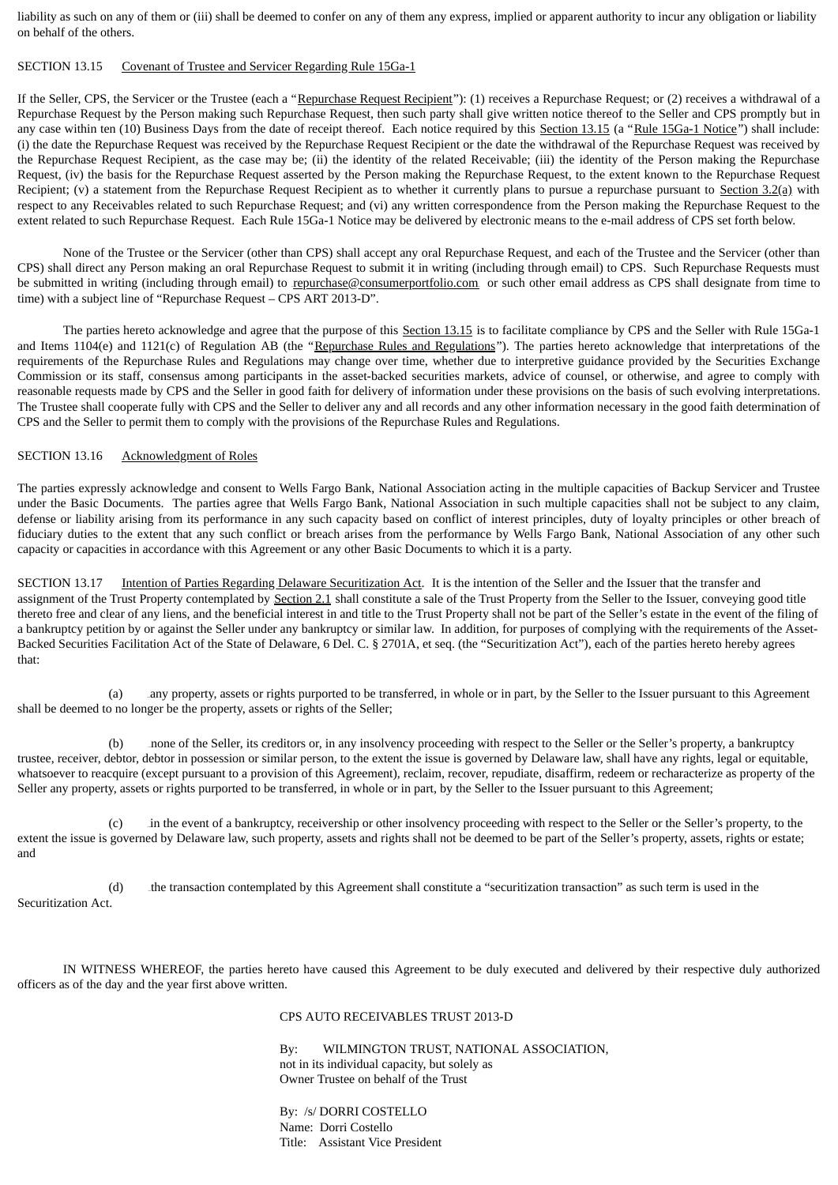liability as such on any of them or (iii) shall be deemed to confer on any of them any express, implied or apparent authority to incur any obligation or liability on behalf of the others.

SECTION 13.15 Covenant of Trustee and Servicer Regarding Rule 15Ga-1

If the Seller, CPS, the Servicer or the Trustee (each a "Repurchase Request Recipient"): (1) receives a Repurchase Request; or (2) receives a withdrawal of a Repurchase Request by the Person making such Repurchase Request, then such party shall give written notice thereof to the Seller and CPS promptly but in any case within ten (10) Business Days from the date of receipt thereof. Each notice required by this Section 13.15 (a "Rule 15Ga-1 Notice") shall include: (i) the date the Repurchase Request was received by the Repurchase Request Recipient or the date the withdrawal of the Repurchase Request was received by the Repurchase Request Recipient, as the case may be; (ii) the identity of the related Receivable; (iii) the identity of the Person making the Repurchase Request, (iv) the basis for the Repurchase Request asserted by the Person making the Repurchase Request, to the extent known to the Repurchase Request Recipient; (v) a statement from the Repurchase Request Recipient as to whether it currently plans to pursue a repurchase pursuant to Section 3.2(a) with respect to any Receivables related to such Repurchase Request; and (vi) any written correspondence from the Person making the Repurchase Request to the extent related to such Repurchase Request. Each Rule 15Ga-1 Notice may be delivered by electronic means to the e-mail address of CPS set forth below.

None of the Trustee or the Servicer (other than CPS) shall accept any oral Repurchase Request, and each of the Trustee and the Servicer (other than CPS) shall direct any Person making an oral Repurchase Request to submit it in writing (including through email) to CPS. Such Repurchase Requests must be submitted in writing (including through email) to repurchase@consumerportfolio.com or such other email address as CPS shall designate from time to time) with a subject line of "Repurchase Request – CPS ART 2013-D".

The parties hereto acknowledge and agree that the purpose of this Section 13.15 is to facilitate compliance by CPS and the Seller with Rule 15Ga-1 and Items 1104(e) and 1121(c) of Regulation AB (the "Repurchase Rules and Regulations"). The parties hereto acknowledge that interpretations of the requirements of the Repurchase Rules and Regulations may change over time, whether due to interpretive guidance provided by the Securities Exchange Commission or its staff, consensus among participants in the asset-backed securities markets, advice of counsel, or otherwise, and agree to comply with reasonable requests made by CPS and the Seller in good faith for delivery of information under these provisions on the basis of such evolving interpretations. The Trustee shall cooperate fully with CPS and the Seller to deliver any and all records and any other information necessary in the good faith determination of CPS and the Seller to permit them to comply with the provisions of the Repurchase Rules and Regulations.

SECTION 13.16 Acknowledgment of Roles

The parties expressly acknowledge and consent to Wells Fargo Bank, National Association acting in the multiple capacities of Backup Servicer and Trustee under the Basic Documents. The parties agree that Wells Fargo Bank, National Association in such multiple capacities shall not be subject to any claim, defense or liability arising from its performance in any such capacity based on conflict of interest principles, duty of loyalty principles or other breach of fiduciary duties to the extent that any such conflict or breach arises from the performance by Wells Fargo Bank, National Association of any other such capacity or capacities in accordance with this Agreement or any other Basic Documents to which it is a party.

SECTION 13.17 Intention of Parties Regarding Delaware Securitization Act. It is the intention of the Seller and the Issuer that the transfer and assignment of the Trust Property contemplated by Section 2.1 shall constitute a sale of the Trust Property from the Seller to the Issuer, conveying good title thereto free and clear of any liens, and the beneficial interest in and title to the Trust Property shall not be part of the Seller's estate in the event of the filing of a bankruptcy petition by or against the Seller under any bankruptcy or similar law. In addition, for purposes of complying with the requirements of the Asset-Backed Securities Facilitation Act of the State of Delaware, 6 Del. C. § 2701A, et seq. (the "Securitization Act"), each of the parties hereto hereby agrees that:

(a) any property, assets or rights purported to be transferred, in whole or in part, by the Seller to the Issuer pursuant to this Agreement shall be deemed to no longer be the property, assets or rights of the Seller;

(b) none of the Seller, its creditors or, in any insolvency proceeding with respect to the Seller or the Seller's property, a bankruptcy trustee, receiver, debtor, debtor in possession or similar person, to the extent the issue is governed by Delaware law, shall have any rights, legal or equitable, whatsoever to reacquire (except pursuant to a provision of this Agreement), reclaim, recover, repudiate, disaffirm, redeem or recharacterize as property of the Seller any property, assets or rights purported to be transferred, in whole or in part, by the Seller to the Issuer pursuant to this Agreement;

(c) in the event of a bankruptcy, receivership or other insolvency proceeding with respect to the Seller or the Seller's property, to the extent the issue is governed by Delaware law, such property, assets and rights shall not be deemed to be part of the Seller's property, assets, rights or estate; and

(d) the transaction contemplated by this Agreement shall constitute a "securitization transaction" as such term is used in the Securitization Act.

IN WITNESS WHEREOF, the parties hereto have caused this Agreement to be duly executed and delivered by their respective duly authorized officers as of the day and the year first above written.

CPS AUTO RECEIVABLES TRUST 2013-D

By: WILMINGTON TRUST, NATIONAL ASSOCIATION,
not in its individual capacity, but solely as
Owner Trustee on behalf of the Trust

By: /s/ DORRI COSTELLO
Name: Dorri Costello
Title: Assistant Vice President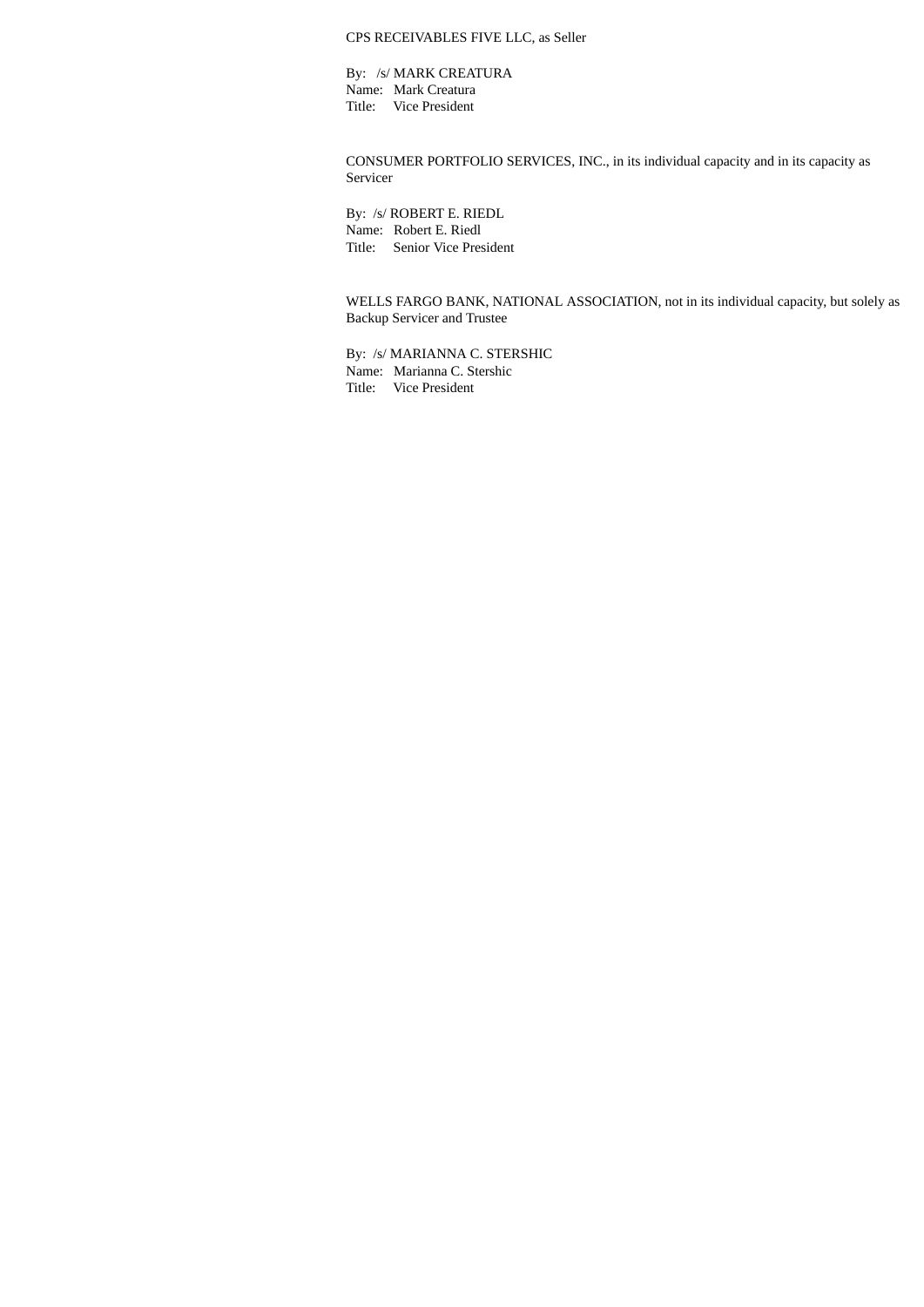CPS RECEIVABLES FIVE LLC, as Seller

By: /s/ MARK CREATURA
Name: Mark Creatura
Title: Vice President

CONSUMER PORTFOLIO SERVICES, INC., in its individual capacity and in its capacity as Servicer

By: /s/ ROBERT E. RIEDL
Name: Robert E. Riedl
Title: Senior Vice President

WELLS FARGO BANK, NATIONAL ASSOCIATION, not in its individual capacity, but solely as Backup Servicer and Trustee

By: /s/ MARIANNA C. STERSHIC
Name: Marianna C. Stershic
Title: Vice President